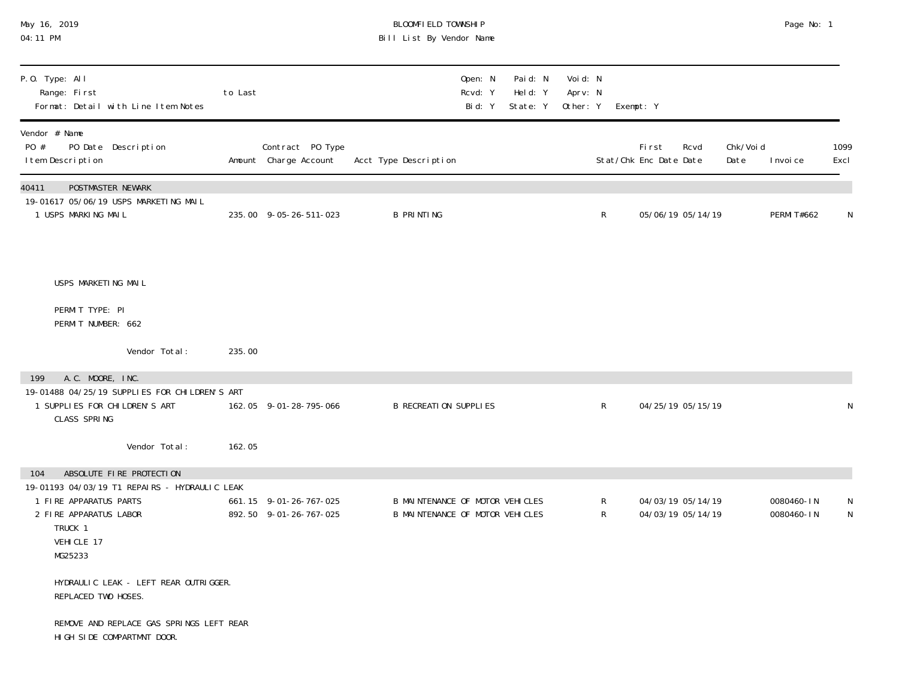BLOOMFIELD TOWNSHIP
Bill List By Vendor Name

May 16, 2019
04:11 PM

P.O. Type: All
Range: First to Last
Format: Detail with Line Item Notes

Open: N Paid: N Void: N
Rcvd: Y Held: Y Aprv: N
Bid: Y State: Y Other: Y Exempt: Y

| Vendor # Name / PO # PO Date Description / Item Description | Amount | Contract PO Type Charge Account | Acct Type Description | Stat/Chk | First Enc Date | Rcvd Date | Chk/Void Date | Invoice | 1099 Excl |
|---|---|---|---|---|---|---|---|---|---|
| **40411 POSTMASTER NEWARK** | | | | | | | | | |
| 19-01617 05/06/19 USPS MARKETING MAIL | | | | | | | | | |
| 1 USPS MARKING MAIL | 235.00 | 9-05-26-511-023 | B PRINTING | R | 05/06/19 | 05/14/19 | | PERMIT#662 | N |
| USPS MARKETING MAIL<br>PERMIT TYPE: PI<br>PERMIT NUMBER: 662 | | | | | | | | | |
| Vendor Total: | 235.00 | | | | | | | | |
| **199 A.C. MOORE, INC.** | | | | | | | | | |
| 19-01488 04/25/19 SUPPLIES FOR CHILDREN'S ART | | | | | | | | | |
| 1 SUPPLIES FOR CHILDREN'S ART CLASS SPRING | 162.05 | 9-01-28-795-066 | B RECREATION SUPPLIES | R | 04/25/19 | 05/15/19 | | | N |
| Vendor Total: | 162.05 | | | | | | | | |
| **104 ABSOLUTE FIRE PROTECTION** | | | | | | | | | |
| 19-01193 04/03/19 T1 REPAIRS - HYDRAULIC LEAK | | | | | | | | | |
| 1 FIRE APPARATUS PARTS | 661.15 | 9-01-26-767-025 | B MAINTENANCE OF MOTOR VEHICLES | R | 04/03/19 | 05/14/19 | | 0080460-IN | N |
| 2 FIRE APPARATUS LABOR | 892.50 | 9-01-26-767-025 | B MAINTENANCE OF MOTOR VEHICLES | R | 04/03/19 | 05/14/19 | | 0080460-IN | N |
| TRUCK 1<br>VEHICLE 17<br>MG25233<br><br>HYDRAULIC LEAK - LEFT REAR OUTRIGGER.<br>REPLACED TWO HOSES.<br><br>REMOVE AND REPLACE GAS SPRINGS LEFT REAR<br>HIGH SIDE COMPARTMNT DOOR. | | | | | | | | | |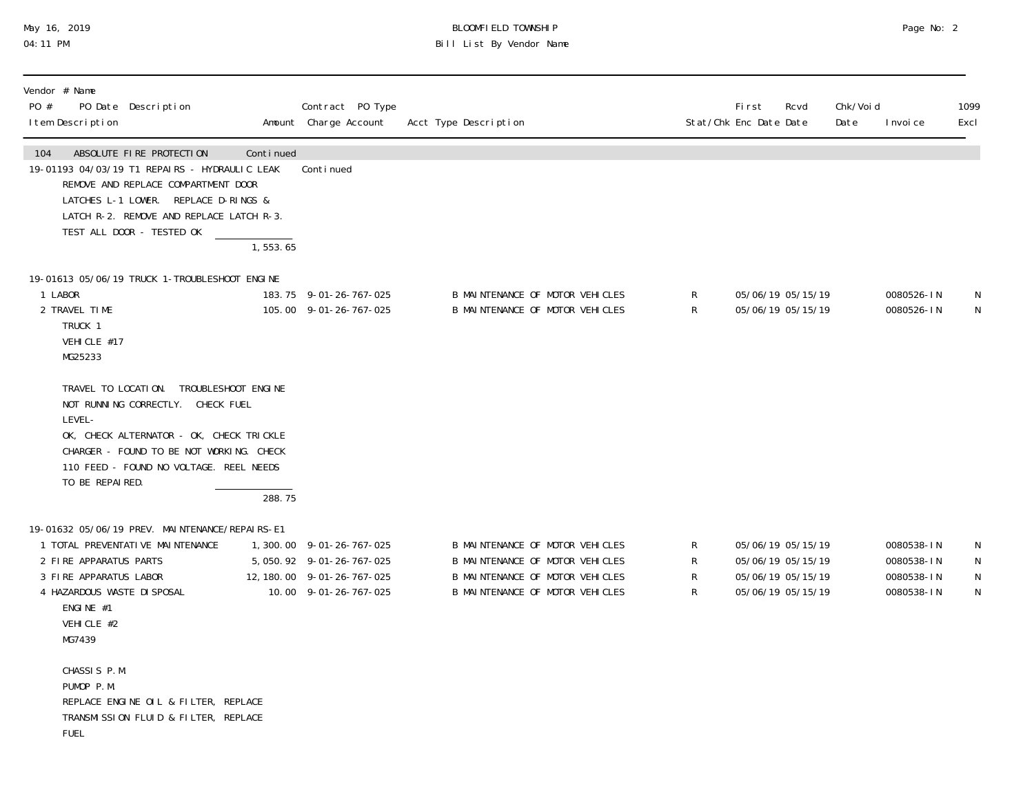| Vendor # Name PO # PO Date Description Item Description | Amount | Contract PO Type Charge Account | Acct Type Description | Stat/Chk | First Enc Date | Rcvd Date | Chk/Void Date | Invoice | 1099 Excl |
|---|---|---|---|---|---|---|---|---|---|
| 104 ABSOLUTE FIRE PROTECTION | Continued | | | | | | | | |
| 19-01193 04/03/19 T1 REPAIRS - HYDRAULIC LEAK | | Continued | | | | | | | |
| REMOVE AND REPLACE COMPARTMENT DOOR LATCHES L-1 LOWER. REPLACE D-RINGS & LATCH R-2. REMOVE AND REPLACE LATCH R-3. TEST ALL DOOR - TESTED OK | | | | | | | | | |
| | 1,553.65 | | | | | | | | |
| 19-01613 05/06/19 TRUCK 1-TROUBLESHOOT ENGINE | | | | | | | | | |
| 1 LABOR | 183.75 | 9-01-26-767-025 | B MAINTENANCE OF MOTOR VEHICLES | R | 05/06/19 | 05/15/19 | | 0080526-IN | N |
| 2 TRAVEL TIME | 105.00 | 9-01-26-767-025 | B MAINTENANCE OF MOTOR VEHICLES | R | 05/06/19 | 05/15/19 | | 0080526-IN | N |
| TRUCK 1 VEHICLE #17 MG25233 | | | | | | | | | |
| TRAVEL TO LOCATION. TROUBLESHOOT ENGINE NOT RUNNING CORRECTLY. CHECK FUEL LEVEL- OK, CHECK ALTERNATOR - OK, CHECK TRICKLE CHARGER - FOUND TO BE NOT WORKING. CHECK 110 FEED - FOUND NO VOLTAGE. REEL NEEDS TO BE REPAIRED. | | | | | | | | | |
| | 288.75 | | | | | | | | |
| 19-01632 05/06/19 PREV. MAINTENANCE/REPAIRS-E1 | | | | | | | | | |
| 1 TOTAL PREVENTATIVE MAINTENANCE | 1,300.00 | 9-01-26-767-025 | B MAINTENANCE OF MOTOR VEHICLES | R | 05/06/19 | 05/15/19 | | 0080538-IN | N |
| 2 FIRE APPARATUS PARTS | 5,050.92 | 9-01-26-767-025 | B MAINTENANCE OF MOTOR VEHICLES | R | 05/06/19 | 05/15/19 | | 0080538-IN | N |
| 3 FIRE APPARATUS LABOR | 12,180.00 | 9-01-26-767-025 | B MAINTENANCE OF MOTOR VEHICLES | R | 05/06/19 | 05/15/19 | | 0080538-IN | N |
| 4 HAZARDOUS WASTE DISPOSAL | 10.00 | 9-01-26-767-025 | B MAINTENANCE OF MOTOR VEHICLES | R | 05/06/19 | 05/15/19 | | 0080538-IN | N |
| ENGINE #1 VEHICLE #2 MG7439 | | | | | | | | | |
| CHASSIS P.M. PUMOP P.M. REPLACE ENGINE OIL & FILTER, REPLACE TRANSMISSION FLUID & FILTER, REPLACE FUEL | | | | | | | | | |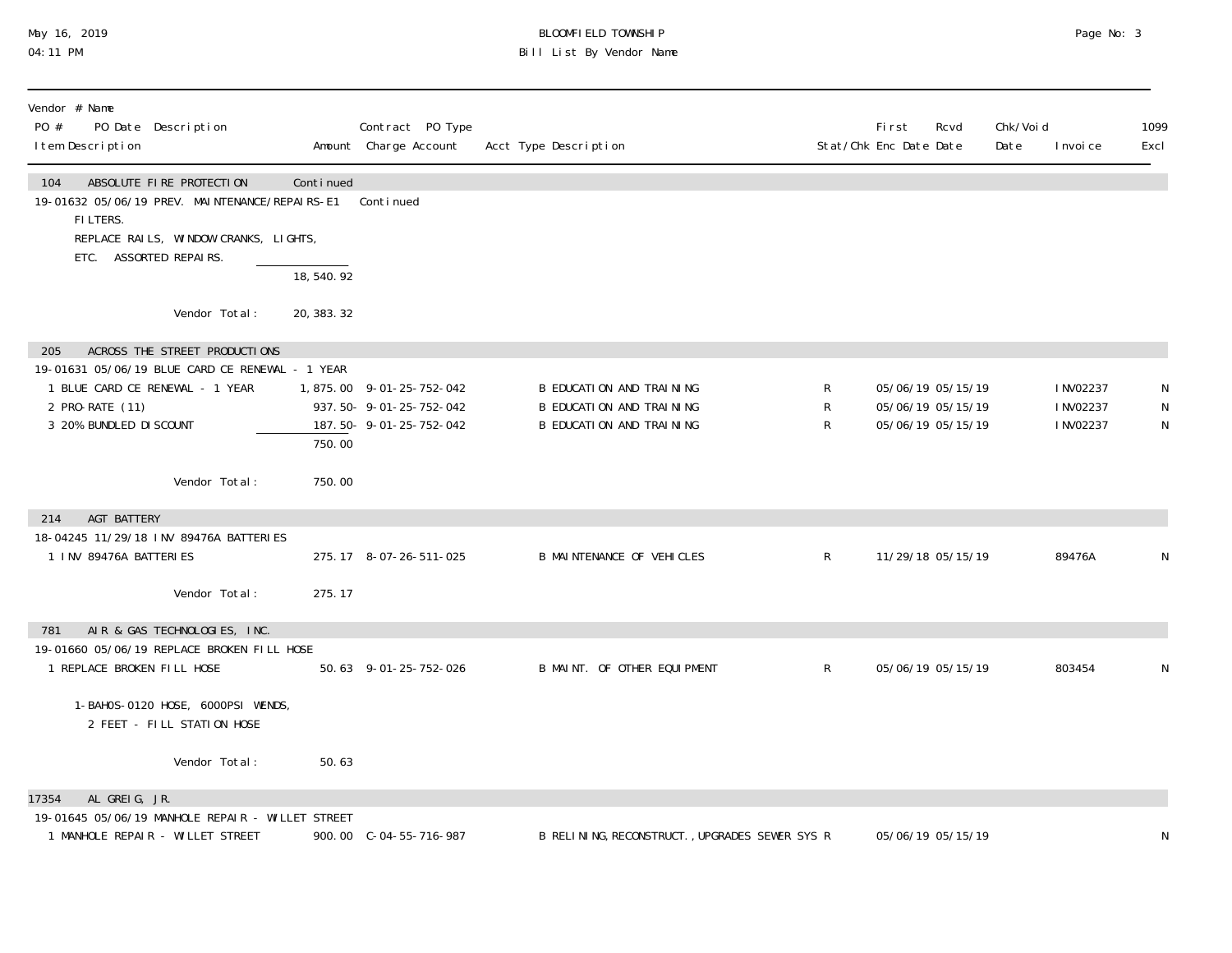BLOOMFIELD TOWNSHIP
Bill List By Vendor Name

May 16, 2019
04:11 PM

| Vendor # Name<br>PO # PO Date Description<br>Item Description | Amount | Contract PO Type<br>Charge Account | Acct Type Description | Stat/Chk | First Enc Date | Rcvd Date | Chk/Void Date | Invoice | 1099 Excl |
|---|---|---|---|---|---|---|---|---|---|
| 104 ABSOLUTE FIRE PROTECTION | Continued | | | | | | | | |
| 19-01632 05/06/19 PREV. MAINTENANCE/REPAIRS-E1 | | Continued | | | | | | | |
| FILTERS.<br>REPLACE RAILS, WINDOW CRANKS, LIGHTS,<br>ETC. ASSORTED REPAIRS. | | | | | | | | | |
| | 18,540.92 | | | | | | | | |
| Vendor Total: | 20,383.32 | | | | | | | | |
| 205 ACROSS THE STREET PRODUCTIONS | | | | | | | | | |
| 19-01631 05/06/19 BLUE CARD CE RENEWAL - 1 YEAR | | | | | | | | | |
| 1 BLUE CARD CE RENEWAL - 1 YEAR | 1,875.00 | 9-01-25-752-042 | B EDUCATION AND TRAINING | R | 05/06/19 | 05/15/19 | | INV02237 | N |
| 2 PRO-RATE (11) | 937.50- | 9-01-25-752-042 | B EDUCATION AND TRAINING | R | 05/06/19 | 05/15/19 | | INV02237 | N |
| 3 20% BUNDLED DISCOUNT | 187.50- | 9-01-25-752-042 | B EDUCATION AND TRAINING | R | 05/06/19 | 05/15/19 | | INV02237 | N |
| | 750.00 | | | | | | | | |
| Vendor Total: | 750.00 | | | | | | | | |
| 214 AGT BATTERY | | | | | | | | | |
| 18-04245 11/29/18 INV 89476A BATTERIES | | | | | | | | | |
| 1 INV 89476A BATTERIES | 275.17 | 8-07-26-511-025 | B MAINTENANCE OF VEHICLES | R | 11/29/18 | 05/15/19 | | 89476A | N |
| Vendor Total: | 275.17 | | | | | | | | |
| 781 AIR & GAS TECHNOLOGIES, INC. | | | | | | | | | |
| 19-01660 05/06/19 REPLACE BROKEN FILL HOSE | | | | | | | | | |
| 1 REPLACE BROKEN FILL HOSE | 50.63 | 9-01-25-752-026 | B MAINT. OF OTHER EQUIPMENT | R | 05/06/19 | 05/15/19 | | 803454 | N |
| 1-BAHOS-0120 HOSE, 6000PSI WENDS,<br>2 FEET - FILL STATION HOSE | | | | | | | | | |
| Vendor Total: | 50.63 | | | | | | | | |
| 17354 AL GREIG, JR. | | | | | | | | | |
| 19-01645 05/06/19 MANHOLE REPAIR - WILLET STREET | | | | | | | | | |
| 1 MANHOLE REPAIR - WILLET STREET | 900.00 | C-04-55-716-987 | B RELINING,RECONSTRUCT.,UPGRADES SEWER SYS | R | 05/06/19 | 05/15/19 | | | N |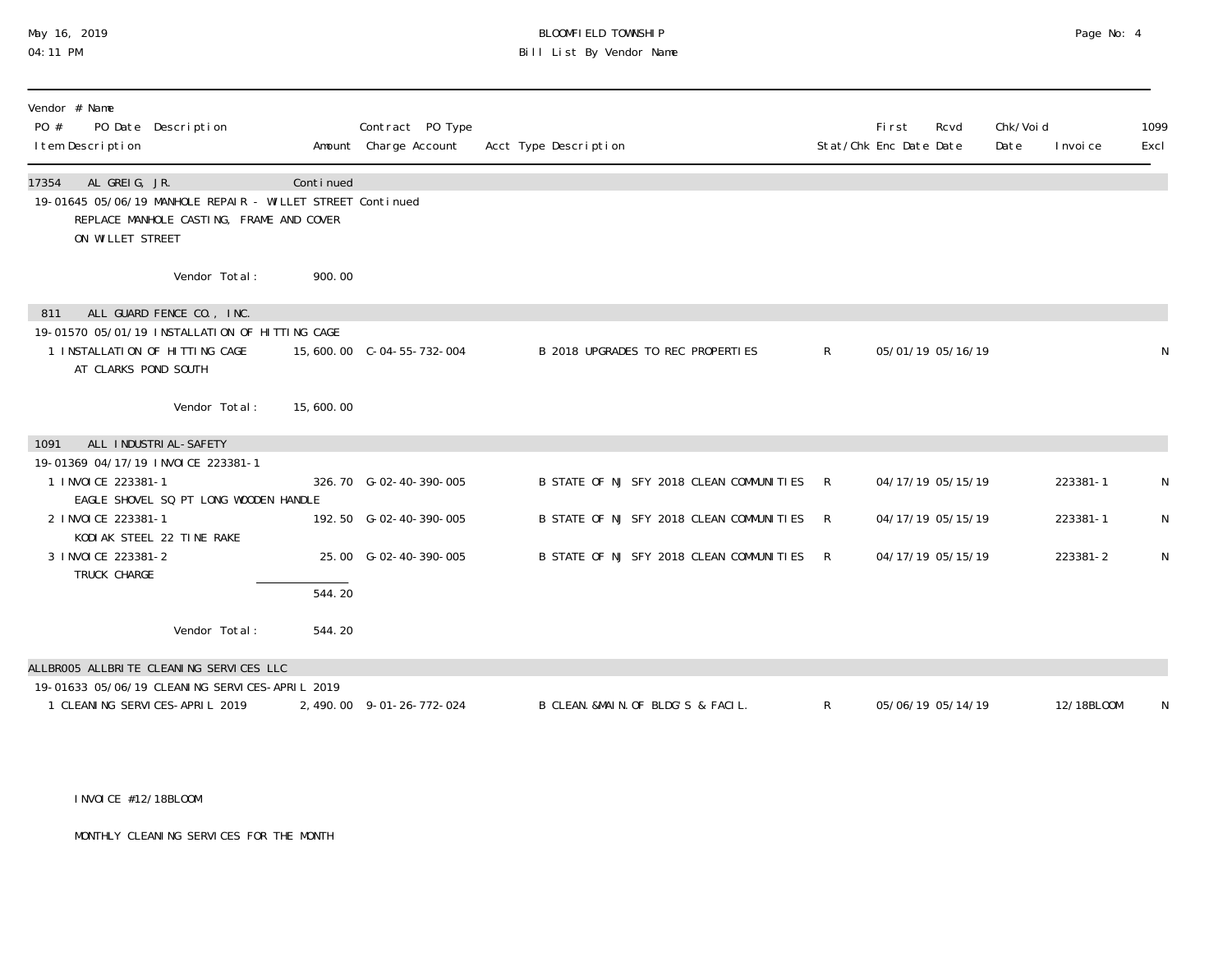| Vendor # Name<br>PO # PO Date Description<br>Item Description | Amount | Contract PO Type<br>Charge Account | Acct Type Description | Stat/Chk | First Enc Date | Rcvd Date | Chk/Void Date | Invoice | 1099 Excl |
|---|---|---|---|---|---|---|---|---|---|
| 17354 AL GREIG, JR. | Continued | | | | | | | | |
| 19-01645 05/06/19 MANHOLE REPAIR - WILLET STREET Continued | | | | | | | | | |
| REPLACE MANHOLE CASTING, FRAME AND COVER ON WILLET STREET | | | | | | | | | |
| Vendor Total: | 900.00 | | | | | | | | |
| 811 ALL GUARD FENCE CO., INC. | | | | | | | | | |
| 19-01570 05/01/19 INSTALLATION OF HITTING CAGE | | | | | | | | | |
| 1 INSTALLATION OF HITTING CAGE AT CLARKS POND SOUTH | 15,600.00 | C-04-55-732-004 | B 2018 UPGRADES TO REC PROPERTIES | R | 05/01/19 | 05/16/19 | | | N |
| Vendor Total: | 15,600.00 | | | | | | | | |
| 1091 ALL INDUSTRIAL-SAFETY | | | | | | | | | |
| 19-01369 04/17/19 INVOICE 223381-1 | | | | | | | | | |
| 1 INVOICE 223381-1 EAGLE SHOVEL SQ PT LONG WOODEN HANDLE | 326.70 | G-02-40-390-005 | B STATE OF NJ SFY 2018 CLEAN COMMUNITIES | R | 04/17/19 | 05/15/19 | | 223381-1 | N |
| 2 INVOICE 223381-1 KODIAK STEEL 22 TINE RAKE | 192.50 | G-02-40-390-005 | B STATE OF NJ SFY 2018 CLEAN COMMUNITIES | R | 04/17/19 | 05/15/19 | | 223381-1 | N |
| 3 INVOICE 223381-2 TRUCK CHARGE | 25.00 | G-02-40-390-005 | B STATE OF NJ SFY 2018 CLEAN COMMUNITIES | R | 04/17/19 | 05/15/19 | | 223381-2 | N |
| | 544.20 | | | | | | | | |
| Vendor Total: | 544.20 | | | | | | | | |
| ALLBR005 ALLBRITE CLEANING SERVICES LLC | | | | | | | | | |
| 19-01633 05/06/19 CLEANING SERVICES-APRIL 2019 | | | | | | | | | |
| 1 CLEANING SERVICES-APRIL 2019 | 2,490.00 | 9-01-26-772-024 | B CLEAN.&MAIN.OF BLDG'S & FACIL. | R | 05/06/19 | 05/14/19 | | 12/18BLOOM | N |

INVOICE #12/18BLOOM

MONTHLY CLEANING SERVICES FOR THE MONTH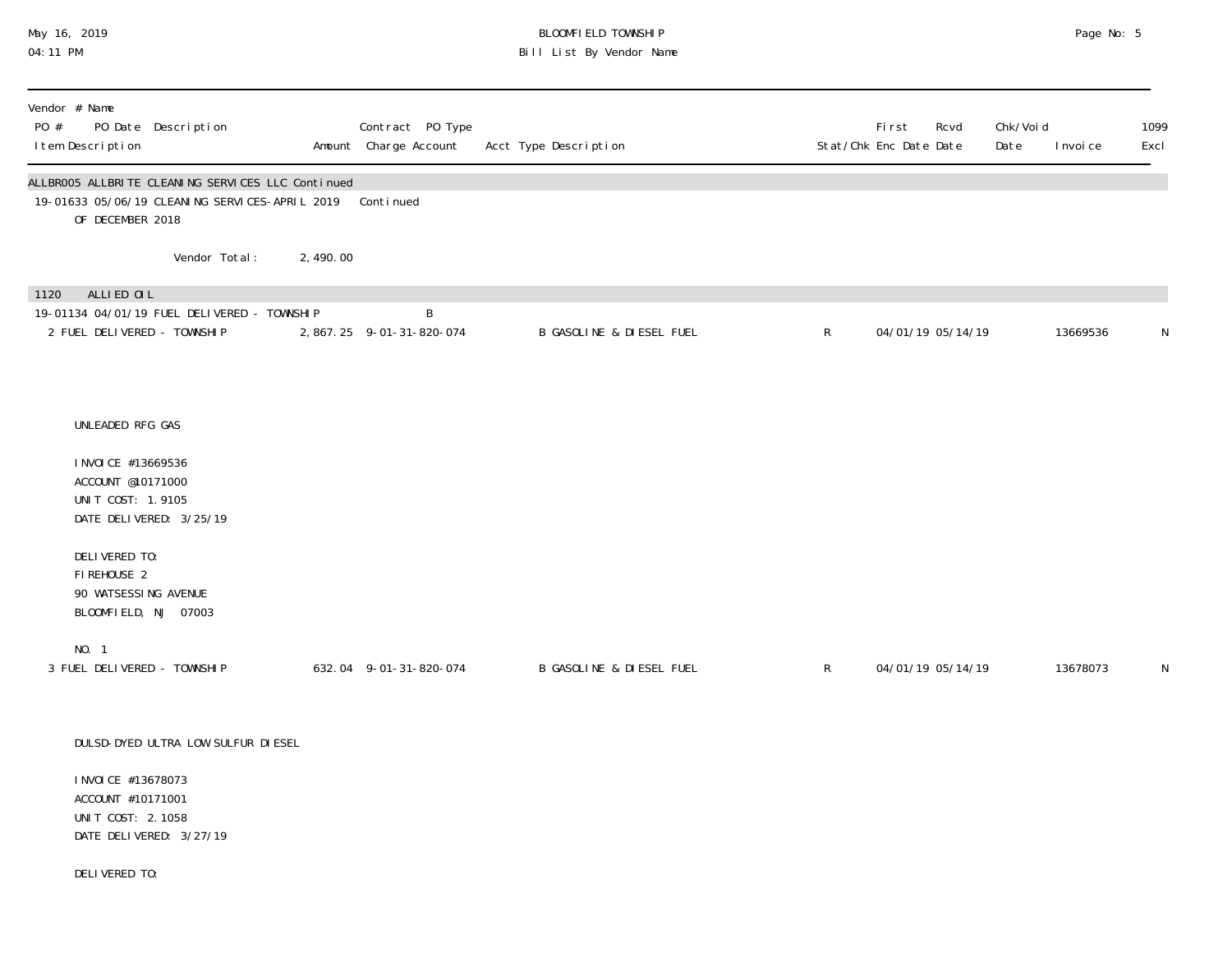BLOOMFIELD TOWNSHIP
Bill List By Vendor Name

| Vendor # Name<br>PO # PO Date Description<br>Item Description | Amount | Contract PO Type<br>Charge Account | Acct Type Description | Stat/Chk | First Enc Date | Rcvd Date | Chk/Void Date | Invoice | 1099 Excl |
|---|---|---|---|---|---|---|---|---|---|
| ALLBR005 ALLBRITE CLEANING SERVICES LLC Continued | | | | | | | | | |
| 19-01633 05/06/19 CLEANING SERVICES-APRIL 2019 | | Continued | | | | | | | |
| OF DECEMBER 2018 | | | | | | | | | |
| Vendor Total: | 2,490.00 | | | | | | | | |
| 1120 ALLIED OIL | | | | | | | | | |
| 19-01134 04/01/19 FUEL DELIVERED - TOWNSHIP | | B | | | | | | | |
| 2 FUEL DELIVERED - TOWNSHIP | 2,867.25 | 9-01-31-820-074 | B GASOLINE & DIESEL FUEL | R | 04/01/19 | 05/14/19 | | 13669536 | N |

UNLEADED RFG GAS

INVOICE #13669536
ACCOUNT @10171000
UNIT COST: 1.9105
DATE DELIVERED: 3/25/19

DELIVERED TO:
FIREHOUSE 2
90 WATSESSING AVENUE
BLOOMFIELD, NJ 07003

NO. 1

| Item Description | Amount | Charge Account | Acct Type Description | Stat/Chk | First Enc Date | Rcvd Date | Chk/Void Date | Invoice | 1099 Excl |
|---|---|---|---|---|---|---|---|---|---|
| 3 FUEL DELIVERED - TOWNSHIP | 632.04 | 9-01-31-820-074 | B GASOLINE & DIESEL FUEL | R | 04/01/19 | 05/14/19 | | 13678073 | N |

DULSD-DYED ULTRA LOW SULFUR DIESEL

INVOICE #13678073
ACCOUNT #10171001
UNIT COST: 2.1058
DATE DELIVERED: 3/27/19

DELIVERED TO: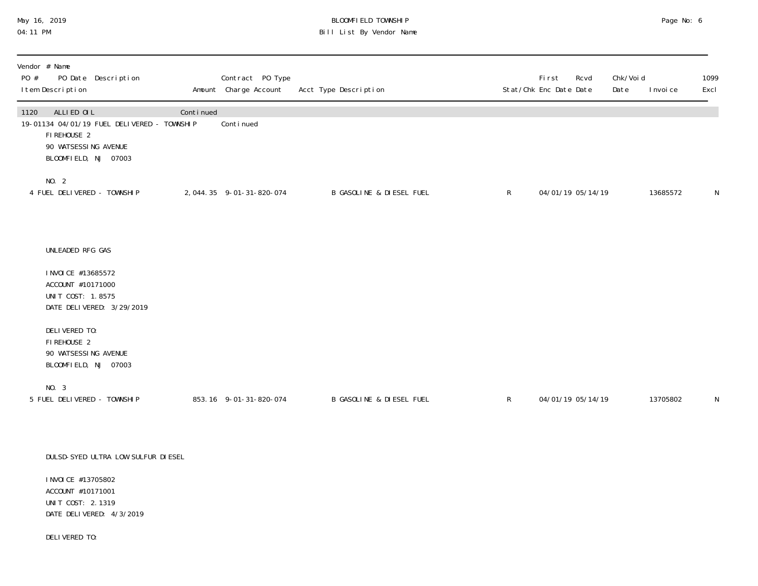BLOOMFIELD TOWNSHIP

Bill List By Vendor Name

May 16, 2019
04:11 PM

| Vendor # Name<br>PO # PO Date Description<br>Item Description | Amount | Contract PO Type<br>Charge Account | Acct Type Description | Stat/Chk | First<br>Enc Date | Rcvd<br>Date | Chk/Void<br>Date | Invoice | 1099<br>Excl |
|---|---|---|---|---|---|---|---|---|---|
| 1120 ALLIED OIL | Continued | | | | | | | | |
| 19-01134 04/01/19 FUEL DELIVERED - TOWNSHIP | | Continued | | | | | | | |
| 4 FUEL DELIVERED - TOWNSHIP | 2,044.35 | 9-01-31-820-074 | B GASOLINE & DIESEL FUEL | R | 04/01/19 | 05/14/19 | | 13685572 | N |
| 5 FUEL DELIVERED - TOWNSHIP | 853.16 | 9-01-31-820-074 | B GASOLINE & DIESEL FUEL | R | 04/01/19 | 05/14/19 | | 13705802 | N |

FIREHOUSE 2
90 WATSESSING AVENUE
BLOOMFIELD, NJ 07003

NO. 2

4 FUEL DELIVERED - TOWNSHIP — 2,044.35 — 9-01-31-820-074 — B GASOLINE & DIESEL FUEL — R — 04/01/19 05/14/19 — 13685572 — N

UNLEADED RFG GAS

INVOICE #13685572
ACCOUNT #10171000
UNIT COST: 1.8575
DATE DELIVERED: 3/29/2019

DELIVERED TO:
FIREHOUSE 2
90 WATSESSING AVENUE
BLOOMFIELD, NJ 07003

NO. 3

5 FUEL DELIVERED - TOWNSHIP — 853.16 — 9-01-31-820-074 — B GASOLINE & DIESEL FUEL — R — 04/01/19 05/14/19 — 13705802 — N

DULSD-SYED ULTRA LOW SULFUR DIESEL

INVOICE #13705802
ACCOUNT #10171001
UNIT COST: 2.1319
DATE DELIVERED: 4/3/2019

DELIVERED TO: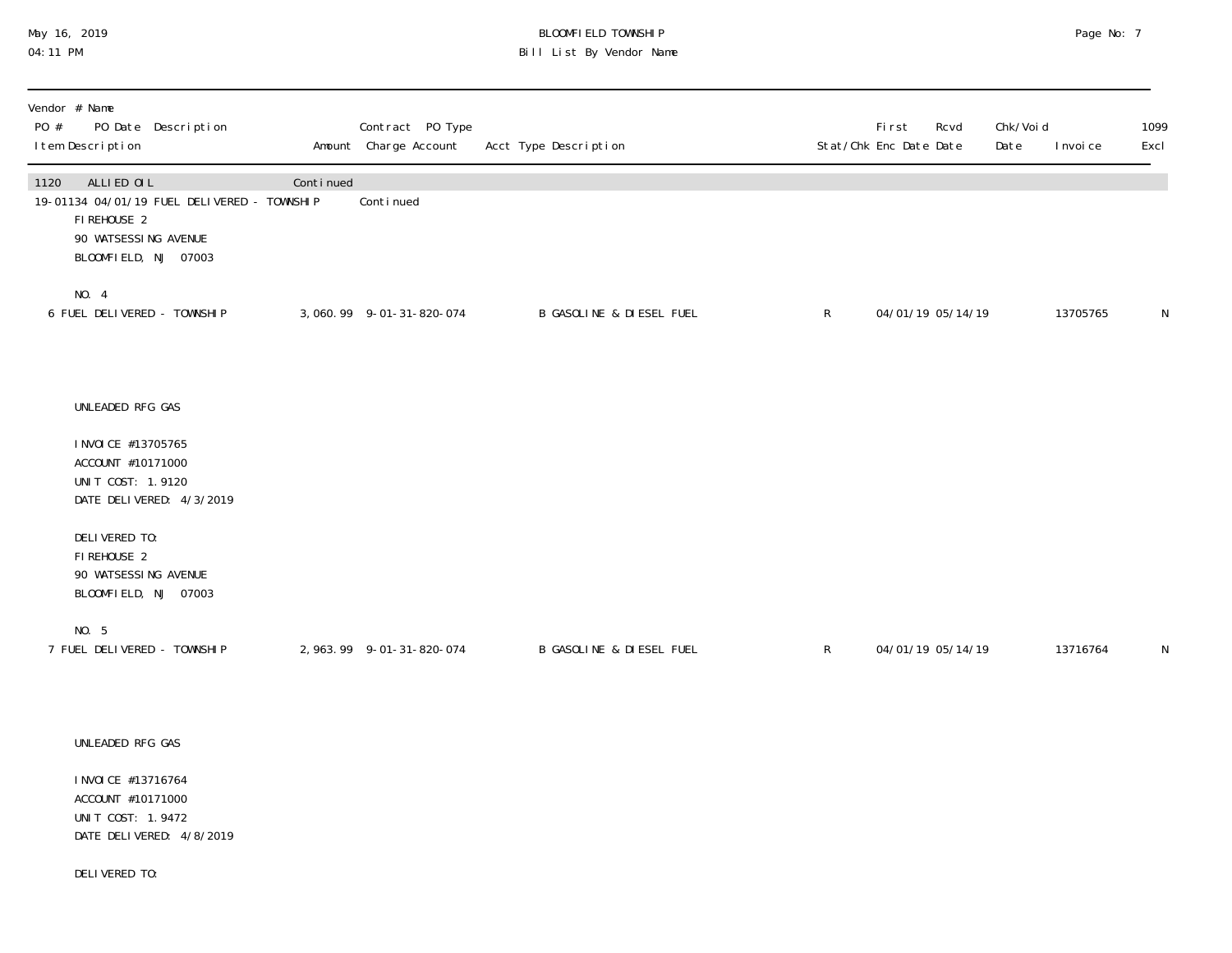| Vendor # Name | | | | | | | | | | |
|---|---|---|---|---|---|---|---|---|---|---|
| PO # PO Date Description | | Contract PO Type | | | First | Rcvd | Chk/Void | | 1099 |
| Item Description | Amount | Charge Account | Acct Type Description | Stat/Chk | Enc Date | Date | Date | Invoice | Excl |
| 1120 ALLIED OIL | Continued | | | | | | | | |
| 19-01134 04/01/19 FUEL DELIVERED - TOWNSHIP | | Continued | | | | | | | |

FIREHOUSE 2
90 WATSESSING AVENUE
BLOOMFIELD, NJ 07003

NO. 4

| Item Description | Amount | Charge Account | Acct Type Description | Stat/Chk | First Enc Date | Rcvd Date | Chk/Void Date | Invoice | 1099 Excl |
|---|---|---|---|---|---|---|---|---|---|
| 6 FUEL DELIVERED - TOWNSHIP | 3,060.99 | 9-01-31-820-074 | B GASOLINE & DIESEL FUEL | R | 04/01/19 | 05/14/19 | | 13705765 | N |

UNLEADED RFG GAS

INVOICE #13705765
ACCOUNT #10171000
UNIT COST: 1.9120
DATE DELIVERED: 4/3/2019

DELIVERED TO:
FIREHOUSE 2
90 WATSESSING AVENUE
BLOOMFIELD, NJ 07003

NO. 5

| Item Description | Amount | Charge Account | Acct Type Description | Stat/Chk | First Enc Date | Rcvd Date | Chk/Void Date | Invoice | 1099 Excl |
|---|---|---|---|---|---|---|---|---|---|
| 7 FUEL DELIVERED - TOWNSHIP | 2,963.99 | 9-01-31-820-074 | B GASOLINE & DIESEL FUEL | R | 04/01/19 | 05/14/19 | | 13716764 | N |

UNLEADED RFG GAS

INVOICE #13716764
ACCOUNT #10171000
UNIT COST: 1.9472
DATE DELIVERED: 4/8/2019

DELIVERED TO: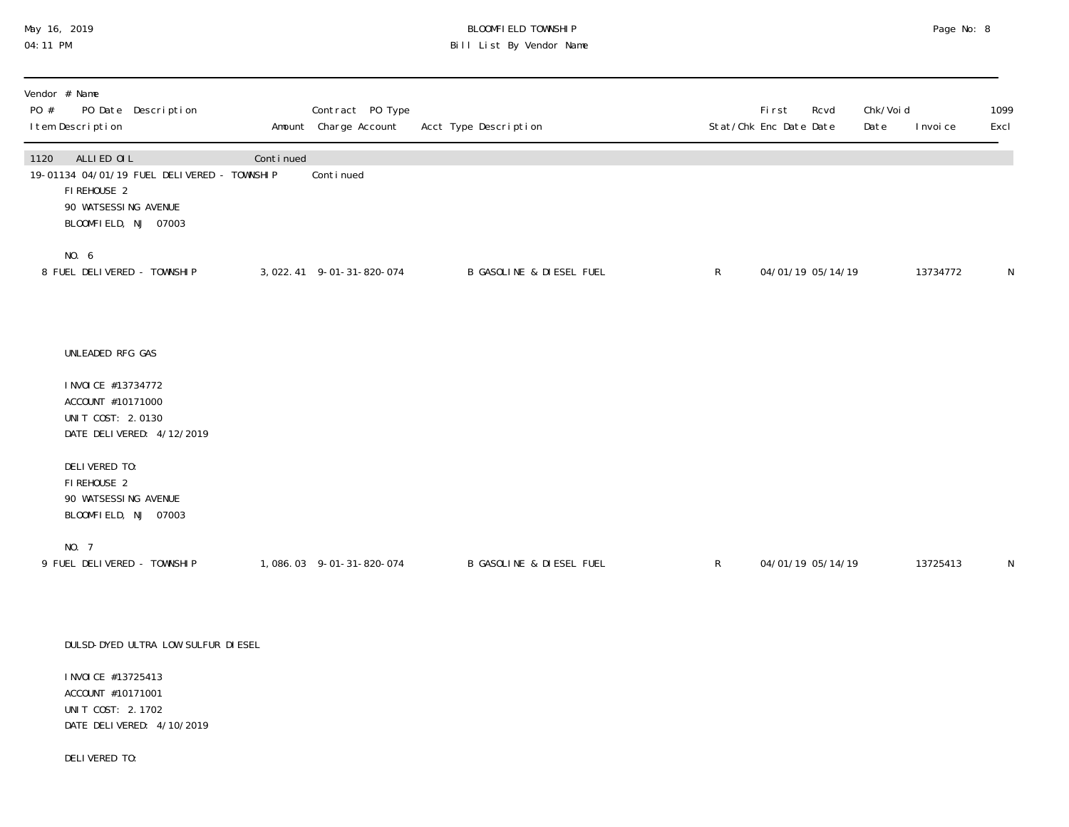| Vendor # Name PO # PO Date Description Item Description | Amount | Contract PO Type Charge Account | Acct Type Description | Stat/Chk | First Enc Date | Rcvd Date | Chk/Void Date | Invoice | 1099 Excl |
|---|---|---|---|---|---|---|---|---|---|
| 1120 ALLIED OIL | Continued | | | | | | | | |
| 19-01134 04/01/19 FUEL DELIVERED - TOWNSHIP | | Continued | | | | | | | |
| FIREHOUSE 2<br>90 WATSESSING AVENUE<br>BLOOMFIELD, NJ 07003<br><br>NO. 6 | | | | | | | | | |
| 8 FUEL DELIVERED - TOWNSHIP | 3,022.41 | 9-01-31-820-074 | B GASOLINE & DIESEL FUEL | R | 04/01/19 | 05/14/19 | | 13734772 | N |
| UNLEADED RFG GAS<br><br>INVOICE #13734772<br>ACCOUNT #10171000<br>UNIT COST: 2.0130<br>DATE DELIVERED: 4/12/2019<br><br>DELIVERED TO:<br>FIREHOUSE 2<br>90 WATSESSING AVENUE<br>BLOOMFIELD, NJ 07003<br><br>NO. 7 | | | | | | | | | |
| 9 FUEL DELIVERED - TOWNSHIP | 1,086.03 | 9-01-31-820-074 | B GASOLINE & DIESEL FUEL | R | 04/01/19 | 05/14/19 | | 13725413 | N |
| DULSD-DYED ULTRA LOW SULFUR DIESEL<br><br>INVOICE #13725413<br>ACCOUNT #10171001<br>UNIT COST: 2.1702<br>DATE DELIVERED: 4/10/2019<br><br>DELIVERED TO: | | | | | | | | | |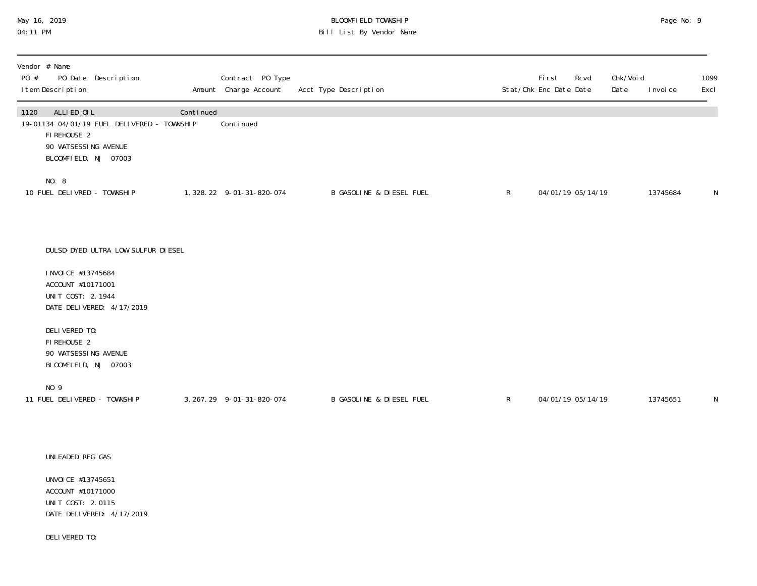| Vendor # Name | | | | | | | | | | |
|---|---|---|---|---|---|---|---|---|---|---|
| PO # PO Date Description | | Contract PO Type | | | | First | Rcvd | Chk/Void | | 1099 |
| Item Description | Amount | Charge Account | Acct Type Description | Stat/Chk | | Enc Date | Date | Date | Invoice | Excl |
| 1120 ALLIED OIL | Continued | | | | | | | | | |
| 19-01134 04/01/19 FUEL DELIVERED - TOWNSHIP | | Continued | | | | | | | | |
| FIREHOUSE 2<br>90 WATSESSING AVENUE<br>BLOOMFIELD, NJ 07003<br><br>NO. 8 | | | | | | | | | | |
| 10 FUEL DELIVRED - TOWNSHIP | 1,328.22 | 9-01-31-820-074 | B GASOLINE & DIESEL FUEL | R | | 04/01/19 | 05/14/19 | | 13745684 | N |
| DULSD-DYED ULTRA LOW SULFUR DIESEL<br><br>INVOICE #13745684<br>ACCOUNT #10171001<br>UNIT COST: 2.1944<br>DATE DELIVERED: 4/17/2019<br><br>DELIVERED TO:<br>FIREHOUSE 2<br>90 WATSESSING AVENUE<br>BLOOMFIELD, NJ 07003<br><br>NO 9 | | | | | | | | | | |
| 11 FUEL DELIVERED - TOWNSHIP | 3,267.29 | 9-01-31-820-074 | B GASOLINE & DIESEL FUEL | R | | 04/01/19 | 05/14/19 | | 13745651 | N |
| UNLEADED RFG GAS<br><br>UNVOICE #13745651<br>ACCOUNT #10171000<br>UNIT COST: 2.0115<br>DATE DELIVERED: 4/17/2019<br><br>DELIVERED TO: | | | | | | | | | | |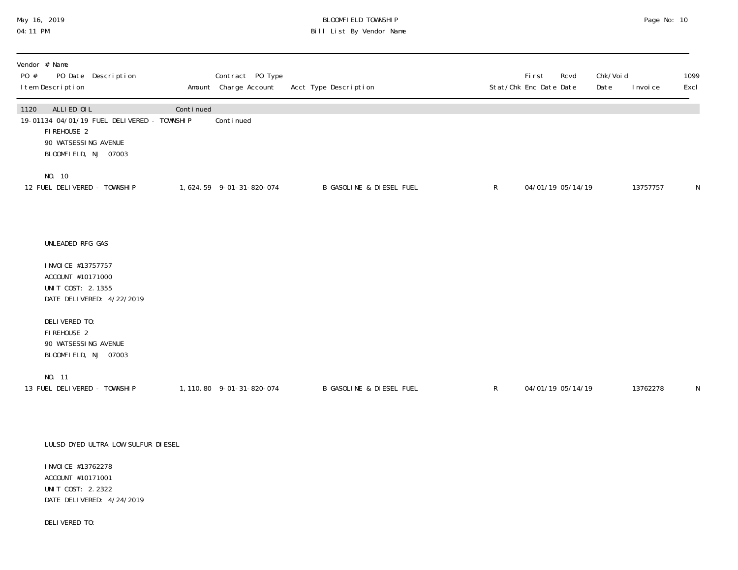| Vendor # Name<br>PO # PO Date Description<br>Item Description | Amount | Contract PO Type<br>Charge Account | Acct Type Description | Stat/Chk | First<br>Enc Date | Rcvd<br>Date | Chk/Void<br>Date | Invoice | 1099<br>Excl |
|---|---|---|---|---|---|---|---|---|---|
| 1120 ALLIED OIL | Continued | | | | | | | | |
| 19-01134 04/01/19 FUEL DELIVERED - TOWNSHIP | | Continued | | | | | | | |

FIREHOUSE 2
90 WATSESSING AVENUE
BLOOMFIELD, NJ 07003

NO. 10

| Item Description | Amount | Charge Account | Acct Type Description | Stat/Chk | First Enc Date | Rcvd Date | Chk/Void Date | Invoice | 1099 Excl |
|---|---|---|---|---|---|---|---|---|---|
| 12 FUEL DELIVERED - TOWNSHIP | 1,624.59 | 9-01-31-820-074 | B GASOLINE & DIESEL FUEL | R | 04/01/19 | 05/14/19 | | 13757757 | N |

UNLEADED RFG GAS

INVOICE #13757757
ACCOUNT #10171000
UNIT COST: 2.1355
DATE DELIVERED: 4/22/2019

DELIVERED TO:
FIREHOUSE 2
90 WATSESSING AVENUE
BLOOMFIELD, NJ 07003

NO. 11

| Item Description | Amount | Charge Account | Acct Type Description | Stat/Chk | First Enc Date | Rcvd Date | Chk/Void Date | Invoice | 1099 Excl |
|---|---|---|---|---|---|---|---|---|---|
| 13 FUEL DELIVERED - TOWNSHIP | 1,110.80 | 9-01-31-820-074 | B GASOLINE & DIESEL FUEL | R | 04/01/19 | 05/14/19 | | 13762278 | N |

LULSD-DYED ULTRA LOW SULFUR DIESEL

INVOICE #13762278
ACCOUNT #10171001
UNIT COST: 2.2322
DATE DELIVERED: 4/24/2019

DELIVERED TO: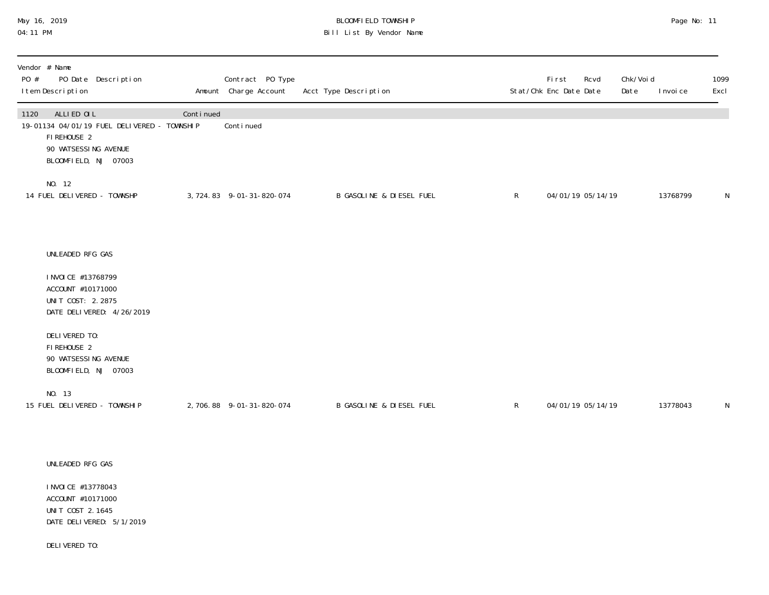BLOOMFIELD TOWNSHIP
Bill List By Vendor Name

| Vendor # Name<br>PO # PO Date Description<br>Item Description | Amount | Contract PO Type<br>Charge Account | Acct Type Description | Stat/Chk | First Enc Date | Rcvd Date | Chk/Void Date | Invoice | 1099 Excl |
|---|---|---|---|---|---|---|---|---|---|
| 1120 ALLIED OIL | Continued | | | | | | | | |
| 19-01134 04/01/19 FUEL DELIVERED - TOWNSHIP | | Continued | | | | | | | |
| 14 FUEL DELIVERED - TOWNSHP | 3,724.83 | 9-01-31-820-074 | B GASOLINE & DIESEL FUEL | R | 04/01/19 | 05/14/19 | | 13768799 | N |
| 15 FUEL DELIVERED - TOWNSHIP | 2,706.88 | 9-01-31-820-074 | B GASOLINE & DIESEL FUEL | R | 04/01/19 | 05/14/19 | | 13778043 | N |

19-01134 continued description:

FIREHOUSE 2
90 WATSESSING AVENUE
BLOOMFIELD, NJ 07003

NO. 12

Item 14 — FUEL DELIVERED - TOWNSHP

UNLEADED RFG GAS

INVOICE #13768799
ACCOUNT #10171000
UNIT COST: 2.2875
DATE DELIVERED: 4/26/2019

DELIVERED TO:
FIREHOUSE 2
90 WATSESSING AVENUE
BLOOMFIELD, NJ 07003

NO. 13

Item 15 — FUEL DELIVERED - TOWNSHIP

UNLEADED RFG GAS

INVOICE #13778043
ACCOUNT #10171000
UNIT COST 2.1645
DATE DELIVERED: 5/1/2019

DELIVERED TO: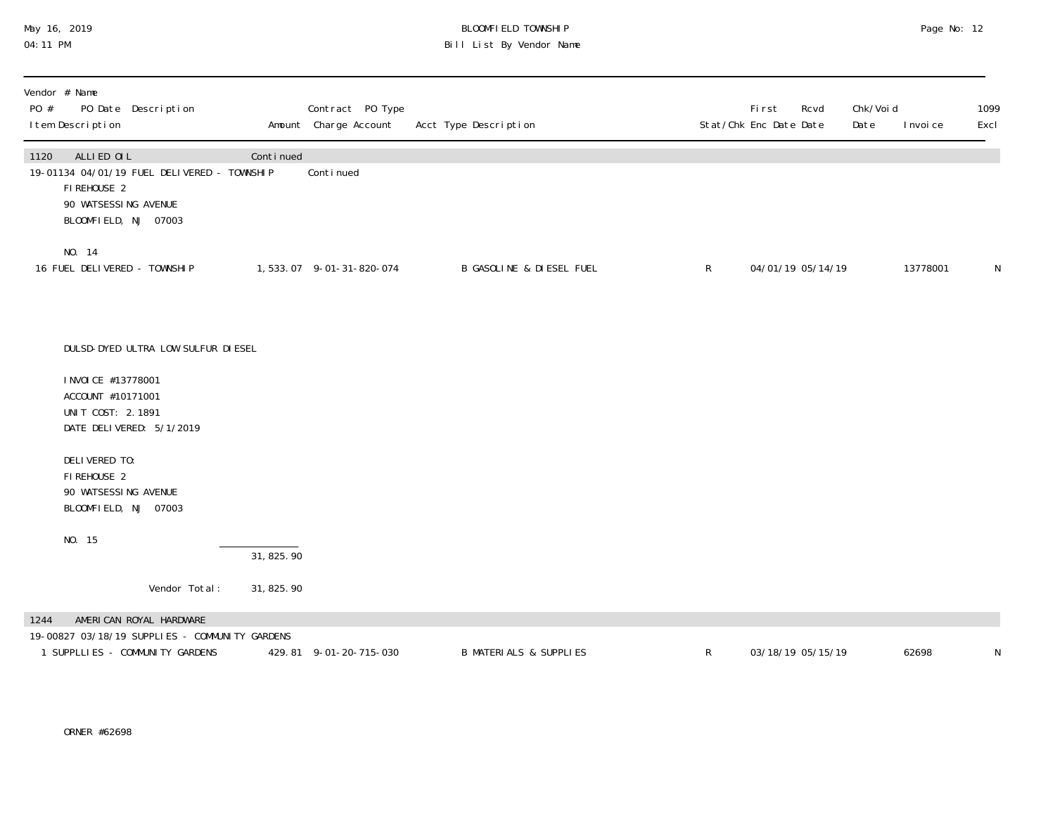# BLOOMFIELD TOWNSHIP
## Bill List By Vendor Name

May 16, 2019
04:11 PM

| Vendor # Name<br>PO # PO Date Description<br>Item Description | Amount | Contract PO Type<br>Charge Account | Acct Type Description | Stat/Chk | First Enc Date | Rcvd Date | Chk/Void Date | Invoice | 1099 Excl |
|---|---|---|---|---|---|---|---|---|---|
| **1120 ALLIED OIL** | Continued | | | | | | | | |
| 19-01134 04/01/19 FUEL DELIVERED - TOWNSHIP | | Continued | | | | | | | |
| FIREHOUSE 2<br>90 WATSESSING AVENUE<br>BLOOMFIELD, NJ 07003<br><br>NO. 14 | | | | | | | | | |
| 16 FUEL DELIVERED - TOWNSHIP | 1,533.07 | 9-01-31-820-074 | B GASOLINE & DIESEL FUEL | R | 04/01/19 | 05/14/19 | | 13778001 | N |
| DULSD-DYED ULTRA LOW SULFUR DIESEL<br><br>INVOICE #13778001<br>ACCOUNT #10171001<br>UNIT COST: 2.1891<br>DATE DELIVERED: 5/1/2019<br><br>DELIVERED TO:<br>FIREHOUSE 2<br>90 WATSESSING AVENUE<br>BLOOMFIELD, NJ 07003<br><br>NO. 15 | | | | | | | | | |
| | 31,825.90 | | | | | | | | |
| Vendor Total: | 31,825.90 | | | | | | | | |
| **1244 AMERICAN ROYAL HARDWARE** | | | | | | | | | |
| 19-00827 03/18/19 SUPPLIES - COMMUNITY GARDENS | | | | | | | | | |
| 1 SUPPLLIES - COMMUNITY GARDENS | 429.81 | 9-01-20-715-030 | B MATERIALS & SUPPLIES | R | 03/18/19 | 05/15/19 | | 62698 | N |
| ORNER #62698 | | | | | | | | | |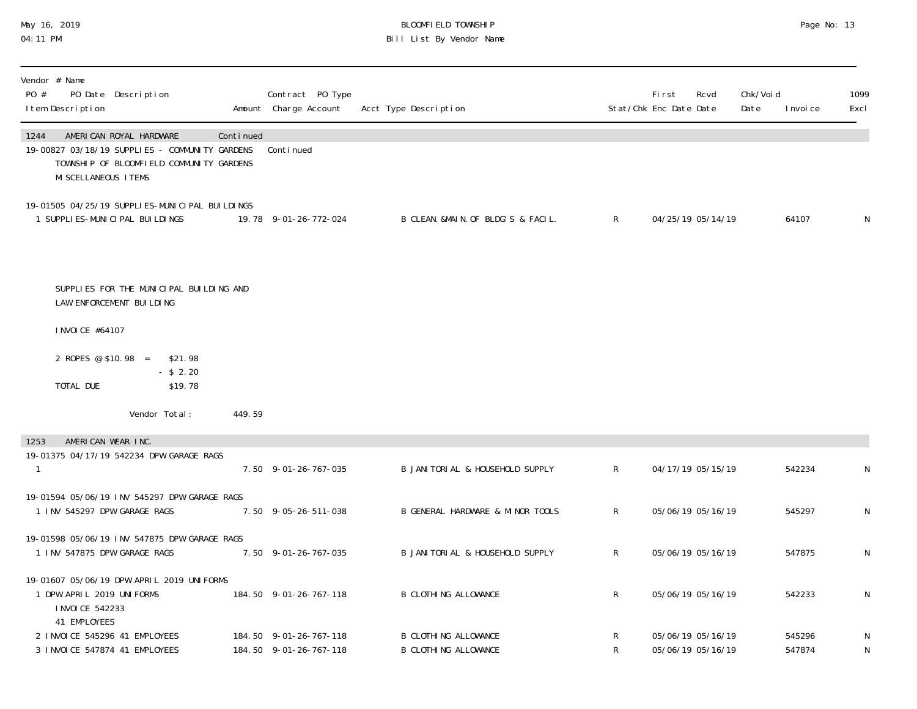BLOOMFIELD TOWNSHIP
Bill List By Vendor Name

May 16, 2019
04:11 PM

| Vendor # Name<br>PO # PO Date Description<br>Item Description | Amount | Contract PO Type<br>Charge Account | Acct Type Description | Stat/Chk | First Enc Date | Rcvd Date | Chk/Void Date | Invoice | 1099 Excl |
|---|---|---|---|---|---|---|---|---|---|
| **1244 AMERICAN ROYAL HARDWARE** | Continued | | | | | | | | |
| 19-00827 03/18/19 SUPPLIES - COMMUNITY GARDENS | | Continued | | | | | | | |
| TOWNSHIP OF BLOOMFIELD COMMUNITY GARDENS<br>MISCELLANEOUS ITEMS | | | | | | | | | |
| 19-01505 04/25/19 SUPPLIES-MUNICIPAL BUILDINGS | | | | | | | | | |
| 1 SUPPLIES-MUNICIPAL BUILDINGS | 19.78 | 9-01-26-772-024 | B CLEAN.&MAIN.OF BLDG'S & FACIL. | R | 04/25/19 | 05/14/19 | | 64107 | N |
| SUPPLIES FOR THE MUNICIPAL BUILDING AND<br>LAW ENFORCEMENT BUILDING<br><br>INVOICE #64107<br><br>2 ROPES @ $10.98 = $21.98<br>- $ 2.20<br>TOTAL DUE $19.78 | | | | | | | | | |
| Vendor Total: | 449.59 | | | | | | | | |
| **1253 AMERICAN WEAR INC.** | | | | | | | | | |
| 19-01375 04/17/19 542234 DPW GARAGE RAGS | | | | | | | | | |
| 1 | 7.50 | 9-01-26-767-035 | B JANITORIAL & HOUSEHOLD SUPPLY | R | 04/17/19 | 05/15/19 | | 542234 | N |
| 19-01594 05/06/19 INV 545297 DPW GARAGE RAGS | | | | | | | | | |
| 1 INV 545297 DPW GARAGE RAGS | 7.50 | 9-05-26-511-038 | B GENERAL HARDWARE & MINOR TOOLS | R | 05/06/19 | 05/16/19 | | 545297 | N |
| 19-01598 05/06/19 INV 547875 DPW GARAGE RAGS | | | | | | | | | |
| 1 INV 547875 DPW GARAGE RAGS | 7.50 | 9-01-26-767-035 | B JANITORIAL & HOUSEHOLD SUPPLY | R | 05/06/19 | 05/16/19 | | 547875 | N |
| 19-01607 05/06/19 DPW APRIL 2019 UNIFORMS | | | | | | | | | |
| 1 DPW APRIL 2019 UNIFORMS<br>INVOICE 542233<br>41 EMPLOYEES | 184.50 | 9-01-26-767-118 | B CLOTHING ALLOWANCE | R | 05/06/19 | 05/16/19 | | 542233 | N |
| 2 INVOICE 545296 41 EMPLOYEES | 184.50 | 9-01-26-767-118 | B CLOTHING ALLOWANCE | R | 05/06/19 | 05/16/19 | | 545296 | N |
| 3 INVOICE 547874 41 EMPLOYEES | 184.50 | 9-01-26-767-118 | B CLOTHING ALLOWANCE | R | 05/06/19 | 05/16/19 | | 547874 | N |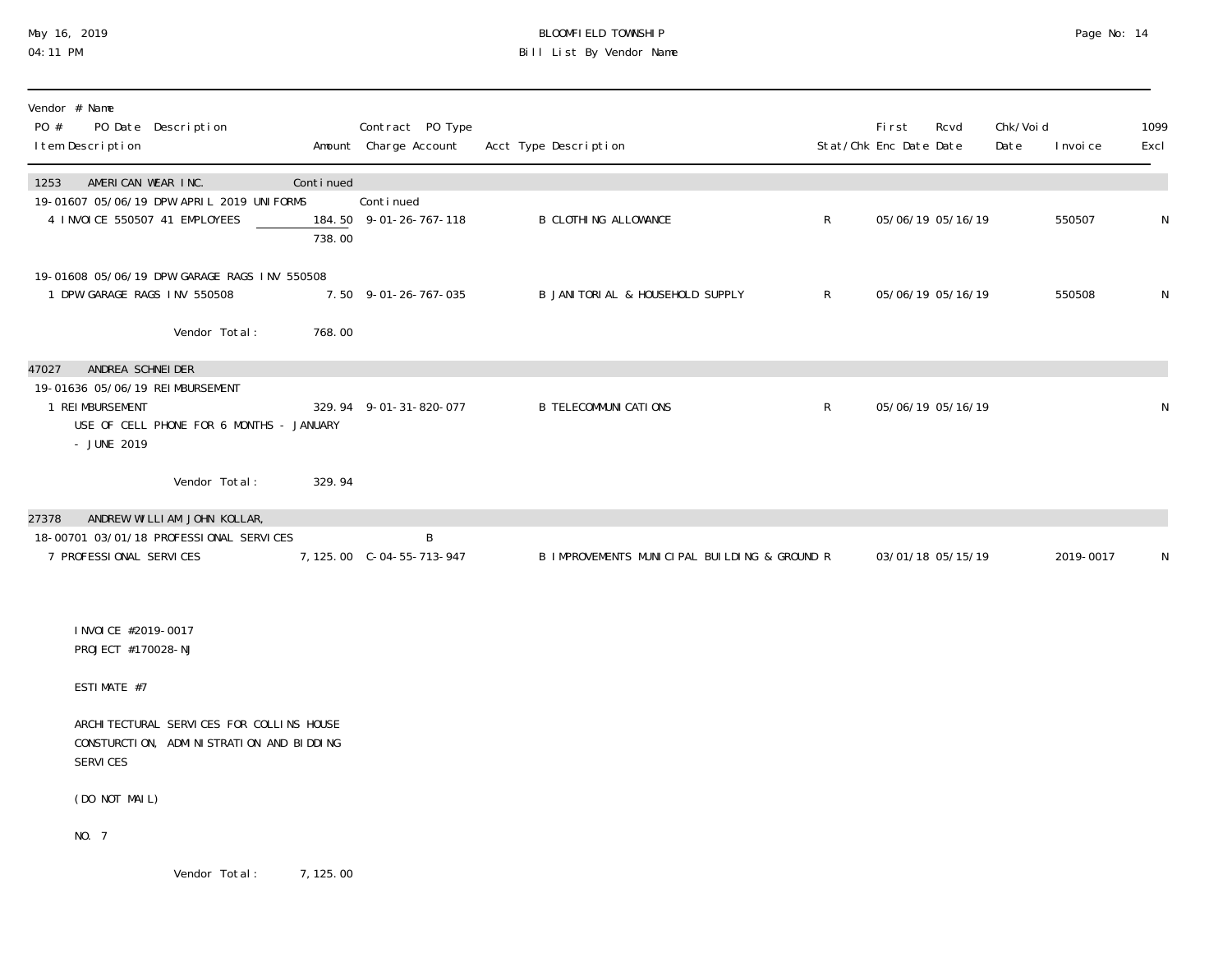May 16, 2019
04:11 PM

# BLOOMFIELD TOWNSHIP
## Bill List By Vendor Name

| Vendor # Name<br>PO # PO Date Description<br>Item Description | Amount | Contract PO Type<br>Charge Account | Acct Type Description | Stat/Chk | First Enc Date | Rcvd Date | Chk/Void Date | Invoice | 1099 Excl |
|---|---|---|---|---|---|---|---|---|---|
| 1253 AMERICAN WEAR INC. | Continued | | | | | | | | |
| 19-01607 05/06/19 DPW APRIL 2019 UNIFORMS | | Continued | | | | | | | |
| 4 INVOICE 550507 41 EMPLOYEES | 184.50 | 9-01-26-767-118 | B CLOTHING ALLOWANCE | R | 05/06/19 | 05/16/19 | | 550507 | N |
| | 738.00 | | | | | | | | |
| 19-01608 05/06/19 DPW GARAGE RAGS INV 550508 | | | | | | | | | |
| 1 DPW GARAGE RAGS INV 550508 | 7.50 | 9-01-26-767-035 | B JANITORIAL & HOUSEHOLD SUPPLY | R | 05/06/19 | 05/16/19 | | 550508 | N |
| Vendor Total: | 768.00 | | | | | | | | |
| 47027 ANDREA SCHNEIDER | | | | | | | | | |
| 19-01636 05/06/19 REIMBURSEMENT | | | | | | | | | |
| 1 REIMBURSEMENT<br>USE OF CELL PHONE FOR 6 MONTHS - JANUARY - JUNE 2019 | 329.94 | 9-01-31-820-077 | B TELECOMMUNICATIONS | R | 05/06/19 | 05/16/19 | | | N |
| Vendor Total: | 329.94 | | | | | | | | |
| 27378 ANDREW WILLIAM JOHN KOLLAR, | | | | | | | | | |
| 18-00701 03/01/18 PROFESSIONAL SERVICES | | B | | | | | | | |
| 7 PROFESSIONAL SERVICES<br>INVOICE #2019-0017<br>PROJECT #170028-NJ<br>ESTIMATE #7<br>ARCHITECTURAL SERVICES FOR COLLINS HOUSE CONSTURCTION, ADMINISTRATION AND BIDDING SERVICES<br>(DO NOT MAIL)<br>NO. 7 | 7,125.00 | C-04-55-713-947 | B IMPROVEMENTS MUNICIPAL BUILDING & GROUND | R | 03/01/18 | 05/15/19 | | 2019-0017 | N |
| Vendor Total: | 7,125.00 | | | | | | | | |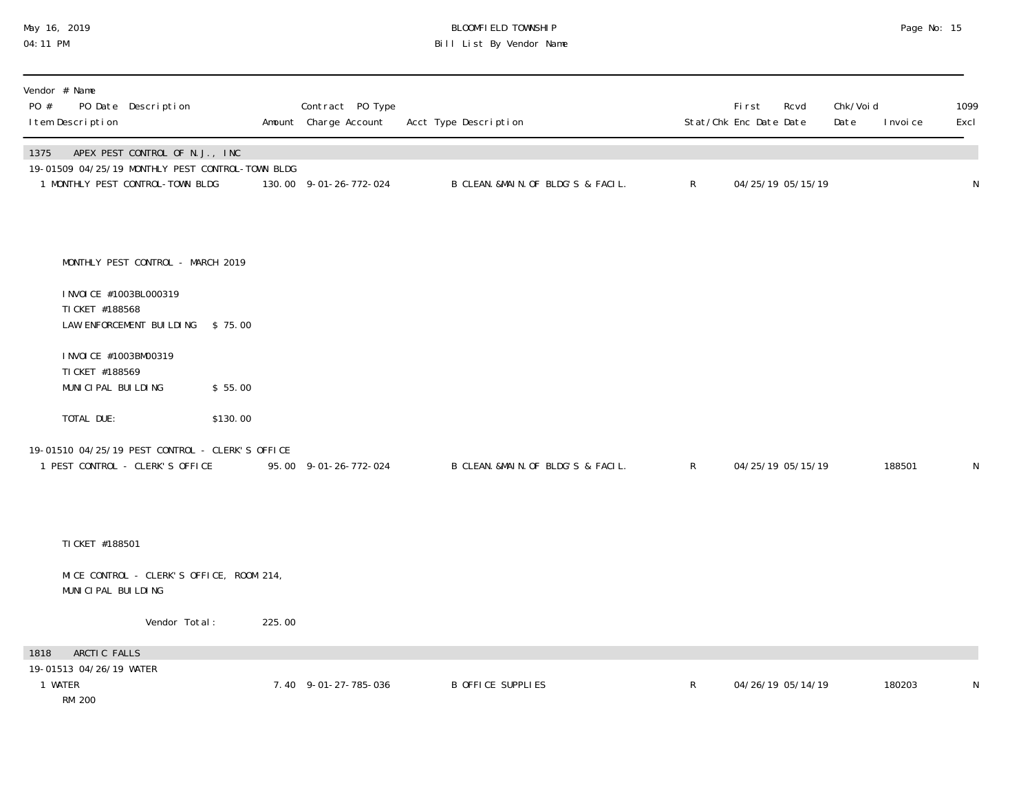| Vendor # Name<br>PO # PO Date Description<br>Item Description | Amount | Contract PO Type<br>Charge Account | Acct Type Description | Stat/Chk | First<br>Enc Date | Rcvd<br>Date | Chk/Void<br>Date | Invoice | 1099<br>Excl |
|---|---|---|---|---|---|---|---|---|---|
| **1375 APEX PEST CONTROL OF N.J., INC** | | | | | | | | | |
| 19-01509 04/25/19 MONTHLY PEST CONTROL-TOWN BLDG | | | | | | | | | |
| 1 MONTHLY PEST CONTROL-TOWN BLDG | 130.00 | 9-01-26-772-024 | B CLEAN.&MAIN.OF BLDG'S & FACIL. | R | 04/25/19 | 05/15/19 | | | N |

MONTHLY PEST CONTROL - MARCH 2019

INVOICE #1003BL000319
TICKET #188568
LAW ENFORCEMENT BUILDING $ 75.00

INVOICE #1003BM00319
TICKET #188569
MUNICIPAL BUILDING $ 55.00

TOTAL DUE: $130.00

| | | | | | | | | | |
|---|---|---|---|---|---|---|---|---|---|
| 19-01510 04/25/19 PEST CONTROL - CLERK'S OFFICE | | | | | | | | | |
| 1 PEST CONTROL - CLERK'S OFFICE | 95.00 | 9-01-26-772-024 | B CLEAN.&MAIN.OF BLDG'S & FACIL. | R | 04/25/19 | 05/15/19 | | 188501 | N |

TICKET #188501

MICE CONTROL - CLERK'S OFFICE, ROOM 214,
MUNICIPAL BUILDING

Vendor Total: 225.00

| | | | | | | | | | |
|---|---|---|---|---|---|---|---|---|---|
| **1818 ARCTIC FALLS** | | | | | | | | | |
| 19-01513 04/26/19 WATER | | | | | | | | | |
| 1 WATER<br>RM 200 | 7.40 | 9-01-27-785-036 | B OFFICE SUPPLIES | R | 04/26/19 | 05/14/19 | | 180203 | N |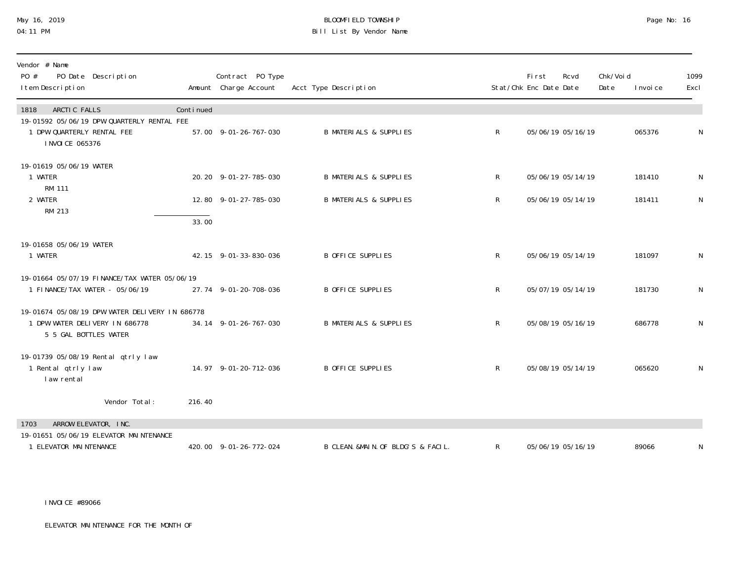BLOOMFIELD TOWNSHIP
Bill List By Vendor Name

May 16, 2019
04:11 PM

| Vendor # Name<br>PO # PO Date Description<br>Item Description | Amount | Contract PO Type<br>Charge Account | Acct Type Description | Stat/Chk | First Enc Date | Rcvd Date | Chk/Void Date | Invoice | 1099 Excl |
|---|---|---|---|---|---|---|---|---|---|
| **1818 ARCTIC FALLS** | Continued | | | | | | | | |
| 19-01592 05/06/19 DPW QUARTERLY RENTAL FEE | | | | | | | | | |
| 1 DPW QUARTERLY RENTAL FEE<br>INVOICE 065376 | 57.00 | 9-01-26-767-030 | B MATERIALS & SUPPLIES | R | 05/06/19 | 05/16/19 | | 065376 | N |
| 19-01619 05/06/19 WATER | | | | | | | | | |
| 1 WATER<br>RM 111 | 20.20 | 9-01-27-785-030 | B MATERIALS & SUPPLIES | R | 05/06/19 | 05/14/19 | | 181410 | N |
| 2 WATER<br>RM 213 | 12.80 | 9-01-27-785-030 | B MATERIALS & SUPPLIES | R | 05/06/19 | 05/14/19 | | 181411 | N |
| | 33.00 | | | | | | | | |
| 19-01658 05/06/19 WATER | | | | | | | | | |
| 1 WATER | 42.15 | 9-01-33-830-036 | B OFFICE SUPPLIES | R | 05/06/19 | 05/14/19 | | 181097 | N |
| 19-01664 05/07/19 FINANCE/TAX WATER 05/06/19 | | | | | | | | | |
| 1 FINANCE/TAX WATER - 05/06/19 | 27.74 | 9-01-20-708-036 | B OFFICE SUPPLIES | R | 05/07/19 | 05/14/19 | | 181730 | N |
| 19-01674 05/08/19 DPW WATER DELIVERY IN 686778 | | | | | | | | | |
| 1 DPW WATER DELIVERY IN 686778<br>5 5 GAL BOTTLES WATER | 34.14 | 9-01-26-767-030 | B MATERIALS & SUPPLIES | R | 05/08/19 | 05/16/19 | | 686778 | N |
| 19-01739 05/08/19 Rental qtrly law | | | | | | | | | |
| 1 Rental qtrly law<br>law rental | 14.97 | 9-01-20-712-036 | B OFFICE SUPPLIES | R | 05/08/19 | 05/14/19 | | 065620 | N |
| Vendor Total: | 216.40 | | | | | | | | |
| **1703 ARROW ELEVATOR, INC.** | | | | | | | | | |
| 19-01651 05/06/19 ELEVATOR MAINTENANCE | | | | | | | | | |
| 1 ELEVATOR MAINTENANCE | 420.00 | 9-01-26-772-024 | B CLEAN.&MAIN.OF BLDG'S & FACIL. | R | 05/06/19 | 05/16/19 | | 89066 | N |

INVOICE #89066

ELEVATOR MAINTENANCE FOR THE MONTH OF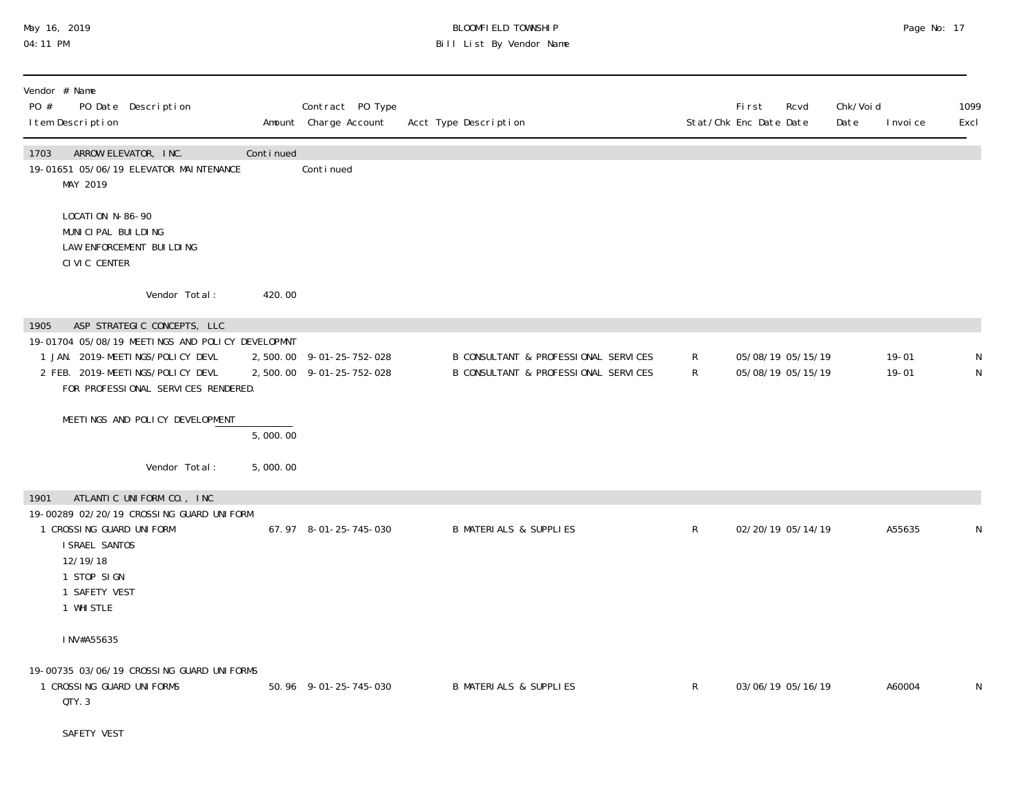Vendor # Name

| PO # / Item Description | PO Date Description | Amount | Contract PO Type / Charge Account | Acct Type Description | Stat/Chk | First Enc Date | Rcvd Date | Chk/Void Date | Invoice | 1099 Excl |
|---|---|---|---|---|---|---|---|---|---|---|
| **1703 ARROW ELEVATOR, INC.** | | Continued | | | | | | | | |
| 19-01651 | 05/06/19 ELEVATOR MAINTENANCE | | Continued | | | | | | | |
| MAY 2019 | | | | | | | | | | |
| LOCATION N-86-90 | | | | | | | | | | |
| MUNICIPAL BUILDING | | | | | | | | | | |
| LAW ENFORCEMENT BUILDING | | | | | | | | | | |
| CIVIC CENTER | | | | | | | | | | |
| | Vendor Total: | 420.00 | | | | | | | | |
| **1905 ASP STRATEGIC CONCEPTS, LLC** | | | | | | | | | | |
| 19-01704 | 05/08/19 MEETINGS AND POLICY DEVELOPMNT | | | | | | | | | |
| 1 JAN. 2019-MEETINGS/POLICY DEVL | | 2,500.00 | 9-01-25-752-028 | B CONSULTANT & PROFESSIONAL SERVICES | R | 05/08/19 | 05/15/19 | | 19-01 | N |
| 2 FEB. 2019-MEETINGS/POLICY DEVL | | 2,500.00 | 9-01-25-752-028 | B CONSULTANT & PROFESSIONAL SERVICES | R | 05/08/19 | 05/15/19 | | 19-01 | N |
| FOR PROFESSIONAL SERVICES RENDERED. | | | | | | | | | | |
| MEETINGS AND POLICY DEVELOPMENT | | 5,000.00 | | | | | | | | |
| | Vendor Total: | 5,000.00 | | | | | | | | |
| **1901 ATLANTIC UNIFORM CO., INC** | | | | | | | | | | |
| 19-00289 | 02/20/19 CROSSING GUARD UNIFORM | | | | | | | | | |
| 1 CROSSING GUARD UNIFORM | | 67.97 | 8-01-25-745-030 | B MATERIALS & SUPPLIES | R | 02/20/19 | 05/14/19 | | A55635 | N |
| ISRAEL SANTOS | | | | | | | | | | |
| 12/19/18 | | | | | | | | | | |
| 1 STOP SIGN | | | | | | | | | | |
| 1 SAFETY VEST | | | | | | | | | | |
| 1 WHISTLE | | | | | | | | | | |
| INV#A55635 | | | | | | | | | | |
| 19-00735 | 03/06/19 CROSSING GUARD UNIFORMS | | | | | | | | | |
| 1 CROSSING GUARD UNIFORMS | | 50.96 | 9-01-25-745-030 | B MATERIALS & SUPPLIES | R | 03/06/19 | 05/16/19 | | A60004 | N |
| QTY. 3 | | | | | | | | | | |
| SAFETY VEST | | | | | | | | | | |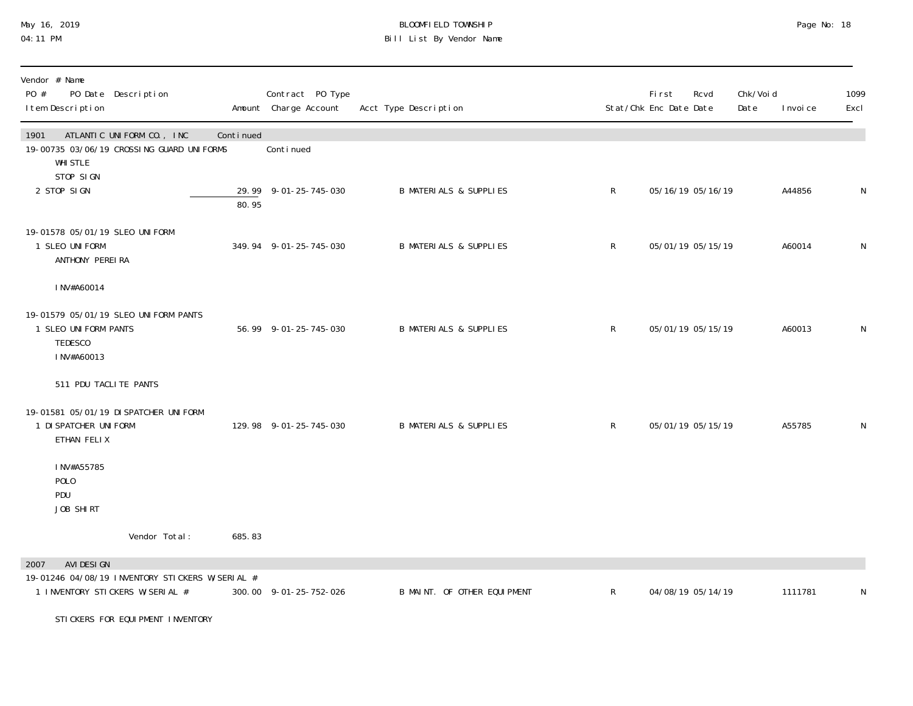# BLOOMFIELD TOWNSHIP

## Bill List By Vendor Name

May 16, 2019
04:11 PM

| Vendor # Name<br>PO # PO Date Description<br>Item Description | Amount | Contract PO Type<br>Charge Account | Acct Type Description | Stat/Chk | First Enc Date | Rcvd Date | Chk/Void Date | Invoice | 1099 Excl |
|---|---|---|---|---|---|---|---|---|---|
| **1901 ATLANTIC UNIFORM CO., INC** | Continued | | | | | | | | |
| 19-00735 03/06/19 CROSSING GUARD UNIFORMS | | Continued | | | | | | | |
| WHISTLE | | | | | | | | | |
| STOP SIGN | | | | | | | | | |
| 2 STOP SIGN | 29.99 | 9-01-25-745-030 | B MATERIALS & SUPPLIES | R | 05/16/19 | 05/16/19 | | A44856 | N |
| | 80.95 | | | | | | | | |
| 19-01578 05/01/19 SLEO UNIFORM | | | | | | | | | |
| 1 SLEO UNIFORM | 349.94 | 9-01-25-745-030 | B MATERIALS & SUPPLIES | R | 05/01/19 | 05/15/19 | | A60014 | N |
| ANTHONY PEREIRA | | | | | | | | | |
| INV#A60014 | | | | | | | | | |
| 19-01579 05/01/19 SLEO UNIFORM PANTS | | | | | | | | | |
| 1 SLEO UNIFORM PANTS | 56.99 | 9-01-25-745-030 | B MATERIALS & SUPPLIES | R | 05/01/19 | 05/15/19 | | A60013 | N |
| TEDESCO | | | | | | | | | |
| INV#A60013 | | | | | | | | | |
| 511 PDU TACLITE PANTS | | | | | | | | | |
| 19-01581 05/01/19 DISPATCHER UNIFORM | | | | | | | | | |
| 1 DISPATCHER UNIFORM | 129.98 | 9-01-25-745-030 | B MATERIALS & SUPPLIES | R | 05/01/19 | 05/15/19 | | A55785 | N |
| ETHAN FELIX | | | | | | | | | |
| INV#A55785 | | | | | | | | | |
| POLO | | | | | | | | | |
| PDU | | | | | | | | | |
| JOB SHIRT | | | | | | | | | |
| Vendor Total: | 685.83 | | | | | | | | |
| **2007 AVI DESIGN** | | | | | | | | | |
| 19-01246 04/08/19 INVENTORY STICKERS W/SERIAL # | | | | | | | | | |
| 1 INVENTORY STICKERS W/SERIAL # | 300.00 | 9-01-25-752-026 | B MAINT. OF OTHER EQUIPMENT | R | 04/08/19 | 05/14/19 | | 1111781 | N |
| STICKERS FOR EQUIPMENT INVENTORY | | | | | | | | | |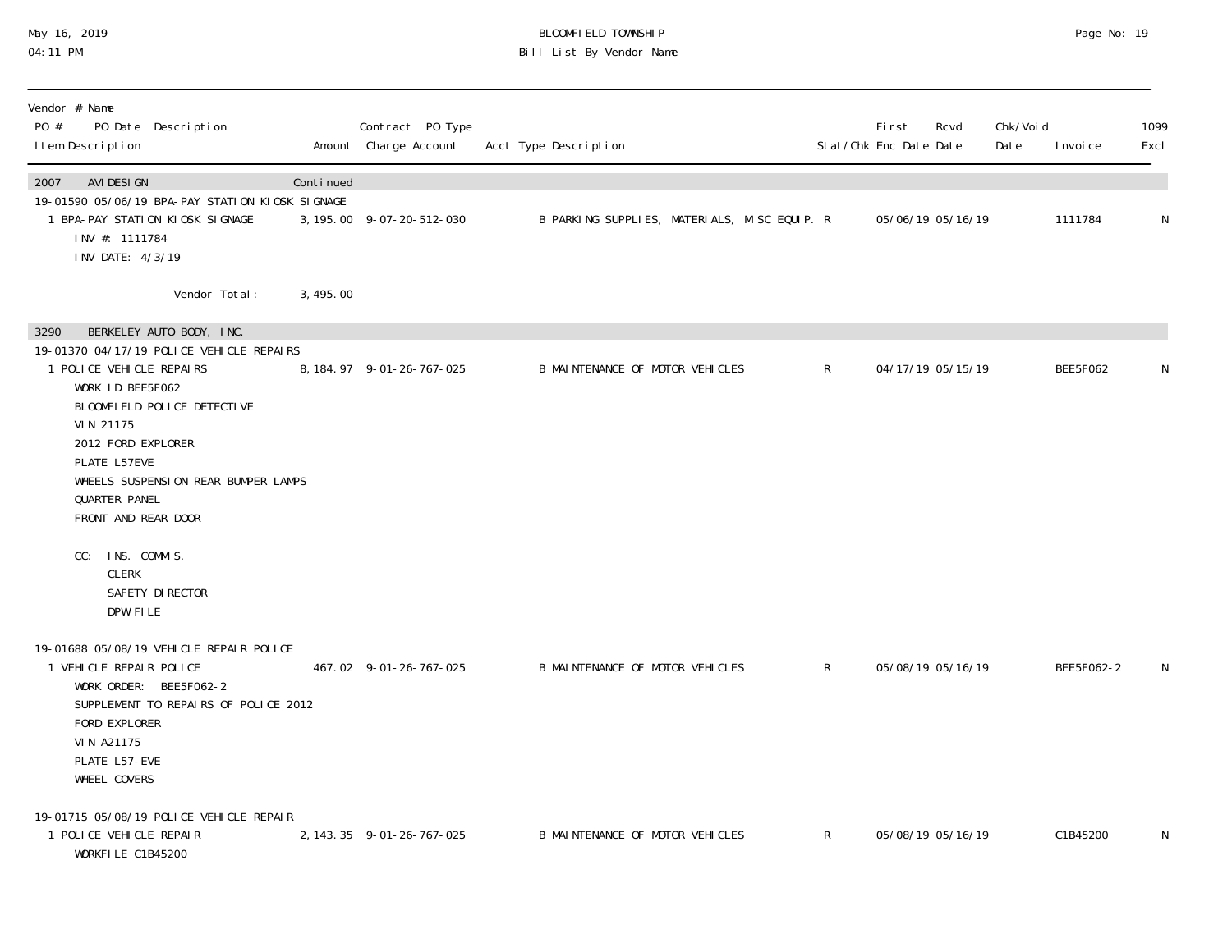BLOOMFIELD TOWNSHIP
Bill List By Vendor Name

May 16, 2019
04:11 PM

| Vendor # Name<br>PO # PO Date Description<br>Item Description | Amount | Contract PO Type<br>Charge Account | Acct Type Description | Stat/Chk | First Enc Date | Rcvd Date | Chk/Void Date | Invoice | 1099 Excl |
|---|---|---|---|---|---|---|---|---|---|
| **2007 AVI DESIGN** | Continued | | | | | | | | |
| 19-01590 05/06/19 BPA-PAY STATION KIOSK SIGNAGE | | | | | | | | | |
| 1 BPA-PAY STATION KIOSK SIGNAGE<br>INV #: 1111784<br>INV DATE: 4/3/19 | 3,195.00 | 9-07-20-512-030 | B PARKING SUPPLIES, MATERIALS, MISC EQUIP. | R | 05/06/19 | 05/16/19 | | 1111784 | N |
| Vendor Total: | 3,495.00 | | | | | | | | |
| **3290 BERKELEY AUTO BODY, INC.** | | | | | | | | | |
| 19-01370 04/17/19 POLICE VEHICLE REPAIRS | | | | | | | | | |
| 1 POLICE VEHICLE REPAIRS<br>WORK ID BEE5F062<br>BLOOMFIELD POLICE DETECTIVE<br>VIN 21175<br>2012 FORD EXPLORER<br>PLATE L57EVE<br>WHEELS SUSPENSION REAR BUMPER LAMPS<br>QUARTER PANEL<br>FRONT AND REAR DOOR<br><br>CC: INS. COMMIS.<br>CLERK<br>SAFETY DIRECTOR<br>DPW FILE | 8,184.97 | 9-01-26-767-025 | B MAINTENANCE OF MOTOR VEHICLES | R | 04/17/19 | 05/15/19 | | BEE5F062 | N |
| 19-01688 05/08/19 VEHICLE REPAIR POLICE | | | | | | | | | |
| 1 VEHICLE REPAIR POLICE<br>WORK ORDER: BEE5F062-2<br>SUPPLEMENT TO REPAIRS OF POLICE 2012<br>FORD EXPLORER<br>VIN A21175<br>PLATE L57-EVE<br>WHEEL COVERS | 467.02 | 9-01-26-767-025 | B MAINTENANCE OF MOTOR VEHICLES | R | 05/08/19 | 05/16/19 | | BEE5F062-2 | N |
| 19-01715 05/08/19 POLICE VEHICLE REPAIR | | | | | | | | | |
| 1 POLICE VEHICLE REPAIR<br>WORKFILE C1B45200 | 2,143.35 | 9-01-26-767-025 | B MAINTENANCE OF MOTOR VEHICLES | R | 05/08/19 | 05/16/19 | | C1B45200 | N |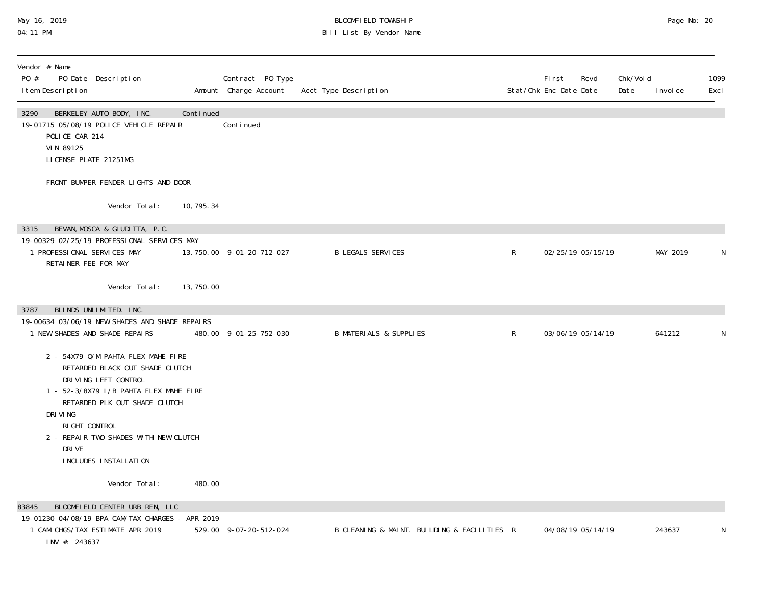| Vendor # Name PO # PO Date Description Item Description | Amount | Contract PO Type Charge Account | Acct Type Description | Stat/Chk | First Enc Date | Rcvd Date | Chk/Void Date | Invoice | 1099 Excl |
|---|---|---|---|---|---|---|---|---|---|
| 3290 BERKELEY AUTO BODY, INC. | Continued | | | | | | | | |
| 19-01715 05/08/19 POLICE VEHICLE REPAIR | | Continued | | | | | | | |
| POLICE CAR 214 | | | | | | | | | |
| VIN 89125 | | | | | | | | | |
| LICENSE PLATE 21251MG | | | | | | | | | |
| FRONT BUMPER FENDER LIGHTS AND DOOR | | | | | | | | | |
| Vendor Total: | 10,795.34 | | | | | | | | |
| 3315 BEVAN,MOSCA & GIUDITTA, P.C. | | | | | | | | | |
| 19-00329 02/25/19 PROFESSIONAL SERVICES MAY | | | | | | | | | |
| 1 PROFESSIONAL SERVICES MAY | 13,750.00 | 9-01-20-712-027 | B LEGALS SERVICES | R | 02/25/19 | 05/15/19 | | MAY 2019 | N |
| RETAINER FEE FOR MAY | | | | | | | | | |
| Vendor Total: | 13,750.00 | | | | | | | | |
| 3787 BLINDS UNLIMITED. INC. | | | | | | | | | |
| 19-00634 03/06/19 NEW SHADES AND SHADE REPAIRS | | | | | | | | | |
| 1 NEW SHADES AND SHADE REPAIRS | 480.00 | 9-01-25-752-030 | B MATERIALS & SUPPLIES | R | 03/06/19 | 05/14/19 | | 641212 | N |
| 2 - 54X79 O/M PAHTA FLEX MAHE FIRE RETARDED BLACK OUT SHADE CLUTCH DRIVING LEFT CONTROL | | | | | | | | | |
| 1 - 52-3/8X79 I/B PAHTA FLEX MAHE FIRE RETARDED PLK OUT SHADE CLUTCH DRIVING RIGHT CONTROL | | | | | | | | | |
| 2 - REPAIR TWO SHADES WITH NEW CLUTCH DRIVE INCLUDES INSTALLATION | | | | | | | | | |
| Vendor Total: | 480.00 | | | | | | | | |
| 83845 BLOOMFIELD CENTER URB REN, LLC | | | | | | | | | |
| 19-01230 04/08/19 BPA CAM/TAX CHARGES - APR 2019 | | | | | | | | | |
| 1 CAM CHGS/TAX ESTIMATE APR 2019 | 529.00 | 9-07-20-512-024 | B CLEANING & MAINT. BUILDING & FACILITIES | R | 04/08/19 | 05/14/19 | | 243637 | N |
| INV #: 243637 | | | | | | | | | |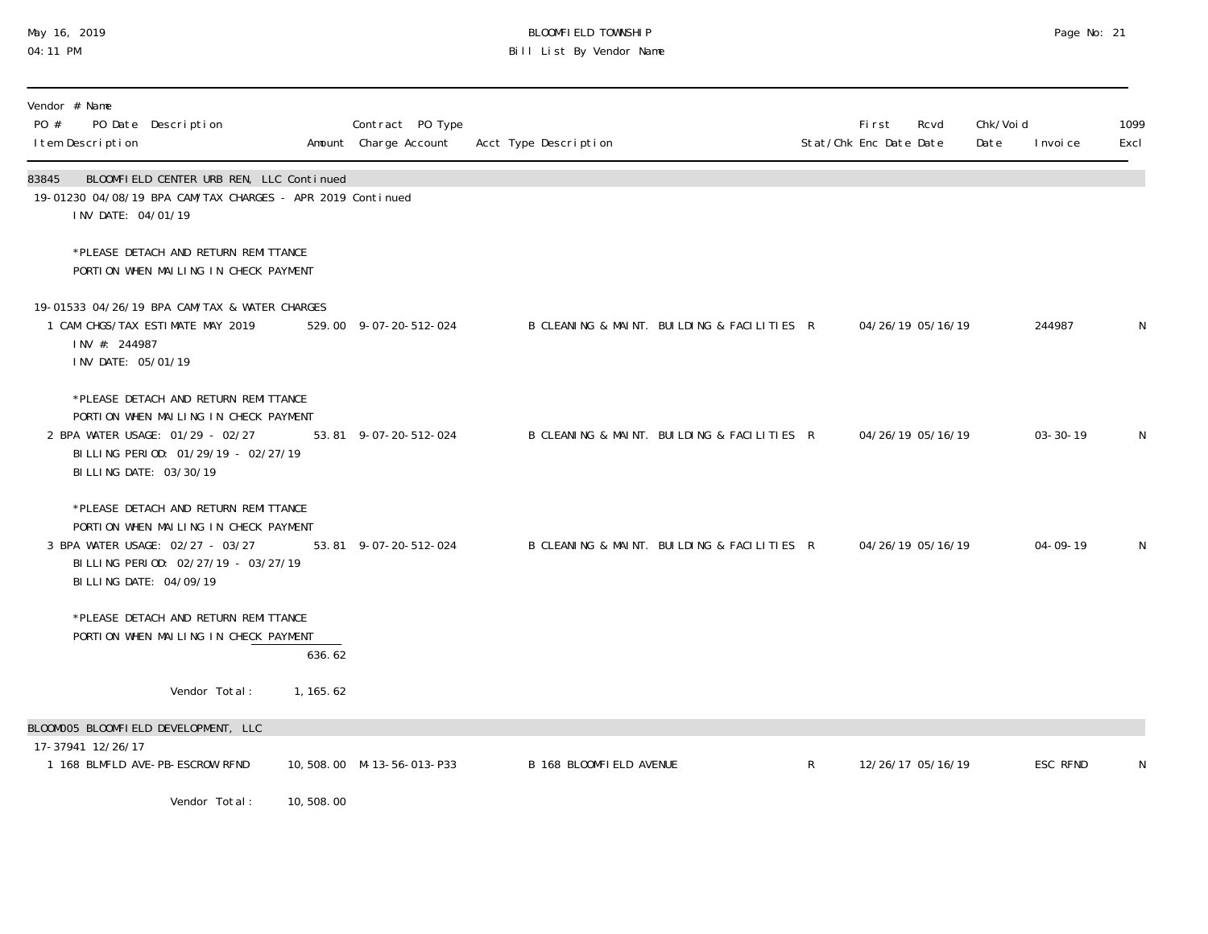| Vendor # Name<br>PO # PO Date Description<br>Item Description | Amount | Contract PO Type<br>Charge Account | Acct Type Description | Stat/Chk | First Enc Date | Rcvd Date | Chk/Void Date | Invoice | 1099 Excl |
|---|---|---|---|---|---|---|---|---|---|
| **83845 BLOOMFIELD CENTER URB REN, LLC Continued** | | | | | | | | | |
| 19-01230 04/08/19 BPA CAM/TAX CHARGES - APR 2019 Continued | | | | | | | | | |
| INV DATE: 04/01/19<br><br>*PLEASE DETACH AND RETURN REMITTANCE PORTION WHEN MAILING IN CHECK PAYMENT | | | | | | | | | |
| 19-01533 04/26/19 BPA CAM/TAX & WATER CHARGES | | | | | | | | | |
| 1 CAM CHGS/TAX ESTIMATE MAY 2019<br>INV #: 244987<br>INV DATE: 05/01/19<br><br>*PLEASE DETACH AND RETURN REMITTANCE PORTION WHEN MAILING IN CHECK PAYMENT | 529.00 | 9-07-20-512-024 | B CLEANING & MAINT. BUILDING & FACILITIES | R | 04/26/19 | 05/16/19 | | 244987 | N |
| 2 BPA WATER USAGE: 01/29 - 02/27<br>BILLING PERIOD: 01/29/19 - 02/27/19<br>BILLING DATE: 03/30/19<br><br>*PLEASE DETACH AND RETURN REMITTANCE PORTION WHEN MAILING IN CHECK PAYMENT | 53.81 | 9-07-20-512-024 | B CLEANING & MAINT. BUILDING & FACILITIES | R | 04/26/19 | 05/16/19 | | 03-30-19 | N |
| 3 BPA WATER USAGE: 02/27 - 03/27<br>BILLING PERIOD: 02/27/19 - 03/27/19<br>BILLING DATE: 04/09/19<br><br>*PLEASE DETACH AND RETURN REMITTANCE PORTION WHEN MAILING IN CHECK PAYMENT | 53.81 | 9-07-20-512-024 | B CLEANING & MAINT. BUILDING & FACILITIES | R | 04/26/19 | 05/16/19 | | 04-09-19 | N |
| | 636.62 | | | | | | | | |
| Vendor Total: | 1,165.62 | | | | | | | | |
| **BLOOM005 BLOOMFIELD DEVELOPMENT, LLC** | | | | | | | | | |
| 17-37941 12/26/17 | | | | | | | | | |
| 1 168 BLMFLD AVE-PB-ESCROW RFND | 10,508.00 | M-13-56-013-P33 | B 168 BLOOMFIELD AVENUE | R | 12/26/17 | 05/16/19 | | ESC RFND | N |
| Vendor Total: | 10,508.00 | | | | | | | | |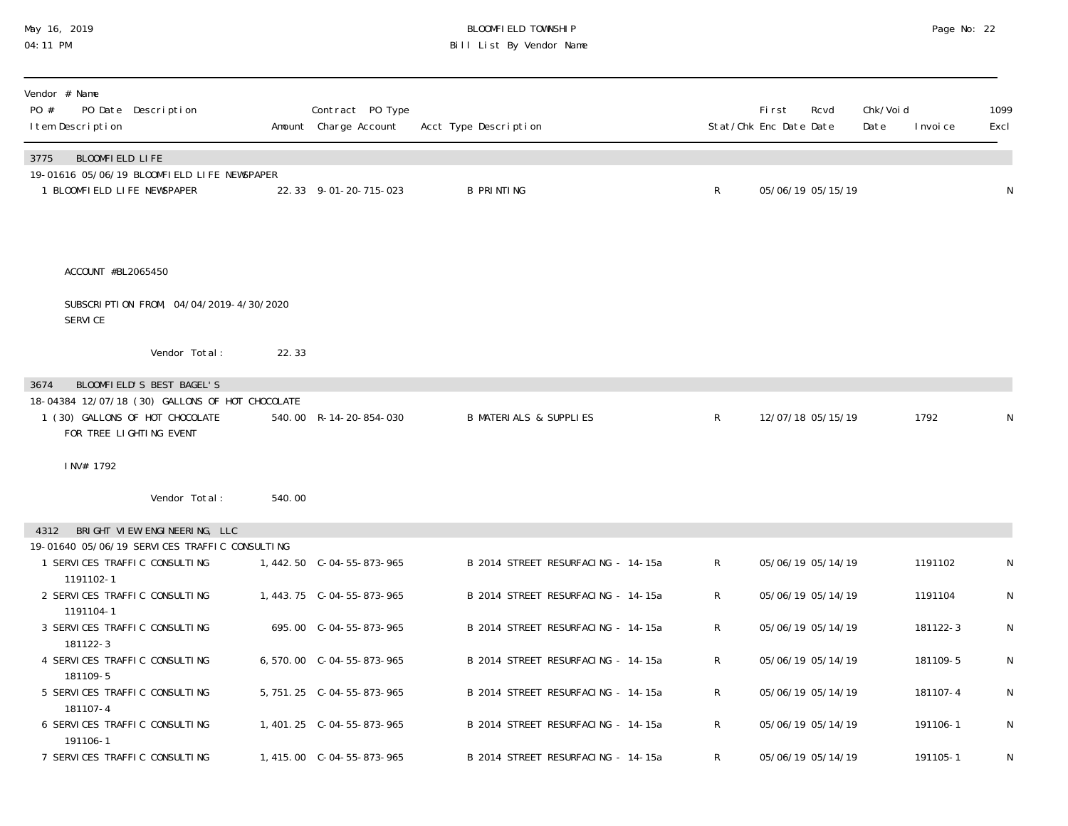BLOOMFIELD TOWNSHIP
Bill List By Vendor Name

May 16, 2019
04:11 PM

| Vendor # Name / PO # PO Date Description / Item Description | Amount | Contract PO Type / Charge Account | Acct Type Description | Stat/Chk | First Enc Date | Rcvd Date | Chk/Void Date | Invoice | 1099 Excl |
|---|---|---|---|---|---|---|---|---|---|
| **3775 BLOOMFIELD LIFE** | | | | | | | | | |
| 19-01616 05/06/19 BLOOMFIELD LIFE NEWSPAPER | | | | | | | | | |
| 1 BLOOMFIELD LIFE NEWSPAPER | 22.33 | 9-01-20-715-023 | B PRINTING | R | 05/06/19 | 05/15/19 | | | N |
| ACCOUNT #BL2065450 | | | | | | | | | |
| SUBSCRIPTION FROM, 04/04/2019-4/30/2020 SERVICE | | | | | | | | | |
| Vendor Total: | 22.33 | | | | | | | | |
| **3674 BLOOMFIELD'S BEST BAGEL'S** | | | | | | | | | |
| 18-04384 12/07/18 (30) GALLONS OF HOT CHOCOLATE | | | | | | | | | |
| 1 (30) GALLONS OF HOT CHOCOLATE FOR TREE LIGHTING EVENT | 540.00 | R-14-20-854-030 | B MATERIALS & SUPPLIES | R | 12/07/18 | 05/15/19 | | 1792 | N |
| INV# 1792 | | | | | | | | | |
| Vendor Total: | 540.00 | | | | | | | | |
| **4312 BRIGHT VIEW ENGINEERING, LLC** | | | | | | | | | |
| 19-01640 05/06/19 SERVICES TRAFFIC CONSULTING | | | | | | | | | |
| 1 SERVICES TRAFFIC CONSULTING 1191102-1 | 1,442.50 | C-04-55-873-965 | B 2014 STREET RESURFACING - 14-15a | R | 05/06/19 | 05/14/19 | | 1191102 | N |
| 2 SERVICES TRAFFIC CONSULTING 1191104-1 | 1,443.75 | C-04-55-873-965 | B 2014 STREET RESURFACING - 14-15a | R | 05/06/19 | 05/14/19 | | 1191104 | N |
| 3 SERVICES TRAFFIC CONSULTING 181122-3 | 695.00 | C-04-55-873-965 | B 2014 STREET RESURFACING - 14-15a | R | 05/06/19 | 05/14/19 | | 181122-3 | N |
| 4 SERVICES TRAFFIC CONSULTING 181109-5 | 6,570.00 | C-04-55-873-965 | B 2014 STREET RESURFACING - 14-15a | R | 05/06/19 | 05/14/19 | | 181109-5 | N |
| 5 SERVICES TRAFFIC CONSULTING 181107-4 | 5,751.25 | C-04-55-873-965 | B 2014 STREET RESURFACING - 14-15a | R | 05/06/19 | 05/14/19 | | 181107-4 | N |
| 6 SERVICES TRAFFIC CONSULTING 191106-1 | 1,401.25 | C-04-55-873-965 | B 2014 STREET RESURFACING - 14-15a | R | 05/06/19 | 05/14/19 | | 191106-1 | N |
| 7 SERVICES TRAFFIC CONSULTING | 1,415.00 | C-04-55-873-965 | B 2014 STREET RESURFACING - 14-15a | R | 05/06/19 | 05/14/19 | | 191105-1 | N |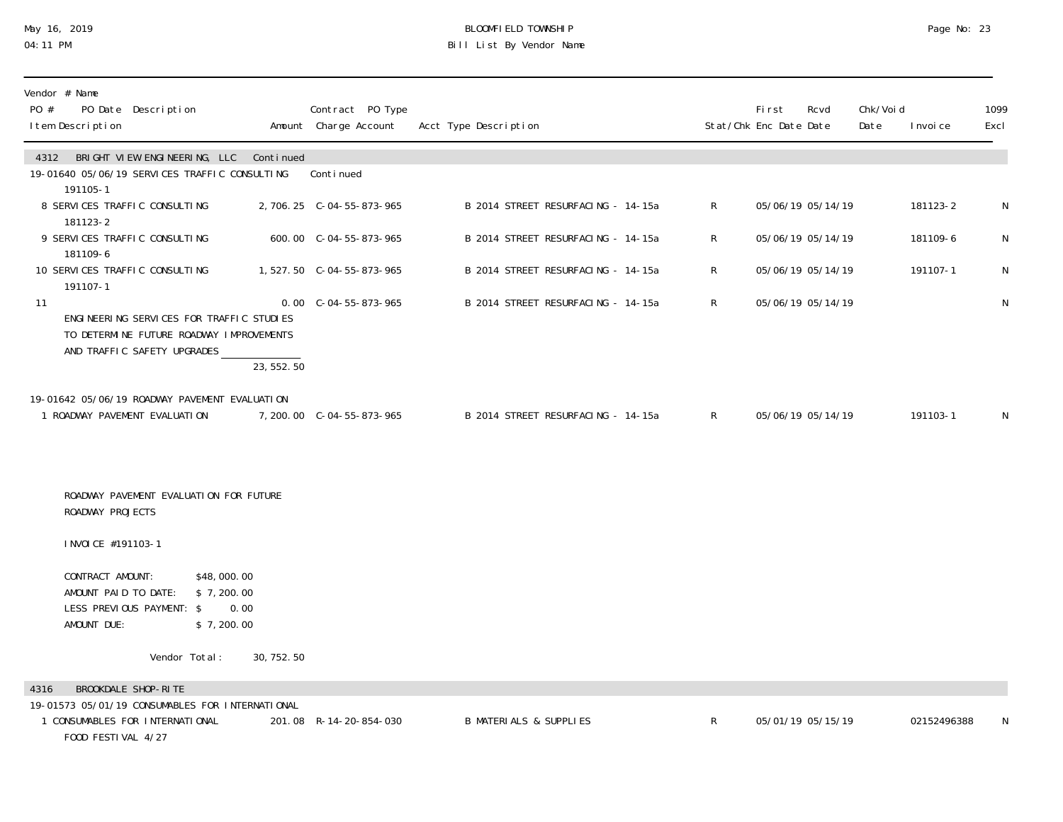| Vendor # Name<br>PO # PO Date Description<br>Item Description | Amount | Contract PO Type<br>Charge Account | Acct Type Description | Stat/Chk | First Enc Date | Rcvd Date | Chk/Void Date | Invoice | 1099 Excl |
|---|---|---|---|---|---|---|---|---|---|
| **4312 BRIGHT VIEW ENGINEERING, LLC Continued** | | | | | | | | | |
| 19-01640 05/06/19 SERVICES TRAFFIC CONSULTING | | Continued | | | | | | | |
| 191105-1 | | | | | | | | | |
| 8 SERVICES TRAFFIC CONSULTING<br>181123-2 | 2,706.25 | C-04-55-873-965 | B 2014 STREET RESURFACING - 14-15a | R | 05/06/19 | 05/14/19 | | 181123-2 | N |
| 9 SERVICES TRAFFIC CONSULTING<br>181109-6 | 600.00 | C-04-55-873-965 | B 2014 STREET RESURFACING - 14-15a | R | 05/06/19 | 05/14/19 | | 181109-6 | N |
| 10 SERVICES TRAFFIC CONSULTING<br>191107-1 | 1,527.50 | C-04-55-873-965 | B 2014 STREET RESURFACING - 14-15a | R | 05/06/19 | 05/14/19 | | 191107-1 | N |
| 11<br>ENGINEERING SERVICES FOR TRAFFIC STUDIES<br>TO DETERMINE FUTURE ROADWAY IMPROVEMENTS<br>AND TRAFFIC SAFETY UPGRADES | 0.00 | C-04-55-873-965 | B 2014 STREET RESURFACING - 14-15a | R | 05/06/19 | 05/14/19 | | | N |
| | 23,552.50 | | | | | | | | |
| 19-01642 05/06/19 ROADWAY PAVEMENT EVALUATION | | | | | | | | | |
| 1 ROADWAY PAVEMENT EVALUATION | 7,200.00 | C-04-55-873-965 | B 2014 STREET RESURFACING - 14-15a | R | 05/06/19 | 05/14/19 | | 191103-1 | N |

ROADWAY PAVEMENT EVALUATION FOR FUTURE ROADWAY PROJECTS

INVOICE #191103-1

CONTRACT AMOUNT: $48,000.00
AMOUNT PAID TO DATE: $ 7,200.00
LESS PREVIOUS PAYMENT: $ 0.00
AMOUNT DUE: $ 7,200.00

Vendor Total: 30,752.50

| Vendor # Name<br>PO # PO Date Description<br>Item Description | Amount | Contract PO Type<br>Charge Account | Acct Type Description | Stat/Chk | First Enc Date | Rcvd Date | Chk/Void Date | Invoice | 1099 Excl |
|---|---|---|---|---|---|---|---|---|---|
| **4316 BROOKDALE SHOP-RITE** | | | | | | | | | |
| 19-01573 05/01/19 CONSUMABLES FOR INTERNATIONAL | | | | | | | | | |
| 1 CONSUMABLES FOR INTERNATIONAL<br>FOOD FESTIVAL 4/27 | 201.08 | R-14-20-854-030 | B MATERIALS & SUPPLIES | R | 05/01/19 | 05/15/19 | | 02152496388 | N |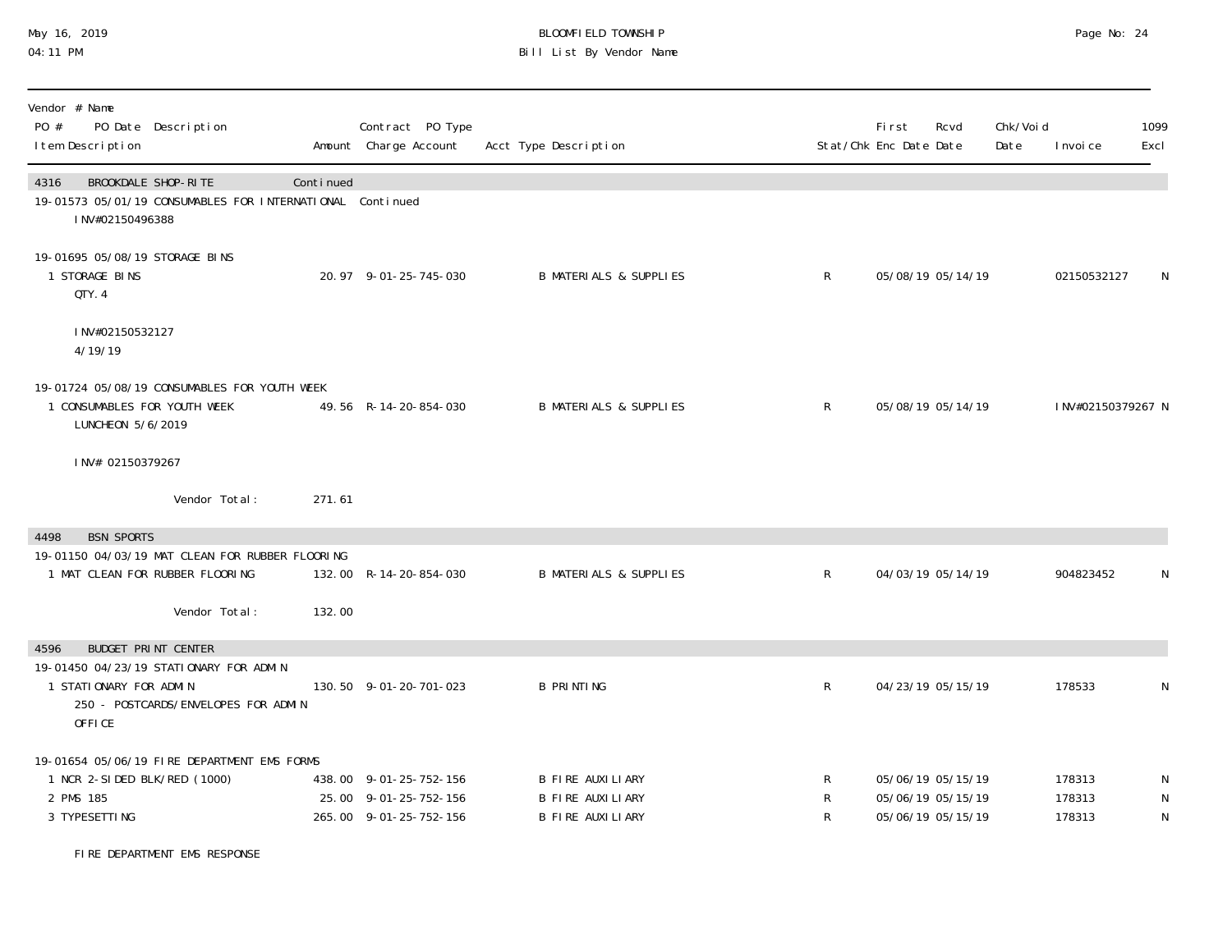May 16, 2019
04:11 PM

BLOOMFIELD TOWNSHIP
Bill List By Vendor Name

| Vendor # Name<br>PO # PO Date Description<br>Item Description | Amount | Contract PO Type<br>Charge Account | Acct Type Description | Stat/Chk | First Enc Date | Rcvd Date | Chk/Void Date | Invoice | 1099 Excl |
|---|---|---|---|---|---|---|---|---|---|
| **4316 BROOKDALE SHOP-RITE** | Continued | | | | | | | | |
| 19-01573 05/01/19 CONSUMABLES FOR INTERNATIONAL | Continued | | | | | | | | |
| INV#02150496388 | | | | | | | | | |
| 19-01695 05/08/19 STORAGE BINS | | | | | | | | | |
| 1 STORAGE BINS<br>QTY. 4<br><br>INV#02150532127<br>4/19/19 | 20.97 | 9-01-25-745-030 | B MATERIALS & SUPPLIES | R | 05/08/19 | 05/14/19 | | 02150532127 | N |
| 19-01724 05/08/19 CONSUMABLES FOR YOUTH WEEK | | | | | | | | | |
| 1 CONSUMABLES FOR YOUTH WEEK<br>LUNCHEON 5/6/2019<br><br>INV# 02150379267 | 49.56 | R-14-20-854-030 | B MATERIALS & SUPPLIES | R | 05/08/19 | 05/14/19 | | INV#02150379267 | N |
| Vendor Total: | 271.61 | | | | | | | | |
| **4498 BSN SPORTS** | | | | | | | | | |
| 19-01150 04/03/19 MAT CLEAN FOR RUBBER FLOORING | | | | | | | | | |
| 1 MAT CLEAN FOR RUBBER FLOORING | 132.00 | R-14-20-854-030 | B MATERIALS & SUPPLIES | R | 04/03/19 | 05/14/19 | | 904823452 | N |
| Vendor Total: | 132.00 | | | | | | | | |
| **4596 BUDGET PRINT CENTER** | | | | | | | | | |
| 19-01450 04/23/19 STATIONARY FOR ADMIN | | | | | | | | | |
| 1 STATIONARY FOR ADMIN<br>250 - POSTCARDS/ENVELOPES FOR ADMIN OFFICE | 130.50 | 9-01-20-701-023 | B PRINTING | R | 04/23/19 | 05/15/19 | | 178533 | N |
| 19-01654 05/06/19 FIRE DEPARTMENT EMS FORMS | | | | | | | | | |
| 1 NCR 2-SIDED BLK/RED (1000) | 438.00 | 9-01-25-752-156 | B FIRE AUXILIARY | R | 05/06/19 | 05/15/19 | | 178313 | N |
| 2 PMS 185 | 25.00 | 9-01-25-752-156 | B FIRE AUXILIARY | R | 05/06/19 | 05/15/19 | | 178313 | N |
| 3 TYPESETTING<br><br>FIRE DEPARTMENT EMS RESPONSE | 265.00 | 9-01-25-752-156 | B FIRE AUXILIARY | R | 05/06/19 | 05/15/19 | | 178313 | N |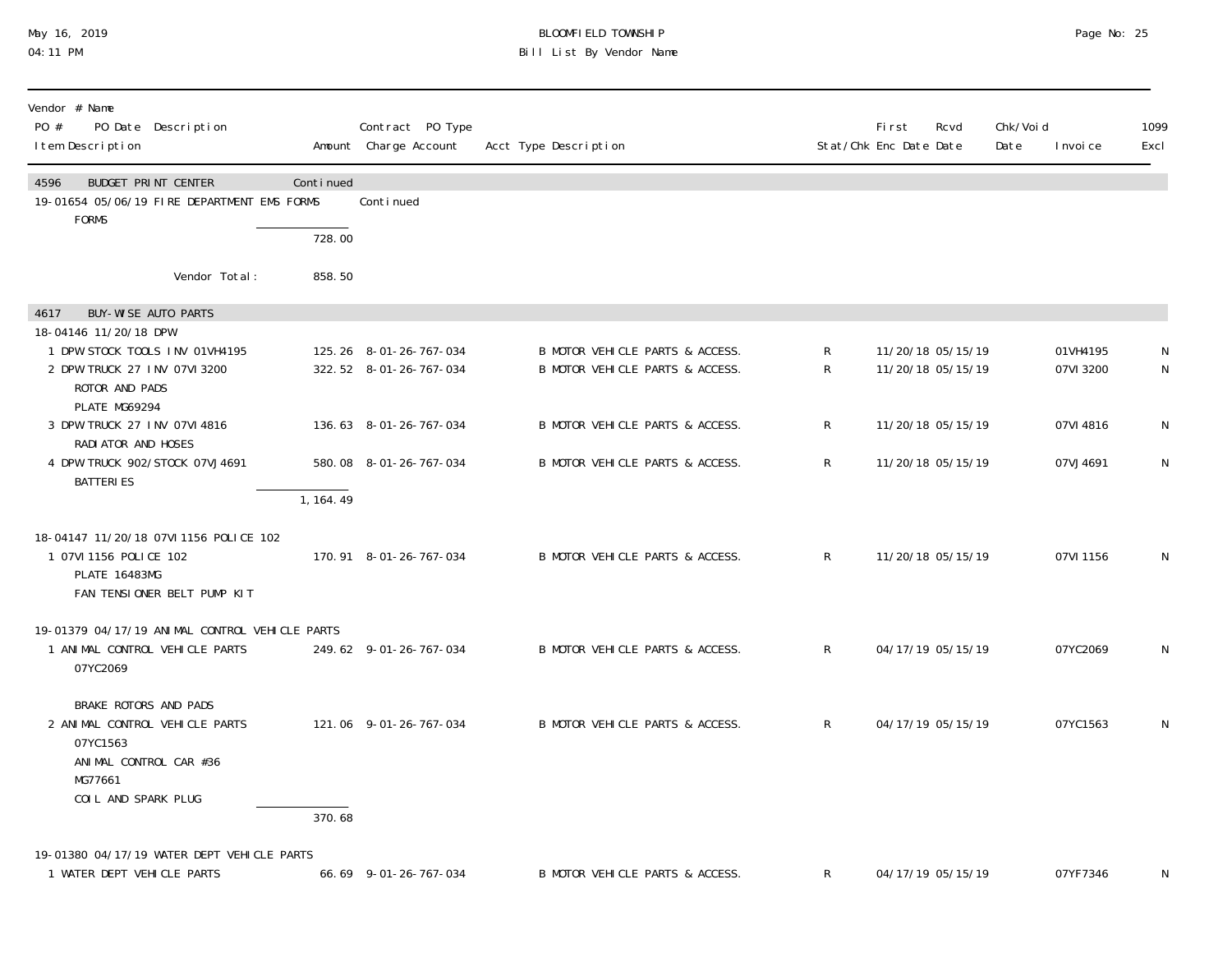| Vendor # Name<br>PO # PO Date Description<br>Item Description | Amount | Contract PO Type<br>Charge Account | Acct Type Description | Stat/Chk | First<br>Enc Date | Rcvd<br>Date | Chk/Void<br>Date | Invoice | 1099<br>Excl |
|---|---|---|---|---|---|---|---|---|---|
| **4596 BUDGET PRINT CENTER** | Continued | | | | | | | | |
| 19-01654 05/06/19 FIRE DEPARTMENT EMS FORMS | | Continued | | | | | | | |
| FORMS | | | | | | | | | |
| | 728.00 | | | | | | | | |
| Vendor Total: | 858.50 | | | | | | | | |
| **4617 BUY-WISE AUTO PARTS** | | | | | | | | | |
| 18-04146 11/20/18 DPW | | | | | | | | | |
| 1 DPW STOCK TOOLS INV 01VH4195 | 125.26 | 8-01-26-767-034 | B MOTOR VEHICLE PARTS & ACCESS. | R | 11/20/18 | 05/15/19 | | 01VH4195 | N |
| 2 DPW TRUCK 27 INV 07VI3200<br>ROTOR AND PADS<br>PLATE MG69294 | 322.52 | 8-01-26-767-034 | B MOTOR VEHICLE PARTS & ACCESS. | R | 11/20/18 | 05/15/19 | | 07VI3200 | N |
| 3 DPW TRUCK 27 INV 07VI4816<br>RADIATOR AND HOSES | 136.63 | 8-01-26-767-034 | B MOTOR VEHICLE PARTS & ACCESS. | R | 11/20/18 | 05/15/19 | | 07VI4816 | N |
| 4 DPW TRUCK 902/STOCK 07VJ4691<br>BATTERIES | 580.08 | 8-01-26-767-034 | B MOTOR VEHICLE PARTS & ACCESS. | R | 11/20/18 | 05/15/19 | | 07VJ4691 | N |
| | 1,164.49 | | | | | | | | |
| 18-04147 11/20/18 07VI1156 POLICE 102 | | | | | | | | | |
| 1 07VI1156 POLICE 102<br>PLATE 16483MG<br>FAN TENSIONER BELT PUMP KIT | 170.91 | 8-01-26-767-034 | B MOTOR VEHICLE PARTS & ACCESS. | R | 11/20/18 | 05/15/19 | | 07VI1156 | N |
| 19-01379 04/17/19 ANIMAL CONTROL VEHICLE PARTS | | | | | | | | | |
| 1 ANIMAL CONTROL VEHICLE PARTS<br>07YC2069<br>BRAKE ROTORS AND PADS | 249.62 | 9-01-26-767-034 | B MOTOR VEHICLE PARTS & ACCESS. | R | 04/17/19 | 05/15/19 | | 07YC2069 | N |
| 2 ANIMAL CONTROL VEHICLE PARTS<br>07YC1563<br>ANIMAL CONTROL CAR #36<br>MG77661<br>COIL AND SPARK PLUG | 121.06 | 9-01-26-767-034 | B MOTOR VEHICLE PARTS & ACCESS. | R | 04/17/19 | 05/15/19 | | 07YC1563 | N |
| | 370.68 | | | | | | | | |
| 19-01380 04/17/19 WATER DEPT VEHICLE PARTS | | | | | | | | | |
| 1 WATER DEPT VEHICLE PARTS | 66.69 | 9-01-26-767-034 | B MOTOR VEHICLE PARTS & ACCESS. | R | 04/17/19 | 05/15/19 | | 07YF7346 | N |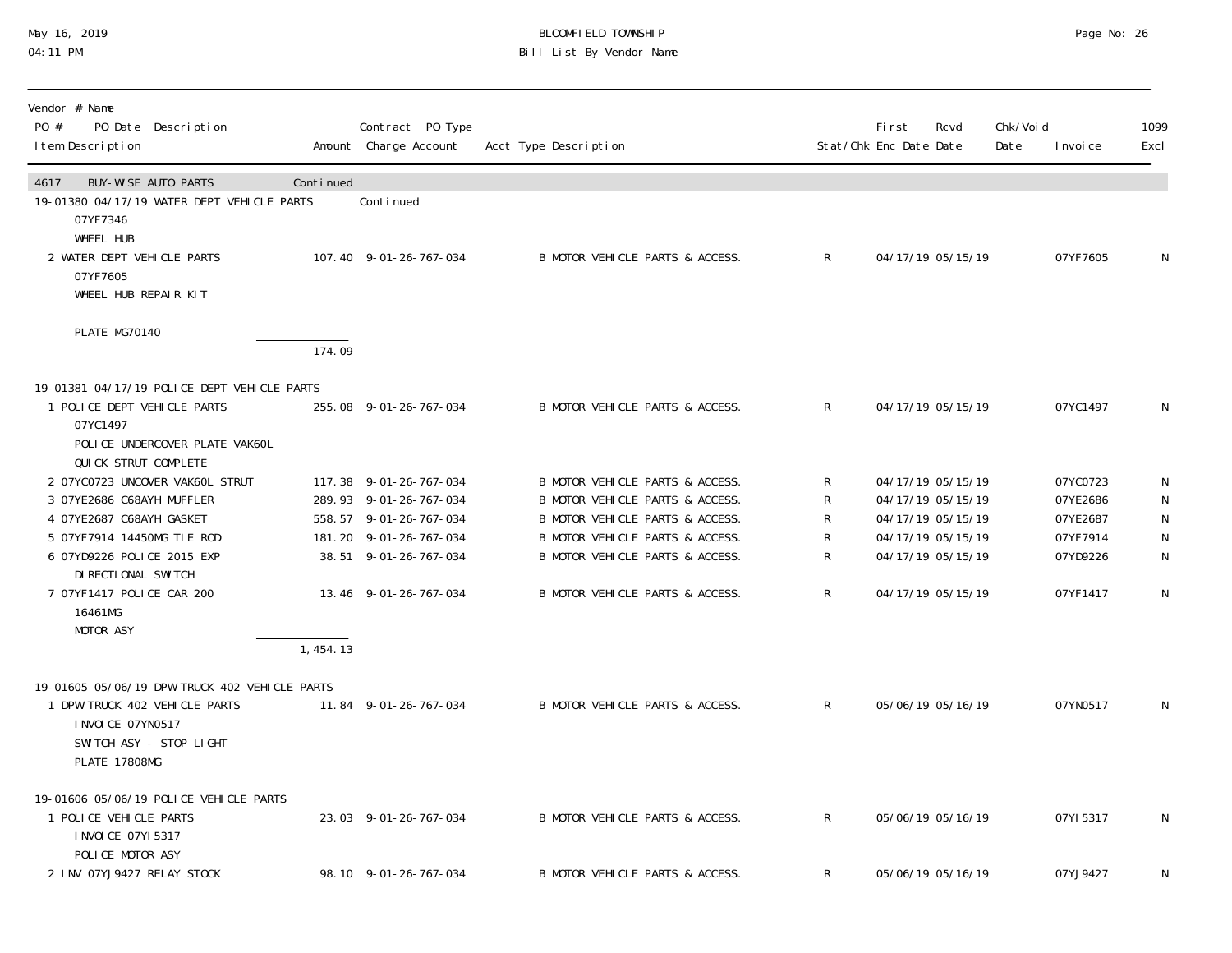BLOOMFIELD TOWNSHIP
Bill List By Vendor Name

May 16, 2019
04:11 PM

| Vendor # Name<br>PO # PO Date Description<br>Item Description | Amount | Contract PO Type<br>Charge Account | Acct Type Description | Stat/Chk | First Enc Date | Rcvd Date | Chk/Void Date | Invoice | 1099 Excl |
|---|---|---|---|---|---|---|---|---|---|
| 4617 BUY-WISE AUTO PARTS | Continued | | | | | | | | |
| 19-01380 04/17/19 WATER DEPT VEHICLE PARTS | | Continued | | | | | | | |
| 07YF7346<br>WHEEL HUB | | | | | | | | | |
| 2 WATER DEPT VEHICLE PARTS<br>07YF7605<br>WHEEL HUB REPAIR KIT<br><br>PLATE MG70140 | 107.40 | 9-01-26-767-034 | B MOTOR VEHICLE PARTS & ACCESS. | R | 04/17/19 | 05/15/19 | | 07YF7605 | N |
| | 174.09 | | | | | | | | |
| 19-01381 04/17/19 POLICE DEPT VEHICLE PARTS | | | | | | | | | |
| 1 POLICE DEPT VEHICLE PARTS<br>07YC1497<br>POLICE UNDERCOVER PLATE VAK60L<br>QUICK STRUT COMPLETE | 255.08 | 9-01-26-767-034 | B MOTOR VEHICLE PARTS & ACCESS. | R | 04/17/19 | 05/15/19 | | 07YC1497 | N |
| 2 07YC0723 UNCOVER VAK60L STRUT | 117.38 | 9-01-26-767-034 | B MOTOR VEHICLE PARTS & ACCESS. | R | 04/17/19 | 05/15/19 | | 07YC0723 | N |
| 3 07YE2686 C68AYH MUFFLER | 289.93 | 9-01-26-767-034 | B MOTOR VEHICLE PARTS & ACCESS. | R | 04/17/19 | 05/15/19 | | 07YE2686 | N |
| 4 07YE2687 C68AYH GASKET | 558.57 | 9-01-26-767-034 | B MOTOR VEHICLE PARTS & ACCESS. | R | 04/17/19 | 05/15/19 | | 07YE2687 | N |
| 5 07YF7914 14450MG TIE ROD | 181.20 | 9-01-26-767-034 | B MOTOR VEHICLE PARTS & ACCESS. | R | 04/17/19 | 05/15/19 | | 07YF7914 | N |
| 6 07YD9226 POLICE 2015 EXP<br>DIRECTIONAL SWITCH | 38.51 | 9-01-26-767-034 | B MOTOR VEHICLE PARTS & ACCESS. | R | 04/17/19 | 05/15/19 | | 07YD9226 | N |
| 7 07YF1417 POLICE CAR 200<br>16461MG<br>MOTOR ASY | 13.46 | 9-01-26-767-034 | B MOTOR VEHICLE PARTS & ACCESS. | R | 04/17/19 | 05/15/19 | | 07YF1417 | N |
| | 1,454.13 | | | | | | | | |
| 19-01605 05/06/19 DPW TRUCK 402 VEHICLE PARTS | | | | | | | | | |
| 1 DPW TRUCK 402 VEHICLE PARTS<br>INVOICE 07YN0517<br>SWITCH ASY - STOP LIGHT<br>PLATE 17808MG | 11.84 | 9-01-26-767-034 | B MOTOR VEHICLE PARTS & ACCESS. | R | 05/06/19 | 05/16/19 | | 07YN0517 | N |
| 19-01606 05/06/19 POLICE VEHICLE PARTS | | | | | | | | | |
| 1 POLICE VEHICLE PARTS<br>INVOICE 07YI5317<br>POLICE MOTOR ASY | 23.03 | 9-01-26-767-034 | B MOTOR VEHICLE PARTS & ACCESS. | R | 05/06/19 | 05/16/19 | | 07YI5317 | N |
| 2 INV 07YJ9427 RELAY STOCK | 98.10 | 9-01-26-767-034 | B MOTOR VEHICLE PARTS & ACCESS. | R | 05/06/19 | 05/16/19 | | 07YJ9427 | N |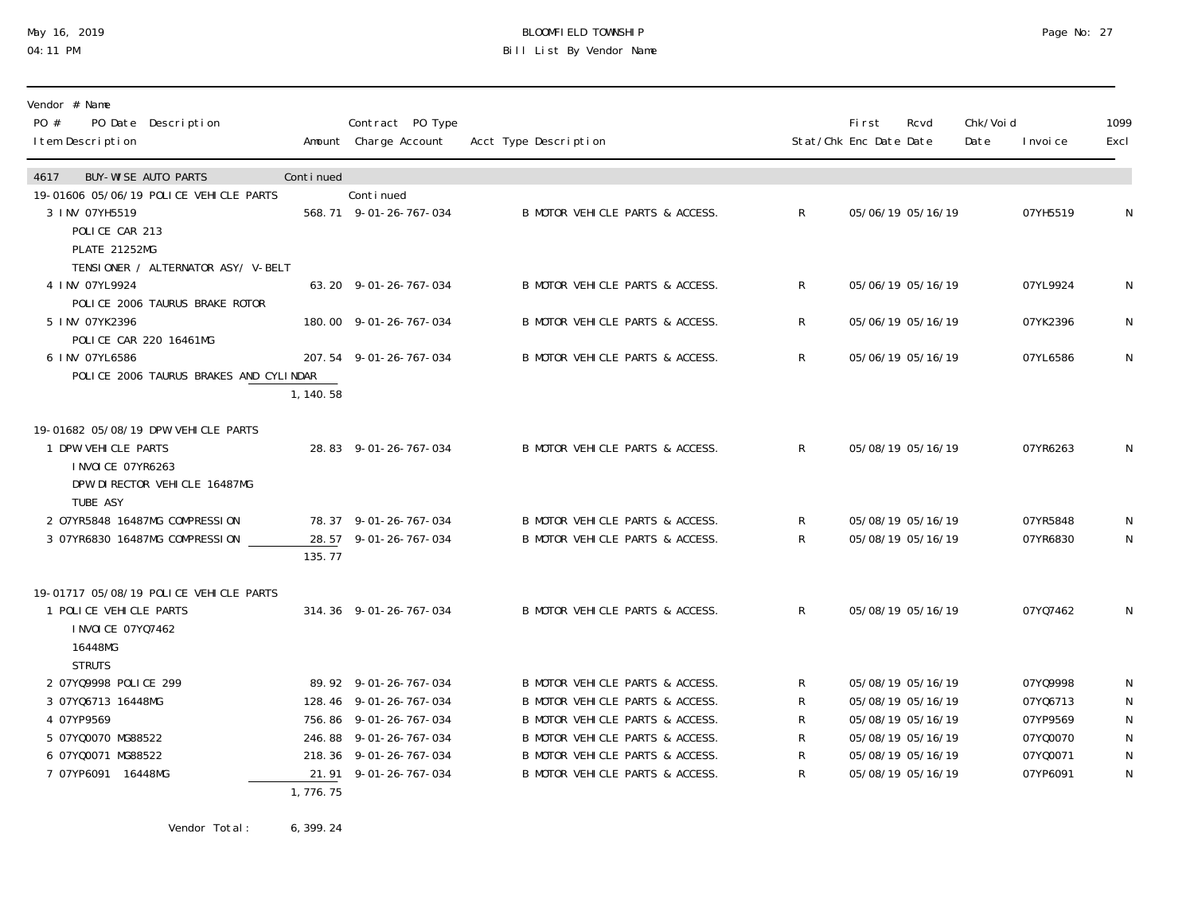BLOOMFIELD TOWNSHIP
Bill List By Vendor Name

May 16, 2019
04:11 PM

| Vendor # Name<br>PO # PO Date Description<br>Item Description | Amount | Contract PO Type<br>Charge Account | Acct Type Description | Stat/Chk | First Enc Date | Rcvd Date | Chk/Void Date | Invoice | 1099 Excl |
|---|---|---|---|---|---|---|---|---|---|
| **4617 BUY-WISE AUTO PARTS** | Continued | | | | | | | | |
| 19-01606 05/06/19 POLICE VEHICLE PARTS | | Continued | | | | | | | |
| 3 INV 07YH5519<br>POLICE CAR 213<br>PLATE 21252MG<br>TENSIONER / ALTERNATOR ASY/ V-BELT | 568.71 | 9-01-26-767-034 | B MOTOR VEHICLE PARTS & ACCESS. | R | 05/06/19 | 05/16/19 | | 07YH5519 | N |
| 4 INV 07YL9924<br>POLICE 2006 TAURUS BRAKE ROTOR | 63.20 | 9-01-26-767-034 | B MOTOR VEHICLE PARTS & ACCESS. | R | 05/06/19 | 05/16/19 | | 07YL9924 | N |
| 5 INV 07YK2396<br>POLICE CAR 220 16461MG | 180.00 | 9-01-26-767-034 | B MOTOR VEHICLE PARTS & ACCESS. | R | 05/06/19 | 05/16/19 | | 07YK2396 | N |
| 6 INV 07YL6586<br>POLICE 2006 TAURUS BRAKES AND CYLINDAR | 207.54 | 9-01-26-767-034 | B MOTOR VEHICLE PARTS & ACCESS. | R | 05/06/19 | 05/16/19 | | 07YL6586 | N |
| | 1,140.58 | | | | | | | | |
| 19-01682 05/08/19 DPW VEHICLE PARTS | | | | | | | | | |
| 1 DPW VEHICLE PARTS<br>INVOICE 07YR6263<br>DPW DIRECTOR VEHICLE 16487MG<br>TUBE ASY | 28.83 | 9-01-26-767-034 | B MOTOR VEHICLE PARTS & ACCESS. | R | 05/08/19 | 05/16/19 | | 07YR6263 | N |
| 2 O7YR5848 16487MG COMPRESSION | 78.37 | 9-01-26-767-034 | B MOTOR VEHICLE PARTS & ACCESS. | R | 05/08/19 | 05/16/19 | | 07YR5848 | N |
| 3 07YR6830 16487MG COMPRESSION | 28.57 | 9-01-26-767-034 | B MOTOR VEHICLE PARTS & ACCESS. | R | 05/08/19 | 05/16/19 | | 07YR6830 | N |
| | 135.77 | | | | | | | | |
| 19-01717 05/08/19 POLICE VEHICLE PARTS | | | | | | | | | |
| 1 POLICE VEHICLE PARTS<br>INVOICE 07YQ7462<br>16448MG<br>STRUTS | 314.36 | 9-01-26-767-034 | B MOTOR VEHICLE PARTS & ACCESS. | R | 05/08/19 | 05/16/19 | | 07YQ7462 | N |
| 2 07YQ9998 POLICE 299 | 89.92 | 9-01-26-767-034 | B MOTOR VEHICLE PARTS & ACCESS. | R | 05/08/19 | 05/16/19 | | 07YQ9998 | N |
| 3 07YQ6713 16448MG | 128.46 | 9-01-26-767-034 | B MOTOR VEHICLE PARTS & ACCESS. | R | 05/08/19 | 05/16/19 | | 07YQ6713 | N |
| 4 07YP9569 | 756.86 | 9-01-26-767-034 | B MOTOR VEHICLE PARTS & ACCESS. | R | 05/08/19 | 05/16/19 | | 07YP9569 | N |
| 5 07YQ0070 MG88522 | 246.88 | 9-01-26-767-034 | B MOTOR VEHICLE PARTS & ACCESS. | R | 05/08/19 | 05/16/19 | | 07YQ0070 | N |
| 6 07YQ0071 MG88522 | 218.36 | 9-01-26-767-034 | B MOTOR VEHICLE PARTS & ACCESS. | R | 05/08/19 | 05/16/19 | | 07YQ0071 | N |
| 7 07YP6091 16448MG | 21.91 | 9-01-26-767-034 | B MOTOR VEHICLE PARTS & ACCESS. | R | 05/08/19 | 05/16/19 | | 07YP6091 | N |
| | 1,776.75 | | | | | | | | |
| Vendor Total: | 6,399.24 | | | | | | | | |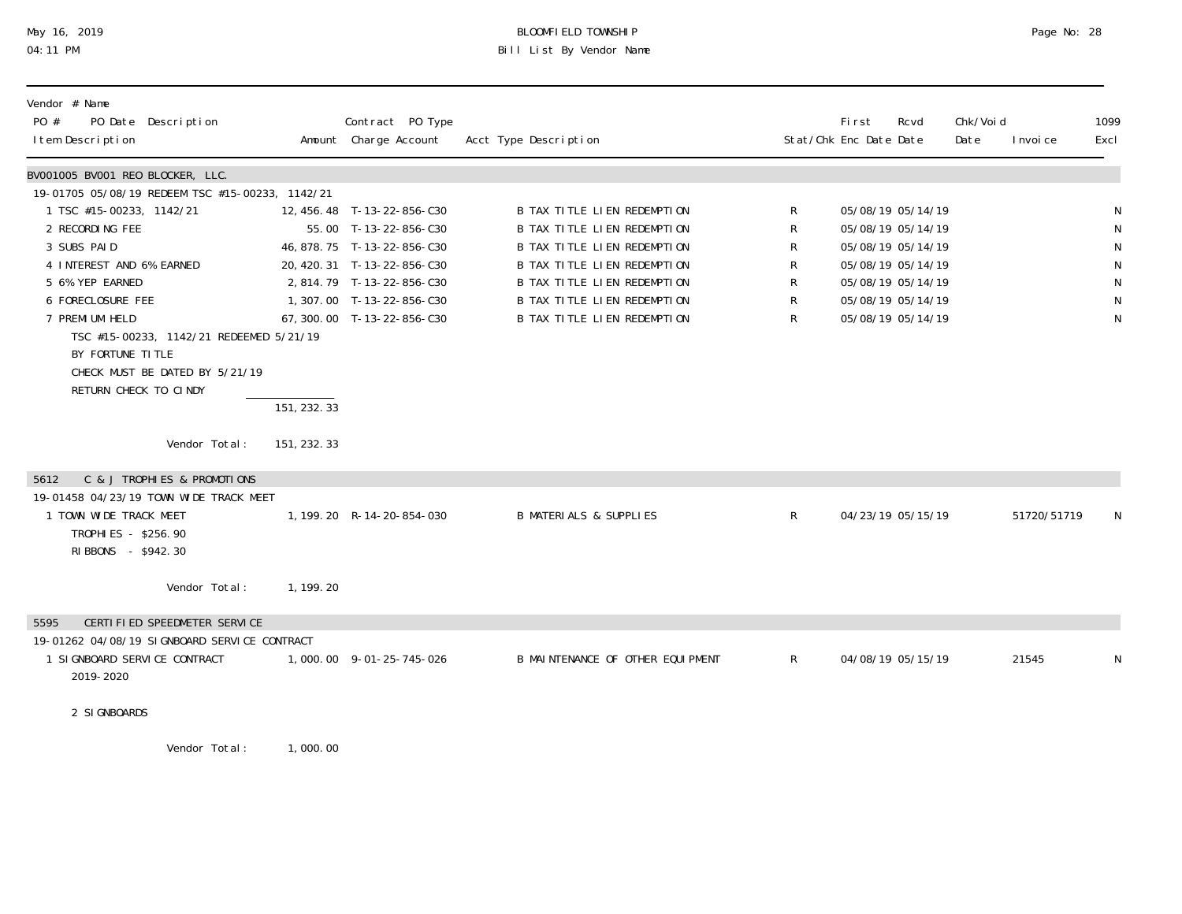| Vendor # Name<br>PO # PO Date Description<br>Item Description | Amount | Contract PO Type<br>Charge Account | Acct Type Description | Stat/Chk | First<br>Enc Date | Rcvd<br>Date | Chk/Void<br>Date | Invoice | 1099<br>Excl |
|---|---|---|---|---|---|---|---|---|---|
| **BV001005 BV001 REO BLOCKER, LLC.** | | | | | | | | | |
| 19-01705 05/08/19 REDEEM TSC #15-00233, 1142/21 | | | | | | | | | |
| 1 TSC #15-00233, 1142/21 | 12,456.48 | T-13-22-856-C30 | B TAX TITLE LIEN REDEMPTION | R | 05/08/19 | 05/14/19 | | | N |
| 2 RECORDING FEE | 55.00 | T-13-22-856-C30 | B TAX TITLE LIEN REDEMPTION | R | 05/08/19 | 05/14/19 | | | N |
| 3 SUBS PAID | 46,878.75 | T-13-22-856-C30 | B TAX TITLE LIEN REDEMPTION | R | 05/08/19 | 05/14/19 | | | N |
| 4 INTEREST AND 6% EARNED | 20,420.31 | T-13-22-856-C30 | B TAX TITLE LIEN REDEMPTION | R | 05/08/19 | 05/14/19 | | | N |
| 5 6% YEP EARNED | 2,814.79 | T-13-22-856-C30 | B TAX TITLE LIEN REDEMPTION | R | 05/08/19 | 05/14/19 | | | N |
| 6 FORECLOSURE FEE | 1,307.00 | T-13-22-856-C30 | B TAX TITLE LIEN REDEMPTION | R | 05/08/19 | 05/14/19 | | | N |
| 7 PREMIUM HELD | 67,300.00 | T-13-22-856-C30 | B TAX TITLE LIEN REDEMPTION | R | 05/08/19 | 05/14/19 | | | N |
| TSC #15-00233, 1142/21 REDEEMED 5/21/19<br>BY FORTUNE TITLE<br>CHECK MUST BE DATED BY 5/21/19<br>RETURN CHECK TO CINDY | 151,232.33 | | | | | | | | |
| Vendor Total: | 151,232.33 | | | | | | | | |
| **5612 C & J TROPHIES & PROMOTIONS** | | | | | | | | | |
| 19-01458 04/23/19 TOWN WIDE TRACK MEET | | | | | | | | | |
| 1 TOWN WIDE TRACK MEET<br>TROPHIES - $256.90<br>RIBBONS - $942.30 | 1,199.20 | R-14-20-854-030 | B MATERIALS & SUPPLIES | R | 04/23/19 | 05/15/19 | | 51720/51719 | N |
| Vendor Total: | 1,199.20 | | | | | | | | |
| **5595 CERTIFIED SPEEDMETER SERVICE** | | | | | | | | | |
| 19-01262 04/08/19 SIGNBOARD SERVICE CONTRACT | | | | | | | | | |
| 1 SIGNBOARD SERVICE CONTRACT<br>2019-2020<br><br>2 SIGNBOARDS | 1,000.00 | 9-01-25-745-026 | B MAINTENANCE OF OTHER EQUIPMENT | R | 04/08/19 | 05/15/19 | | 21545 | N |
| Vendor Total: | 1,000.00 | | | | | | | | |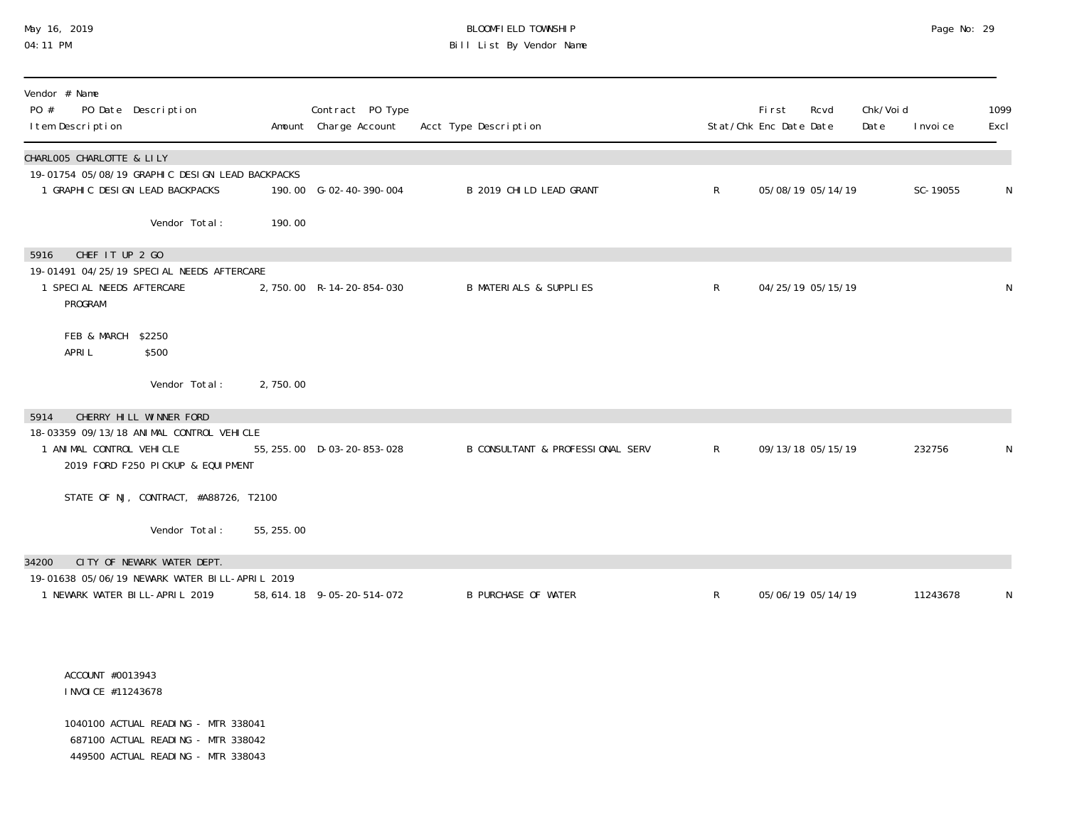| Vendor # Name<br>PO # PO Date Description<br>Item Description | Amount | Contract PO Type<br>Charge Account | Acct Type Description | Stat/Chk | First Enc Date | Rcvd Date | Chk/Void Date | Invoice | 1099 Excl |
|---|---|---|---|---|---|---|---|---|---|
| **CHARL005 CHARLOTTE & LILY** | | | | | | | | | |
| 19-01754 05/08/19 GRAPHIC DESIGN LEAD BACKPACKS | | | | | | | | | |
| 1 GRAPHIC DESIGN LEAD BACKPACKS | 190.00 | G-02-40-390-004 | B 2019 CHILD LEAD GRANT | R | 05/08/19 | 05/14/19 | | SC-19055 | N |
| Vendor Total: | 190.00 | | | | | | | | |
| **5916 CHEF IT UP 2 GO** | | | | | | | | | |
| 19-01491 04/25/19 SPECIAL NEEDS AFTERCARE | | | | | | | | | |
| 1 SPECIAL NEEDS AFTERCARE PROGRAM<br><br>FEB & MARCH $2250<br>APRIL $500 | 2,750.00 | R-14-20-854-030 | B MATERIALS & SUPPLIES | R | 04/25/19 | 05/15/19 | | | N |
| Vendor Total: | 2,750.00 | | | | | | | | |
| **5914 CHERRY HILL WINNER FORD** | | | | | | | | | |
| 18-03359 09/13/18 ANIMAL CONTROL VEHICLE | | | | | | | | | |
| 1 ANIMAL CONTROL VEHICLE<br>2019 FORD F250 PICKUP & EQUIPMENT<br><br>STATE OF NJ, CONTRACT, #A88726, T2100 | 55,255.00 | D-03-20-853-028 | B CONSULTANT & PROFESSIONAL SERV | R | 09/13/18 | 05/15/19 | | 232756 | N |
| Vendor Total: | 55,255.00 | | | | | | | | |
| **34200 CITY OF NEWARK WATER DEPT.** | | | | | | | | | |
| 19-01638 05/06/19 NEWARK WATER BILL-APRIL 2019 | | | | | | | | | |
| 1 NEWARK WATER BILL-APRIL 2019<br><br>ACCOUNT #0013943<br>INVOICE #11243678<br><br>1040100 ACTUAL READING - MTR 338041<br>687100 ACTUAL READING - MTR 338042<br>449500 ACTUAL READING - MTR 338043 | 58,614.18 | 9-05-20-514-072 | B PURCHASE OF WATER | R | 05/06/19 | 05/14/19 | | 11243678 | N |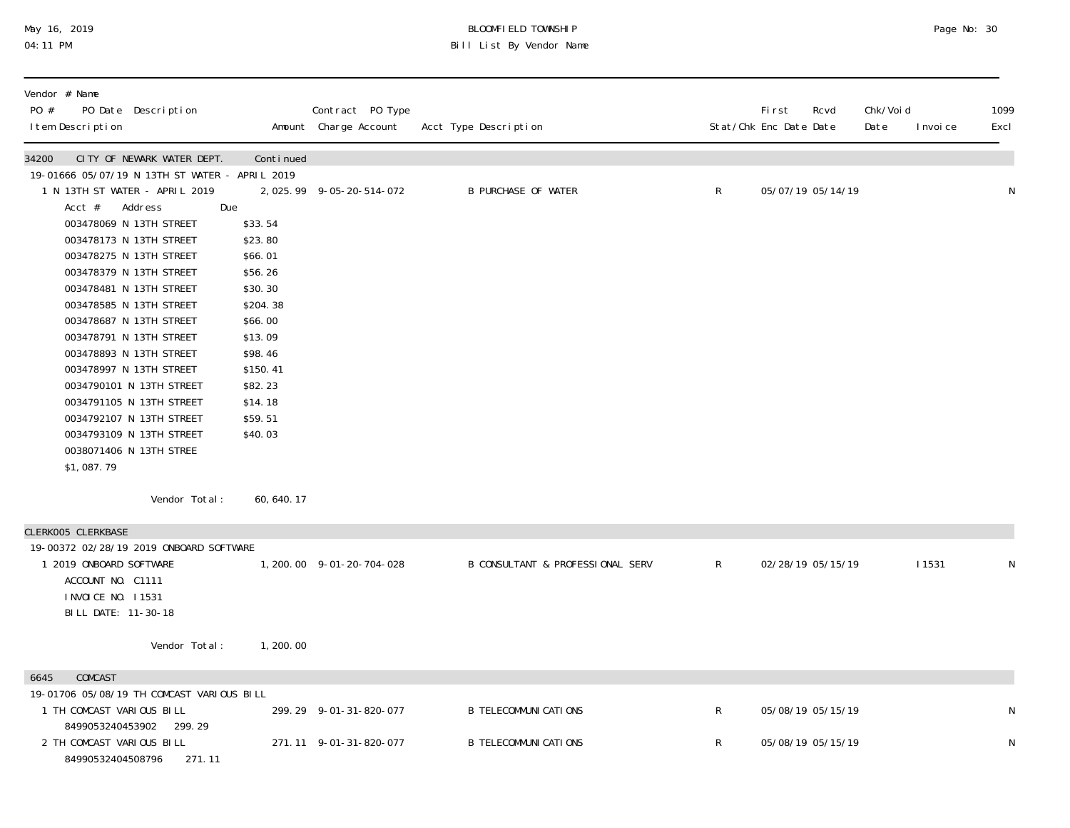# BLOOMFIELD TOWNSHIP
## Bill List By Vendor Name

May 16, 2019
04:11 PM

| Vendor # Name<br>PO # PO Date Description<br>Item Description | Amount | Contract PO Type<br>Charge Account | Acct Type Description | Stat/Chk | First Enc Date | Rcvd Date | Chk/Void Date | Invoice | 1099 Excl |
|---|---|---|---|---|---|---|---|---|---|
| **34200 CITY OF NEWARK WATER DEPT. Continued** | | | | | | | | | |
| 19-01666 05/07/19 N 13TH ST WATER - APRIL 2019 | | | | | | | | | |
| 1 N 13TH ST WATER - APRIL 2019 | 2,025.99 | 9-05-20-514-072 | B PURCHASE OF WATER | R | 05/07/19 | 05/14/19 | | | N |

Acct # Address Due
003478069 N 13TH STREET $33.54
003478173 N 13TH STREET $23.80
003478275 N 13TH STREET $66.01
003478379 N 13TH STREET $56.26
003478481 N 13TH STREET $30.30
003478585 N 13TH STREET $204.38
003478687 N 13TH STREET $66.00
003478791 N 13TH STREET $13.09
003478893 N 13TH STREET $98.46
003478997 N 13TH STREET $150.41
0034790101 N 13TH STREET $82.23
0034791105 N 13TH STREET $14.18
0034792107 N 13TH STREET $59.51
0034793109 N 13TH STREET $40.03
0038071406 N 13TH STREE
$1,087.79

Vendor Total: 60,640.17

| Vendor # Name<br>PO # PO Date Description<br>Item Description | Amount | Contract PO Type<br>Charge Account | Acct Type Description | Stat/Chk | First Enc Date | Rcvd Date | Chk/Void Date | Invoice | 1099 Excl |
|---|---|---|---|---|---|---|---|---|---|
| **CLERK005 CLERKBASE** | | | | | | | | | |
| 19-00372 02/28/19 2019 ONBOARD SOFTWARE | | | | | | | | | |
| 1 2019 ONBOARD SOFTWARE | 1,200.00 | 9-01-20-704-028 | B CONSULTANT & PROFESSIONAL SERV | R | 02/28/19 | 05/15/19 | | I1531 | N |

ACCOUNT NO. C1111
INVOICE NO. I1531
BILL DATE: 11-30-18

Vendor Total: 1,200.00

| Vendor # Name<br>PO # PO Date Description<br>Item Description | Amount | Contract PO Type<br>Charge Account | Acct Type Description | Stat/Chk | First Enc Date | Rcvd Date | Chk/Void Date | Invoice | 1099 Excl |
|---|---|---|---|---|---|---|---|---|---|
| **6645 COMCAST** | | | | | | | | | |
| 19-01706 05/08/19 TH COMCAST VARIOUS BILL | | | | | | | | | |
| 1 TH COMCAST VARIOUS BILL<br>8499053240453902 299.29 | 299.29 | 9-01-31-820-077 | B TELECOMMUNICATIONS | R | 05/08/19 | 05/15/19 | | | N |
| 2 TH COMCAST VARIOUS BILL<br>84990532404508796 271.11 | 271.11 | 9-01-31-820-077 | B TELECOMMUNICATIONS | R | 05/08/19 | 05/15/19 | | | N |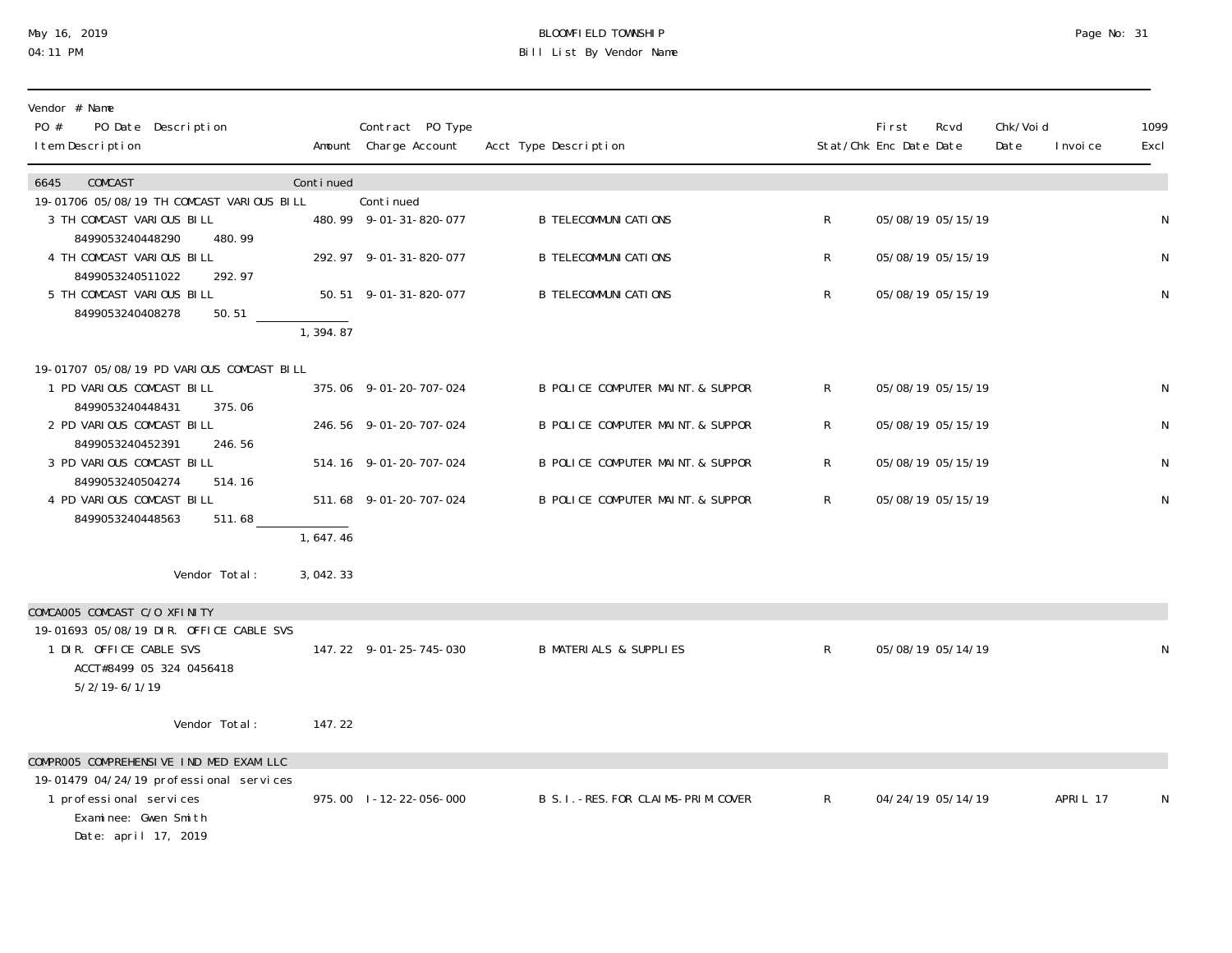BLOOMFIELD TOWNSHIP
Bill List By Vendor Name

May 16, 2019
04:11 PM

| Vendor # Name<br>PO # PO Date Description<br>Item Description | Amount | Contract PO Type<br>Charge Account | Acct Type Description | Stat/Chk | First Enc Date | Rcvd Date | Chk/Void Date | Invoice | 1099 Excl |
|---|---|---|---|---|---|---|---|---|---|
| 6645 COMCAST | Continued | | | | | | | | |
| 19-01706 05/08/19 TH COMCAST VARIOUS BILL | | Continued | | | | | | | |
| 3 TH COMCAST VARIOUS BILL<br>8499053240448290 480.99 | 480.99 | 9-01-31-820-077 | B TELECOMMUNICATIONS | R | 05/08/19 | 05/15/19 | | | N |
| 4 TH COMCAST VARIOUS BILL<br>8499053240511022 292.97 | 292.97 | 9-01-31-820-077 | B TELECOMMUNICATIONS | R | 05/08/19 | 05/15/19 | | | N |
| 5 TH COMCAST VARIOUS BILL<br>8499053240408278 50.51 | 50.51 | 9-01-31-820-077 | B TELECOMMUNICATIONS | R | 05/08/19 | 05/15/19 | | | N |
| | 1,394.87 | | | | | | | | |
| 19-01707 05/08/19 PD VARIOUS COMCAST BILL | | | | | | | | | |
| 1 PD VARIOUS COMCAST BILL<br>8499053240448431 375.06 | 375.06 | 9-01-20-707-024 | B POLICE COMPUTER MAINT.& SUPPOR | R | 05/08/19 | 05/15/19 | | | N |
| 2 PD VARIOUS COMCAST BILL<br>8499053240452391 246.56 | 246.56 | 9-01-20-707-024 | B POLICE COMPUTER MAINT.& SUPPOR | R | 05/08/19 | 05/15/19 | | | N |
| 3 PD VARIOUS COMCAST BILL<br>8499053240504274 514.16 | 514.16 | 9-01-20-707-024 | B POLICE COMPUTER MAINT.& SUPPOR | R | 05/08/19 | 05/15/19 | | | N |
| 4 PD VARIOUS COMCAST BILL<br>8499053240448563 511.68 | 511.68 | 9-01-20-707-024 | B POLICE COMPUTER MAINT.& SUPPOR | R | 05/08/19 | 05/15/19 | | | N |
| | 1,647.46 | | | | | | | | |
| Vendor Total: | 3,042.33 | | | | | | | | |
| COMCA005 COMCAST C/O XFINITY | | | | | | | | | |
| 19-01693 05/08/19 DIR. OFFICE CABLE SVS | | | | | | | | | |
| 1 DIR. OFFICE CABLE SVS<br>ACCT#8499 05 324 0456418<br>5/2/19-6/1/19 | 147.22 | 9-01-25-745-030 | B MATERIALS & SUPPLIES | R | 05/08/19 | 05/14/19 | | | N |
| Vendor Total: | 147.22 | | | | | | | | |
| COMPR005 COMPREHENSIVE IND MED EXAM LLC | | | | | | | | | |
| 19-01479 04/24/19 professional services | | | | | | | | | |
| 1 professional services<br>Examinee: Gwen Smith<br>Date: april 17, 2019 | 975.00 | I-12-22-056-000 | B S.I.-RES.FOR CLAIMS-PRIM.COVER | R | 04/24/19 | 05/14/19 | | APRIL 17 | N |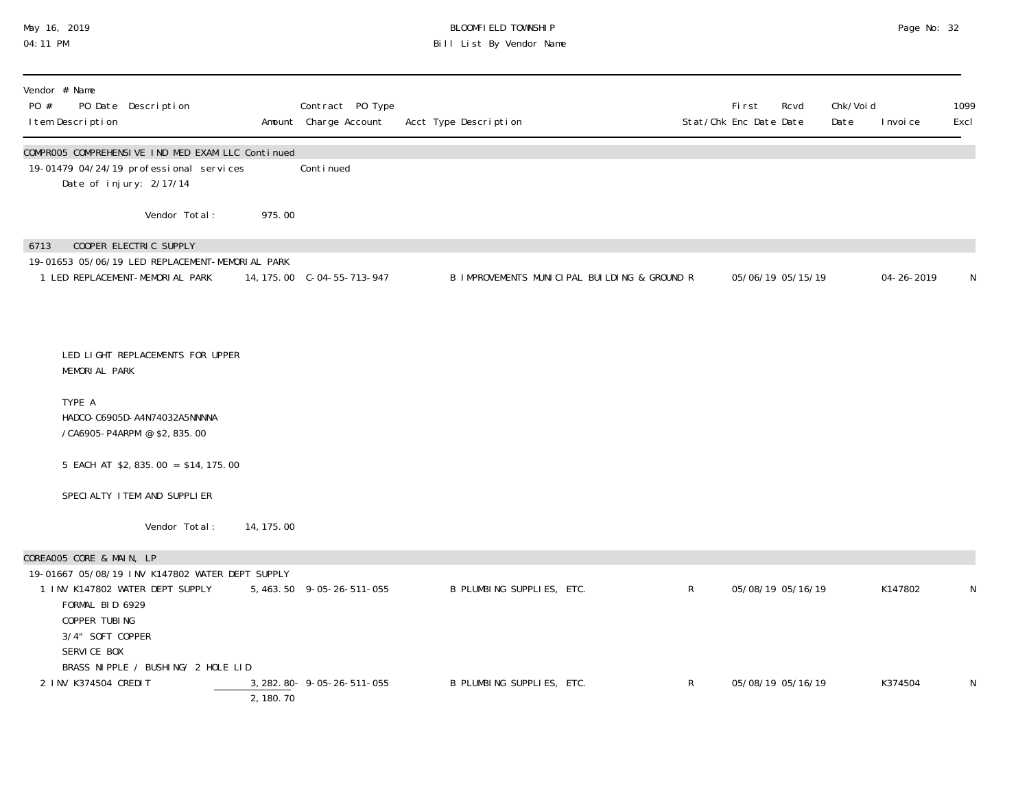| Vendor # Name PO # PO Date Description Item Description | Amount | Contract PO Type Charge Account | Acct Type Description | Stat/Chk | First Enc Date | Rcvd Date | Chk/Void Date | Invoice | 1099 Excl |
|---|---|---|---|---|---|---|---|---|---|
| **COMPR005 COMPREHENSIVE IND MED EXAM LLC Continued** | | | | | | | | | |
| 19-01479 04/24/19 professional services | | Continued | | | | | | | |
| Date of injury: 2/17/14 | | | | | | | | | |
| Vendor Total: | 975.00 | | | | | | | | |
| **6713 COOPER ELECTRIC SUPPLY** | | | | | | | | | |
| 19-01653 05/06/19 LED REPLACEMENT-MEMORIAL PARK | | | | | | | | | |
| 1 LED REPLACEMENT-MEMORIAL PARK | 14,175.00 | C-04-55-713-947 | B IMPROVEMENTS MUNICIPAL BUILDING & GROUND | R | 05/06/19 | 05/15/19 | | 04-26-2019 | N |
| LED LIGHT REPLACEMENTS FOR UPPER MEMORIAL PARK | | | | | | | | | |
| TYPE A HADCO-C6905D-A4N74032A5NNNNA /CA6905-P4ARPM @ $2,835.00 | | | | | | | | | |
| 5 EACH AT $2,835.00 = $14,175.00 | | | | | | | | | |
| SPECIALTY ITEM AND SUPPLIER | | | | | | | | | |
| Vendor Total: | 14,175.00 | | | | | | | | |
| **COREA005 CORE & MAIN, LP** | | | | | | | | | |
| 19-01667 05/08/19 INV K147802 WATER DEPT SUPPLY | | | | | | | | | |
| 1 INV K147802 WATER DEPT SUPPLY | 5,463.50 | 9-05-26-511-055 | B PLUMBING SUPPLIES, ETC. | R | 05/08/19 | 05/16/19 | | K147802 | N |
| FORMAL BID 6929 COPPER TUBING 3/4" SOFT COPPER SERVICE BOX BRASS NIPPLE / BUSHING/ 2 HOLE LID | | | | | | | | | |
| 2 INV K374504 CREDIT | 3,282.80- | 9-05-26-511-055 | B PLUMBING SUPPLIES, ETC. | R | 05/08/19 | 05/16/19 | | K374504 | N |
| | 2,180.70 | | | | | | | | |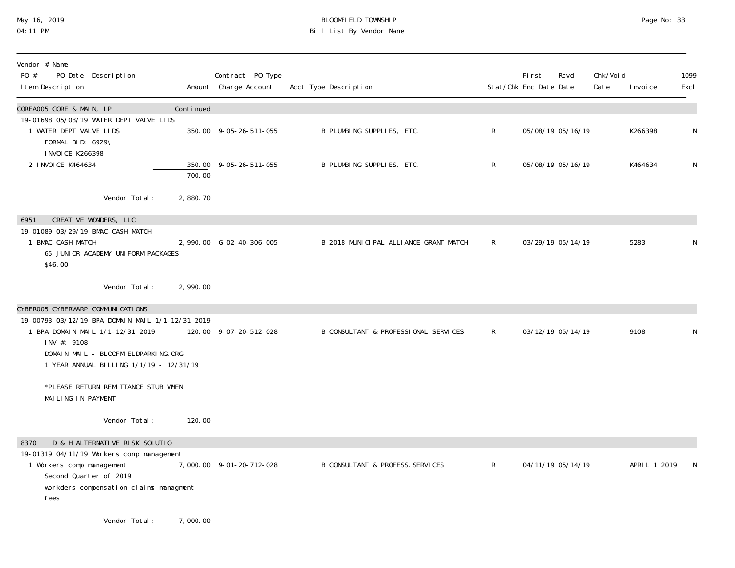May 16, 2019
04:11 PM

BLOOMFIELD TOWNSHIP
Bill List By Vendor Name

| Vendor # Name<br>PO # PO Date Description<br>Item Description | Amount | Contract PO Type<br>Charge Account | Acct Type Description | Stat/Chk | First Enc Date | Rcvd Date | Chk/Void Date | Invoice | 1099 Excl |
|---|---|---|---|---|---|---|---|---|---|
| **COREA005 CORE & MAIN, LP** | Continued | | | | | | | | |
| 19-01698 05/08/19 WATER DEPT VALVE LIDS | | | | | | | | | |
| 1 WATER DEPT VALVE LIDS<br>FORMAL BID: 6929\<br>INVOICE K266398 | 350.00 | 9-05-26-511-055 | B PLUMBING SUPPLIES, ETC. | R | 05/08/19 | 05/16/19 | | K266398 | N |
| 2 INVOICE K464634 | 350.00 | 9-05-26-511-055 | B PLUMBING SUPPLIES, ETC. | R | 05/08/19 | 05/16/19 | | K464634 | N |
| | 700.00 | | | | | | | | |
| Vendor Total: | 2,880.70 | | | | | | | | |
| **6951 CREATIVE WONDERS, LLC** | | | | | | | | | |
| 19-01089 03/29/19 BMAC-CASH MATCH | | | | | | | | | |
| 1 BMAC-CASH MATCH<br>65 JUNIOR ACADEMY UNIFORM PACKAGES<br>$46.00 | 2,990.00 | G-02-40-306-005 | B 2018 MUNICIPAL ALLIANCE GRANT MATCH | R | 03/29/19 | 05/14/19 | | 5283 | N |
| Vendor Total: | 2,990.00 | | | | | | | | |
| **CYBER005 CYBERWARP COMMUNICATIONS** | | | | | | | | | |
| 19-00793 03/12/19 BPA DOMAIN MAIL 1/1-12/31 2019 | | | | | | | | | |
| 1 BPA DOMAIN MAIL 1/1-12/31 2019<br>INV #: 9108<br>DOMAIN MAIL - BLOOFMIELDPARKING.ORG<br>1 YEAR ANNUAL BILLING 1/1/19 - 12/31/19<br><br>*PLEASE RETURN REMITTANCE STUB WHEN<br>MAILING IN PAYMENT | 120.00 | 9-07-20-512-028 | B CONSULTANT & PROFESSIONAL SERVICES | R | 03/12/19 | 05/14/19 | | 9108 | N |
| Vendor Total: | 120.00 | | | | | | | | |
| **8370 D & H ALTERNATIVE RISK SOLUTIO** | | | | | | | | | |
| 19-01319 04/11/19 Workers comp management | | | | | | | | | |
| 1 Workers comp management<br>Second Quarter of 2019<br>workders compensation claims managment<br>fees | 7,000.00 | 9-01-20-712-028 | B CONSULTANT & PROFESS.SERVICES | R | 04/11/19 | 05/14/19 | | APRIL 1 2019 | N |
| Vendor Total: | 7,000.00 | | | | | | | | |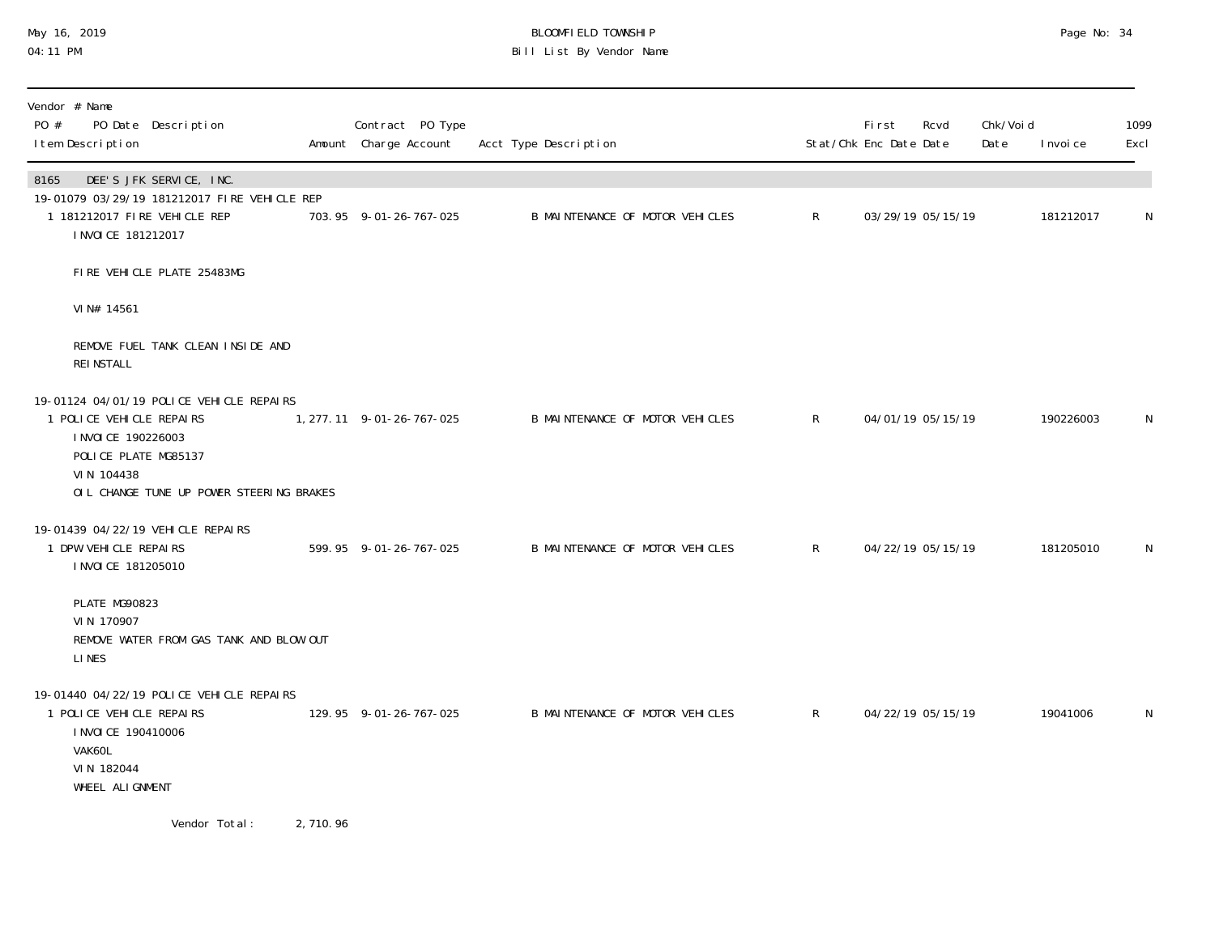# BLOOMFIELD TOWNSHIP
## Bill List By Vendor Name

May 16, 2019
04:11 PM

| Vendor # Name<br>PO # PO Date Description<br>Item Description | Amount | Contract PO Type<br>Charge Account | Acct Type Description | Stat/Chk | First<br>Enc Date | Rcvd<br>Date | Chk/Void<br>Date | Invoice | 1099<br>Excl |
|---|---|---|---|---|---|---|---|---|---|
| **8165 DEE'S JFK SERVICE, INC.** | | | | | | | | | |
| 19-01079 03/29/19 181212017 FIRE VEHICLE REP | | | | | | | | | |
| 1 181212017 FIRE VEHICLE REP<br>INVOICE 181212017<br><br>FIRE VEHICLE PLATE 25483MG<br><br>VIN# 14561<br><br>REMOVE FUEL TANK CLEAN INSIDE AND REINSTALL | 703.95 | 9-01-26-767-025 | B MAINTENANCE OF MOTOR VEHICLES | R | 03/29/19 | 05/15/19 | | 181212017 | N |
| 19-01124 04/01/19 POLICE VEHICLE REPAIRS | | | | | | | | | |
| 1 POLICE VEHICLE REPAIRS<br>INVOICE 190226003<br>POLICE PLATE MG85137<br>VIN 104438<br>OIL CHANGE TUNE UP POWER STEERING BRAKES | 1,277.11 | 9-01-26-767-025 | B MAINTENANCE OF MOTOR VEHICLES | R | 04/01/19 | 05/15/19 | | 190226003 | N |
| 19-01439 04/22/19 VEHICLE REPAIRS | | | | | | | | | |
| 1 DPW VEHICLE REPAIRS<br>INVOICE 181205010<br><br>PLATE MG90823<br>VIN 170907<br>REMOVE WATER FROM GAS TANK AND BLOW OUT LINES | 599.95 | 9-01-26-767-025 | B MAINTENANCE OF MOTOR VEHICLES | R | 04/22/19 | 05/15/19 | | 181205010 | N |
| 19-01440 04/22/19 POLICE VEHICLE REPAIRS | | | | | | | | | |
| 1 POLICE VEHICLE REPAIRS<br>INVOICE 190410006<br>VAK60L<br>VIN 182044<br>WHEEL ALIGNMENT | 129.95 | 9-01-26-767-025 | B MAINTENANCE OF MOTOR VEHICLES | R | 04/22/19 | 05/15/19 | | 19041006 | N |
| Vendor Total: | 2,710.96 | | | | | | | | |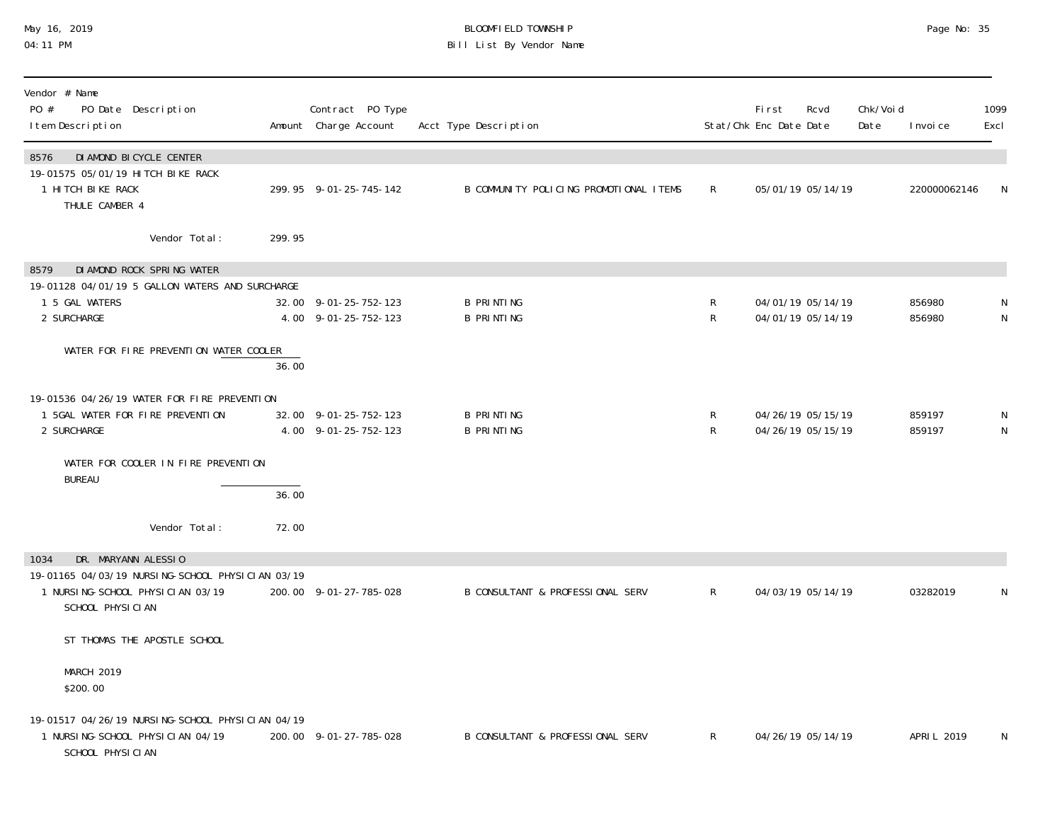BLOOMFIELD TOWNSHIP
Bill List By Vendor Name

May 16, 2019
04:11 PM

| Vendor # Name / PO # PO Date Description / Item Description | Amount | Contract PO Type Charge Account | Acct Type Description | Stat/Chk | First Enc Date | Rcvd Date | Chk/Void Date | Invoice | 1099 Excl |
|---|---|---|---|---|---|---|---|---|---|
| **8576 DIAMOND BICYCLE CENTER** | | | | | | | | | |
| 19-01575 05/01/19 HITCH BIKE RACK | | | | | | | | | |
| 1 HITCH BIKE RACK THULE CAMBER 4 | 299.95 | 9-01-25-745-142 | B COMMUNITY POLICING PROMOTIONAL ITEMS | R | 05/01/19 | 05/14/19 | | 220000062146 | N |
| Vendor Total: | 299.95 | | | | | | | | |
| **8579 DIAMOND ROCK SPRING WATER** | | | | | | | | | |
| 19-01128 04/01/19 5 GALLON WATERS AND SURCHARGE | | | | | | | | | |
| 1 5 GAL WATERS | 32.00 | 9-01-25-752-123 | B PRINTING | R | 04/01/19 | 05/14/19 | | 856980 | N |
| 2 SURCHARGE | 4.00 | 9-01-25-752-123 | B PRINTING | R | 04/01/19 | 05/14/19 | | 856980 | N |
| WATER FOR FIRE PREVENTION WATER COOLER | 36.00 | | | | | | | | |
| 19-01536 04/26/19 WATER FOR FIRE PREVENTION | | | | | | | | | |
| 1 5GAL WATER FOR FIRE PREVENTION | 32.00 | 9-01-25-752-123 | B PRINTING | R | 04/26/19 | 05/15/19 | | 859197 | N |
| 2 SURCHARGE | 4.00 | 9-01-25-752-123 | B PRINTING | R | 04/26/19 | 05/15/19 | | 859197 | N |
| WATER FOR COOLER IN FIRE PREVENTION BUREAU | 36.00 | | | | | | | | |
| Vendor Total: | 72.00 | | | | | | | | |
| **1034 DR. MARYANN ALESSIO** | | | | | | | | | |
| 19-01165 04/03/19 NURSING-SCHOOL PHYSICIAN 03/19 | | | | | | | | | |
| 1 NURSING-SCHOOL PHYSICIAN 03/19 SCHOOL PHYSICIAN | 200.00 | 9-01-27-785-028 | B CONSULTANT & PROFESSIONAL SERV | R | 04/03/19 | 05/14/19 | | 03282019 | N |
| ST THOMAS THE APOSTLE SCHOOL | | | | | | | | | |
| MARCH 2019 $200.00 | | | | | | | | | |
| 19-01517 04/26/19 NURSING-SCHOOL PHYSICIAN 04/19 | | | | | | | | | |
| 1 NURSING-SCHOOL PHYSICIAN 04/19 SCHOOL PHYSICIAN | 200.00 | 9-01-27-785-028 | B CONSULTANT & PROFESSIONAL SERV | R | 04/26/19 | 05/14/19 | | APRIL 2019 | N |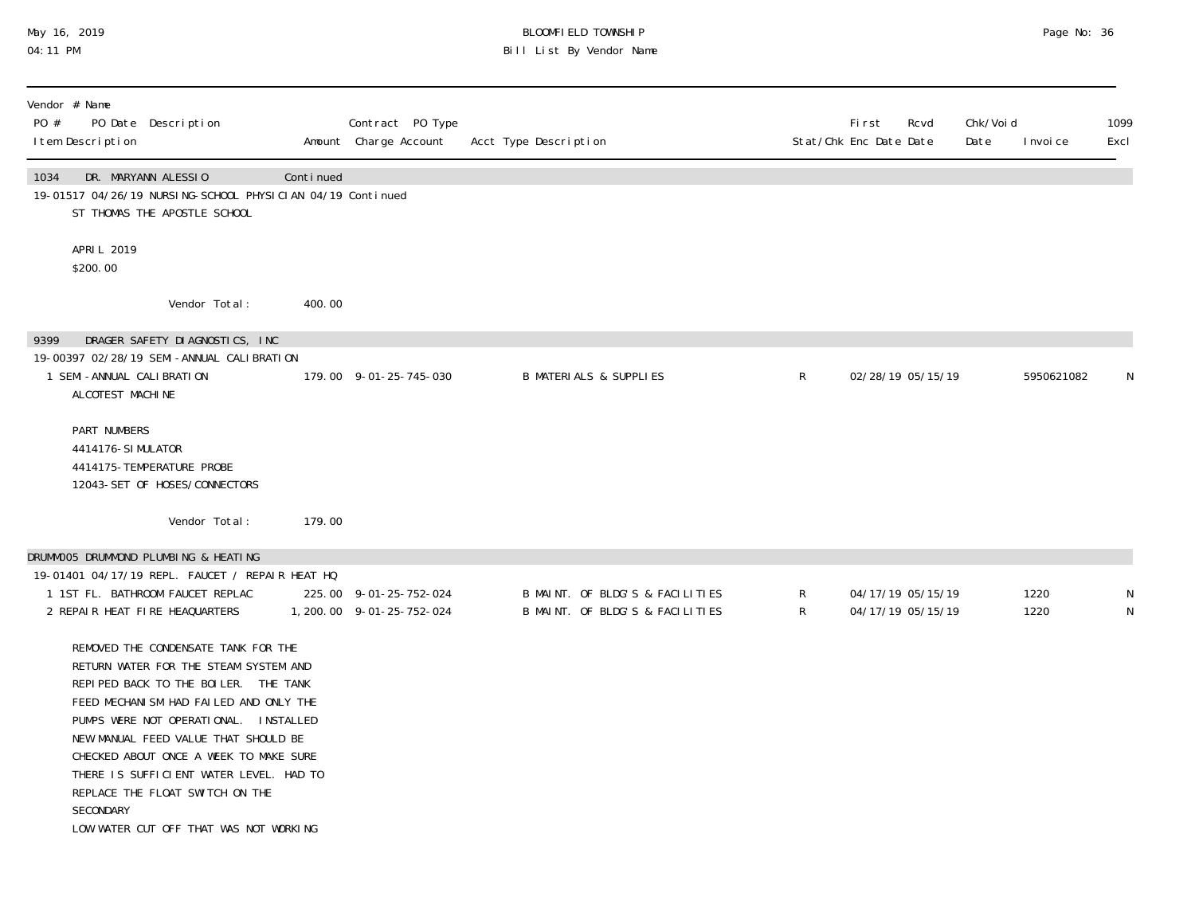| Vendor # Name PO # PO Date Description Item Description | Amount | Contract PO Type Charge Account | Acct Type Description | Stat/Chk | First Enc Date | Rcvd Date | Chk/Void Date | Invoice | 1099 Excl |
|---|---|---|---|---|---|---|---|---|---|
| **1034 DR. MARYANN ALESSIO** | Continued | | | | | | | | |
| 19-01517 04/26/19 NURSING-SCHOOL PHYSICIAN 04/19 Continued | | | | | | | | | |
| ST THOMAS THE APOSTLE SCHOOL | | | | | | | | | |
| APRIL 2019 | | | | | | | | | |
| $200.00 | | | | | | | | | |
| Vendor Total: | 400.00 | | | | | | | | |
| **9399 DRAGER SAFETY DIAGNOSTICS, INC** | | | | | | | | | |
| 19-00397 02/28/19 SEMI-ANNUAL CALIBRATION | | | | | | | | | |
| 1 SEMI-ANNUAL CALIBRATION | 179.00 | 9-01-25-745-030 | B MATERIALS & SUPPLIES | R | 02/28/19 | 05/15/19 | | 5950621082 | N |
| ALCOTEST MACHINE | | | | | | | | | |
| PART NUMBERS | | | | | | | | | |
| 4414176-SIMULATOR | | | | | | | | | |
| 4414175-TEMPERATURE PROBE | | | | | | | | | |
| 12043-SET OF HOSES/CONNECTORS | | | | | | | | | |
| Vendor Total: | 179.00 | | | | | | | | |
| **DRUMM005 DRUMMOND PLUMBING & HEATING** | | | | | | | | | |
| 19-01401 04/17/19 REPL. FAUCET / REPAIR HEAT HQ | | | | | | | | | |
| 1 1ST FL. BATHROOM FAUCET REPLAC | 225.00 | 9-01-25-752-024 | B MAINT. OF BLDG'S & FACILITIES | R | 04/17/19 | 05/15/19 | | 1220 | N |
| 2 REPAIR HEAT FIRE HEAQUARTERS | 1,200.00 | 9-01-25-752-024 | B MAINT. OF BLDG'S & FACILITIES | R | 04/17/19 | 05/15/19 | | 1220 | N |

REMOVED THE CONDENSATE TANK FOR THE
RETURN WATER FOR THE STEAM SYSTEM AND
REPIPED BACK TO THE BOILER. THE TANK
FEED MECHANISM HAD FAILED AND ONLY THE
PUMPS WERE NOT OPERATIONAL. INSTALLED
NEW MANUAL FEED VALUE THAT SHOULD BE
CHECKED ABOUT ONCE A WEEK TO MAKE SURE
THERE IS SUFFICIENT WATER LEVEL. HAD TO
REPLACE THE FLOAT SWITCH ON THE
SECONDARY
LOW WATER CUT OFF THAT WAS NOT WORKING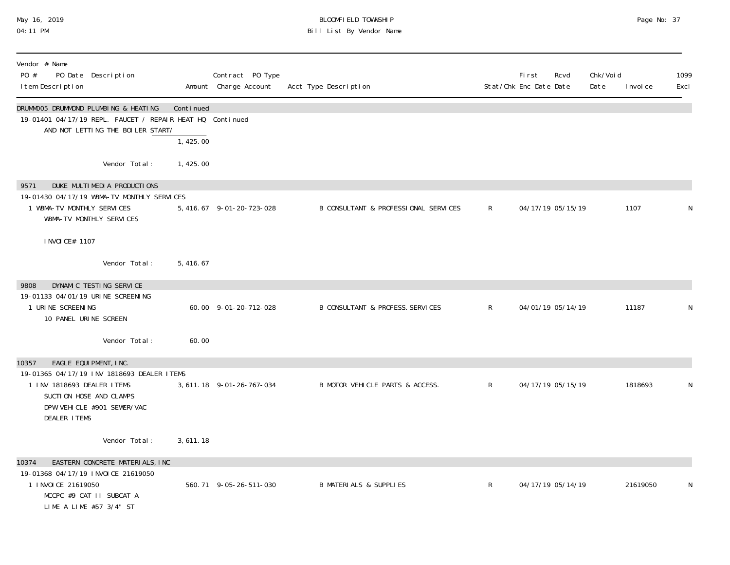BLOOMFIELD TOWNSHIP
Bill List By Vendor Name

May 16, 2019
04:11 PM

| Vendor # Name<br>PO # PO Date Description<br>Item Description | Amount | Contract PO Type<br>Charge Account | Acct Type Description | Stat/Chk | First Enc Date | Rcvd Date | Chk/Void Date | Invoice | 1099 Excl |
|---|---|---|---|---|---|---|---|---|---|
| DRUMM005 DRUMMOND PLUMBING & HEATING | Continued | | | | | | | | |
| 19-01401 04/17/19 REPL. FAUCET / REPAIR HEAT HQ | | Continued | | | | | | | |
| AND NOT LETTING THE BOILER START/ | 1,425.00 | | | | | | | | |
| Vendor Total: | 1,425.00 | | | | | | | | |
| 9571 DUKE MULTIMEDIA PRODUCTIONS | | | | | | | | | |
| 19-01430 04/17/19 WBMA-TV MONTHLY SERVICES | | | | | | | | | |
| 1 WBMA-TV MONTHLY SERVICES<br>WBMA-TV MONTHLY SERVICES<br><br>INVOICE# 1107 | 5,416.67 | 9-01-20-723-028 | B CONSULTANT & PROFESSIONAL SERVICES | R | 04/17/19 | 05/15/19 | | 1107 | N |
| Vendor Total: | 5,416.67 | | | | | | | | |
| 9808 DYNAMIC TESTING SERVICE | | | | | | | | | |
| 19-01133 04/01/19 URINE SCREENING | | | | | | | | | |
| 1 URINE SCREENING<br>10 PANEL URINE SCREEN | 60.00 | 9-01-20-712-028 | B CONSULTANT & PROFESS.SERVICES | R | 04/01/19 | 05/14/19 | | 11187 | N |
| Vendor Total: | 60.00 | | | | | | | | |
| 10357 EAGLE EQUIPMENT,INC. | | | | | | | | | |
| 19-01365 04/17/19 INV 1818693 DEALER ITEMS | | | | | | | | | |
| 1 INV 1818693 DEALER ITEMS<br>SUCTION HOSE AND CLAMPS<br>DPW VEHICLE #901 SEWER/VAC<br>DEALER ITEMS | 3,611.18 | 9-01-26-767-034 | B MOTOR VEHICLE PARTS & ACCESS. | R | 04/17/19 | 05/15/19 | | 1818693 | N |
| Vendor Total: | 3,611.18 | | | | | | | | |
| 10374 EASTERN CONCRETE MATERIALS,INC | | | | | | | | | |
| 19-01368 04/17/19 INVOICE 21619050 | | | | | | | | | |
| 1 INVOICE 21619050<br>MCCPC #9 CAT II SUBCAT A<br>LIME A LIME #57 3/4" ST | 560.71 | 9-05-26-511-030 | B MATERIALS & SUPPLIES | R | 04/17/19 | 05/14/19 | | 21619050 | N |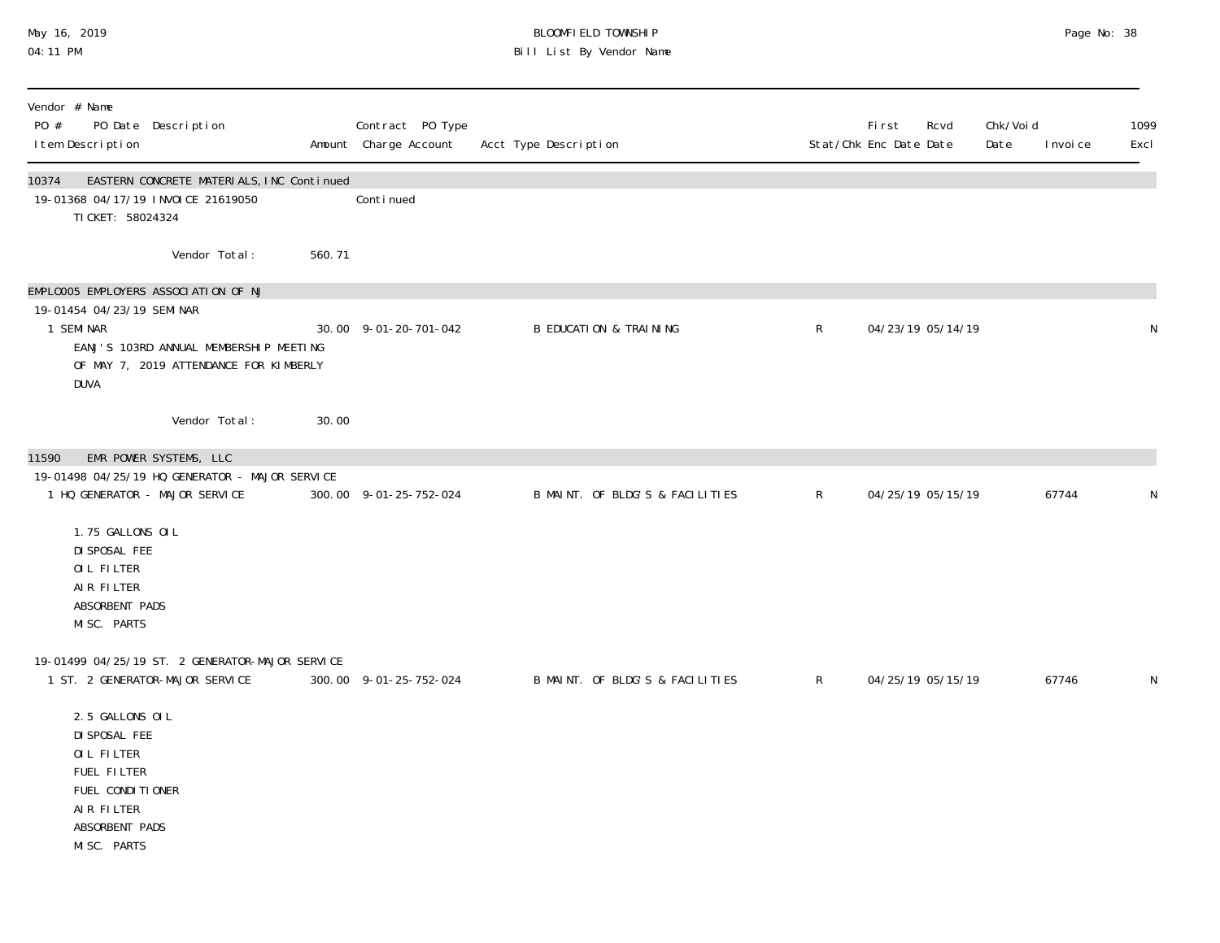| Vendor # Name<br>PO # PO Date Description<br>Item Description | Amount | Contract PO Type<br>Charge Account | Acct Type Description | Stat/Chk | First Enc Date | Rcvd Date | Chk/Void Date | Invoice | 1099 Excl |
|---|---|---|---|---|---|---|---|---|---|
| **10374 EASTERN CONCRETE MATERIALS, INC Continued** | | | | | | | | | |
| 19-01368 04/17/19 INVOICE 21619050 | | Continued | | | | | | | |
| TICKET: 58024324 | | | | | | | | | |
| Vendor Total: | 560.71 | | | | | | | | |
| **EMPLO005 EMPLOYERS ASSOCIATION OF NJ** | | | | | | | | | |
| 19-01454 04/23/19 SEMINAR | | | | | | | | | |
| 1 SEMINAR<br>EANJ'S 103RD ANNUAL MEMBERSHIP MEETING OF MAY 7, 2019 ATTENDANCE FOR KIMBERLY DUVA | 30.00 | 9-01-20-701-042 | B EDUCATION & TRAINING | R | 04/23/19 | 05/14/19 | | | N |
| Vendor Total: | 30.00 | | | | | | | | |
| **11590 EMR POWER SYSTEMS, LLC** | | | | | | | | | |
| 19-01498 04/25/19 HQ GENERATOR - MAJOR SERVICE | | | | | | | | | |
| 1 HQ GENERATOR - MAJOR SERVICE<br>1.75 GALLONS OIL<br>DISPOSAL FEE<br>OIL FILTER<br>AIR FILTER<br>ABSORBENT PADS<br>MISC. PARTS | 300.00 | 9-01-25-752-024 | B MAINT. OF BLDG'S & FACILITIES | R | 04/25/19 | 05/15/19 | | 67744 | N |
| 19-01499 04/25/19 ST. 2 GENERATOR-MAJOR SERVICE | | | | | | | | | |
| 1 ST. 2 GENERATOR-MAJOR SERVICE<br>2.5 GALLONS OIL<br>DISPOSAL FEE<br>OIL FILTER<br>FUEL FILTER<br>FUEL CONDITIONER<br>AIR FILTER<br>ABSORBENT PADS<br>MISC. PARTS | 300.00 | 9-01-25-752-024 | B MAINT. OF BLDG'S & FACILITIES | R | 04/25/19 | 05/15/19 | | 67746 | N |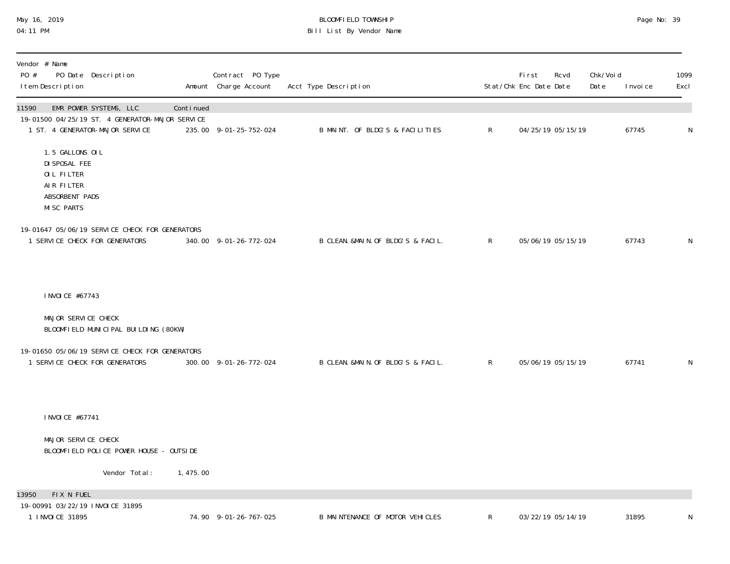| Vendor # Name<br>PO # PO Date Description<br>Item Description | Amount | Contract PO Type<br>Charge Account | Acct Type Description | Stat/Chk | First<br>Enc Date | Rcvd<br>Date | Chk/Void<br>Date | Invoice | 1099<br>Excl |
|---|---|---|---|---|---|---|---|---|---|
| **11590 EMR POWER SYSTEMS, LLC** | Continued | | | | | | | | |
| 19-01500 04/25/19 ST. 4 GENERATOR-MAJOR SERVICE | | | | | | | | | |
| 1 ST. 4 GENERATOR-MAJOR SERVICE | 235.00 | 9-01-25-752-024 | B MAINT. OF BLDG'S & FACILITIES | R | 04/25/19 | 05/15/19 | | 67745 | N |
| 1.5 GALLONS OIL<br>DISPOSAL FEE<br>OIL FILTER<br>AIR FILTER<br>ABSORBENT PADS<br>MISC PARTS | | | | | | | | | |
| 19-01647 05/06/19 SERVICE CHECK FOR GENERATORS | | | | | | | | | |
| 1 SERVICE CHECK FOR GENERATORS | 340.00 | 9-01-26-772-024 | B CLEAN.&MAIN.OF BLDG'S & FACIL. | R | 05/06/19 | 05/15/19 | | 67743 | N |
| INVOICE #67743<br><br>MAJOR SERVICE CHECK<br>BLOOMFIELD MUNICIPAL BUILDING (80KW) | | | | | | | | | |
| 19-01650 05/06/19 SERVICE CHECK FOR GENERATORS | | | | | | | | | |
| 1 SERVICE CHECK FOR GENERATORS | 300.00 | 9-01-26-772-024 | B CLEAN.&MAIN.OF BLDG'S & FACIL. | R | 05/06/19 | 05/15/19 | | 67741 | N |
| INVOICE #67741<br><br>MAJOR SERVICE CHECK<br>BLOOMFIELD POLICE POWER HOUSE - OUTSIDE | | | | | | | | | |
| Vendor Total: | 1,475.00 | | | | | | | | |
| **13950 FIX N FUEL** | | | | | | | | | |
| 19-00991 03/22/19 INVOICE 31895 | | | | | | | | | |
| 1 INVOICE 31895 | 74.90 | 9-01-26-767-025 | B MAINTENANCE OF MOTOR VEHICLES | R | 03/22/19 | 05/14/19 | | 31895 | N |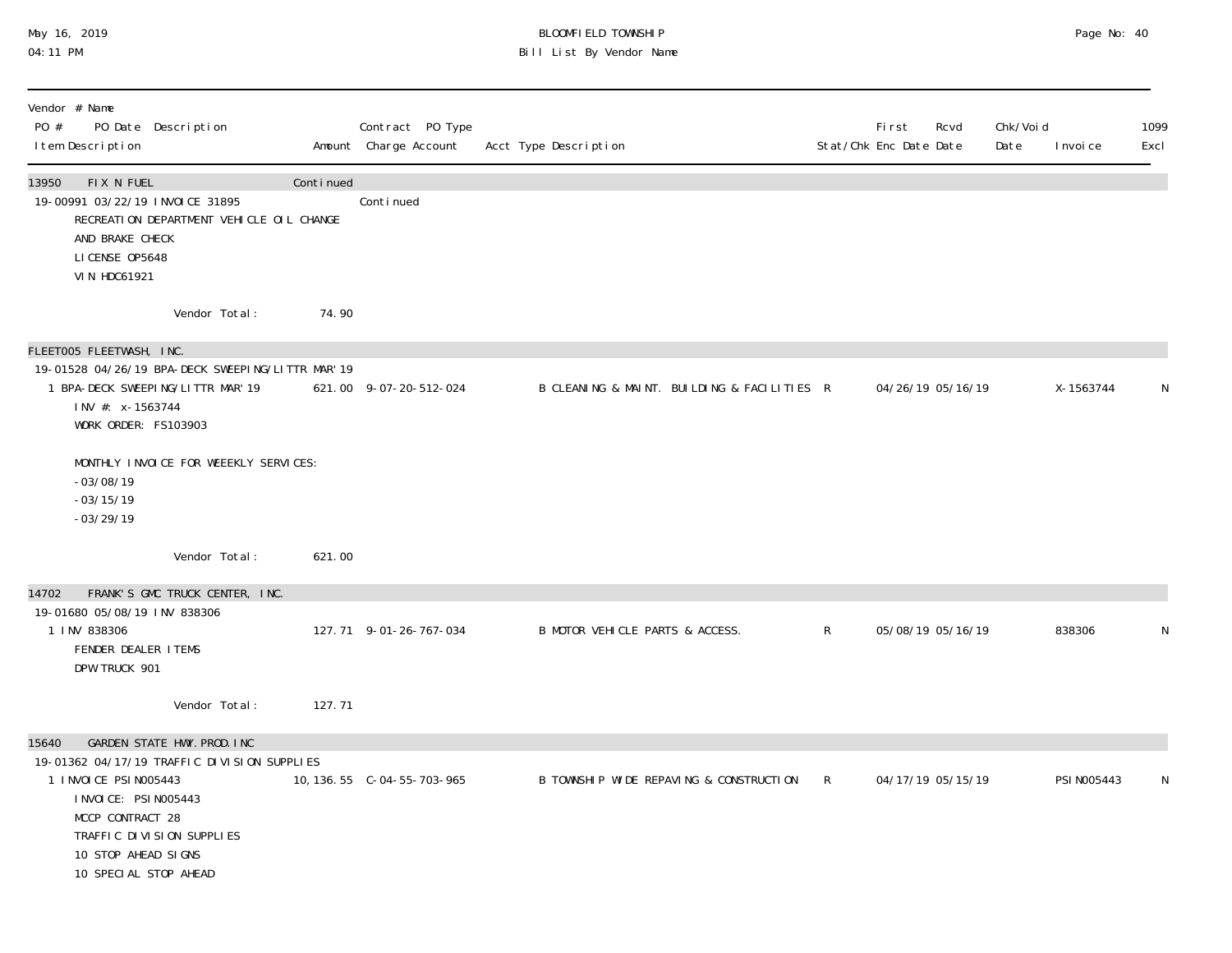BLOOMFIELD TOWNSHIP
Bill List By Vendor Name

May 16, 2019
04:11 PM

| Vendor # Name<br>PO # PO Date Description<br>Item Description | Amount | Contract PO Type<br>Charge Account | Acct Type Description | Stat/Chk | First Enc Date | Rcvd Date | Chk/Void Date | Invoice | 1099 Excl |
|---|---|---|---|---|---|---|---|---|---|
| 13950 FIX N FUEL | Continued | | | | | | | | |
| 19-00991 03/22/19 INVOICE 31895 | | Continued | | | | | | | |
| RECREATION DEPARTMENT VEHICLE OIL CHANGE<br>AND BRAKE CHECK<br>LICENSE OP5648<br>VIN HDC61921 | | | | | | | | | |
| Vendor Total: | 74.90 | | | | | | | | |
| FLEET005 FLEETWASH, INC. | | | | | | | | | |
| 19-01528 04/26/19 BPA-DECK SWEEPING/LITTR MAR'19 | | | | | | | | | |
| 1 BPA-DECK SWEEPING/LITTR MAR'19<br>INV #: x-1563744<br>WORK ORDER: FS103903<br><br>MONTHLY INVOICE FOR WEEEKLY SERVICES:<br>-03/08/19<br>-03/15/19<br>-03/29/19 | 621.00 | 9-07-20-512-024 | B CLEANING & MAINT. BUILDING & FACILITIES | R | 04/26/19 | 05/16/19 | | X-1563744 | N |
| Vendor Total: | 621.00 | | | | | | | | |
| 14702 FRANK'S GMC TRUCK CENTER, INC. | | | | | | | | | |
| 19-01680 05/08/19 INV 838306 | | | | | | | | | |
| 1 INV 838306<br>FENDER DEALER ITEMS<br>DPW TRUCK 901 | 127.71 | 9-01-26-767-034 | B MOTOR VEHICLE PARTS & ACCESS. | R | 05/08/19 | 05/16/19 | | 838306 | N |
| Vendor Total: | 127.71 | | | | | | | | |
| 15640 GARDEN STATE HWY. PROD. INC | | | | | | | | | |
| 19-01362 04/17/19 TRAFFIC DIVISION SUPPLIES | | | | | | | | | |
| 1 INVOICE PSIN005443<br>INVOICE: PSIN005443<br>MCCP CONTRACT 28<br>TRAFFIC DIVISION SUPPLIES<br>10 STOP AHEAD SIGNS<br>10 SPECIAL STOP AHEAD | 10,136.55 | C-04-55-703-965 | B TOWNSHIP WIDE REPAVING & CONSTRUCTION | R | 04/17/19 | 05/15/19 | | PSIN005443 | N |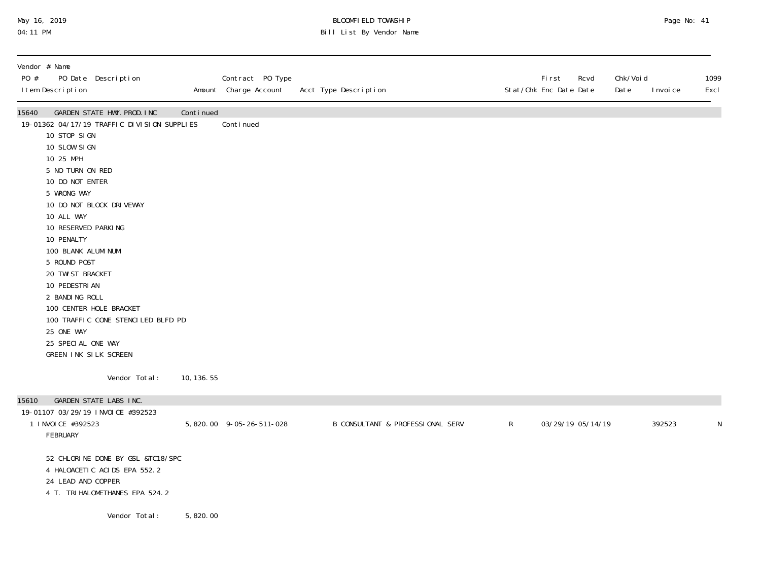**BLOOMFIELD TOWNSHIP**
**Bill List By Vendor Name**

May 16, 2019
04:11 PM

| Vendor # Name / PO # PO Date Description / Item Description | Amount | Contract PO Type / Charge Account | Acct Type Description | Stat/Chk | First Enc Date | Rcvd Date | Chk/Void Date | Invoice | 1099 Excl |
|---|---|---|---|---|---|---|---|---|---|
| 15640 GARDEN STATE HWY. PROD. INC | Continued | | | | | | | | |
| 19-01362 04/17/19 TRAFFIC DIVISION SUPPLIES | | Continued | | | | | | | |
| 10 STOP SIGN | | | | | | | | | |
| 10 SLOW SIGN | | | | | | | | | |
| 10 25 MPH | | | | | | | | | |
| 5 NO TURN ON RED | | | | | | | | | |
| 10 DO NOT ENTER | | | | | | | | | |
| 5 WRONG WAY | | | | | | | | | |
| 10 DO NOT BLOCK DRIVEWAY | | | | | | | | | |
| 10 ALL WAY | | | | | | | | | |
| 10 RESERVED PARKING | | | | | | | | | |
| 10 PENALTY | | | | | | | | | |
| 100 BLANK ALUMINUM | | | | | | | | | |
| 5 ROUND POST | | | | | | | | | |
| 20 TWIST BRACKET | | | | | | | | | |
| 10 PEDESTRIAN | | | | | | | | | |
| 2 BANDING ROLL | | | | | | | | | |
| 100 CENTER HOLE BRACKET | | | | | | | | | |
| 100 TRAFFIC CONE STENCILED BLFD PD | | | | | | | | | |
| 25 ONE WAY | | | | | | | | | |
| 25 SPECIAL ONE WAY | | | | | | | | | |
| GREEN INK SILK SCREEN | | | | | | | | | |
| Vendor Total: | 10,136.55 | | | | | | | | |
| 15610 GARDEN STATE LABS INC. | | | | | | | | | |
| 19-01107 03/29/19 INVOICE #392523 | | | | | | | | | |
| 1 INVOICE #392523 FEBRUARY | 5,820.00 | 9-05-26-511-028 | B CONSULTANT & PROFESSIONAL SERV | R | 03/29/19 | 05/14/19 | | 392523 | N |
| 52 CHLORINE DONE BY GSL &TC18/SPC | | | | | | | | | |
| 4 HALOACETIC ACIDS EPA 552.2 | | | | | | | | | |
| 24 LEAD AND COPPER | | | | | | | | | |
| 4 T. TRIHALOMETHANES EPA 524.2 | | | | | | | | | |
| Vendor Total: | 5,820.00 | | | | | | | | |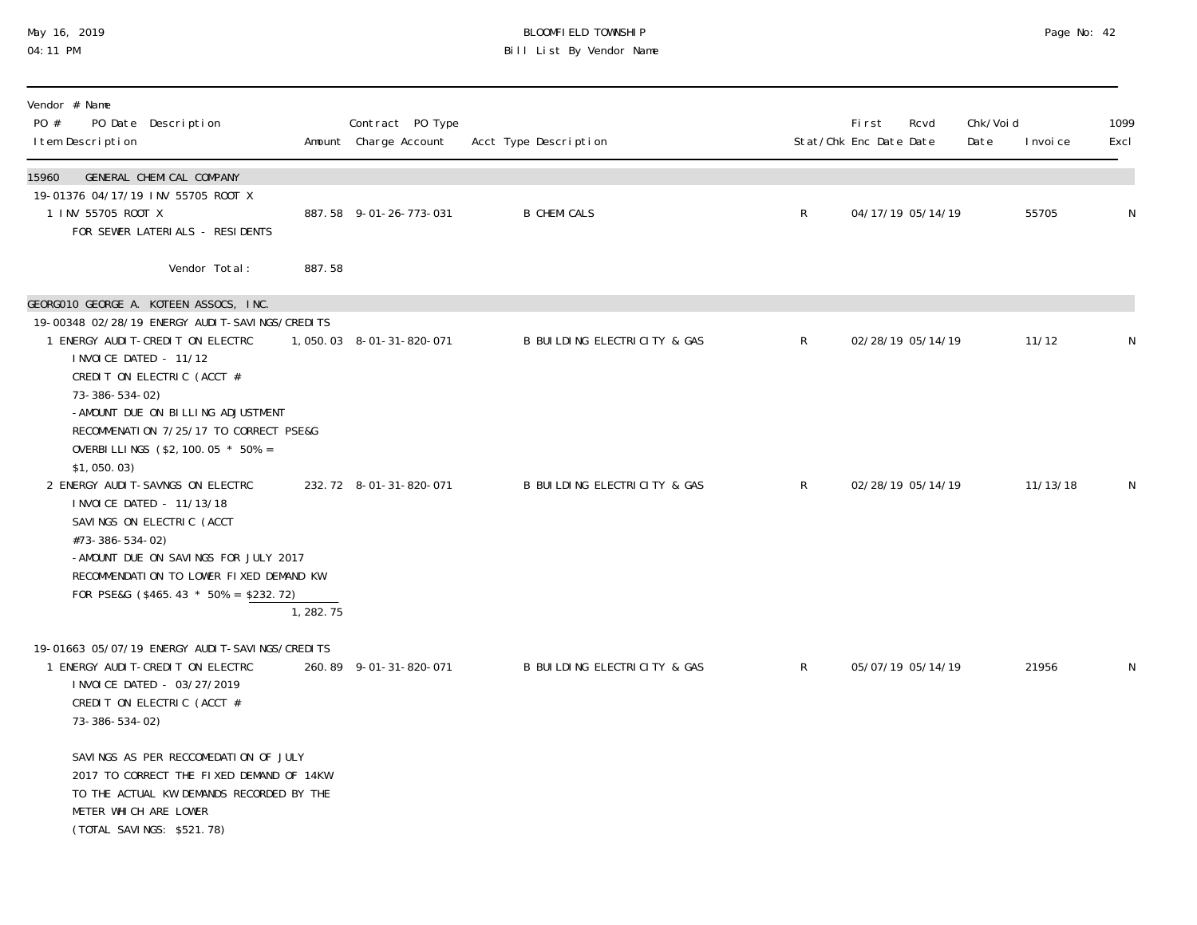BLOOMFIELD TOWNSHIP
Bill List By Vendor Name

| Vendor # Name<br>PO # PO Date Description<br>Item Description | Amount | Contract PO Type<br>Charge Account | Acct Type Description | Stat/Chk | First Enc Date | Rcvd Date | Chk/Void Date | Invoice | 1099 Excl |
|---|---|---|---|---|---|---|---|---|---|
| **15960 GENERAL CHEMICAL COMPANY** | | | | | | | | | |
| 19-01376 04/17/19 INV 55705 ROOT X | | | | | | | | | |
| 1 INV 55705 ROOT X<br>FOR SEWER LATERIALS - RESIDENTS | 887.58 | 9-01-26-773-031 | B CHEMICALS | R | 04/17/19 | 05/14/19 | | 55705 | N |
| Vendor Total: | 887.58 | | | | | | | | |
| **GEORG010 GEORGE A. KOTEEN ASSOCS, INC.** | | | | | | | | | |
| 19-00348 02/28/19 ENERGY AUDIT-SAVINGS/CREDITS | | | | | | | | | |
| 1 ENERGY AUDIT-CREDIT ON ELECTRC<br>INVOICE DATED - 11/12<br>CREDIT ON ELECTRIC (ACCT # 73-386-534-02)<br>-AMOUNT DUE ON BILLING ADJUSTMENT RECOMMENATION 7/25/17 TO CORRECT PSE&G OVERBILLINGS ($2,100.05 * 50% = $1,050.03) | 1,050.03 | 8-01-31-820-071 | B BUILDING ELECTRICITY & GAS | R | 02/28/19 | 05/14/19 | | 11/12 | N |
| 2 ENERGY AUDIT-SAVNGS ON ELECTRC<br>INVOICE DATED - 11/13/18<br>SAVINGS ON ELECTRIC (ACCT #73-386-534-02)<br>-AMOUNT DUE ON SAVINGS FOR JULY 2017 RECOMMENDATION TO LOWER FIXED DEMAND KW FOR PSE&G ($465.43 * 50% = $232.72) | 232.72 | 8-01-31-820-071 | B BUILDING ELECTRICITY & GAS | R | 02/28/19 | 05/14/19 | | 11/13/18 | N |
| | 1,282.75 | | | | | | | | |
| 19-01663 05/07/19 ENERGY AUDIT-SAVINGS/CREDITS | | | | | | | | | |
| 1 ENERGY AUDIT-CREDIT ON ELECTRC<br>INVOICE DATED - 03/27/2019<br>CREDIT ON ELECTRIC (ACCT # 73-386-534-02)<br>SAVINGS AS PER RECCOMEDATION OF JULY 2017 TO CORRECT THE FIXED DEMAND OF 14KW TO THE ACTUAL KW DEMANDS RECORDED BY THE METER WHICH ARE LOWER<br>(TOTAL SAVINGS: $521.78) | 260.89 | 9-01-31-820-071 | B BUILDING ELECTRICITY & GAS | R | 05/07/19 | 05/14/19 | | 21956 | N |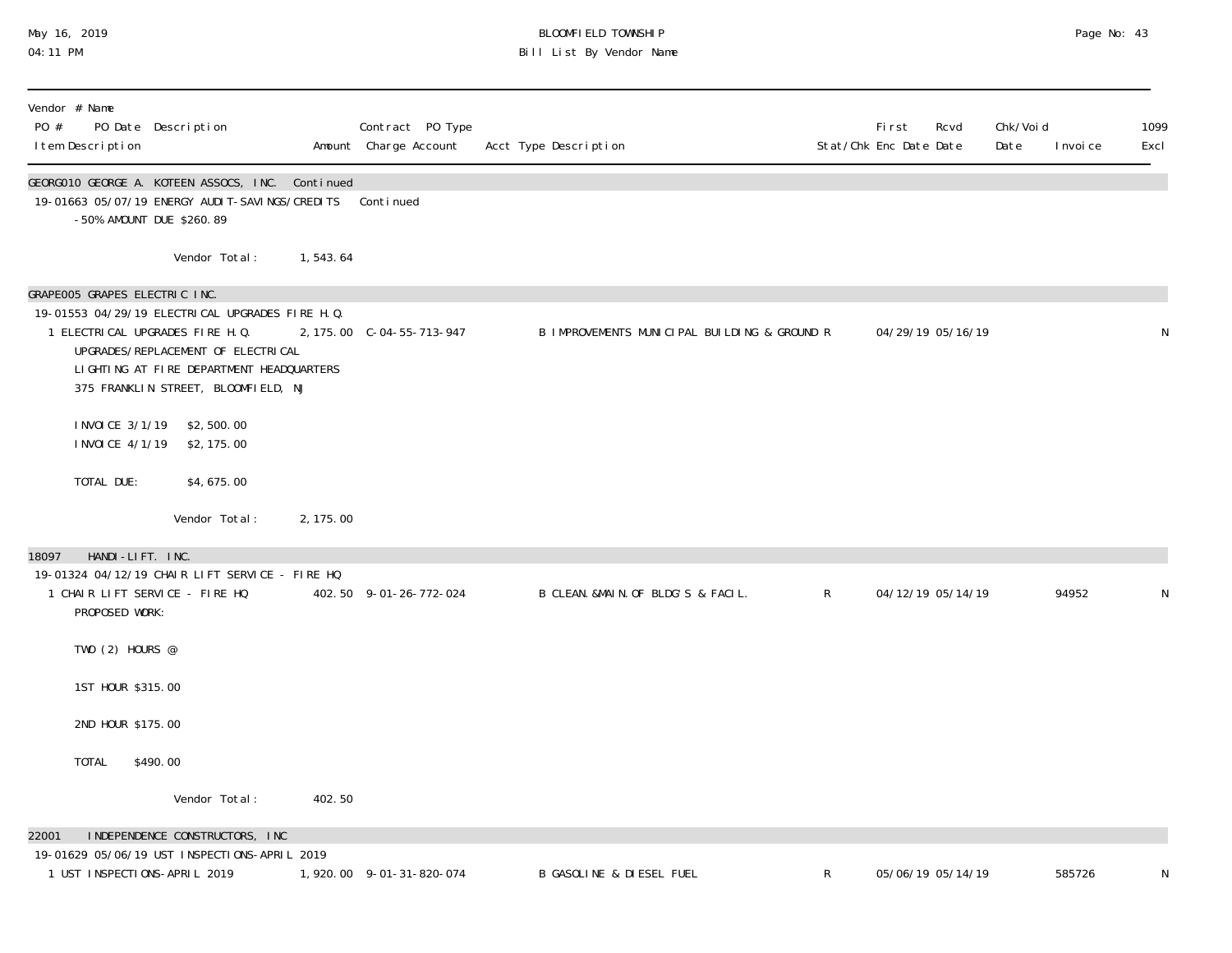BLOOMFIELD TOWNSHIP
Bill List By Vendor Name

May 16, 2019
04:11 PM

| Vendor # Name<br>PO # PO Date Description<br>Item Description | Amount | Contract PO Type<br>Charge Account | Acct Type Description | Stat/Chk | First Enc Date | Rcvd Date | Chk/Void Date | Invoice | 1099 Excl |
|---|---|---|---|---|---|---|---|---|---|
| **GEORG010 GEORGE A. KOTEEN ASSOCS, INC. Continued** | | | | | | | | | |
| 19-01663 05/07/19 ENERGY AUDIT-SAVINGS/CREDITS | | Continued | | | | | | | |
| -50% AMOUNT DUE $260.89 | | | | | | | | | |
| Vendor Total: | 1,543.64 | | | | | | | | |
| **GRAPE005 GRAPES ELECTRIC INC.** | | | | | | | | | |
| 19-01553 04/29/19 ELECTRICAL UPGRADES FIRE H.Q. | | | | | | | | | |
| 1 ELECTRICAL UPGRADES FIRE H.Q.<br>UPGRADES/REPLACEMENT OF ELECTRICAL<br>LIGHTING AT FIRE DEPARTMENT HEADQUARTERS<br>375 FRANKLIN STREET, BLOOMFIELD, NJ<br><br>INVOICE 3/1/19 $2,500.00<br>INVOICE 4/1/19 $2,175.00<br><br>TOTAL DUE: $4,675.00 | 2,175.00 | C-04-55-713-947 | B IMPROVEMENTS MUNICIPAL BUILDING & GROUND | R | 04/29/19 | 05/16/19 | | | N |
| Vendor Total: | 2,175.00 | | | | | | | | |
| **18097 HANDI-LIFT. INC.** | | | | | | | | | |
| 19-01324 04/12/19 CHAIR LIFT SERVICE - FIRE HQ | | | | | | | | | |
| 1 CHAIR LIFT SERVICE - FIRE HQ<br>PROPOSED WORK:<br><br>TWO (2) HOURS @<br><br>1ST HOUR $315.00<br><br>2ND HOUR $175.00<br><br>TOTAL $490.00 | 402.50 | 9-01-26-772-024 | B CLEAN.&MAIN.OF BLDG'S & FACIL. | R | 04/12/19 | 05/14/19 | | 94952 | N |
| Vendor Total: | 402.50 | | | | | | | | |
| **22001 INDEPENDENCE CONSTRUCTORS, INC** | | | | | | | | | |
| 19-01629 05/06/19 UST INSPECTIONS-APRIL 2019 | | | | | | | | | |
| 1 UST INSPECTIONS-APRIL 2019 | 1,920.00 | 9-01-31-820-074 | B GASOLINE & DIESEL FUEL | R | 05/06/19 | 05/14/19 | | 585726 | N |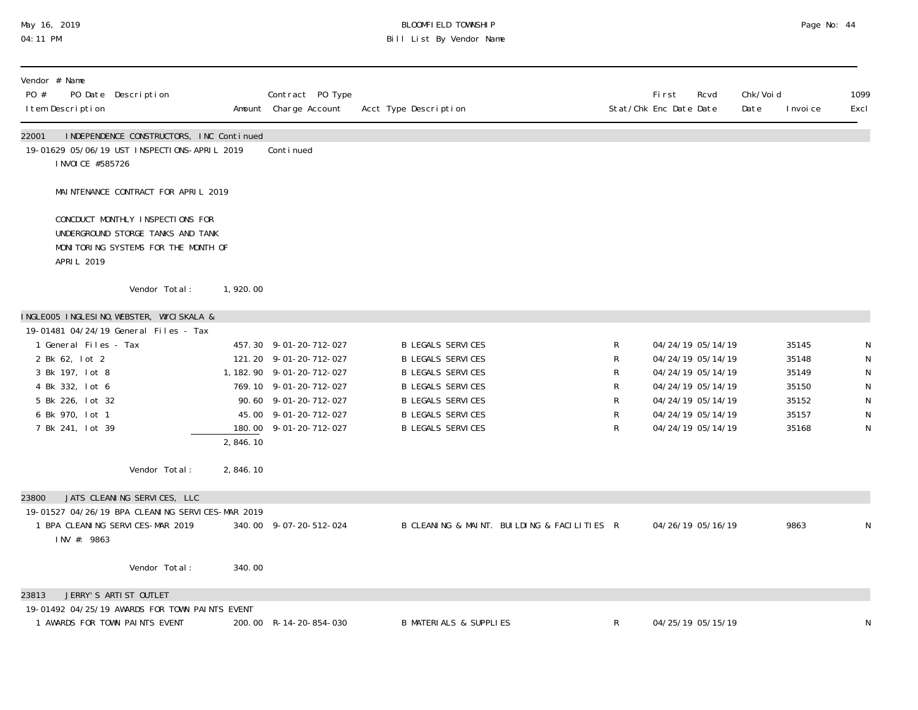BLOOMFIELD TOWNSHIP
Bill List By Vendor Name

| Vendor # Name / PO # PO Date Description / Item Description | Amount | Contract PO Type / Charge Account | Acct Type Description | Stat/Chk | First Enc Date | Rcvd Date | Chk/Void Date | Invoice | 1099 Excl |
|---|---|---|---|---|---|---|---|---|---|
| **22001 INDEPENDENCE CONSTRUCTORS, INC Continued** | | | | | | | | | |
| 19-01629 05/06/19 UST INSPECTIONS-APRIL 2019 | | Continued | | | | | | | |
| INVOICE #585726 | | | | | | | | | |
| MAINTENANCE CONTRACT FOR APRIL 2019 | | | | | | | | | |
| CONCDUCT MONTHLY INSPECTIONS FOR UNDERGROUND STORGE TANKS AND TANK MONITORING SYSTEMS FOR THE MONTH OF APRIL 2019 | | | | | | | | | |
| Vendor Total: | 1,920.00 | | | | | | | | |
| **INGLE005 INGLESINO,WEBSTER, WYCISKALA &** | | | | | | | | | |
| 19-01481 04/24/19 General Files - Tax | | | | | | | | | |
| 1 General Files - Tax | 457.30 | 9-01-20-712-027 | B LEGALS SERVICES | R | 04/24/19 | 05/14/19 | | 35145 | N |
| 2 Bk 62, lot 2 | 121.20 | 9-01-20-712-027 | B LEGALS SERVICES | R | 04/24/19 | 05/14/19 | | 35148 | N |
| 3 Bk 197, lot 8 | 1,182.90 | 9-01-20-712-027 | B LEGALS SERVICES | R | 04/24/19 | 05/14/19 | | 35149 | N |
| 4 Bk 332, lot 6 | 769.10 | 9-01-20-712-027 | B LEGALS SERVICES | R | 04/24/19 | 05/14/19 | | 35150 | N |
| 5 Bk 226, lot 32 | 90.60 | 9-01-20-712-027 | B LEGALS SERVICES | R | 04/24/19 | 05/14/19 | | 35152 | N |
| 6 Bk 970, lot 1 | 45.00 | 9-01-20-712-027 | B LEGALS SERVICES | R | 04/24/19 | 05/14/19 | | 35157 | N |
| 7 Bk 241, lot 39 | 180.00 | 9-01-20-712-027 | B LEGALS SERVICES | R | 04/24/19 | 05/14/19 | | 35168 | N |
| | 2,846.10 | | | | | | | | |
| Vendor Total: | 2,846.10 | | | | | | | | |
| **23800 JATS CLEANING SERVICES, LLC** | | | | | | | | | |
| 19-01527 04/26/19 BPA CLEANING SERVICES-MAR 2019 | | | | | | | | | |
| 1 BPA CLEANING SERVICES-MAR 2019 | 340.00 | 9-07-20-512-024 | B CLEANING & MAINT. BUILDING & FACILITIES | R | 04/26/19 | 05/16/19 | | 9863 | N |
| INV #: 9863 | | | | | | | | | |
| Vendor Total: | 340.00 | | | | | | | | |
| **23813 JERRY'S ARTIST OUTLET** | | | | | | | | | |
| 19-01492 04/25/19 AWARDS FOR TOWN PAINTS EVENT | | | | | | | | | |
| 1 AWARDS FOR TOWN PAINTS EVENT | 200.00 | R-14-20-854-030 | B MATERIALS & SUPPLIES | R | 04/25/19 | 05/15/19 | | | N |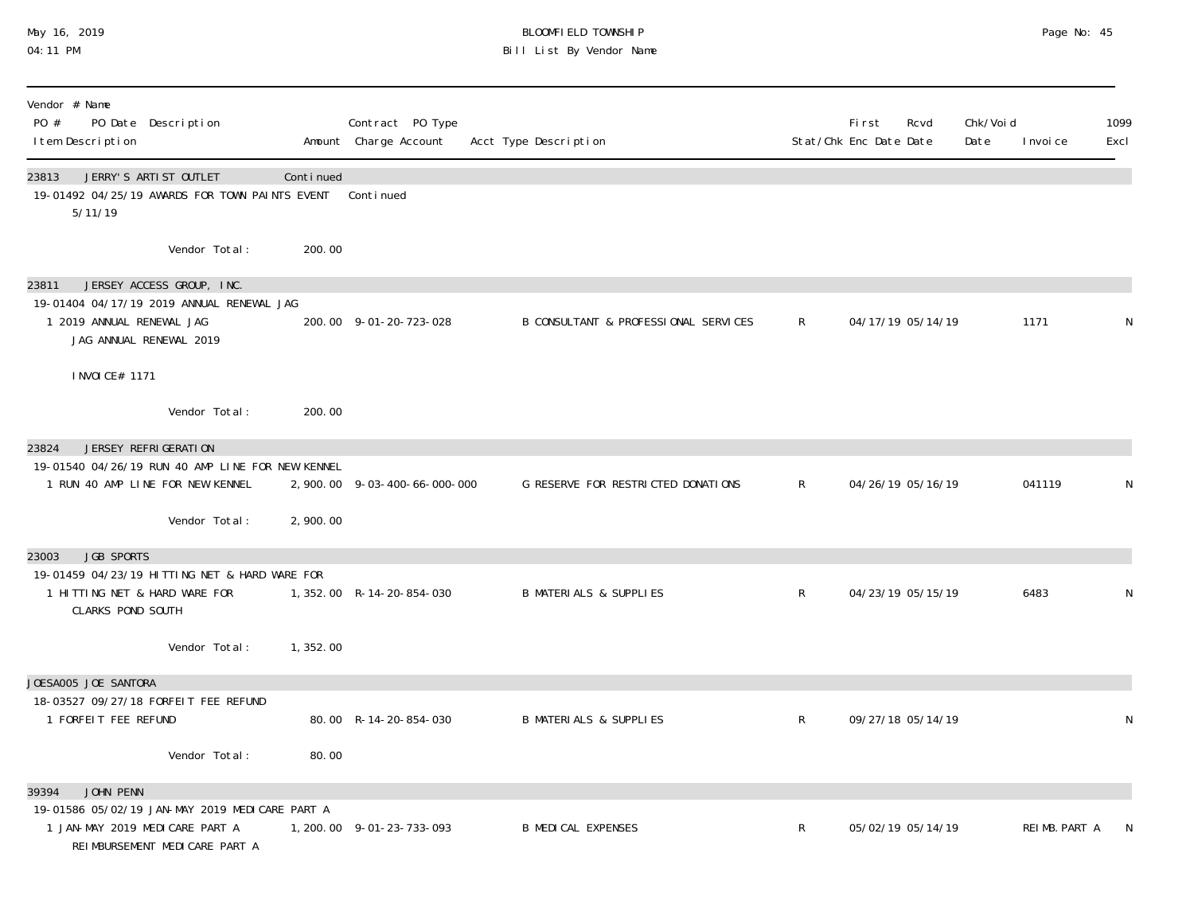May 16, 2019
04:11 PM

BLOOMFIELD TOWNSHIP
Bill List By Vendor Name

| Vendor # Name<br>PO # PO Date Description<br>Item Description | Amount | Contract PO Type<br>Charge Account | Acct Type Description | Stat/Chk | First Enc Date | Rcvd Date | Chk/Void Date | Invoice | 1099 Excl |
|---|---|---|---|---|---|---|---|---|---|
| 23813 JERRY'S ARTIST OUTLET | Continued | | | | | | | | |
| 19-01492 04/25/19 AWARDS FOR TOWN PAINTS EVENT 5/11/19 | | Continued | | | | | | | |
| Vendor Total: | 200.00 | | | | | | | | |
| 23811 JERSEY ACCESS GROUP, INC. | | | | | | | | | |
| 19-01404 04/17/19 2019 ANNUAL RENEWAL JAG | | | | | | | | | |
| 1 2019 ANNUAL RENEWAL JAG<br>JAG ANNUAL RENEWAL 2019<br>INVOICE# 1171 | 200.00 | 9-01-20-723-028 | B CONSULTANT & PROFESSIONAL SERVICES | R | 04/17/19 | 05/14/19 | | 1171 | N |
| Vendor Total: | 200.00 | | | | | | | | |
| 23824 JERSEY REFRIGERATION | | | | | | | | | |
| 19-01540 04/26/19 RUN 40 AMP LINE FOR NEW KENNEL | | | | | | | | | |
| 1 RUN 40 AMP LINE FOR NEW KENNEL | 2,900.00 | 9-03-400-66-000-000 | G RESERVE FOR RESTRICTED DONATIONS | R | 04/26/19 | 05/16/19 | | 041119 | N |
| Vendor Total: | 2,900.00 | | | | | | | | |
| 23003 JGB SPORTS | | | | | | | | | |
| 19-01459 04/23/19 HITTING NET & HARD WARE FOR | | | | | | | | | |
| 1 HITTING NET & HARD WARE FOR<br>CLARKS POND SOUTH | 1,352.00 | R-14-20-854-030 | B MATERIALS & SUPPLIES | R | 04/23/19 | 05/15/19 | | 6483 | N |
| Vendor Total: | 1,352.00 | | | | | | | | |
| JOESA005 JOE SANTORA | | | | | | | | | |
| 18-03527 09/27/18 FORFEIT FEE REFUND | | | | | | | | | |
| 1 FORFEIT FEE REFUND | 80.00 | R-14-20-854-030 | B MATERIALS & SUPPLIES | R | 09/27/18 | 05/14/19 | | | N |
| Vendor Total: | 80.00 | | | | | | | | |
| 39394 JOHN PENN | | | | | | | | | |
| 19-01586 05/02/19 JAN-MAY 2019 MEDICARE PART A | | | | | | | | | |
| 1 JAN-MAY 2019 MEDICARE PART A<br>REIMBURSEMENT MEDICARE PART A | 1,200.00 | 9-01-23-733-093 | B MEDICAL EXPENSES | R | 05/02/19 | 05/14/19 | | REIMB.PART A | N |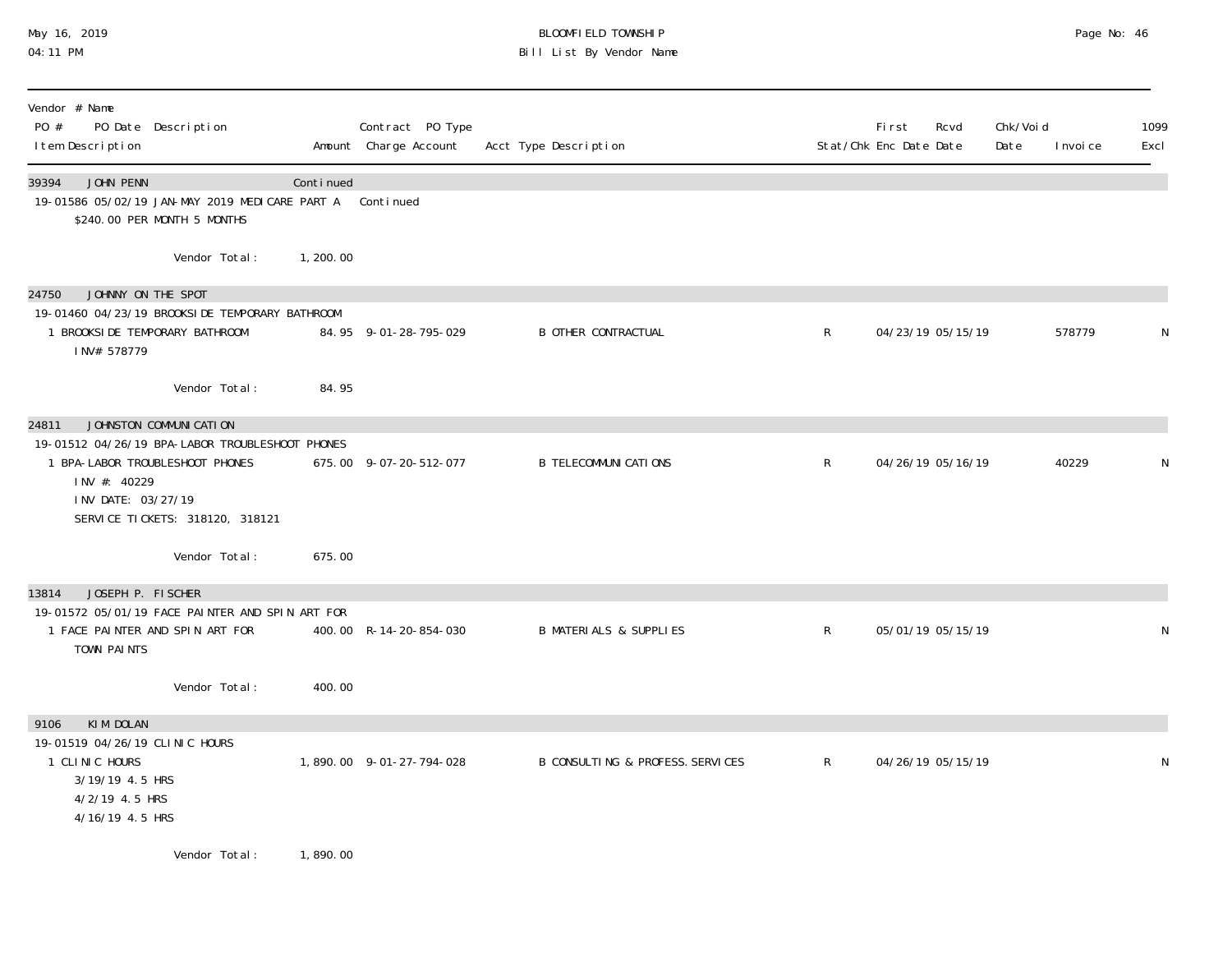| Vendor # Name<br>PO # PO Date Description<br>Item Description | Amount | Contract PO Type<br>Charge Account | Acct Type Description | Stat/Chk | First Enc Date | Rcvd Date | Chk/Void Date | Invoice | 1099 Excl |
|---|---|---|---|---|---|---|---|---|---|
| **39394 JOHN PENN** | Continued | | | | | | | | |
| 19-01586 05/02/19 JAN-MAY 2019 MEDICARE PART A<br>$240.00 PER MONTH 5 MONTHS | | Continued | | | | | | | |
| Vendor Total: | 1,200.00 | | | | | | | | |
| **24750 JOHNNY ON THE SPOT** | | | | | | | | | |
| 19-01460 04/23/19 BROOKSIDE TEMPORARY BATHROOM | | | | | | | | | |
| 1 BROOKSIDE TEMPORARY BATHROOM<br>INV# 578779 | 84.95 | 9-01-28-795-029 | B OTHER CONTRACTUAL | R | 04/23/19 | 05/15/19 | | 578779 | N |
| Vendor Total: | 84.95 | | | | | | | | |
| **24811 JOHNSTON COMMUNICATION** | | | | | | | | | |
| 19-01512 04/26/19 BPA-LABOR TROUBLESHOOT PHONES | | | | | | | | | |
| 1 BPA-LABOR TROUBLESHOOT PHONES<br>INV #: 40229<br>INV DATE: 03/27/19<br>SERVICE TICKETS: 318120, 318121 | 675.00 | 9-07-20-512-077 | B TELECOMMUNICATIONS | R | 04/26/19 | 05/16/19 | | 40229 | N |
| Vendor Total: | 675.00 | | | | | | | | |
| **13814 JOSEPH P. FISCHER** | | | | | | | | | |
| 19-01572 05/01/19 FACE PAINTER AND SPIN ART FOR | | | | | | | | | |
| 1 FACE PAINTER AND SPIN ART FOR<br>TOWN PAINTS | 400.00 | R-14-20-854-030 | B MATERIALS & SUPPLIES | R | 05/01/19 | 05/15/19 | | | N |
| Vendor Total: | 400.00 | | | | | | | | |
| **9106 KIM DOLAN** | | | | | | | | | |
| 19-01519 04/26/19 CLINIC HOURS | | | | | | | | | |
| 1 CLINIC HOURS<br>3/19/19 4.5 HRS<br>4/2/19 4.5 HRS<br>4/16/19 4.5 HRS | 1,890.00 | 9-01-27-794-028 | B CONSULTING & PROFESS. SERVICES | R | 04/26/19 | 05/15/19 | | | N |
| Vendor Total: | 1,890.00 | | | | | | | | |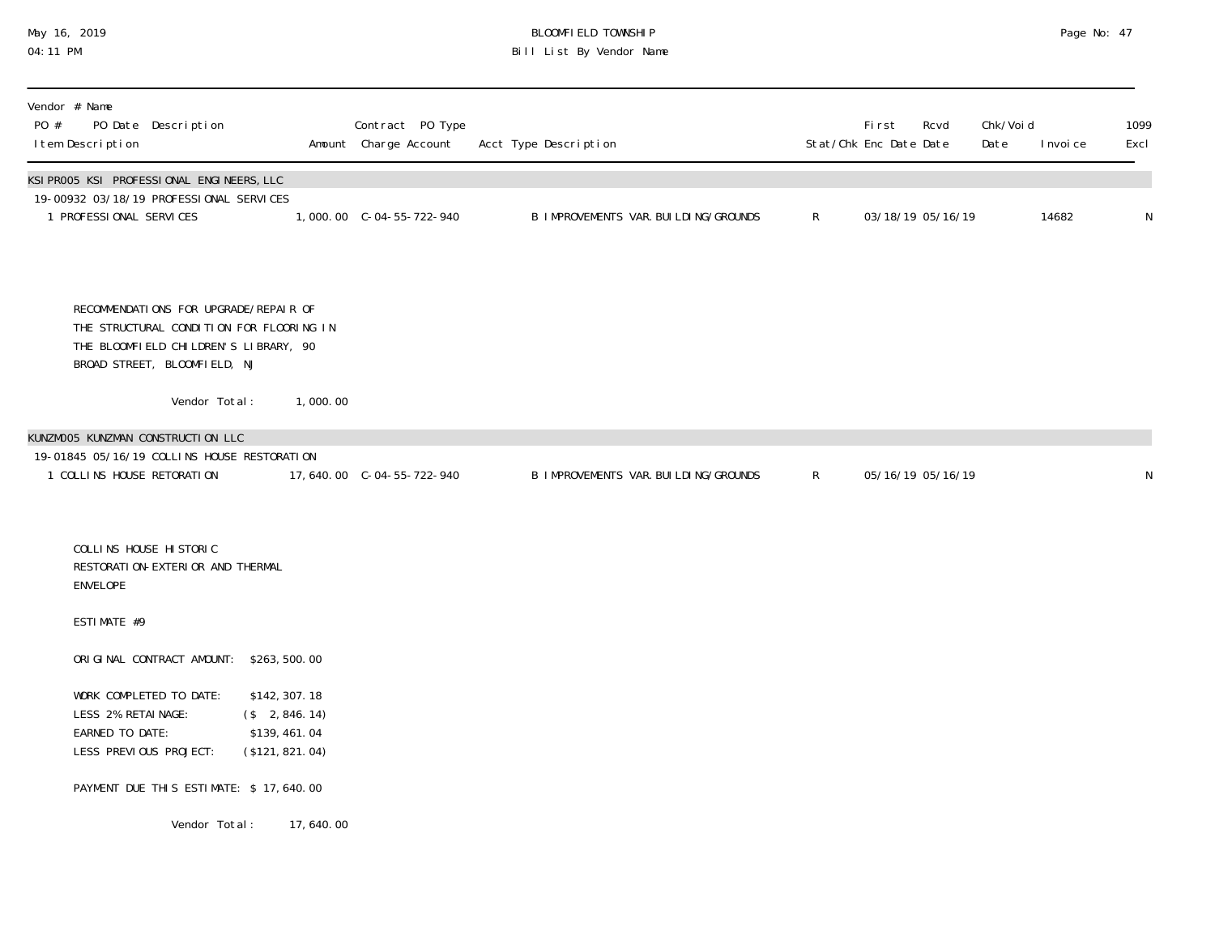| Vendor # Name<br>PO # PO Date Description<br>Item Description | Amount | Contract PO Type<br>Charge Account | Acct Type Description | Stat/Chk | First<br>Enc Date | Rcvd<br>Date | Chk/Void<br>Date | Invoice | 1099<br>Excl |
|---|---|---|---|---|---|---|---|---|---|
| **KSIPR005 KSI PROFESSIONAL ENGINEERS, LLC** | | | | | | | | | |
| 19-00932 03/18/19 PROFESSIONAL SERVICES | | | | | | | | | |
| 1 PROFESSIONAL SERVICES | 1,000.00 | C-04-55-722-940 | B IMPROVEMENTS VAR. BUILDING/GROUNDS | R | 03/18/19 | 05/16/19 | | 14682 | N |

RECOMMENDATIONS FOR UPGRADE/REPAIR OF THE STRUCTURAL CONDITION FOR FLOORING IN THE BLOOMFIELD CHILDREN'S LIBRARY, 90 BROAD STREET, BLOOMFIELD, NJ

Vendor Total: 1,000.00

| Vendor # Name<br>PO # PO Date Description<br>Item Description | Amount | Contract PO Type<br>Charge Account | Acct Type Description | Stat/Chk | First<br>Enc Date | Rcvd<br>Date | Chk/Void<br>Date | Invoice | 1099<br>Excl |
|---|---|---|---|---|---|---|---|---|---|
| **KUNZM005 KUNZMAN CONSTRUCTION LLC** | | | | | | | | | |
| 19-01845 05/16/19 COLLINS HOUSE RESTORATION | | | | | | | | | |
| 1 COLLINS HOUSE RETORATION | 17,640.00 | C-04-55-722-940 | B IMPROVEMENTS VAR. BUILDING/GROUNDS | R | 05/16/19 | 05/16/19 | | | N |

COLLINS HOUSE HISTORIC RESTORATION-EXTERIOR AND THERMAL ENVELOPE

ESTIMATE #9

ORIGINAL CONTRACT AMOUNT: $263,500.00

WORK COMPLETED TO DATE: $142,307.18
LESS 2% RETAINAGE: ($ 2,846.14)
EARNED TO DATE: $139,461.04
LESS PREVIOUS PROJECT: ($121,821.04)

PAYMENT DUE THIS ESTIMATE: $ 17,640.00

Vendor Total: 17,640.00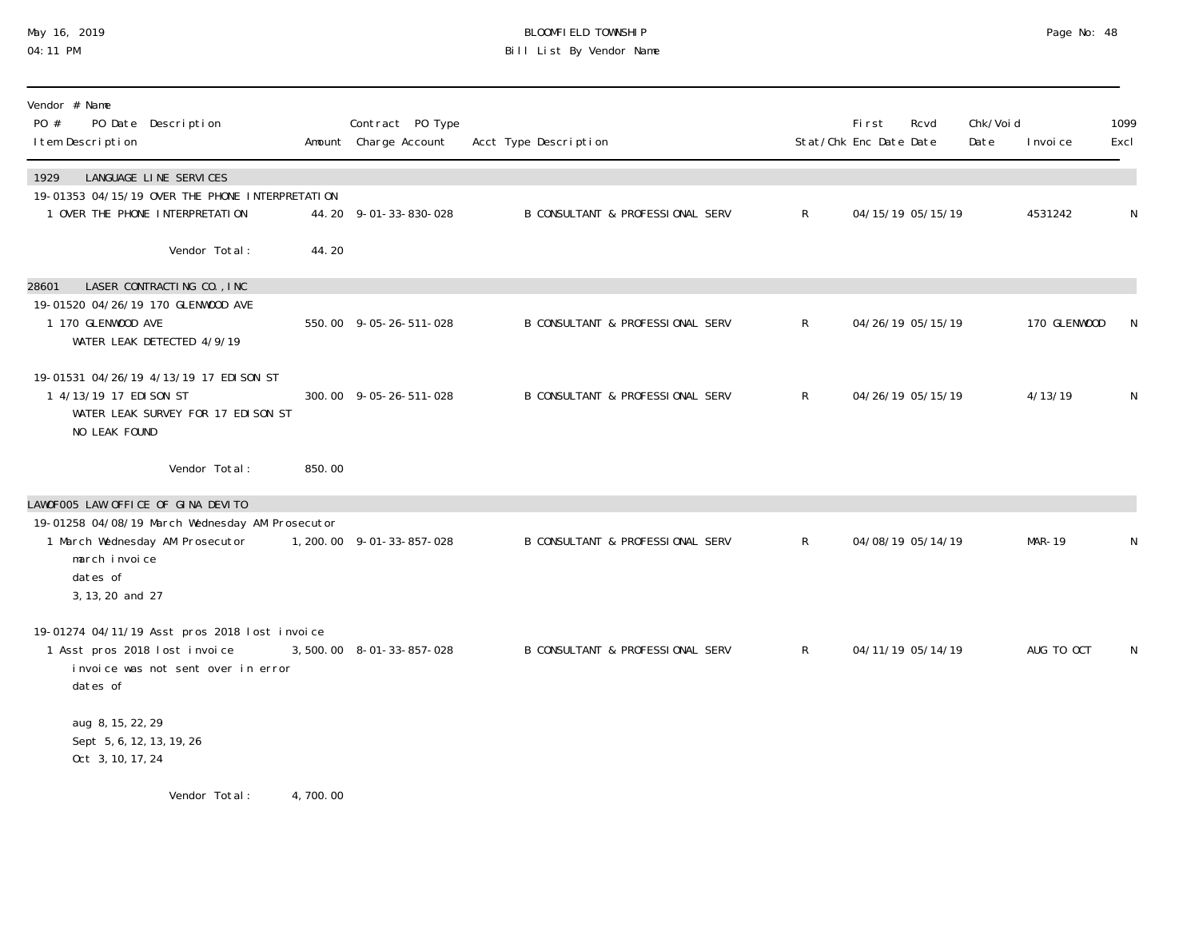May 16, 2019
04:11 PM

# BLOOMFIELD TOWNSHIP
## Bill List By Vendor Name

| Vendor # Name<br>PO # PO Date Description<br>Item Description | Amount | Contract PO Type<br>Charge Account | Acct Type Description | Stat/Chk | First<br>Enc Date | Rcvd<br>Date | Chk/Void<br>Date | Invoice | 1099<br>Excl |
|---|---|---|---|---|---|---|---|---|---|
| **1929 LANGUAGE LINE SERVICES** | | | | | | | | | |
| 19-01353 04/15/19 OVER THE PHONE INTERPRETATION | | | | | | | | | |
| 1 OVER THE PHONE INTERPRETATION | 44.20 | 9-01-33-830-028 | B CONSULTANT & PROFESSIONAL SERV | R | 04/15/19 | 05/15/19 | | 4531242 | N |
| Vendor Total: | 44.20 | | | | | | | | |
| **28601 LASER CONTRACTING CO., INC** | | | | | | | | | |
| 19-01520 04/26/19 170 GLENWOOD AVE | | | | | | | | | |
| 1 170 GLENWOOD AVE<br>WATER LEAK DETECTED 4/9/19 | 550.00 | 9-05-26-511-028 | B CONSULTANT & PROFESSIONAL SERV | R | 04/26/19 | 05/15/19 | | 170 GLENWOOD | N |
| 19-01531 04/26/19 4/13/19 17 EDISON ST | | | | | | | | | |
| 1 4/13/19 17 EDISON ST<br>WATER LEAK SURVEY FOR 17 EDISON ST<br>NO LEAK FOUND | 300.00 | 9-05-26-511-028 | B CONSULTANT & PROFESSIONAL SERV | R | 04/26/19 | 05/15/19 | | 4/13/19 | N |
| Vendor Total: | 850.00 | | | | | | | | |
| **LAWOF005 LAW OFFICE OF GINA DEVITO** | | | | | | | | | |
| 19-01258 04/08/19 March Wednesday AM Prosecutor | | | | | | | | | |
| 1 March Wednesday AM Prosecutor<br>march invoice<br>dates of<br>3, 13, 20 and 27 | 1,200.00 | 9-01-33-857-028 | B CONSULTANT & PROFESSIONAL SERV | R | 04/08/19 | 05/14/19 | | MAR-19 | N |
| 19-01274 04/11/19 Asst pros 2018 lost invoice | | | | | | | | | |
| 1 Asst pros 2018 lost invoice<br>invoice was not sent over in error<br>dates of<br><br>aug 8, 15, 22, 29<br>Sept 5, 6, 12, 13, 19, 26<br>Oct 3, 10, 17, 24 | 3,500.00 | 8-01-33-857-028 | B CONSULTANT & PROFESSIONAL SERV | R | 04/11/19 | 05/14/19 | | AUG TO OCT | N |
| Vendor Total: | 4,700.00 | | | | | | | | |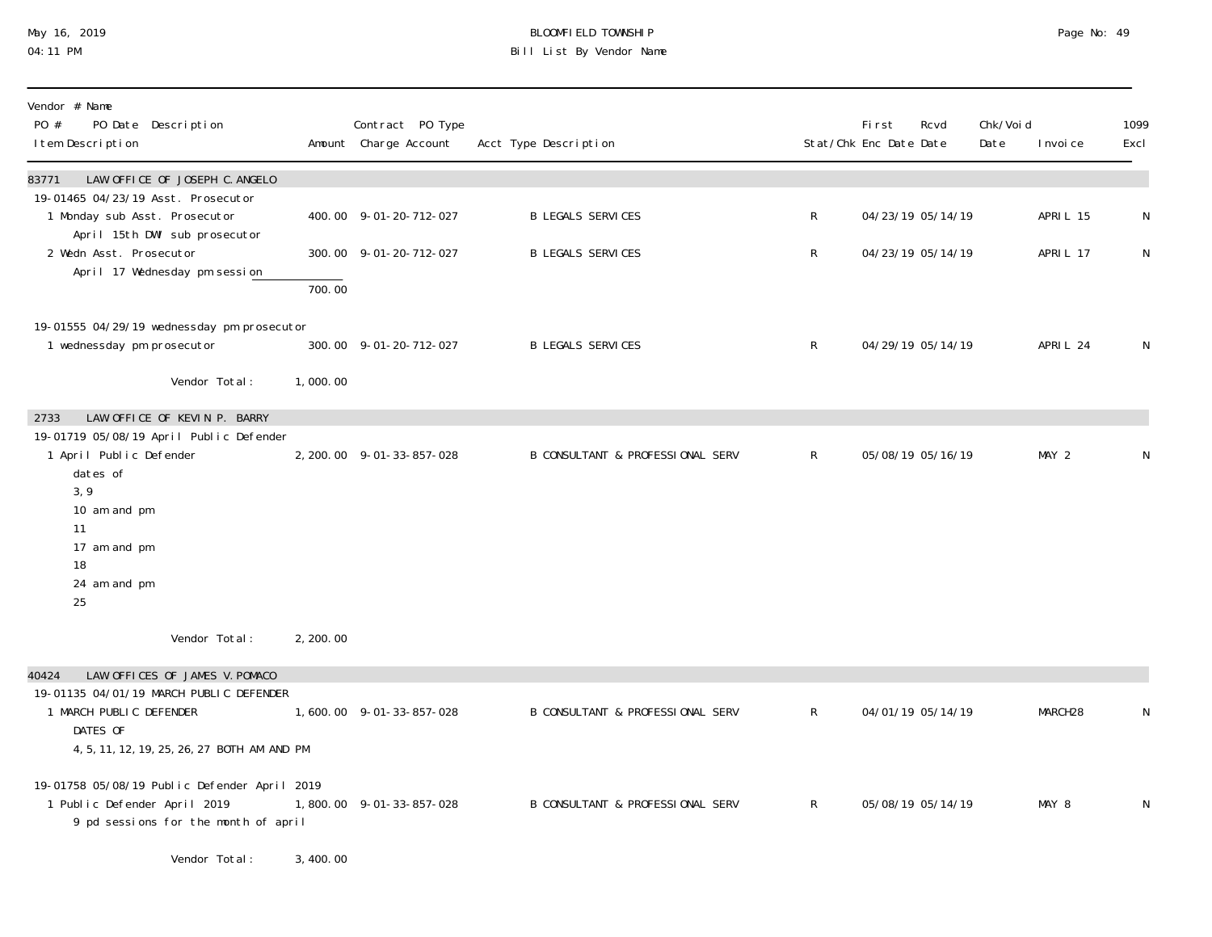| Vendor # Name<br>PO # PO Date Description<br>Item Description | Amount | Contract PO Type<br>Charge Account | Acct Type Description | Stat/Chk | First Enc Date | Rcvd Date | Chk/Void Date | Invoice | 1099 Excl |
|---|---|---|---|---|---|---|---|---|---|
| **83771 LAW OFFICE OF JOSEPH C. ANGELO** | | | | | | | | | |
| 19-01465 04/23/19 Asst. Prosecutor | | | | | | | | | |
| 1 Monday sub Asst. Prosecutor<br>April 15th DWI sub prosecutor | 400.00 | 9-01-20-712-027 | B LEGALS SERVICES | R | 04/23/19 | 05/14/19 | | APRIL 15 | N |
| 2 Wedn Asst. Prosecutor<br>April 17 Wednesday pm session | 300.00 | 9-01-20-712-027 | B LEGALS SERVICES | R | 04/23/19 | 05/14/19 | | APRIL 17 | N |
| | 700.00 | | | | | | | | |
| 19-01555 04/29/19 wednessday pm prosecutor | | | | | | | | | |
| 1 wednessday pm prosecutor | 300.00 | 9-01-20-712-027 | B LEGALS SERVICES | R | 04/29/19 | 05/14/19 | | APRIL 24 | N |
| Vendor Total: | 1,000.00 | | | | | | | | |
| **2733 LAW OFFICE OF KEVIN P. BARRY** | | | | | | | | | |
| 19-01719 05/08/19 April Public Defender | | | | | | | | | |
| 1 April Public Defender<br>dates of<br>3, 9<br>10 am and pm<br>11<br>17 am and pm<br>18<br>24 am and pm<br>25 | 2,200.00 | 9-01-33-857-028 | B CONSULTANT & PROFESSIONAL SERV | R | 05/08/19 | 05/16/19 | | MAY 2 | N |
| Vendor Total: | 2,200.00 | | | | | | | | |
| **40424 LAW OFFICES OF JAMES V. POMACO** | | | | | | | | | |
| 19-01135 04/01/19 MARCH PUBLIC DEFENDER | | | | | | | | | |
| 1 MARCH PUBLIC DEFENDER<br>DATES OF<br>4, 5, 11, 12, 19, 25, 26, 27 BOTH AM AND PM | 1,600.00 | 9-01-33-857-028 | B CONSULTANT & PROFESSIONAL SERV | R | 04/01/19 | 05/14/19 | | MARCH28 | N |
| 19-01758 05/08/19 Public Defender April 2019 | | | | | | | | | |
| 1 Public Defender April 2019<br>9 pd sessions for the month of april | 1,800.00 | 9-01-33-857-028 | B CONSULTANT & PROFESSIONAL SERV | R | 05/08/19 | 05/14/19 | | MAY 8 | N |
| Vendor Total: | 3,400.00 | | | | | | | | |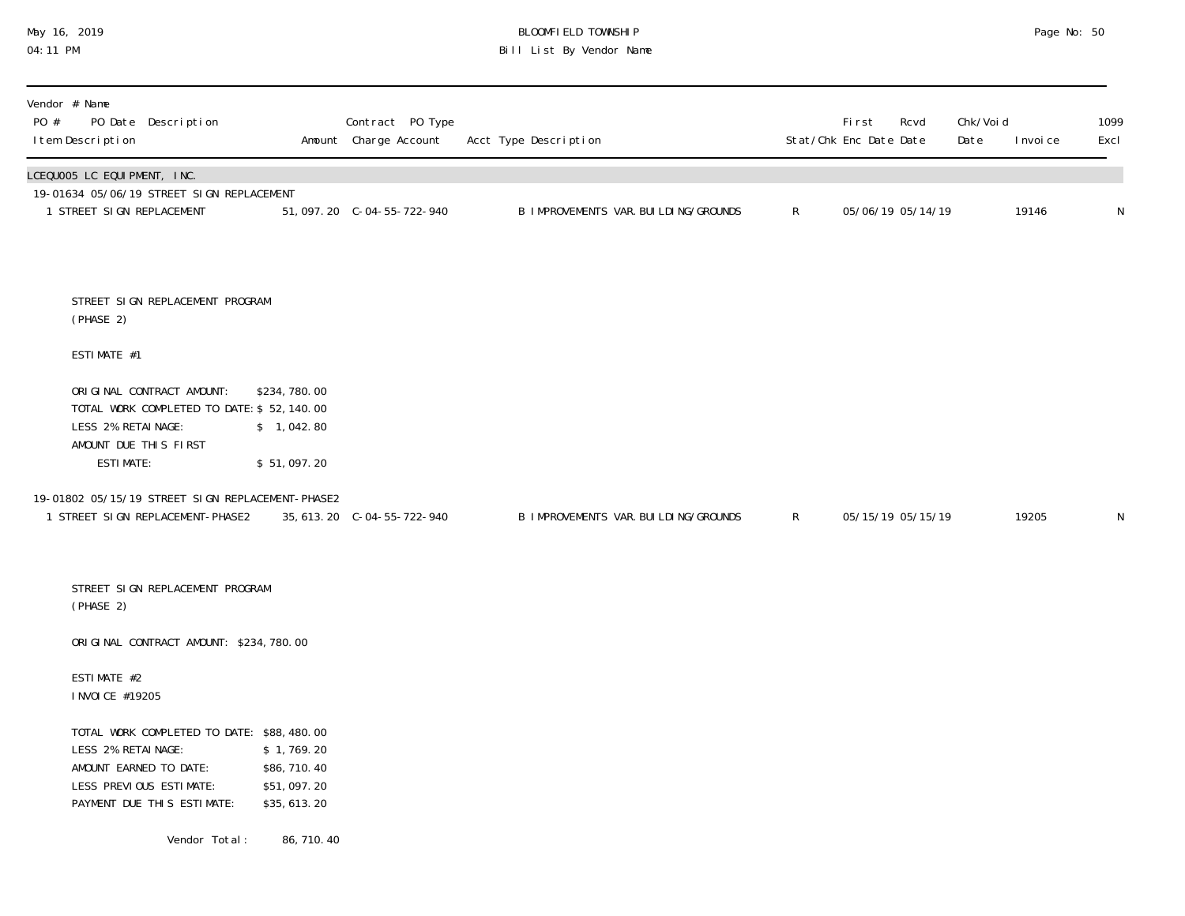| Vendor # Name<br>PO # PO Date Description<br>Item Description | Amount | Contract PO Type<br>Charge Account | Acct Type Description | Stat/Chk | First<br>Enc Date | Rcvd<br>Date | Chk/Void<br>Date | Invoice | 1099<br>Excl |
|---|---|---|---|---|---|---|---|---|---|
| **LCEQU005 LC EQUIPMENT, INC.** | | | | | | | | | |
| 19-01634 05/06/19 STREET SIGN REPLACEMENT | | | | | | | | | |
| 1 STREET SIGN REPLACEMENT | 51,097.20 | C-04-55-722-940 | B IMPROVEMENTS VAR. BUILDING/GROUNDS | R | 05/06/19 | 05/14/19 | | 19146 | N |

STREET SIGN REPLACEMENT PROGRAM
(PHASE 2)

ESTIMATE #1

ORIGINAL CONTRACT AMOUNT: $234,780.00
TOTAL WORK COMPLETED TO DATE: $ 52,140.00
LESS 2% RETAINAGE: $ 1,042.80
AMOUNT DUE THIS FIRST
ESTIMATE: $ 51,097.20

| PO # PO Date Description / Item Description | Amount | Charge Account | Acct Type Description | Stat/Chk | First Enc Date | Rcvd Date | Chk/Void Date | Invoice | 1099 Excl |
|---|---|---|---|---|---|---|---|---|---|
| 19-01802 05/15/19 STREET SIGN REPLACEMENT-PHASE2 | | | | | | | | | |
| 1 STREET SIGN REPLACEMENT-PHASE2 | 35,613.20 | C-04-55-722-940 | B IMPROVEMENTS VAR. BUILDING/GROUNDS | R | 05/15/19 | 05/15/19 | | 19205 | N |

STREET SIGN REPLACEMENT PROGRAM
(PHASE 2)

ORIGINAL CONTRACT AMOUNT: $234,780.00

ESTIMATE #2
INVOICE #19205

TOTAL WORK COMPLETED TO DATE: $88,480.00
LESS 2% RETAINAGE: $ 1,769.20
AMOUNT EARNED TO DATE: $86,710.40
LESS PREVIOUS ESTIMATE: $51,097.20
PAYMENT DUE THIS ESTIMATE: $35,613.20

Vendor Total: 86,710.40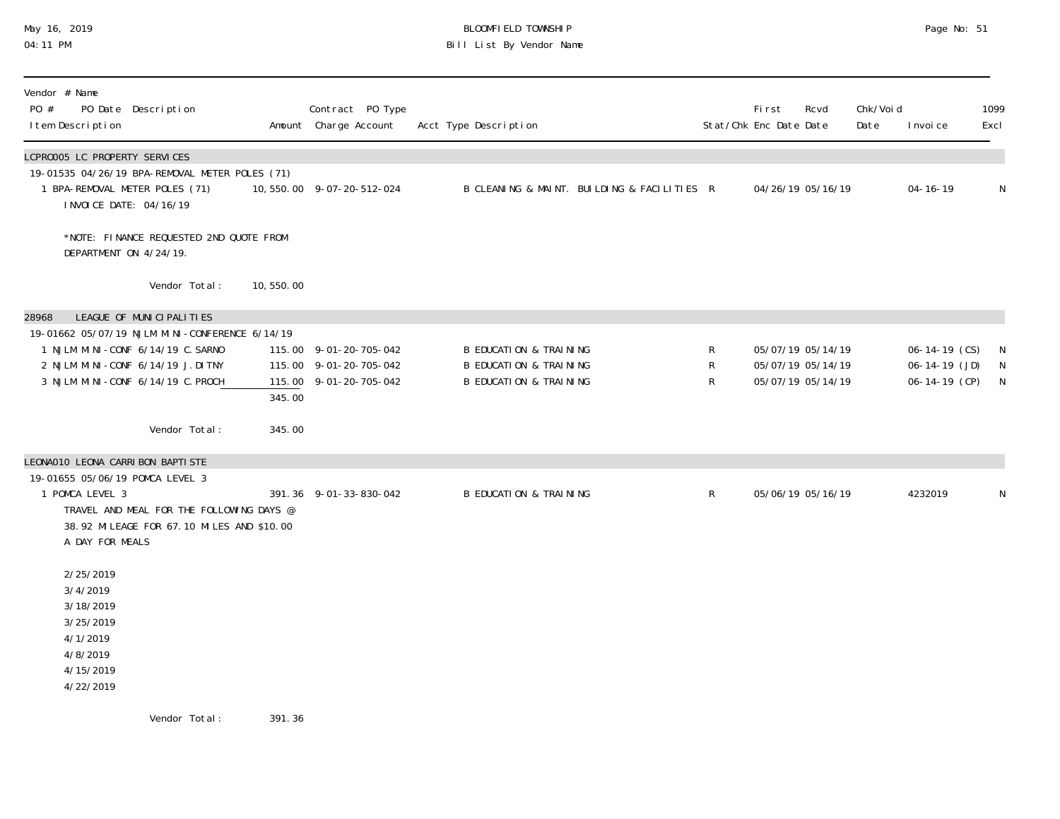BLOOMFIELD TOWNSHIP
Bill List By Vendor Name

| Vendor # Name / PO # PO Date Description / Item Description | Amount | Contract PO Type Charge Account | Acct Type Description | Stat/Chk | First Enc Date | Rcvd Date | Chk/Void Date | Invoice | 1099 Excl |
|---|---|---|---|---|---|---|---|---|---|
| **LCPRO005 LC PROPERTY SERVICES** | | | | | | | | | |
| 19-01535 04/26/19 BPA-REMOVAL METER POLES (71) | | | | | | | | | |
| 1 BPA-REMOVAL METER POLES (71) INVOICE DATE: 04/16/19 *NOTE: FINANCE REQUESTED 2ND QUOTE FROM DEPARTMENT ON 4/24/19. | 10,550.00 | 9-07-20-512-024 | B CLEANING & MAINT. BUILDING & FACILITIES | R | 04/26/19 | 05/16/19 | | 04-16-19 | N |
| Vendor Total: | 10,550.00 | | | | | | | | |
| **28968 LEAGUE OF MUNICIPALITIES** | | | | | | | | | |
| 19-01662 05/07/19 NJLM MINI-CONFERENCE 6/14/19 | | | | | | | | | |
| 1 NJLM MINI-CONF 6/14/19 C.SARNO | 115.00 | 9-01-20-705-042 | B EDUCATION & TRAINING | R | 05/07/19 | 05/14/19 | | 06-14-19 (CS) | N |
| 2 NJLM MINI-CONF 6/14/19 J.DITNY | 115.00 | 9-01-20-705-042 | B EDUCATION & TRAINING | R | 05/07/19 | 05/14/19 | | 06-14-19 (JD) | N |
| 3 NJLM MINI-CONF 6/14/19 C.PROCH | 115.00 | 9-01-20-705-042 | B EDUCATION & TRAINING | R | 05/07/19 | 05/14/19 | | 06-14-19 (CP) | N |
| | 345.00 | | | | | | | | |
| Vendor Total: | 345.00 | | | | | | | | |
| **LEONA010 LEONA CARRIBON BAPTISTE** | | | | | | | | | |
| 19-01655 05/06/19 POMCA LEVEL 3 | | | | | | | | | |
| 1 POMCA LEVEL 3 TRAVEL AND MEAL FOR THE FOLLOWING DAYS @ 38.92 MILEAGE FOR 67.10 MILES AND $10.00 A DAY FOR MEALS 2/25/2019 3/4/2019 3/18/2019 3/25/2019 4/1/2019 4/8/2019 4/15/2019 4/22/2019 | 391.36 | 9-01-33-830-042 | B EDUCATION & TRAINING | R | 05/06/19 | 05/16/19 | | 4232019 | N |
| Vendor Total: | 391.36 | | | | | | | | |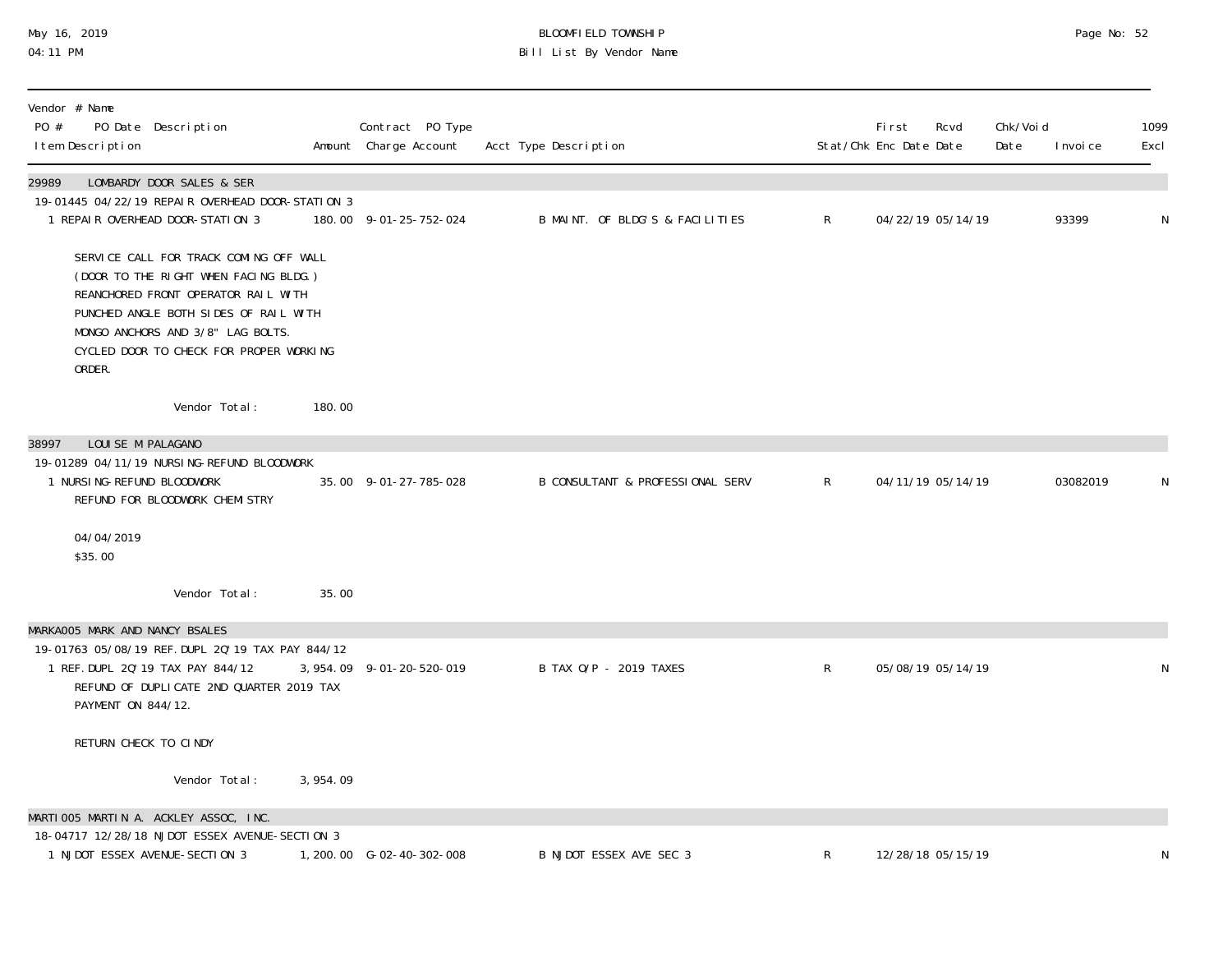| Vendor # Name<br>PO # PO Date Description<br>Item Description | Amount | Contract PO Type<br>Charge Account | Acct Type Description | Stat/Chk | First Enc Date | Rcvd Date | Chk/Void Date | Invoice | 1099 Excl |
|---|---|---|---|---|---|---|---|---|---|
| **29989 LOMBARDY DOOR SALES & SER** | | | | | | | | | |
| 19-01445 04/22/19 REPAIR OVERHEAD DOOR-STATION 3 | | | | | | | | | |
| 1 REPAIR OVERHEAD DOOR-STATION 3 | 180.00 | 9-01-25-752-024 | B MAINT. OF BLDG'S & FACILITIES | R | 04/22/19 | 05/14/19 | | 93399 | N |
| SERVICE CALL FOR TRACK COMING OFF WALL (DOOR TO THE RIGHT WHEN FACING BLDG.) REANCHORED FRONT OPERATOR RAIL WITH PUNCHED ANGLE BOTH SIDES OF RAIL WITH MONGO ANCHORS AND 3/8" LAG BOLTS. CYCLED DOOR TO CHECK FOR PROPER WORKING ORDER. | | | | | | | | | |
| Vendor Total: | 180.00 | | | | | | | | |
| **38997 LOUISE M PALAGANO** | | | | | | | | | |
| 19-01289 04/11/19 NURSING-REFUND BLOODWORK | | | | | | | | | |
| 1 NURSING-REFUND BLOODWORK | 35.00 | 9-01-27-785-028 | B CONSULTANT & PROFESSIONAL SERV | R | 04/11/19 | 05/14/19 | | 03082019 | N |
| REFUND FOR BLOODWORK CHEMISTRY<br>04/04/2019<br>$35.00 | | | | | | | | | |
| Vendor Total: | 35.00 | | | | | | | | |
| **MARKA005 MARK AND NANCY BSALES** | | | | | | | | | |
| 19-01763 05/08/19 REF.DUPL 2Q'19 TAX PAY 844/12 | | | | | | | | | |
| 1 REF.DUPL 2Q'19 TAX PAY 844/12 | 3,954.09 | 9-01-20-520-019 | B TAX O/P - 2019 TAXES | R | 05/08/19 | 05/14/19 | | | N |
| REFUND OF DUPLICATE 2ND QUARTER 2019 TAX PAYMENT ON 844/12.<br>RETURN CHECK TO CINDY | | | | | | | | | |
| Vendor Total: | 3,954.09 | | | | | | | | |
| **MARTI005 MARTIN A. ACKLEY ASSOC, INC.** | | | | | | | | | |
| 18-04717 12/28/18 NJDOT ESSEX AVENUE-SECTION 3 | | | | | | | | | |
| 1 NJDOT ESSEX AVENUE-SECTION 3 | 1,200.00 | G-02-40-302-008 | B NJDOT ESSEX AVE SEC 3 | R | 12/28/18 | 05/15/19 | | | N |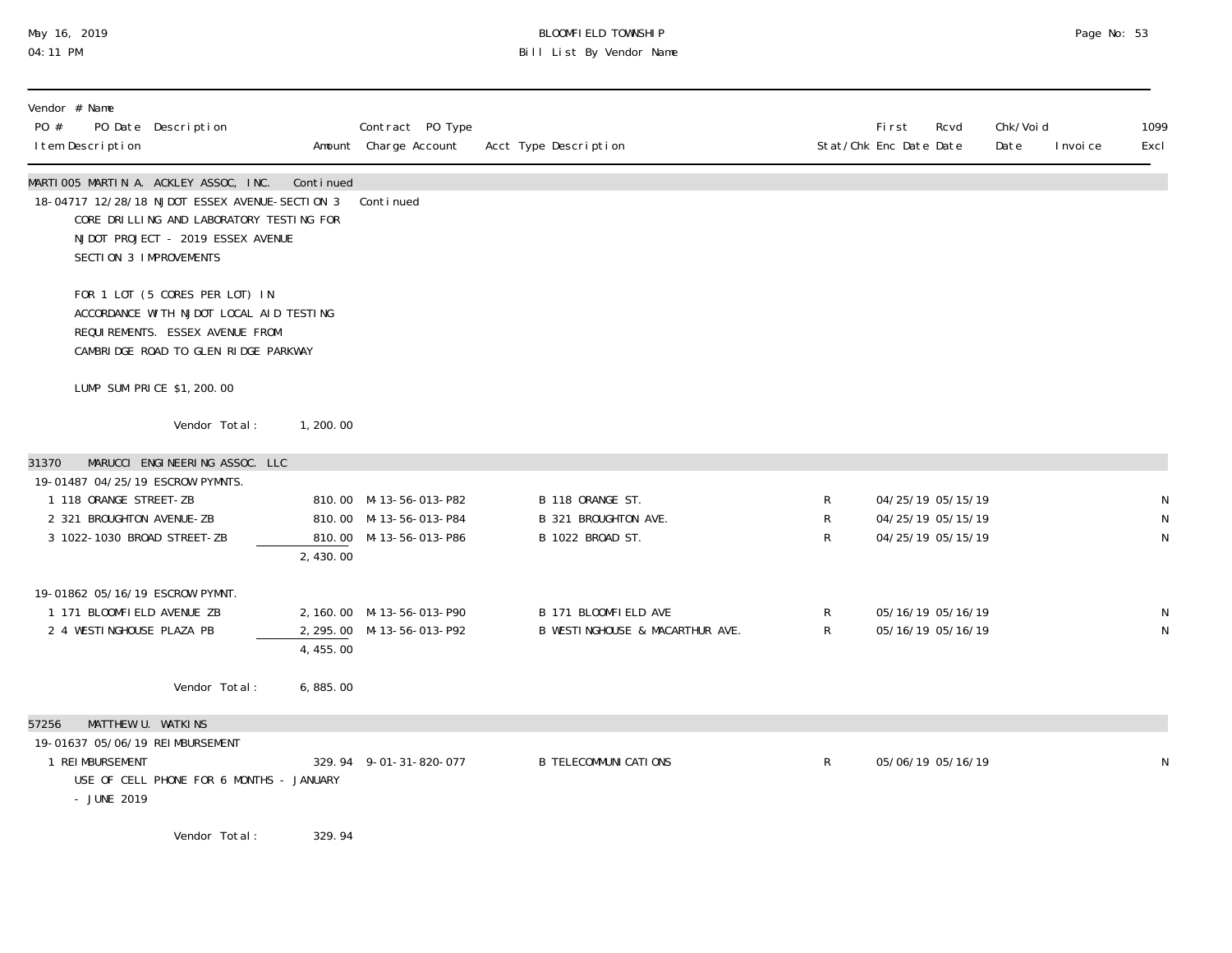| Vendor # Name PO # PO Date Description Item Description | Amount | Contract PO Type Charge Account | Acct Type Description | Stat/Chk | First Enc Date | Rcvd Date | Chk/Void Date | Invoice | 1099 Excl |
|---|---|---|---|---|---|---|---|---|---|
| MARTI005 MARTIN A. ACKLEY ASSOC, INC. | Continued | | | | | | | | |
| 18-04717 12/28/18 NJDOT ESSEX AVENUE-SECTION 3 | | Continued | | | | | | | |
| CORE DRILLING AND LABORATORY TESTING FOR NJDOT PROJECT - 2019 ESSEX AVENUE SECTION 3 IMPROVEMENTS | | | | | | | | | |
| FOR 1 LOT (5 CORES PER LOT) IN ACCORDANCE WITH NJDOT LOCAL AID TESTING REQUIREMENTS. ESSEX AVENUE FROM CAMBRIDGE ROAD TO GLEN RIDGE PARKWAY | | | | | | | | | |
| LUMP SUM PRICE $1,200.00 | | | | | | | | | |
| Vendor Total: | 1,200.00 | | | | | | | | |
| 31370 MARUCCI ENGINEERING ASSOC. LLC | | | | | | | | | |
| 19-01487 04/25/19 ESCROW PYMNTS. | | | | | | | | | |
| 1 118 ORANGE STREET-ZB | 810.00 | M-13-56-013-P82 | B 118 ORANGE ST. | R | 04/25/19 | 05/15/19 | | | N |
| 2 321 BROUGHTON AVENUE-ZB | 810.00 | M-13-56-013-P84 | B 321 BROUGHTON AVE. | R | 04/25/19 | 05/15/19 | | | N |
| 3 1022-1030 BROAD STREET-ZB | 810.00 | M-13-56-013-P86 | B 1022 BROAD ST. | R | 04/25/19 | 05/15/19 | | | N |
| | 2,430.00 | | | | | | | | |
| 19-01862 05/16/19 ESCROW PYMNT. | | | | | | | | | |
| 1 171 BLOOMFIELD AVENUE ZB | 2,160.00 | M-13-56-013-P90 | B 171 BLOOMFIELD AVE | R | 05/16/19 | 05/16/19 | | | N |
| 2 4 WESTINGHOUSE PLAZA PB | 2,295.00 | M-13-56-013-P92 | B WESTINGHOUSE & MACARTHUR AVE. | R | 05/16/19 | 05/16/19 | | | N |
| | 4,455.00 | | | | | | | | |
| Vendor Total: | 6,885.00 | | | | | | | | |
| 57256 MATTHEW U. WATKINS | | | | | | | | | |
| 19-01637 05/06/19 REIMBURSEMENT | | | | | | | | | |
| 1 REIMBURSEMENT USE OF CELL PHONE FOR 6 MONTHS - JANUARY - JUNE 2019 | 329.94 | 9-01-31-820-077 | B TELECOMMUNICATIONS | R | 05/06/19 | 05/16/19 | | | N |
| Vendor Total: | 329.94 | | | | | | | | |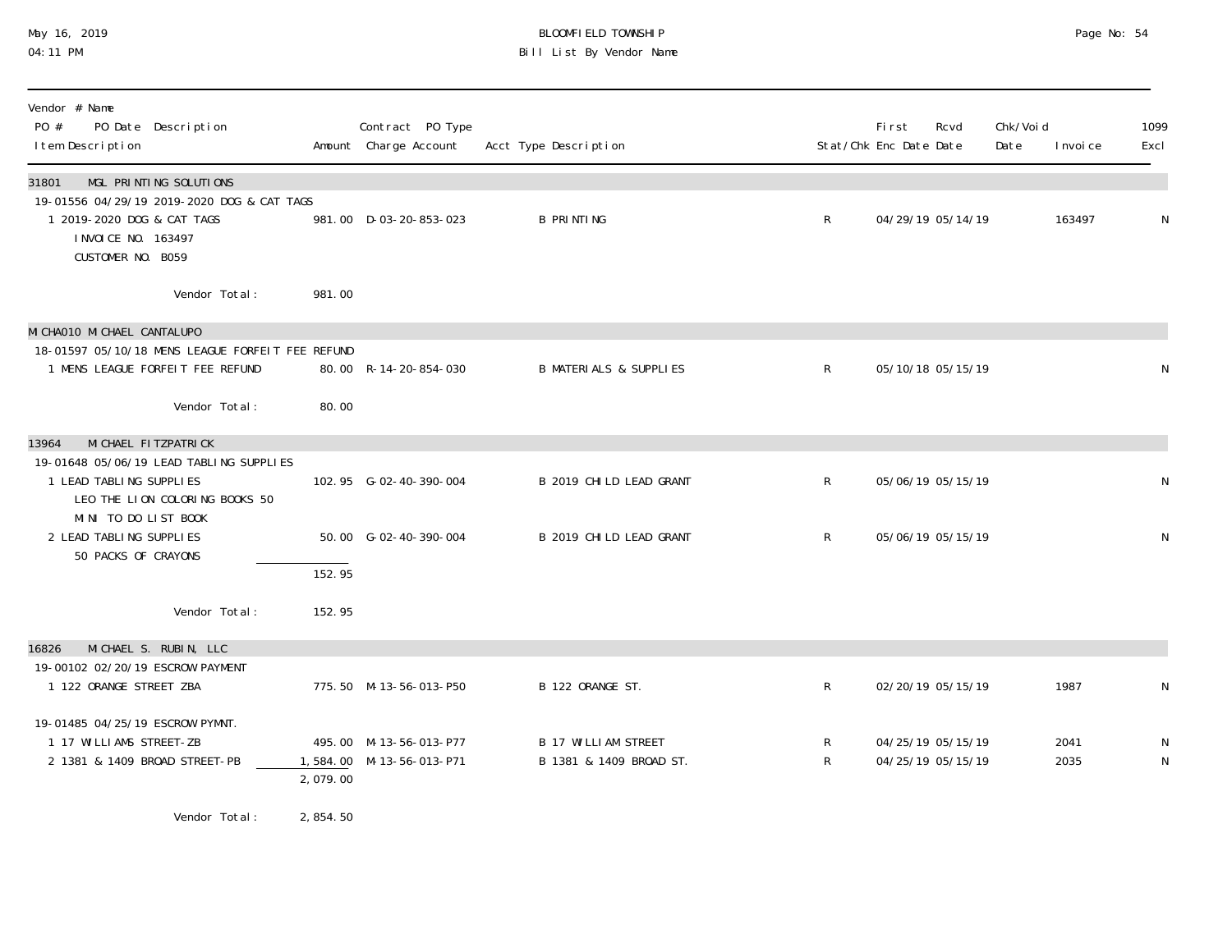BLOOMFIELD TOWNSHIP
Bill List By Vendor Name

May 16, 2019
04:11 PM

| Vendor # Name<br>PO # PO Date Description<br>Item Description | Amount | Contract PO Type<br>Charge Account | Acct Type Description | Stat/Chk | First Enc Date | Rcvd Date | Chk/Void Date | Invoice | 1099 Excl |
|---|---|---|---|---|---|---|---|---|---|
| **31801 MGL PRINTING SOLUTIONS** | | | | | | | | | |
| 19-01556 04/29/19 2019-2020 DOG & CAT TAGS | | | | | | | | | |
| 1 2019-2020 DOG & CAT TAGS<br>INVOICE NO. 163497<br>CUSTOMER NO. B059 | 981.00 | D-03-20-853-023 | B PRINTING | R | 04/29/19 | 05/14/19 | | 163497 | N |
| Vendor Total: | 981.00 | | | | | | | | |
| **MICHA010 MICHAEL CANTALUPO** | | | | | | | | | |
| 18-01597 05/10/18 MENS LEAGUE FORFEIT FEE REFUND | | | | | | | | | |
| 1 MENS LEAGUE FORFEIT FEE REFUND | 80.00 | R-14-20-854-030 | B MATERIALS & SUPPLIES | R | 05/10/18 | 05/15/19 | | | N |
| Vendor Total: | 80.00 | | | | | | | | |
| **13964 MICHAEL FITZPATRICK** | | | | | | | | | |
| 19-01648 05/06/19 LEAD TABLING SUPPLIES | | | | | | | | | |
| 1 LEAD TABLING SUPPLIES<br>LEO THE LION COLORING BOOKS 50<br>MINI TO DO LIST BOOK | 102.95 | G-02-40-390-004 | B 2019 CHILD LEAD GRANT | R | 05/06/19 | 05/15/19 | | | N |
| 2 LEAD TABLING SUPPLIES<br>50 PACKS OF CRAYONS | 50.00 | G-02-40-390-004 | B 2019 CHILD LEAD GRANT | R | 05/06/19 | 05/15/19 | | | N |
| | 152.95 | | | | | | | | |
| Vendor Total: | 152.95 | | | | | | | | |
| **16826 MICHAEL S. RUBIN, LLC** | | | | | | | | | |
| 19-00102 02/20/19 ESCROW PAYMENT | | | | | | | | | |
| 1 122 ORANGE STREET ZBA | 775.50 | M-13-56-013-P50 | B 122 ORANGE ST. | R | 02/20/19 | 05/15/19 | | 1987 | N |
| 19-01485 04/25/19 ESCROW PYMNT. | | | | | | | | | |
| 1 17 WILLIAMS STREET-ZB | 495.00 | M-13-56-013-P77 | B 17 WILLIAM STREET | R | 04/25/19 | 05/15/19 | | 2041 | N |
| 2 1381 & 1409 BROAD STREET-PB | 1,584.00 | M-13-56-013-P71 | B 1381 & 1409 BROAD ST. | R | 04/25/19 | 05/15/19 | | 2035 | N |
| | 2,079.00 | | | | | | | | |
| Vendor Total: | 2,854.50 | | | | | | | | |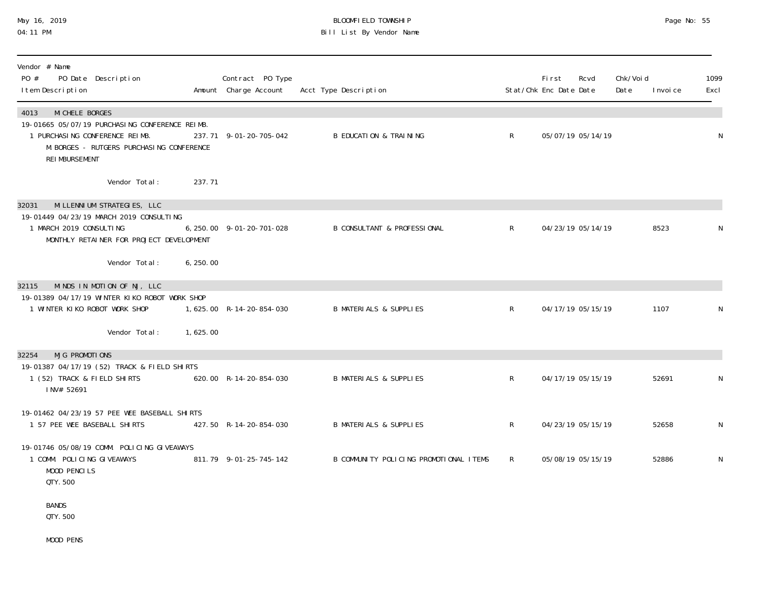# BLOOMFIELD TOWNSHIP
## Bill List By Vendor Name

| Vendor # Name<br>PO # PO Date Description<br>Item Description | Amount | Contract PO Type<br>Charge Account | Acct Type Description | Stat/Chk | First Enc Date | Rcvd Date | Chk/Void Date | Invoice | 1099 Excl |
|---|---|---|---|---|---|---|---|---|---|
| **4013 MICHELE BORGES** | | | | | | | | | |
| 19-01665 05/07/19 PURCHASING CONFERENCE REIMB. | | | | | | | | | |
| 1 PURCHASING CONFERENCE REIMB.<br>M BORGES - RUTGERS PURCHASING CONFERENCE REIMBURSEMENT | 237.71 | 9-01-20-705-042 | B EDUCATION & TRAINING | R | 05/07/19 | 05/14/19 | | | N |
| Vendor Total: | 237.71 | | | | | | | | |
| **32031 MILLENNIUM STRATEGIES, LLC** | | | | | | | | | |
| 19-01449 04/23/19 MARCH 2019 CONSULTING | | | | | | | | | |
| 1 MARCH 2019 CONSULTING<br>MONTHLY RETAINER FOR PROJECT DEVELOPMENT | 6,250.00 | 9-01-20-701-028 | B CONSULTANT & PROFESSIONAL | R | 04/23/19 | 05/14/19 | | 8523 | N |
| Vendor Total: | 6,250.00 | | | | | | | | |
| **32115 MINDS IN MOTION OF NJ, LLC** | | | | | | | | | |
| 19-01389 04/17/19 WINTER KIKO ROBOT WORK SHOP | | | | | | | | | |
| 1 WINTER KIKO ROBOT WORK SHOP | 1,625.00 | R-14-20-854-030 | B MATERIALS & SUPPLIES | R | 04/17/19 | 05/15/19 | | 1107 | N |
| Vendor Total: | 1,625.00 | | | | | | | | |
| **32254 MJG PROMOTIONS** | | | | | | | | | |
| 19-01387 04/17/19 (52) TRACK & FIELD SHIRTS | | | | | | | | | |
| 1 (52) TRACK & FIELD SHIRTS<br>INV# 52691 | 620.00 | R-14-20-854-030 | B MATERIALS & SUPPLIES | R | 04/17/19 | 05/15/19 | | 52691 | N |
| 19-01462 04/23/19 57 PEE WEE BASEBALL SHIRTS | | | | | | | | | |
| 1 57 PEE WEE BASEBALL SHIRTS | 427.50 | R-14-20-854-030 | B MATERIALS & SUPPLIES | R | 04/23/19 | 05/15/19 | | 52658 | N |
| 19-01746 05/08/19 COMM. POLICING GIVEAWAYS | | | | | | | | | |
| 1 COMM. POLICING GIVEAWAYS<br>MOOD PENCILS<br>QTY. 500<br><br>BANDS<br>QTY. 500<br><br>MOOD PENS | 811.79 | 9-01-25-745-142 | B COMMUNITY POLICING PROMOTIONAL ITEMS | R | 05/08/19 | 05/15/19 | | 52886 | N |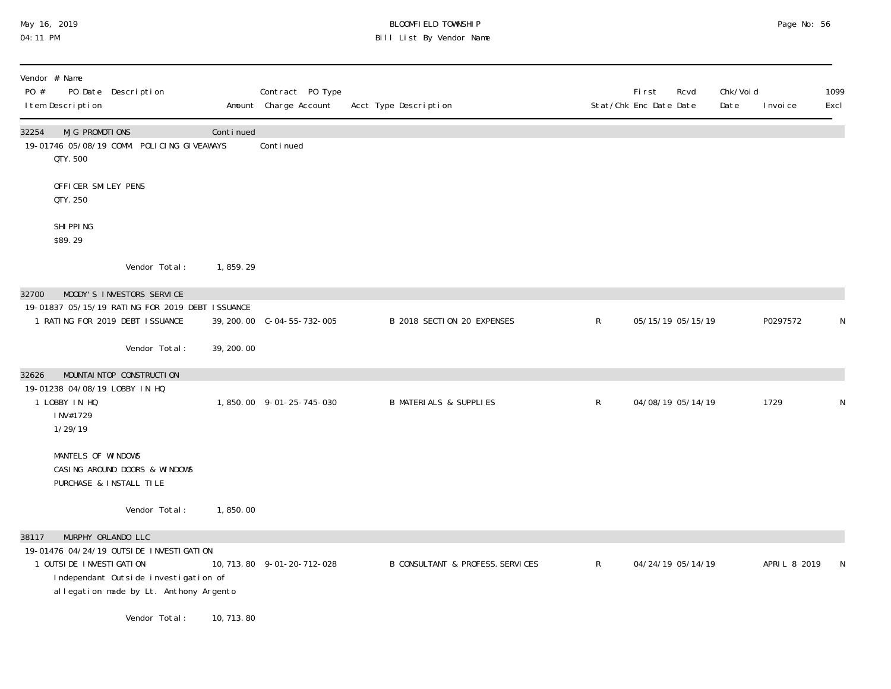| Vendor # Name<br>PO # PO Date Description<br>Item Description | Amount | Contract PO Type<br>Charge Account | Acct Type Description | Stat/Chk | First Enc Date | Rcvd Date | Chk/Void Date | Invoice | 1099 Excl |
|---|---|---|---|---|---|---|---|---|---|
| 32254 MJG PROMOTIONS | Continued | | | | | | | | |
| 19-01746 05/08/19 COMM. POLICING GIVEAWAYS | | Continued | | | | | | | |
| QTY. 500<br><br>OFFICER SMILEY PENS<br>QTY. 250<br><br>SHIPPING<br>$89.29 | | | | | | | | | |
| Vendor Total: | 1,859.29 | | | | | | | | |
| 32700 MOODY'S INVESTORS SERVICE | | | | | | | | | |
| 19-01837 05/15/19 RATING FOR 2019 DEBT ISSUANCE | | | | | | | | | |
| 1 RATING FOR 2019 DEBT ISSUANCE | 39,200.00 | C-04-55-732-005 | B 2018 SECTION 20 EXPENSES | R | 05/15/19 | 05/15/19 | | P0297572 | N |
| Vendor Total: | 39,200.00 | | | | | | | | |
| 32626 MOUNTAINTOP CONSTRUCTION | | | | | | | | | |
| 19-01238 04/08/19 LOBBY IN HQ | | | | | | | | | |
| 1 LOBBY IN HQ<br>INV#1729<br>1/29/19<br><br>MANTELS OF WINDOWS<br>CASING AROUND DOORS & WINDOWS<br>PURCHASE & INSTALL TILE | 1,850.00 | 9-01-25-745-030 | B MATERIALS & SUPPLIES | R | 04/08/19 | 05/14/19 | | 1729 | N |
| Vendor Total: | 1,850.00 | | | | | | | | |
| 38117 MURPHY ORLANDO LLC | | | | | | | | | |
| 19-01476 04/24/19 OUTSIDE INVESTIGATION | | | | | | | | | |
| 1 OUTSIDE INVESTIGATION<br>Independant Outside investigation of<br>allegation made by Lt. Anthony Argento | 10,713.80 | 9-01-20-712-028 | B CONSULTANT & PROFESS.SERVICES | R | 04/24/19 | 05/14/19 | | APRIL 8 2019 | N |
| Vendor Total: | 10,713.80 | | | | | | | | |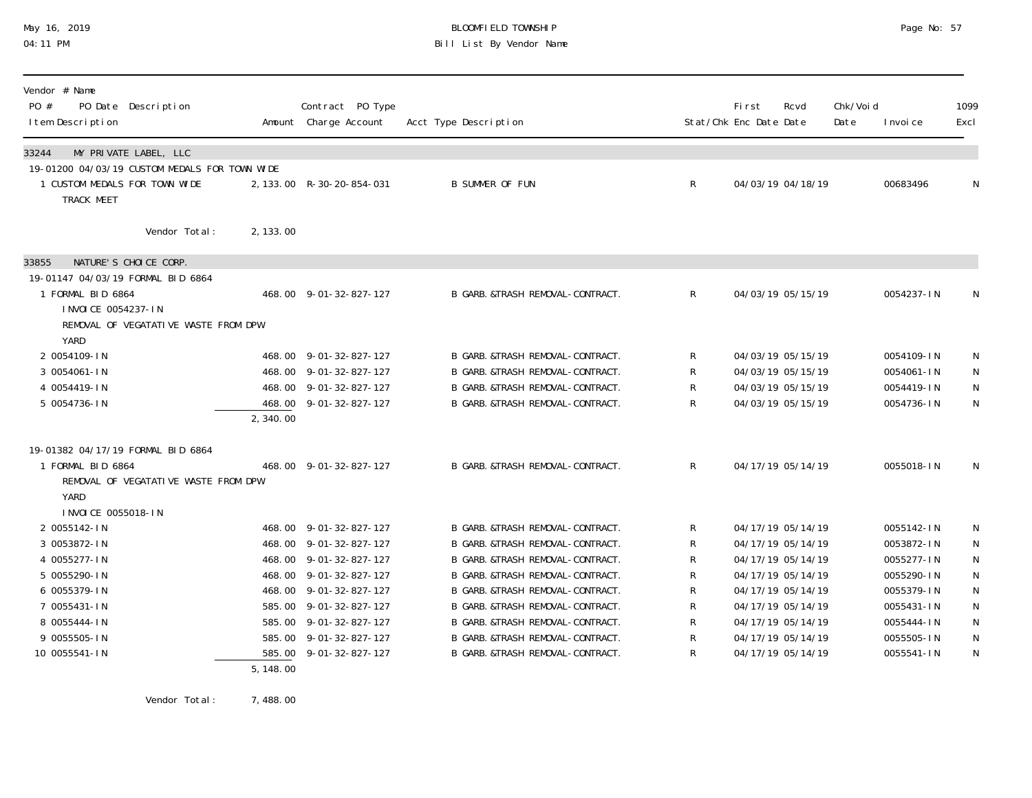BLOOMFIELD TOWNSHIP
Bill List By Vendor Name

May 16, 2019
04:11 PM

| Vendor # Name / PO # PO Date Description / Item Description | Amount | Contract PO Type Charge Account | Acct Type Description | Stat/Chk | First Enc Date | Rcvd Date | Chk/Void Date | Invoice | 1099 Excl |
|---|---|---|---|---|---|---|---|---|---|
| **33244 MY PRIVATE LABEL, LLC** | | | | | | | | | |
| 19-01200 04/03/19 CUSTOM MEDALS FOR TOWN WIDE | | | | | | | | | |
| 1 CUSTOM MEDALS FOR TOWN WIDE TRACK MEET | 2,133.00 | R-30-20-854-031 | B SUMMER OF FUN | R | 04/03/19 | 04/18/19 | | 00683496 | N |
| Vendor Total: | 2,133.00 | | | | | | | | |
| **33855 NATURE'S CHOICE CORP.** | | | | | | | | | |
| 19-01147 04/03/19 FORMAL BID 6864 | | | | | | | | | |
| 1 FORMAL BID 6864 INVOICE 0054237-IN REMOVAL OF VEGATATIVE WASTE FROM DPW YARD | 468.00 | 9-01-32-827-127 | B GARB.&TRASH REMOVAL-CONTRACT. | R | 04/03/19 | 05/15/19 | | 0054237-IN | N |
| 2 0054109-IN | 468.00 | 9-01-32-827-127 | B GARB.&TRASH REMOVAL-CONTRACT. | R | 04/03/19 | 05/15/19 | | 0054109-IN | N |
| 3 0054061-IN | 468.00 | 9-01-32-827-127 | B GARB.&TRASH REMOVAL-CONTRACT. | R | 04/03/19 | 05/15/19 | | 0054061-IN | N |
| 4 0054419-IN | 468.00 | 9-01-32-827-127 | B GARB.&TRASH REMOVAL-CONTRACT. | R | 04/03/19 | 05/15/19 | | 0054419-IN | N |
| 5 0054736-IN | 468.00 | 9-01-32-827-127 | B GARB.&TRASH REMOVAL-CONTRACT. | R | 04/03/19 | 05/15/19 | | 0054736-IN | N |
| | 2,340.00 | | | | | | | | |
| 19-01382 04/17/19 FORMAL BID 6864 | | | | | | | | | |
| 1 FORMAL BID 6864 REMOVAL OF VEGATATIVE WASTE FROM DPW YARD INVOICE 0055018-IN | 468.00 | 9-01-32-827-127 | B GARB.&TRASH REMOVAL-CONTRACT. | R | 04/17/19 | 05/14/19 | | 0055018-IN | N |
| 2 0055142-IN | 468.00 | 9-01-32-827-127 | B GARB.&TRASH REMOVAL-CONTRACT. | R | 04/17/19 | 05/14/19 | | 0055142-IN | N |
| 3 0053872-IN | 468.00 | 9-01-32-827-127 | B GARB.&TRASH REMOVAL-CONTRACT. | R | 04/17/19 | 05/14/19 | | 0053872-IN | N |
| 4 0055277-IN | 468.00 | 9-01-32-827-127 | B GARB.&TRASH REMOVAL-CONTRACT. | R | 04/17/19 | 05/14/19 | | 0055277-IN | N |
| 5 0055290-IN | 468.00 | 9-01-32-827-127 | B GARB.&TRASH REMOVAL-CONTRACT. | R | 04/17/19 | 05/14/19 | | 0055290-IN | N |
| 6 0055379-IN | 468.00 | 9-01-32-827-127 | B GARB.&TRASH REMOVAL-CONTRACT. | R | 04/17/19 | 05/14/19 | | 0055379-IN | N |
| 7 0055431-IN | 585.00 | 9-01-32-827-127 | B GARB.&TRASH REMOVAL-CONTRACT. | R | 04/17/19 | 05/14/19 | | 0055431-IN | N |
| 8 0055444-IN | 585.00 | 9-01-32-827-127 | B GARB.&TRASH REMOVAL-CONTRACT. | R | 04/17/19 | 05/14/19 | | 0055444-IN | N |
| 9 0055505-IN | 585.00 | 9-01-32-827-127 | B GARB.&TRASH REMOVAL-CONTRACT. | R | 04/17/19 | 05/14/19 | | 0055505-IN | N |
| 10 0055541-IN | 585.00 | 9-01-32-827-127 | B GARB.&TRASH REMOVAL-CONTRACT. | R | 04/17/19 | 05/14/19 | | 0055541-IN | N |
| | 5,148.00 | | | | | | | | |
| Vendor Total: | 7,488.00 | | | | | | | | |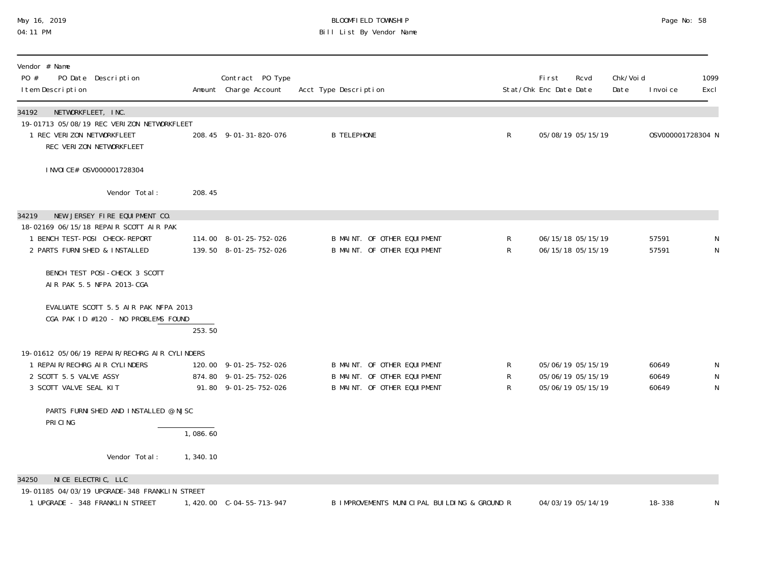BLOOMFIELD TOWNSHIP
Bill List By Vendor Name

May 16, 2019
04:11 PM

| Vendor # Name / PO # PO Date Description / Item Description | Amount | Contract PO Type / Charge Account | Acct Type Description | Stat/Chk | First Enc Date | Rcvd Date | Chk/Void Date | Invoice | 1099 Excl |
|---|---|---|---|---|---|---|---|---|---|
| **34192 NETWORKFLEET, INC.** | | | | | | | | | |
| 19-01713 05/08/19 REC VERIZON NETWORKFLEET | | | | | | | | | |
| 1 REC VERIZON NETWORKFLEET | 208.45 | 9-01-31-820-076 | B TELEPHONE | R | 05/08/19 | 05/15/19 | | OSV000001728304 | N |
| REC VERIZON NETWORKFLEET | | | | | | | | | |
| INVOICE# OSV000001728304 | | | | | | | | | |
| Vendor Total: | 208.45 | | | | | | | | |
| **34219 NEW JERSEY FIRE EQUIPMENT CO.** | | | | | | | | | |
| 18-02169 06/15/18 REPAIR SCOTT AIR PAK | | | | | | | | | |
| 1 BENCH TEST-POSI CHECK-REPORT | 114.00 | 8-01-25-752-026 | B MAINT. OF OTHER EQUIPMENT | R | 06/15/18 | 05/15/19 | | 57591 | N |
| 2 PARTS FURNISHED & INSTALLED | 139.50 | 8-01-25-752-026 | B MAINT. OF OTHER EQUIPMENT | R | 06/15/18 | 05/15/19 | | 57591 | N |
| BENCH TEST POSI-CHECK 3 SCOTT AIR PAK 5.5 NFPA 2013-CGA | | | | | | | | | |
| EVALUATE SCOTT 5.5 AIR PAK NFPA 2013 CGA PAK ID #120 - NO PROBLEMS FOUND | | | | | | | | | |
| | 253.50 | | | | | | | | |
| 19-01612 05/06/19 REPAIR/RECHRG AIR CYLINDERS | | | | | | | | | |
| 1 REPAIR/RECHRG AIR CYLINDERS | 120.00 | 9-01-25-752-026 | B MAINT. OF OTHER EQUIPMENT | R | 05/06/19 | 05/15/19 | | 60649 | N |
| 2 SCOTT 5.5 VALVE ASSY | 874.80 | 9-01-25-752-026 | B MAINT. OF OTHER EQUIPMENT | R | 05/06/19 | 05/15/19 | | 60649 | N |
| 3 SCOTT VALVE SEAL KIT | 91.80 | 9-01-25-752-026 | B MAINT. OF OTHER EQUIPMENT | R | 05/06/19 | 05/15/19 | | 60649 | N |
| PARTS FURNISHED AND INSTALLED @ NJSC PRICING | | | | | | | | | |
| | 1,086.60 | | | | | | | | |
| Vendor Total: | 1,340.10 | | | | | | | | |
| **34250 NICE ELECTRIC, LLC** | | | | | | | | | |
| 19-01185 04/03/19 UPGRADE-348 FRANKLIN STREET | | | | | | | | | |
| 1 UPGRADE - 348 FRANKLIN STREET | 1,420.00 | C-04-55-713-947 | B IMPROVEMENTS MUNICIPAL BUILDING & GROUND | R | 04/03/19 | 05/14/19 | | 18-338 | N |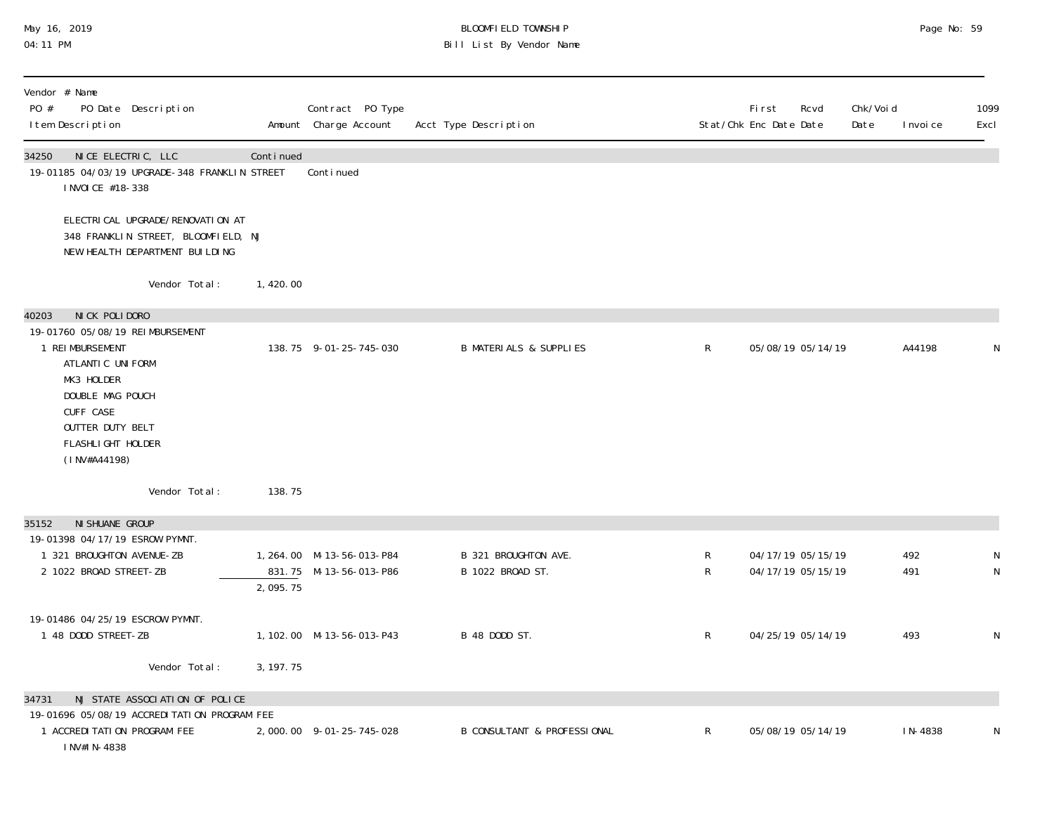| Vendor # Name PO # PO Date Description Item Description | Amount | Contract PO Type Charge Account | Acct Type Description | Stat/Chk | First Enc Date | Rcvd Date | Chk/Void Date | Invoice | 1099 Excl |
|---|---|---|---|---|---|---|---|---|---|
| 34250 NICE ELECTRIC, LLC | Continued | | | | | | | | |
| 19-01185 04/03/19 UPGRADE-348 FRANKLIN STREET | | Continued | | | | | | | |
| INVOICE #18-338 | | | | | | | | | |
| ELECTRICAL UPGRADE/RENOVATION AT 348 FRANKLIN STREET, BLOOMFIELD, NJ NEW HEALTH DEPARTMENT BUILDING | | | | | | | | | |
| Vendor Total: | 1,420.00 | | | | | | | | |
| 40203 NICK POLIDORO | | | | | | | | | |
| 19-01760 05/08/19 REIMBURSEMENT | | | | | | | | | |
| 1 REIMBURSEMENT ATLANTIC UNIFORM MK3 HOLDER DOUBLE MAG POUCH CUFF CASE OUTTER DUTY BELT FLASHLIGHT HOLDER (INV#A44198) | 138.75 | 9-01-25-745-030 | B MATERIALS & SUPPLIES | R | 05/08/19 | 05/14/19 | | A44198 | N |
| Vendor Total: | 138.75 | | | | | | | | |
| 35152 NISHUANE GROUP | | | | | | | | | |
| 19-01398 04/17/19 ESROW PYMNT. | | | | | | | | | |
| 1 321 BROUGHTON AVENUE-ZB | 1,264.00 | M-13-56-013-P84 | B 321 BROUGHTON AVE. | R | 04/17/19 | 05/15/19 | | 492 | N |
| 2 1022 BROAD STREET-ZB | 831.75 | M-13-56-013-P86 | B 1022 BROAD ST. | R | 04/17/19 | 05/15/19 | | 491 | N |
| | 2,095.75 | | | | | | | | |
| 19-01486 04/25/19 ESCROW PYMNT. | | | | | | | | | |
| 1 48 DODD STREET-ZB | 1,102.00 | M-13-56-013-P43 | B 48 DODD ST. | R | 04/25/19 | 05/14/19 | | 493 | N |
| Vendor Total: | 3,197.75 | | | | | | | | |
| 34731 NJ STATE ASSOCIATION OF POLICE | | | | | | | | | |
| 19-01696 05/08/19 ACCREDITATION PROGRAM FEE | | | | | | | | | |
| 1 ACCREDITATION PROGRAM FEE INV#IN-4838 | 2,000.00 | 9-01-25-745-028 | B CONSULTANT & PROFESSIONAL | R | 05/08/19 | 05/14/19 | | IN-4838 | N |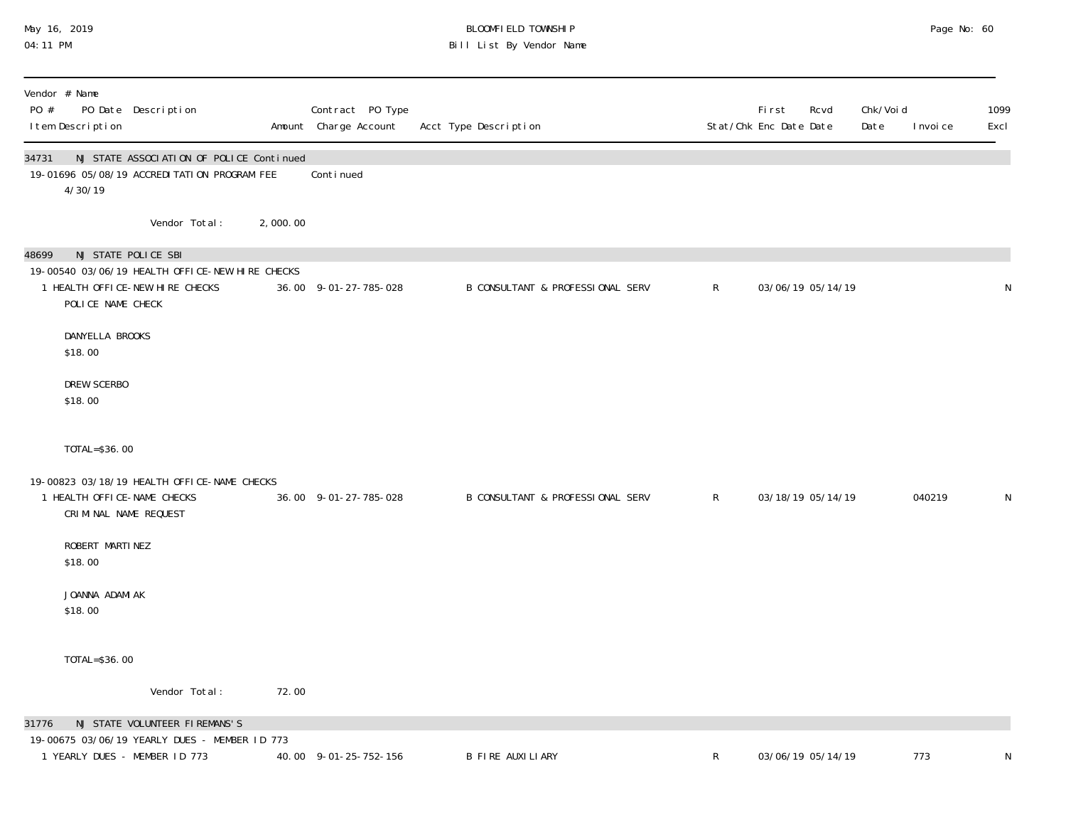| Vendor # Name<br>PO # PO Date Description<br>Item Description | Amount | Contract PO Type<br>Charge Account | Acct Type Description | Stat/Chk | First Enc Date | Rcvd Date | Chk/Void Date | Invoice | 1099 Excl |
|---|---|---|---|---|---|---|---|---|---|
| **34731 NJ STATE ASSOCIATION OF POLICE Continued** | | | | | | | | | |
| 19-01696 05/08/19 ACCREDITATION PROGRAM FEE | | Continued | | | | | | | |
| 4/30/19 | | | | | | | | | |
| Vendor Total: | 2,000.00 | | | | | | | | |
| **48699 NJ STATE POLICE SBI** | | | | | | | | | |
| 19-00540 03/06/19 HEALTH OFFICE-NEW HIRE CHECKS | | | | | | | | | |
| 1 HEALTH OFFICE-NEW HIRE CHECKS<br>POLICE NAME CHECK<br><br>DANYELLA BROOKS<br>$18.00<br><br>DREW SCERBO<br>$18.00<br><br>TOTAL=$36.00 | 36.00 | 9-01-27-785-028 | B CONSULTANT & PROFESSIONAL SERV | R | 03/06/19 | 05/14/19 | | | N |
| 19-00823 03/18/19 HEALTH OFFICE-NAME CHECKS | | | | | | | | | |
| 1 HEALTH OFFICE-NAME CHECKS<br>CRIMINAL NAME REQUEST<br><br>ROBERT MARTINEZ<br>$18.00<br><br>JOANNA ADAMIAK<br>$18.00<br><br>TOTAL=$36.00 | 36.00 | 9-01-27-785-028 | B CONSULTANT & PROFESSIONAL SERV | R | 03/18/19 | 05/14/19 | | 040219 | N |
| Vendor Total: | 72.00 | | | | | | | | |
| **31776 NJ STATE VOLUNTEER FIREMANS'S** | | | | | | | | | |
| 19-00675 03/06/19 YEARLY DUES - MEMBER ID 773 | | | | | | | | | |
| 1 YEARLY DUES - MEMBER ID 773 | 40.00 | 9-01-25-752-156 | B FIRE AUXILIARY | R | 03/06/19 | 05/14/19 | | 773 | N |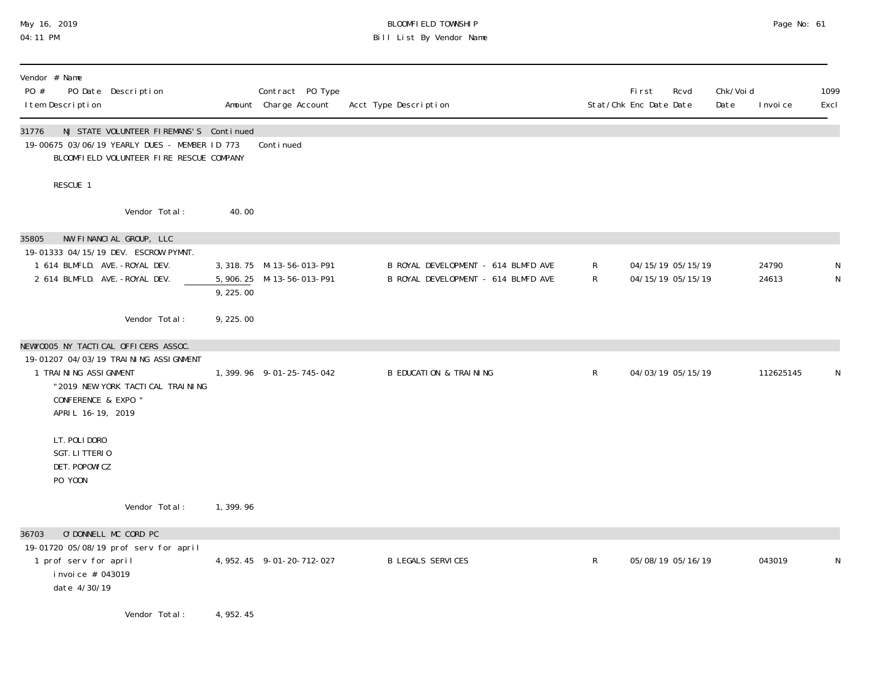Vendor # Name
PO # PO Date Description

| Item Description | Amount | Contract PO Type Charge Account | Acct Type Description | Stat/Chk | First Enc Date | Rcvd Date | Chk/Void Date | Invoice | 1099 Excl |
|---|---|---|---|---|---|---|---|---|---|
| **31776 NJ STATE VOLUNTEER FIREMANS'S Continued** | | | | | | | | | |
| 19-00675 03/06/19 YEARLY DUES - MEMBER ID 773 BLOOMFIELD VOLUNTEER FIRE RESCUE COMPANY RESCUE 1 | | Continued | | | | | | | |
| Vendor Total: | 40.00 | | | | | | | | |
| **35805 NW FINANCIAL GROUP, LLC** | | | | | | | | | |
| 19-01333 04/15/19 DEV. ESCROW PYMNT. | | | | | | | | | |
| 1 614 BLMFLD. AVE.-ROYAL DEV. | 3,318.75 | M-13-56-013-P91 | B ROYAL DEVELOPMENT - 614 BLMFD AVE | R | 04/15/19 | 05/15/19 | | 24790 | N |
| 2 614 BLMFLD. AVE.-ROYAL DEV. | 5,906.25 | M-13-56-013-P91 | B ROYAL DEVELOPMENT - 614 BLMFD AVE | R | 04/15/19 | 05/15/19 | | 24613 | N |
| | 9,225.00 | | | | | | | | |
| Vendor Total: | 9,225.00 | | | | | | | | |
| **NEWYO005 NY TACTICAL OFFICERS ASSOC.** | | | | | | | | | |
| 19-01207 04/03/19 TRAINING ASSIGNMENT | | | | | | | | | |
| 1 TRAINING ASSIGNMENT "2019 NEW YORK TACTICAL TRAINING CONFERENCE & EXPO " APRIL 16-19, 2019 LT. POLIDORO SGT. LITTERIO DET. POPOWICZ PO YOON | 1,399.96 | 9-01-25-745-042 | B EDUCATION & TRAINING | R | 04/03/19 | 05/15/19 | | 112625145 | N |
| Vendor Total: | 1,399.96 | | | | | | | | |
| **36703 O'DONNELL MC CORD PC** | | | | | | | | | |
| 19-01720 05/08/19 prof serv for april | | | | | | | | | |
| 1 prof serv for april invoice # 043019 date 4/30/19 | 4,952.45 | 9-01-20-712-027 | B LEGALS SERVICES | R | 05/08/19 | 05/16/19 | | 043019 | N |
| Vendor Total: | 4,952.45 | | | | | | | | |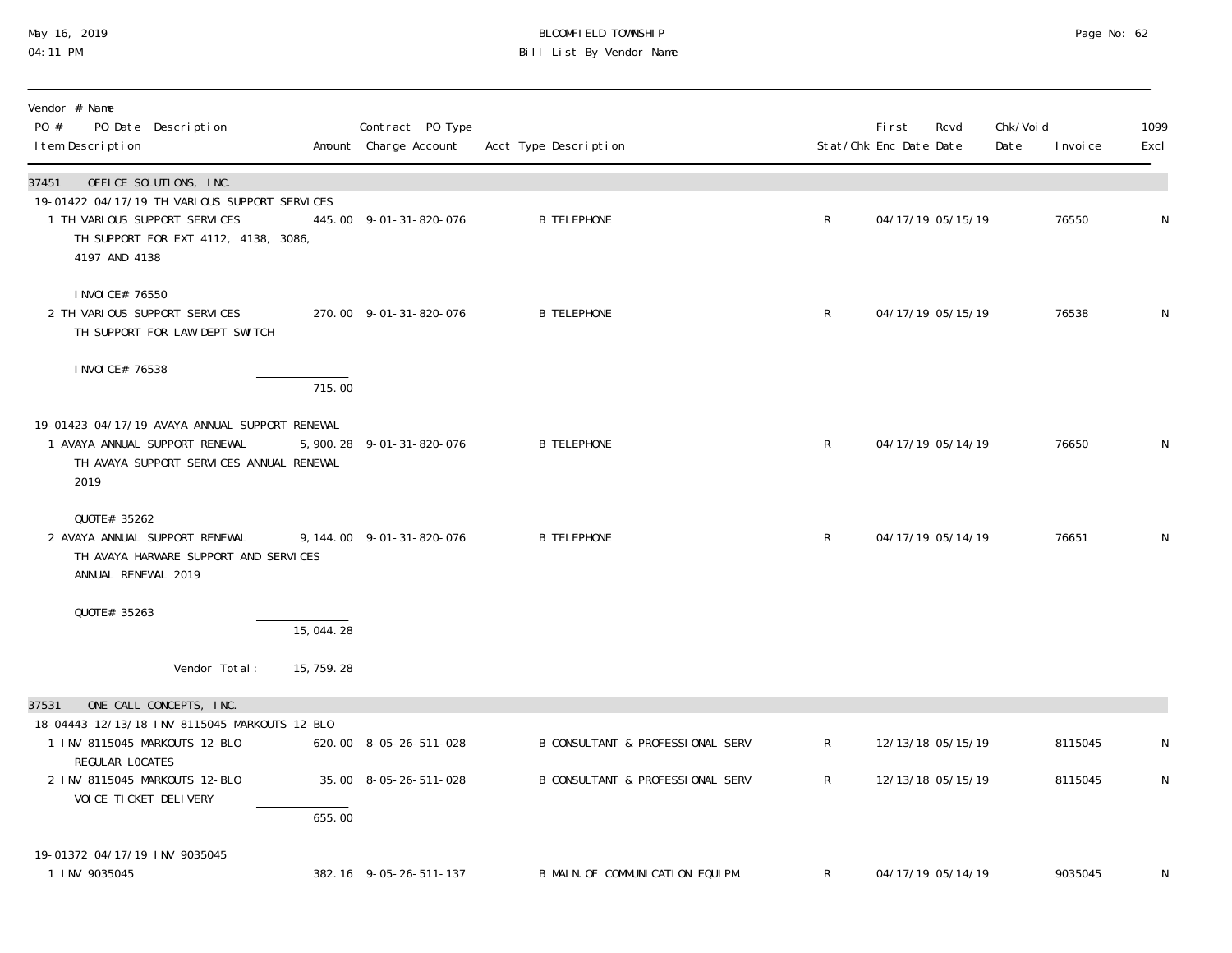| Vendor # Name<br>PO # PO Date Description<br>Item Description | Amount | Contract PO Type<br>Charge Account | Acct Type Description | Stat/Chk | First Enc Date | Rcvd Date | Chk/Void Date | Invoice | 1099 Excl |
|---|---|---|---|---|---|---|---|---|---|
| **37451 OFFICE SOLUTIONS, INC.** | | | | | | | | | |
| 19-01422 04/17/19 TH VARIOUS SUPPORT SERVICES | | | | | | | | | |
| 1 TH VARIOUS SUPPORT SERVICES<br>TH SUPPORT FOR EXT 4112, 4138, 3086, 4197 AND 4138<br><br>INVOICE# 76550 | 445.00 | 9-01-31-820-076 | B TELEPHONE | R | 04/17/19 | 05/15/19 | | 76550 | N |
| 2 TH VARIOUS SUPPORT SERVICES<br>TH SUPPORT FOR LAW DEPT SWITCH<br><br>INVOICE# 76538 | 270.00 | 9-01-31-820-076 | B TELEPHONE | R | 04/17/19 | 05/15/19 | | 76538 | N |
| | 715.00 | | | | | | | | |
| 19-01423 04/17/19 AVAYA ANNUAL SUPPORT RENEWAL | | | | | | | | | |
| 1 AVAYA ANNUAL SUPPORT RENEWAL<br>TH AVAYA SUPPORT SERVICES ANNUAL RENEWAL 2019<br><br>QUOTE# 35262 | 5,900.28 | 9-01-31-820-076 | B TELEPHONE | R | 04/17/19 | 05/14/19 | | 76650 | N |
| 2 AVAYA ANNUAL SUPPORT RENEWAL<br>TH AVAYA HARWARE SUPPORT AND SERVICES ANNUAL RENEWAL 2019<br><br>QUOTE# 35263 | 9,144.00 | 9-01-31-820-076 | B TELEPHONE | R | 04/17/19 | 05/14/19 | | 76651 | N |
| | 15,044.28 | | | | | | | | |
| Vendor Total: | 15,759.28 | | | | | | | | |
| **37531 ONE CALL CONCEPTS, INC.** | | | | | | | | | |
| 18-04443 12/13/18 INV 8115045 MARKOUTS 12-BLO | | | | | | | | | |
| 1 INV 8115045 MARKOUTS 12-BLO<br>REGULAR LOCATES | 620.00 | 8-05-26-511-028 | B CONSULTANT & PROFESSIONAL SERV | R | 12/13/18 | 05/15/19 | | 8115045 | N |
| 2 INV 8115045 MARKOUTS 12-BLO<br>VOICE TICKET DELIVERY | 35.00 | 8-05-26-511-028 | B CONSULTANT & PROFESSIONAL SERV | R | 12/13/18 | 05/15/19 | | 8115045 | N |
| | 655.00 | | | | | | | | |
| 19-01372 04/17/19 INV 9035045 | | | | | | | | | |
| 1 INV 9035045 | 382.16 | 9-05-26-511-137 | B MAIN.OF COMMUNICATION EQUIPM. | R | 04/17/19 | 05/14/19 | | 9035045 | N |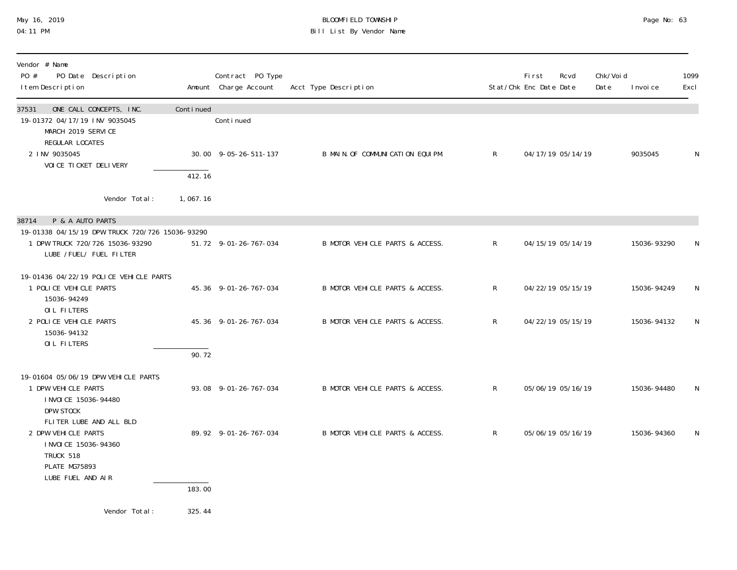May 16, 2019
04:11 PM

BLOOMFIELD TOWNSHIP
Bill List By Vendor Name

| Vendor # Name<br>PO # PO Date Description<br>Item Description | Amount | Contract PO Type<br>Charge Account | Acct Type Description | Stat/Chk | First Enc Date | Rcvd Date | Chk/Void Date | Invoice | 1099 Excl |
|---|---|---|---|---|---|---|---|---|---|
| **37531 ONE CALL CONCEPTS, INC.** | Continued | | | | | | | | |
| 19-01372 04/17/19 INV 9035045<br>MARCH 2019 SERVICE<br>REGULAR LOCATES | | Continued | | | | | | | |
| 2 INV 9035045<br>VOICE TICKET DELIVERY | 30.00 | 9-05-26-511-137 | B MAIN.OF COMMUNICATION EQUIPM. | R | 04/17/19 | 05/14/19 | | 9035045 | N |
| | 412.16 | | | | | | | | |
| Vendor Total: | 1,067.16 | | | | | | | | |
| **38714 P & A AUTO PARTS** | | | | | | | | | |
| 19-01338 04/15/19 DPW TRUCK 720/726 15036-93290 | | | | | | | | | |
| 1 DPW TRUCK 720/726 15036-93290<br>LUBE /FUEL/ FUEL FILTER | 51.72 | 9-01-26-767-034 | B MOTOR VEHICLE PARTS & ACCESS. | R | 04/15/19 | 05/14/19 | | 15036-93290 | N |
| 19-01436 04/22/19 POLICE VEHICLE PARTS | | | | | | | | | |
| 1 POLICE VEHICLE PARTS<br>15036-94249<br>OIL FILTERS | 45.36 | 9-01-26-767-034 | B MOTOR VEHICLE PARTS & ACCESS. | R | 04/22/19 | 05/15/19 | | 15036-94249 | N |
| 2 POLICE VEHICLE PARTS<br>15036-94132<br>OIL FILTERS | 45.36 | 9-01-26-767-034 | B MOTOR VEHICLE PARTS & ACCESS. | R | 04/22/19 | 05/15/19 | | 15036-94132 | N |
| | 90.72 | | | | | | | | |
| 19-01604 05/06/19 DPW VEHICLE PARTS | | | | | | | | | |
| 1 DPW VEHICLE PARTS<br>INVOICE 15036-94480<br>DPW STOCK<br>FLITER LUBE AND ALL BLD | 93.08 | 9-01-26-767-034 | B MOTOR VEHICLE PARTS & ACCESS. | R | 05/06/19 | 05/16/19 | | 15036-94480 | N |
| 2 DPW VEHICLE PARTS<br>INVOICE 15036-94360<br>TRUCK 518<br>PLATE MG75893<br>LUBE FUEL AND AIR | 89.92 | 9-01-26-767-034 | B MOTOR VEHICLE PARTS & ACCESS. | R | 05/06/19 | 05/16/19 | | 15036-94360 | N |
| | 183.00 | | | | | | | | |
| Vendor Total: | 325.44 | | | | | | | | |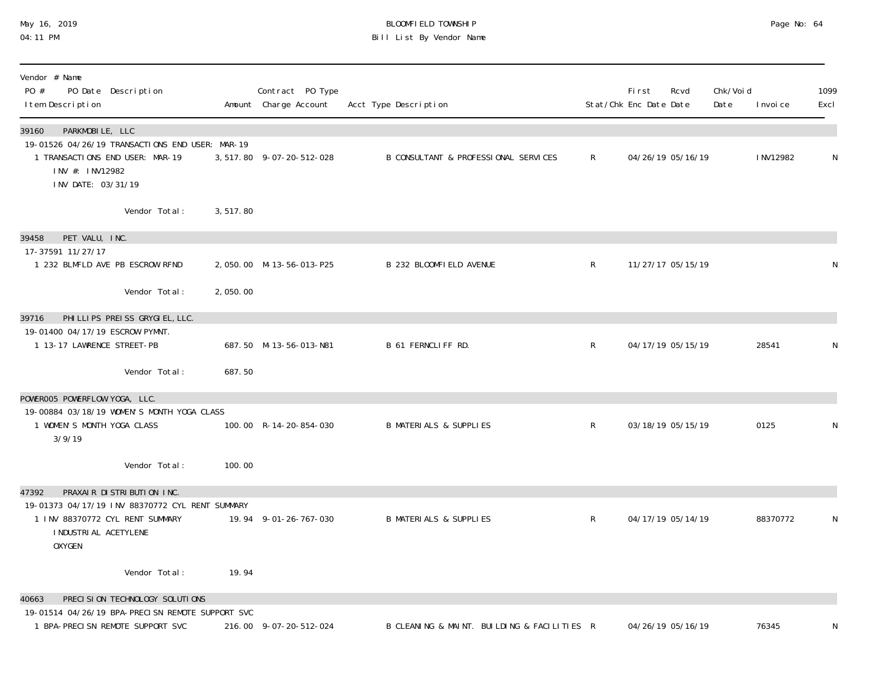# BLOOMFIELD TOWNSHIP

## Bill List By Vendor Name

May 16, 2019
04:11 PM

| Vendor # Name / PO # PO Date Description / Item Description | Amount | Contract PO Type Charge Account | Acct Type Description | Stat/Chk | First Enc Date | Rcvd Date | Chk/Void Date | Invoice | 1099 Excl |
|---|---|---|---|---|---|---|---|---|---|
| **39160 PARKMOBILE, LLC** | | | | | | | | | |
| 19-01526 04/26/19 TRANSACTIONS END USER: MAR-19 | | | | | | | | | |
| 1 TRANSACTIONS END USER: MAR-19 INV #: INV12982 INV DATE: 03/31/19 | 3,517.80 | 9-07-20-512-028 | B CONSULTANT & PROFESSIONAL SERVICES | R | 04/26/19 | 05/16/19 | | INV12982 | N |
| Vendor Total: | 3,517.80 | | | | | | | | |
| **39458 PET VALU, INC.** | | | | | | | | | |
| 17-37591 11/27/17 | | | | | | | | | |
| 1 232 BLMFLD AVE PB ESCROW RFND | 2,050.00 | M-13-56-013-P25 | B 232 BLOOMFIELD AVENUE | R | 11/27/17 | 05/15/19 | | | N |
| Vendor Total: | 2,050.00 | | | | | | | | |
| **39716 PHILLIPS PREISS GRYGIEL, LLC.** | | | | | | | | | |
| 19-01400 04/17/19 ESCROW PYMNT. | | | | | | | | | |
| 1 13-17 LAWRENCE STREET-PB | 687.50 | M-13-56-013-N81 | B 61 FERNCLIFF RD. | R | 04/17/19 | 05/15/19 | | 28541 | N |
| Vendor Total: | 687.50 | | | | | | | | |
| **POWER005 POWERFLOW YOGA, LLC.** | | | | | | | | | |
| 19-00884 03/18/19 WOMEN'S MONTH YOGA CLASS | | | | | | | | | |
| 1 WOMEN'S MONTH YOGA CLASS 3/9/19 | 100.00 | R-14-20-854-030 | B MATERIALS & SUPPLIES | R | 03/18/19 | 05/15/19 | | 0125 | N |
| Vendor Total: | 100.00 | | | | | | | | |
| **47392 PRAXAIR DISTRIBUTION INC.** | | | | | | | | | |
| 19-01373 04/17/19 INV 88370772 CYL RENT SUMMARY | | | | | | | | | |
| 1 INV 88370772 CYL RENT SUMMARY INDUSTRIAL ACETYLENE OXYGEN | 19.94 | 9-01-26-767-030 | B MATERIALS & SUPPLIES | R | 04/17/19 | 05/14/19 | | 88370772 | N |
| Vendor Total: | 19.94 | | | | | | | | |
| **40663 PRECISION TECHNOLOGY SOLUTIONS** | | | | | | | | | |
| 19-01514 04/26/19 BPA-PRECISN REMOTE SUPPORT SVC | | | | | | | | | |
| 1 BPA-PRECISN REMOTE SUPPORT SVC | 216.00 | 9-07-20-512-024 | B CLEANING & MAINT. BUILDING & FACILITIES | R | 04/26/19 | 05/16/19 | | 76345 | N |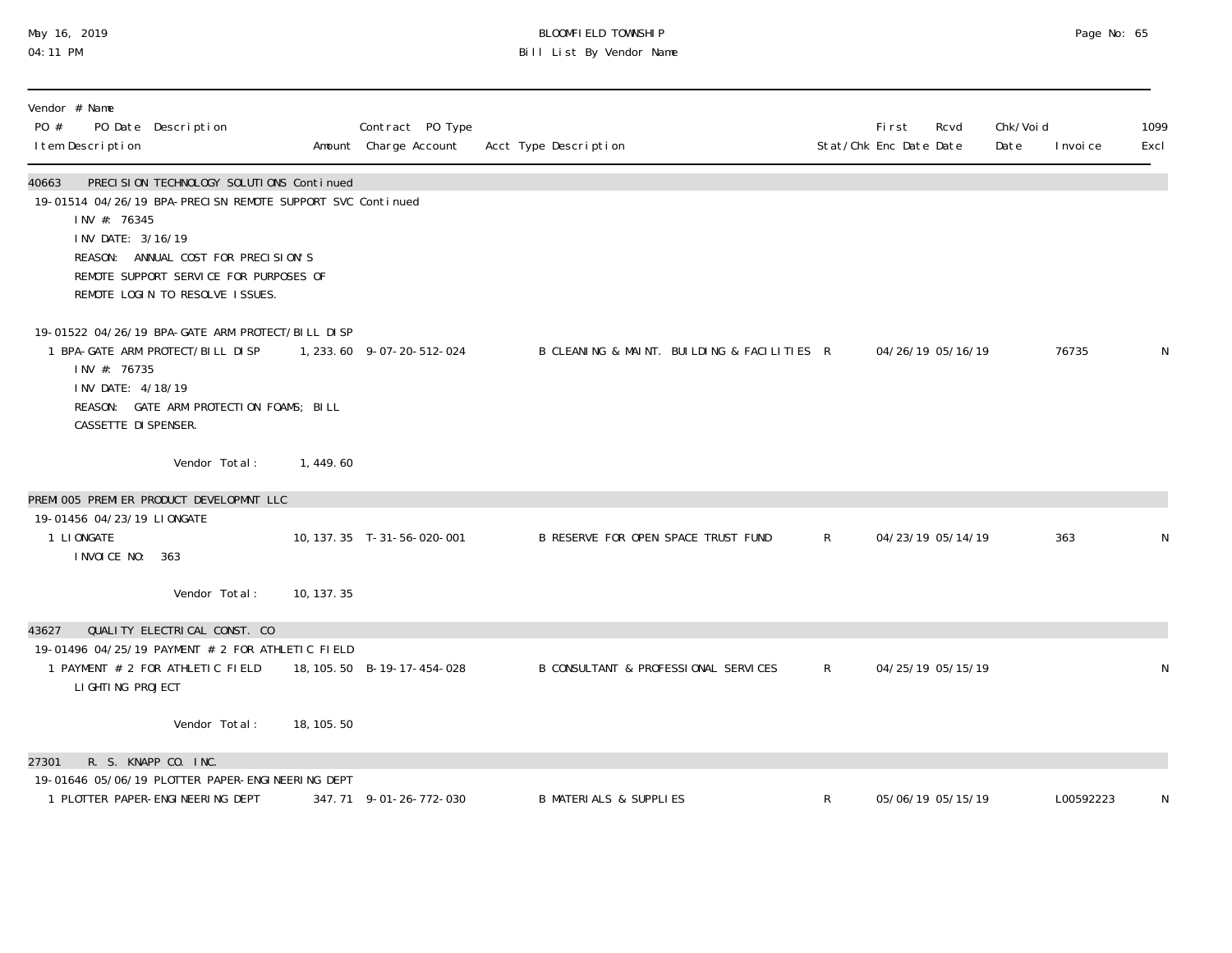May 16, 2019
04:11 PM

BLOOMFIELD TOWNSHIP
Bill List By Vendor Name

| Vendor # Name<br>PO # PO Date Description<br>Item Description | Amount | Contract PO Type<br>Charge Account | Acct Type Description | Stat/Chk | First<br>Enc Date | Rcvd<br>Date | Chk/Void<br>Date | Invoice | 1099<br>Excl |
|---|---|---|---|---|---|---|---|---|---|
| **40663 PRECISION TECHNOLOGY SOLUTIONS Continued** | | | | | | | | | |
| 19-01514 04/26/19 BPA-PRECISN REMOTE SUPPORT SVC Continued | | | | | | | | | |
| INV #: 76345<br>INV DATE: 3/16/19<br>REASON: ANNUAL COST FOR PRECISION'S REMOTE SUPPORT SERVICE FOR PURPOSES OF REMOTE LOGIN TO RESOLVE ISSUES. | | | | | | | | | |
| 19-01522 04/26/19 BPA-GATE ARM PROTECT/BILL DISP | | | | | | | | | |
| 1 BPA-GATE ARM PROTECT/BILL DISP<br>INV #: 76735<br>INV DATE: 4/18/19<br>REASON: GATE ARM PROTECTION FOAMS; BILL CASSETTE DISPENSER. | 1,233.60 | 9-07-20-512-024 | B CLEANING & MAINT. BUILDING & FACILITIES | R | 04/26/19 | 05/16/19 | | 76735 | N |
| Vendor Total: | 1,449.60 | | | | | | | | |
| **PREMI005 PREMIER PRODUCT DEVELOPMNT LLC** | | | | | | | | | |
| 19-01456 04/23/19 LIONGATE | | | | | | | | | |
| 1 LIONGATE<br>INVOICE NO: 363 | 10,137.35 | T-31-56-020-001 | B RESERVE FOR OPEN SPACE TRUST FUND | R | 04/23/19 | 05/14/19 | | 363 | N |
| Vendor Total: | 10,137.35 | | | | | | | | |
| **43627 QUALITY ELECTRICAL CONST. CO** | | | | | | | | | |
| 19-01496 04/25/19 PAYMENT # 2 FOR ATHLETIC FIELD | | | | | | | | | |
| 1 PAYMENT # 2 FOR ATHLETIC FIELD LIGHTING PROJECT | 18,105.50 | B-19-17-454-028 | B CONSULTANT & PROFESSIONAL SERVICES | R | 04/25/19 | 05/15/19 | | | N |
| Vendor Total: | 18,105.50 | | | | | | | | |
| **27301 R. S. KNAPP CO. INC.** | | | | | | | | | |
| 19-01646 05/06/19 PLOTTER PAPER-ENGINEERING DEPT | | | | | | | | | |
| 1 PLOTTER PAPER-ENGINEERING DEPT | 347.71 | 9-01-26-772-030 | B MATERIALS & SUPPLIES | R | 05/06/19 | 05/15/19 | | L00592223 | N |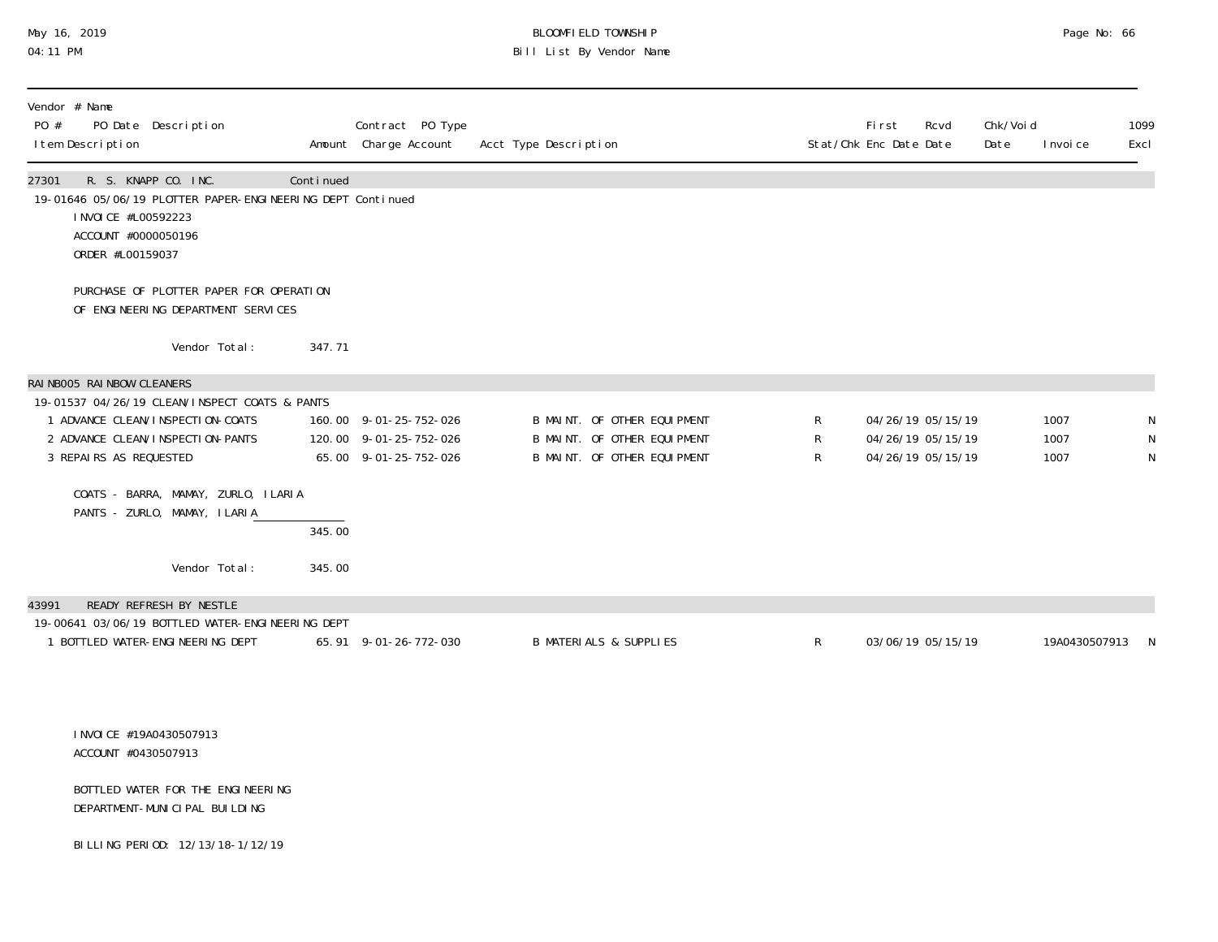| Vendor # Name PO # PO Date Description Item Description | Amount | Contract PO Type Charge Account | Acct Type Description | Stat/Chk | First Enc Date | Rcvd Date | Chk/Void Date | Invoice | 1099 Excl |
|---|---|---|---|---|---|---|---|---|---|
| 27301 R. S. KNAPP CO. INC. | Continued | | | | | | | | |
| 19-01646 05/06/19 PLOTTER PAPER-ENGINEERING DEPT Continued | | | | | | | | | |
| INVOICE #L00592223 | | | | | | | | | |
| ACCOUNT #0000050196 | | | | | | | | | |
| ORDER #L00159037 | | | | | | | | | |
| PURCHASE OF PLOTTER PAPER FOR OPERATION OF ENGINEERING DEPARTMENT SERVICES | | | | | | | | | |
| Vendor Total: | 347.71 | | | | | | | | |
| RAINB005 RAINBOW CLEANERS | | | | | | | | | |
| 19-01537 04/26/19 CLEAN/INSPECT COATS & PANTS | | | | | | | | | |
| 1 ADVANCE CLEAN/INSPECTION-COATS | 160.00 | 9-01-25-752-026 | B MAINT. OF OTHER EQUIPMENT | R | 04/26/19 | 05/15/19 | | 1007 | N |
| 2 ADVANCE CLEAN/INSPECTION-PANTS | 120.00 | 9-01-25-752-026 | B MAINT. OF OTHER EQUIPMENT | R | 04/26/19 | 05/15/19 | | 1007 | N |
| 3 REPAIRS AS REQUESTED | 65.00 | 9-01-25-752-026 | B MAINT. OF OTHER EQUIPMENT | R | 04/26/19 | 05/15/19 | | 1007 | N |
| COATS - BARRA, MAMAY, ZURLO, ILARIA | | | | | | | | | |
| PANTS - ZURLO, MAMAY, ILARIA | | | | | | | | | |
| | 345.00 | | | | | | | | |
| Vendor Total: | 345.00 | | | | | | | | |
| 43991 READY REFRESH BY NESTLE | | | | | | | | | |
| 19-00641 03/06/19 BOTTLED WATER-ENGINEERING DEPT | | | | | | | | | |
| 1 BOTTLED WATER-ENGINEERING DEPT | 65.91 | 9-01-26-772-030 | B MATERIALS & SUPPLIES | R | 03/06/19 | 05/15/19 | | 19A0430507913 | N |
| INVOICE #19A0430507913 | | | | | | | | | |
| ACCOUNT #0430507913 | | | | | | | | | |
| BOTTLED WATER FOR THE ENGINEERING DEPARTMENT-MUNICIPAL BUILDING | | | | | | | | | |
| BILLING PERIOD: 12/13/18-1/12/19 | | | | | | | | | |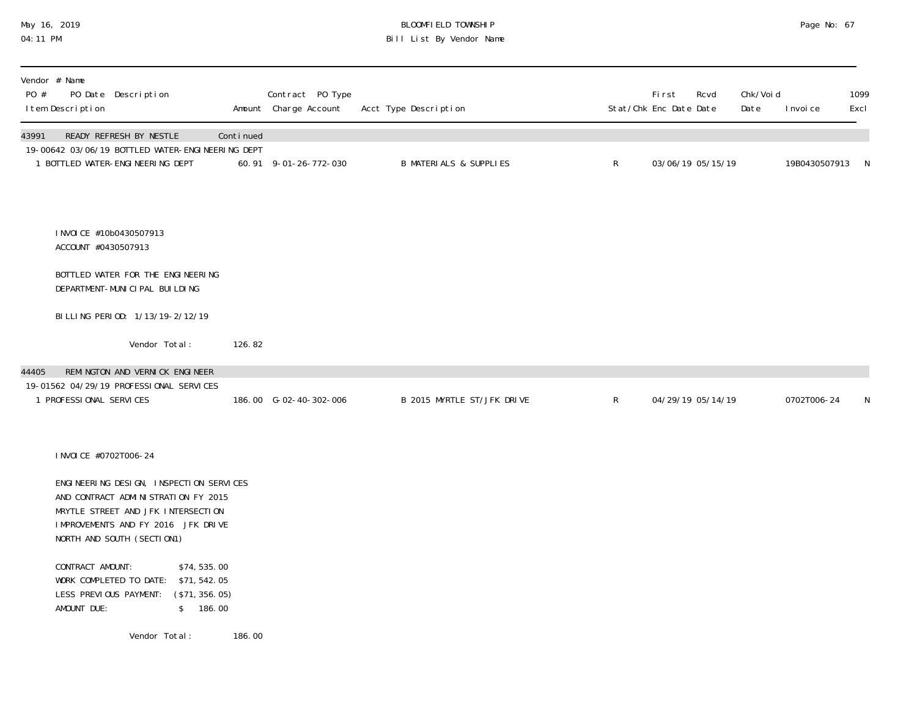| Vendor # Name<br>PO # PO Date Description<br>Item Description | Amount | Contract PO Type<br>Charge Account | Acct Type Description | Stat/Chk | First Enc Date | Rcvd Date | Chk/Void Date | Invoice | 1099 Excl |
|---|---|---|---|---|---|---|---|---|---|
| **43991 READY REFRESH BY NESTLE** | Continued | | | | | | | | |
| 19-00642 03/06/19 BOTTLED WATER-ENGINEERING DEPT | | | | | | | | | |
| 1 BOTTLED WATER-ENGINEERING DEPT | 60.91 | 9-01-26-772-030 | B MATERIALS & SUPPLIES | R | 03/06/19 | 05/15/19 | | 19B0430507913 | N |

INVOICE #10b0430507913
ACCOUNT #0430507913

BOTTLED WATER FOR THE ENGINEERING
DEPARTMENT-MUNICIPAL BUILDING

BILLING PERIOD: 1/13/19-2/12/19

Vendor Total: 126.82

| Vendor # Name<br>PO # PO Date Description<br>Item Description | Amount | Contract PO Type<br>Charge Account | Acct Type Description | Stat/Chk | First Enc Date | Rcvd Date | Chk/Void Date | Invoice | 1099 Excl |
|---|---|---|---|---|---|---|---|---|---|
| **44405 REMINGTON AND VERNICK ENGINEER** | | | | | | | | | |
| 19-01562 04/29/19 PROFESSIONAL SERVICES | | | | | | | | | |
| 1 PROFESSIONAL SERVICES | 186.00 | G-02-40-302-006 | B 2015 MYRTLE ST/JFK DRIVE | R | 04/29/19 | 05/14/19 | | 0702T006-24 | N |

INVOICE #0702T006-24

ENGINEERING DESIGN, INSPECTION SERVICES
AND CONTRACT ADMINISTRATION FY 2015
MRYTLE STREET AND JFK INTERSECTION
IMPROVEMENTS AND FY 2016 JFK DRIVE
NORTH AND SOUTH (SECTION1)

| | |
|---|---|
| CONTRACT AMOUNT: | $74,535.00 |
| WORK COMPLETED TO DATE: | $71,542.05 |
| LESS PREVIOUS PAYMENT: | ($71,356.05) |
| AMOUNT DUE: | $ 186.00 |

Vendor Total: 186.00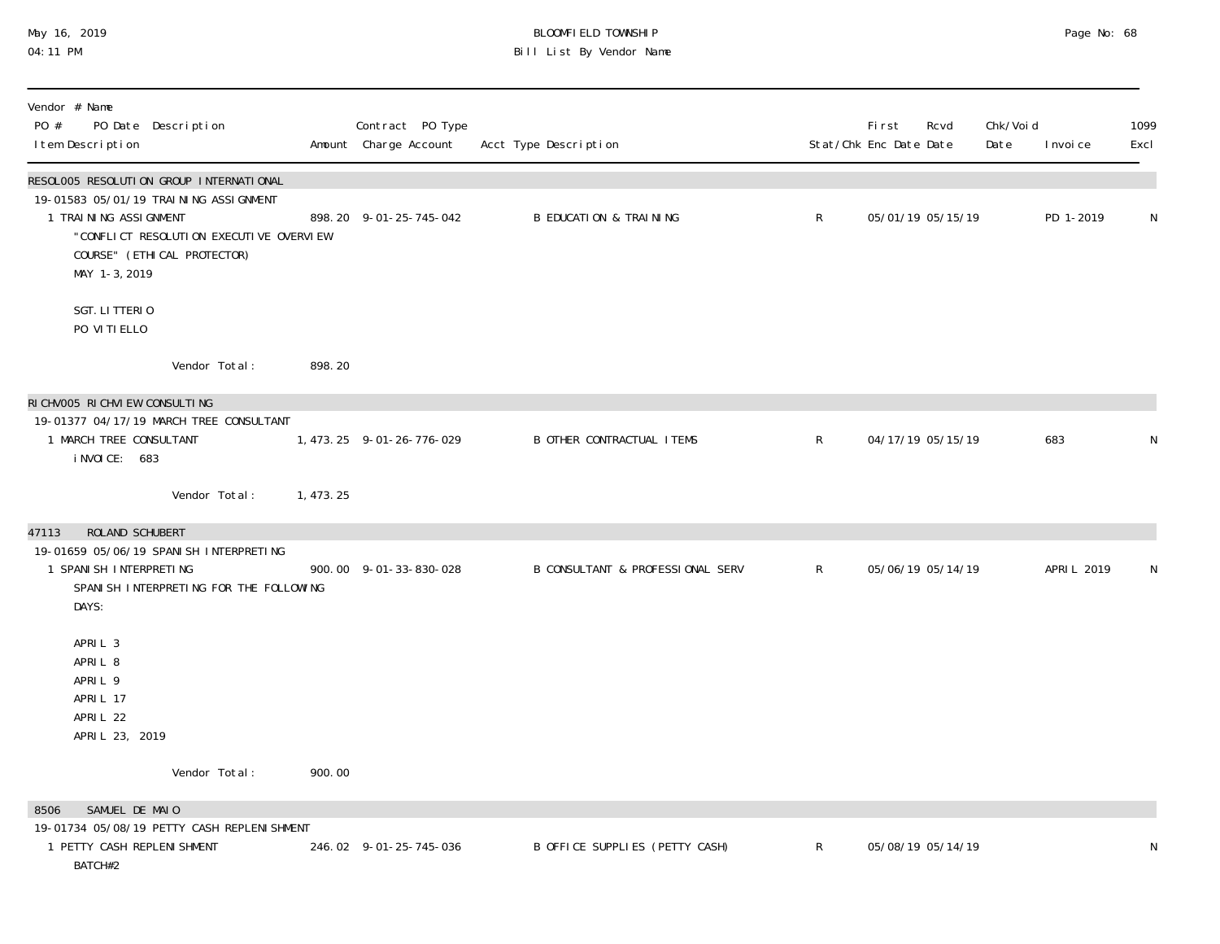# BLOOMFIELD TOWNSHIP

## Bill List By Vendor Name

May 16, 2019
04:11 PM

| Vendor # Name / PO # PO Date Description / Item Description | Amount | Contract PO Type Charge Account | Acct Type Description | Stat/Chk | First Enc Date | Rcvd Date | Chk/Void Date | Invoice | 1099 Excl |
|---|---|---|---|---|---|---|---|---|---|
| **RESOL005 RESOLUTION GROUP INTERNATIONAL** | | | | | | | | | |
| 19-01583 05/01/19 TRAINING ASSIGNMENT | | | | | | | | | |
| 1 TRAINING ASSIGNMENT<br>"CONFLICT RESOLUTION EXECUTIVE OVERVIEW COURSE" (ETHICAL PROTECTOR)<br>MAY 1-3, 2019<br><br>SGT. LITTERIO<br>PO VITIELLO | 898.20 | 9-01-25-745-042 | B EDUCATION & TRAINING | R | 05/01/19 | 05/15/19 | | PD 1-2019 | N |
| Vendor Total: | 898.20 | | | | | | | | |
| **RICHV005 RICHVIEW CONSULTING** | | | | | | | | | |
| 19-01377 04/17/19 MARCH TREE CONSULTANT | | | | | | | | | |
| 1 MARCH TREE CONSULTANT<br>iNVOICE: 683 | 1,473.25 | 9-01-26-776-029 | B OTHER CONTRACTUAL ITEMS | R | 04/17/19 | 05/15/19 | | 683 | N |
| Vendor Total: | 1,473.25 | | | | | | | | |
| **47113 ROLAND SCHUBERT** | | | | | | | | | |
| 19-01659 05/06/19 SPANISH INTERPRETING | | | | | | | | | |
| 1 SPANISH INTERPRETING<br>SPANISH INTERPRETING FOR THE FOLLOWING DAYS:<br><br>APRIL 3<br>APRIL 8<br>APRIL 9<br>APRIL 17<br>APRIL 22<br>APRIL 23, 2019 | 900.00 | 9-01-33-830-028 | B CONSULTANT & PROFESSIONAL SERV | R | 05/06/19 | 05/14/19 | | APRIL 2019 | N |
| Vendor Total: | 900.00 | | | | | | | | |
| **8506 SAMUEL DE MAIO** | | | | | | | | | |
| 19-01734 05/08/19 PETTY CASH REPLENISHMENT | | | | | | | | | |
| 1 PETTY CASH REPLENISHMENT<br>BATCH#2 | 246.02 | 9-01-25-745-036 | B OFFICE SUPPLIES (PETTY CASH) | R | 05/08/19 | 05/14/19 | | | N |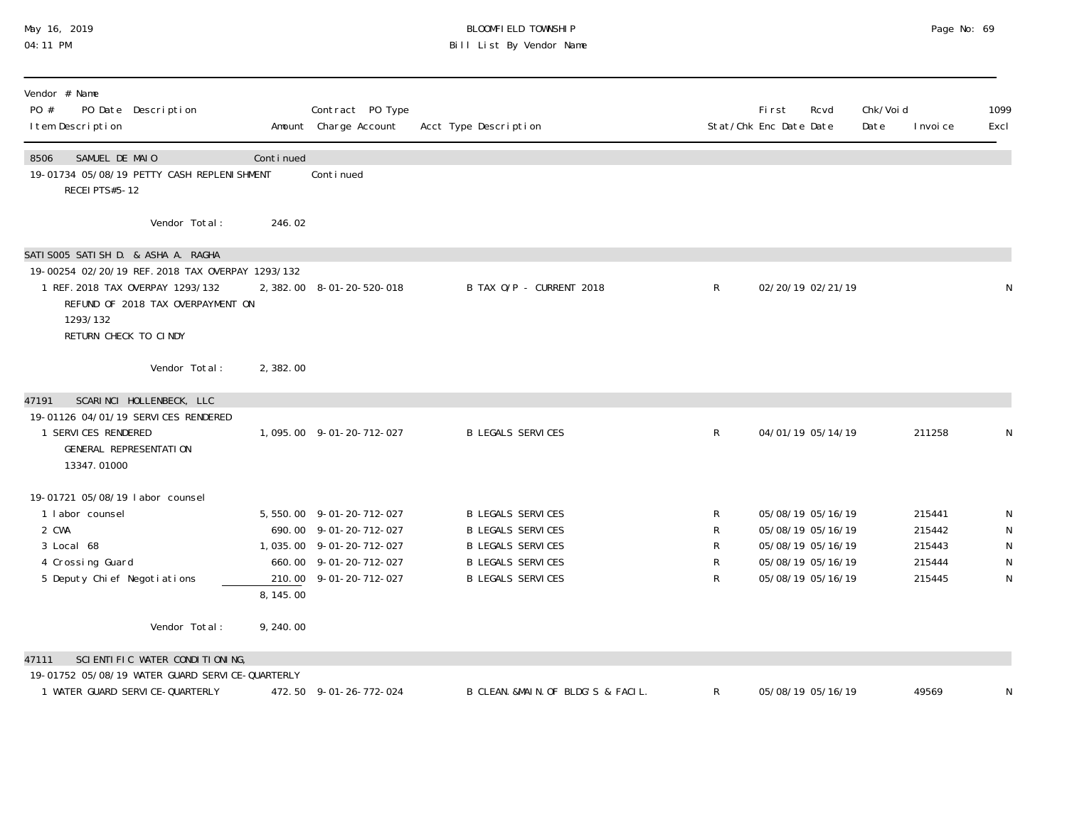BLOOMFIELD TOWNSHIP
Bill List By Vendor Name

| Vendor # Name<br>PO # PO Date Description<br>Item Description | Amount | Contract PO Type<br>Charge Account | Acct Type Description | Stat/Chk | First Enc Date | Rcvd Date | Chk/Void Date | Invoice | 1099 Excl |
|---|---|---|---|---|---|---|---|---|---|
| **8506 SAMUEL DE MAIO** | Continued | | | | | | | | |
| 19-01734 05/08/19 PETTY CASH REPLENISHMENT | | Continued | | | | | | | |
| RECEIPTS#5-12 | | | | | | | | | |
| Vendor Total: | 246.02 | | | | | | | | |
| **SATIS005 SATISH D. & ASHA A. RAGHA** | | | | | | | | | |
| 19-00254 02/20/19 REF.2018 TAX OVERPAY 1293/132 | | | | | | | | | |
| 1 REF.2018 TAX OVERPAY 1293/132<br>REFUND OF 2018 TAX OVERPAYMENT ON<br>1293/132<br>RETURN CHECK TO CINDY | 2,382.00 | 8-01-20-520-018 | B TAX O/P - CURRENT 2018 | R | 02/20/19 | 02/21/19 | | | N |
| Vendor Total: | 2,382.00 | | | | | | | | |
| **47191 SCARINCI HOLLENBECK, LLC** | | | | | | | | | |
| 19-01126 04/01/19 SERVICES RENDERED | | | | | | | | | |
| 1 SERVICES RENDERED<br>GENERAL REPRESENTATION<br>13347.01000 | 1,095.00 | 9-01-20-712-027 | B LEGALS SERVICES | R | 04/01/19 | 05/14/19 | | 211258 | N |
| 19-01721 05/08/19 labor counsel | | | | | | | | | |
| 1 labor counsel | 5,550.00 | 9-01-20-712-027 | B LEGALS SERVICES | R | 05/08/19 | 05/16/19 | | 215441 | N |
| 2 CWA | 690.00 | 9-01-20-712-027 | B LEGALS SERVICES | R | 05/08/19 | 05/16/19 | | 215442 | N |
| 3 Local 68 | 1,035.00 | 9-01-20-712-027 | B LEGALS SERVICES | R | 05/08/19 | 05/16/19 | | 215443 | N |
| 4 Crossing Guard | 660.00 | 9-01-20-712-027 | B LEGALS SERVICES | R | 05/08/19 | 05/16/19 | | 215444 | N |
| 5 Deputy Chief Negotiations | 210.00 | 9-01-20-712-027 | B LEGALS SERVICES | R | 05/08/19 | 05/16/19 | | 215445 | N |
| | 8,145.00 | | | | | | | | |
| Vendor Total: | 9,240.00 | | | | | | | | |
| **47111 SCIENTIFIC WATER CONDITIONING,** | | | | | | | | | |
| 19-01752 05/08/19 WATER GUARD SERVICE-QUARTERLY | | | | | | | | | |
| 1 WATER GUARD SERVICE-QUARTERLY | 472.50 | 9-01-26-772-024 | B CLEAN.&MAIN.OF BLDG'S & FACIL. | R | 05/08/19 | 05/16/19 | | 49569 | N |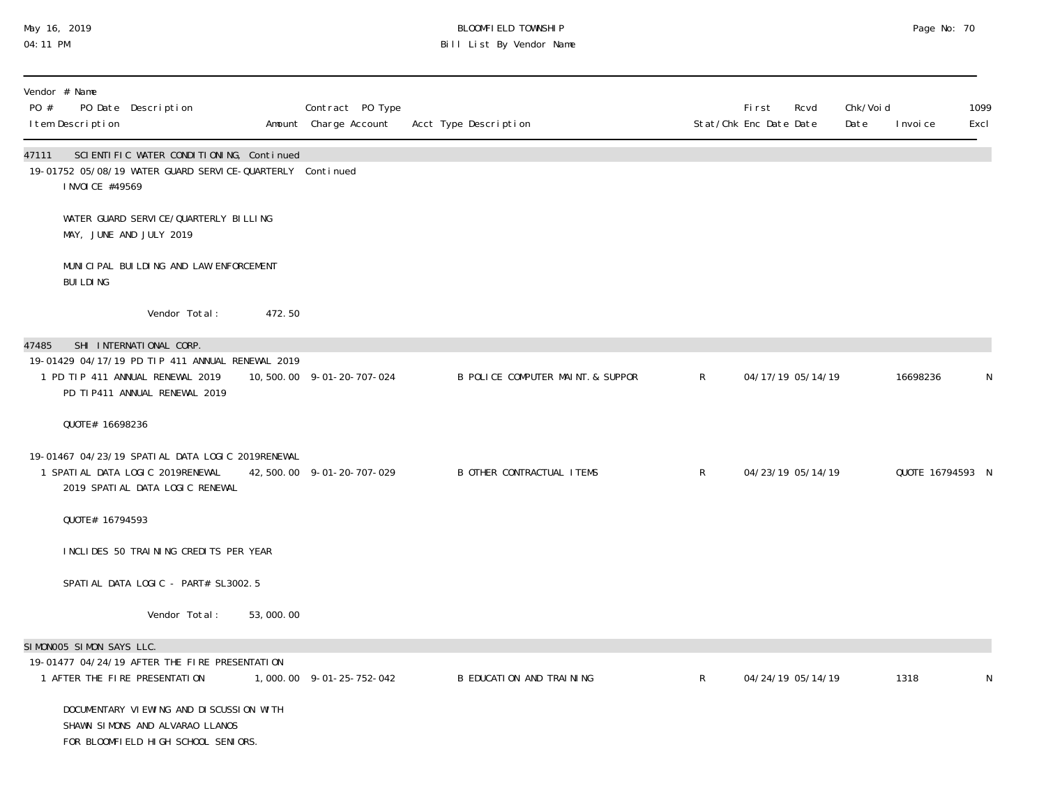**BLOOMFIELD TOWNSHIP**
**Bill List By Vendor Name**

May 16, 2019
04:11 PM

| Vendor # Name / PO # PO Date Description / Item Description | Amount | Contract PO Type / Charge Account | Acct Type Description | Stat/Chk | First Enc Date | Rcvd Date | Chk/Void Date | Invoice | 1099 Excl |
|---|---|---|---|---|---|---|---|---|---|
| **47111 SCIENTIFIC WATER CONDITIONING, Continued** | | | | | | | | | |
| 19-01752 05/08/19 WATER GUARD SERVICE-QUARTERLY | | Continued | | | | | | | |
| INVOICE #49569 | | | | | | | | | |
| WATER GUARD SERVICE/QUARTERLY BILLING MAY, JUNE AND JULY 2019 | | | | | | | | | |
| MUNICIPAL BUILDING AND LAW ENFORCEMENT BUILDING | | | | | | | | | |
| Vendor Total: | 472.50 | | | | | | | | |
| **47485 SHI INTERNATIONAL CORP.** | | | | | | | | | |
| 19-01429 04/17/19 PD TIP 411 ANNUAL RENEWAL 2019 | | | | | | | | | |
| 1 PD TIP 411 ANNUAL RENEWAL 2019 | 10,500.00 | 9-01-20-707-024 | B POLICE COMPUTER MAINT. & SUPPOR | R | 04/17/19 | 05/14/19 | | 16698236 | N |
| PD TIP411 ANNUAL RENEWAL 2019 | | | | | | | | | |
| QUOTE# 16698236 | | | | | | | | | |
| 19-01467 04/23/19 SPATIAL DATA LOGIC 2019RENEWAL | | | | | | | | | |
| 1 SPATIAL DATA LOGIC 2019RENEWAL | 42,500.00 | 9-01-20-707-029 | B OTHER CONTRACTUAL ITEMS | R | 04/23/19 | 05/14/19 | | QUOTE 16794593 | N |
| 2019 SPATIAL DATA LOGIC RENEWAL | | | | | | | | | |
| QUOTE# 16794593 | | | | | | | | | |
| INCLIDES 50 TRAINING CREDITS PER YEAR | | | | | | | | | |
| SPATIAL DATA LOGIC - PART# SL3002.5 | | | | | | | | | |
| Vendor Total: | 53,000.00 | | | | | | | | |
| **SIMON005 SIMON SAYS LLC.** | | | | | | | | | |
| 19-01477 04/24/19 AFTER THE FIRE PRESENTATION | | | | | | | | | |
| 1 AFTER THE FIRE PRESENTATION | 1,000.00 | 9-01-25-752-042 | B EDUCATION AND TRAINING | R | 04/24/19 | 05/14/19 | | 1318 | N |
| DOCUMENTARY VIEWING AND DISCUSSION WITH SHAWN SIMONS AND ALVARAO LLANOS FOR BLOOMFIELD HIGH SCHOOL SENIORS. | | | | | | | | | |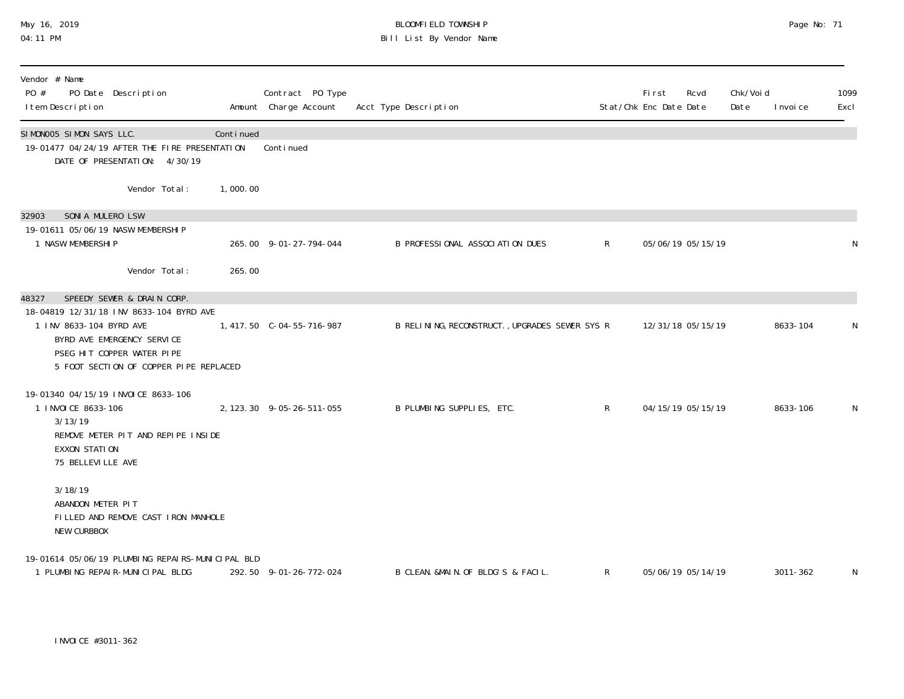BLOOMFIELD TOWNSHIP
Bill List By Vendor Name

May 16, 2019
04:11 PM

| Vendor # Name<br>PO # PO Date Description<br>Item Description | Amount | Contract PO Type<br>Charge Account | Acct Type Description | Stat/Chk | First Enc Date | Rcvd Date | Chk/Void Date | Invoice | 1099 Excl |
|---|---|---|---|---|---|---|---|---|---|
| SIMON005 SIMON SAYS LLC. | Continued | | | | | | | | |
| 19-01477 04/24/19 AFTER THE FIRE PRESENTATION | | Continued | | | | | | | |
| DATE OF PRESENTATION: 4/30/19 | | | | | | | | | |
| Vendor Total: | 1,000.00 | | | | | | | | |
| 32903 SONIA MULERO LSW | | | | | | | | | |
| 19-01611 05/06/19 NASW MEMBERSHIP | | | | | | | | | |
| 1 NASW MEMBERSHIP | 265.00 | 9-01-27-794-044 | B PROFESSIONAL ASSOCIATION DUES | R | 05/06/19 | 05/15/19 | | | N |
| Vendor Total: | 265.00 | | | | | | | | |
| 48327 SPEEDY SEWER & DRAIN CORP. | | | | | | | | | |
| 18-04819 12/31/18 INV 8633-104 BYRD AVE | | | | | | | | | |
| 1 INV 8633-104 BYRD AVE<br>BYRD AVE EMERGENCY SERVICE<br>PSEG HIT COPPER WATER PIPE<br>5 FOOT SECTION OF COPPER PIPE REPLACED | 1,417.50 | C-04-55-716-987 | B RELINING,RECONSTRUCT.,UPGRADES SEWER SYS | R | 12/31/18 | 05/15/19 | | 8633-104 | N |
| 19-01340 04/15/19 INVOICE 8633-106 | | | | | | | | | |
| 1 INVOICE 8633-106<br>3/13/19<br>REMOVE METER PIT AND REPIPE INSIDE<br>EXXON STATION<br>75 BELLEVILLE AVE<br><br>3/18/19<br>ABANDON METER PIT<br>FILLED AND REMOVE CAST IRON MANHOLE<br>NEW CURBBOX | 2,123.30 | 9-05-26-511-055 | B PLUMBING SUPPLIES, ETC. | R | 04/15/19 | 05/15/19 | | 8633-106 | N |
| 19-01614 05/06/19 PLUMBING REPAIRS-MUNICIPAL BLD | | | | | | | | | |
| 1 PLUMBING REPAIR-MUNICIPAL BLDG<br><br>INVOICE #3011-362 | 292.50 | 9-01-26-772-024 | B CLEAN.&MAIN.OF BLDG'S & FACIL. | R | 05/06/19 | 05/14/19 | | 3011-362 | N |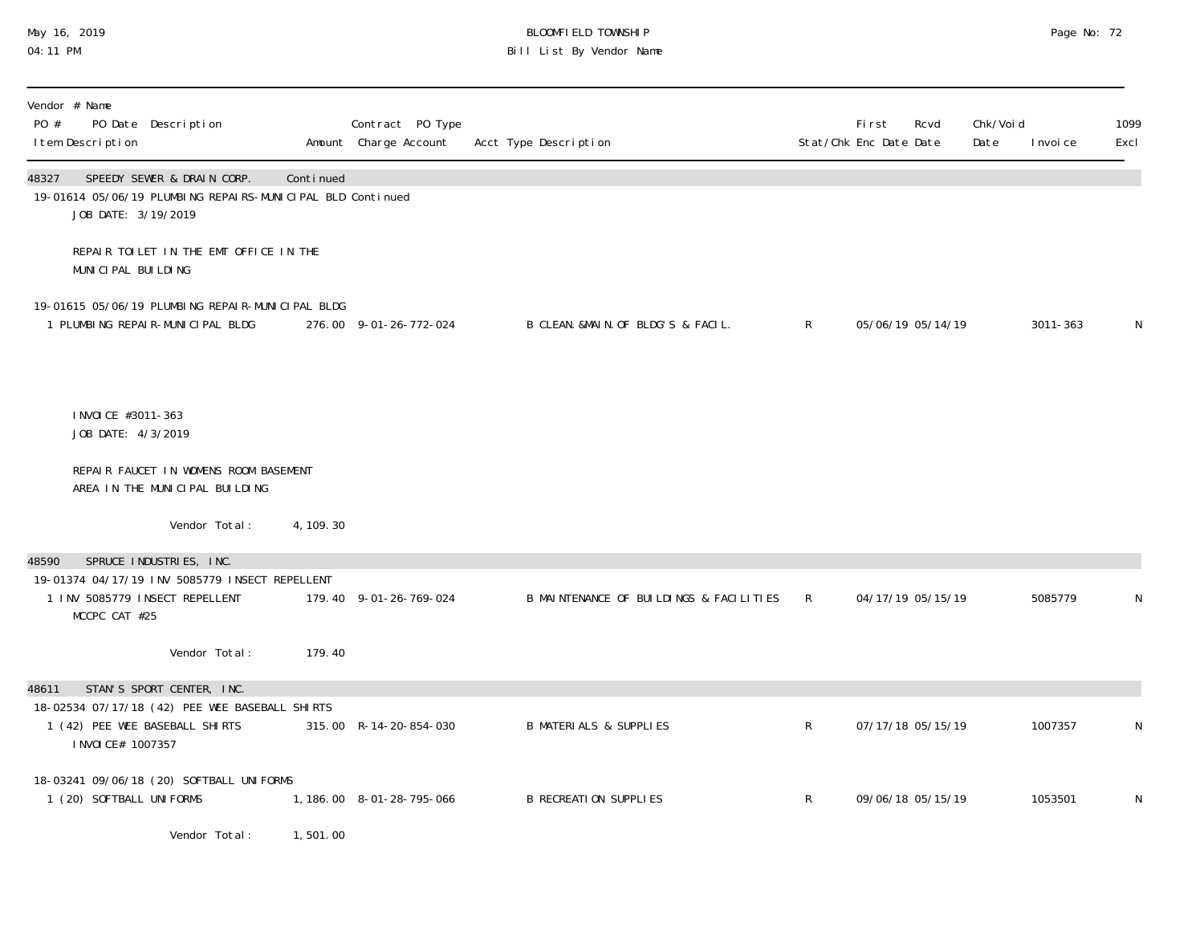BLOOMFIELD TOWNSHIP
Bill List By Vendor Name

| Vendor # Name / PO # PO Date Description / Item Description | Amount | Contract PO Type Charge Account | Acct Type Description | Stat/Chk | First Enc Date | Rcvd Date | Chk/Void Date | Invoice | 1099 Excl |
|---|---|---|---|---|---|---|---|---|---|
| **48327 SPEEDY SEWER & DRAIN CORP.** | Continued | | | | | | | | |
| 19-01614 05/06/19 PLUMBING REPAIRS-MUNICIPAL BLD Continued | | | | | | | | | |
| JOB DATE: 3/19/2019 | | | | | | | | | |
| REPAIR TOILET IN THE EMT OFFICE IN THE MUNICIPAL BUILDING | | | | | | | | | |
| 19-01615 05/06/19 PLUMBING REPAIR-MUNICIPAL BLDG | | | | | | | | | |
| 1 PLUMBING REPAIR-MUNICIPAL BLDG | 276.00 | 9-01-26-772-024 | B CLEAN.&MAIN.OF BLDG'S & FACIL. | R | 05/06/19 | 05/14/19 | | 3011-363 | N |
| INVOICE #3011-363 | | | | | | | | | |
| JOB DATE: 4/3/2019 | | | | | | | | | |
| REPAIR FAUCET IN WOMENS ROOM BASEMENT AREA IN THE MUNICIPAL BUILDING | | | | | | | | | |
| Vendor Total: | 4,109.30 | | | | | | | | |
| **48590 SPRUCE INDUSTRIES, INC.** | | | | | | | | | |
| 19-01374 04/17/19 INV 5085779 INSECT REPELLENT | | | | | | | | | |
| 1 INV 5085779 INSECT REPELLENT | 179.40 | 9-01-26-769-024 | B MAINTENANCE OF BUILDINGS & FACILITIES | R | 04/17/19 | 05/15/19 | | 5085779 | N |
| MCCPC CAT #25 | | | | | | | | | |
| Vendor Total: | 179.40 | | | | | | | | |
| **48611 STAN'S SPORT CENTER, INC.** | | | | | | | | | |
| 18-02534 07/17/18 (42) PEE WEE BASEBALL SHIRTS | | | | | | | | | |
| 1 (42) PEE WEE BASEBALL SHIRTS | 315.00 | R-14-20-854-030 | B MATERIALS & SUPPLIES | R | 07/17/18 | 05/15/19 | | 1007357 | N |
| INVOICE# 1007357 | | | | | | | | | |
| 18-03241 09/06/18 (20) SOFTBALL UNIFORMS | | | | | | | | | |
| 1 (20) SOFTBALL UNIFORMS | 1,186.00 | 8-01-28-795-066 | B RECREATION SUPPLIES | R | 09/06/18 | 05/15/19 | | 1053501 | N |
| Vendor Total: | 1,501.00 | | | | | | | | |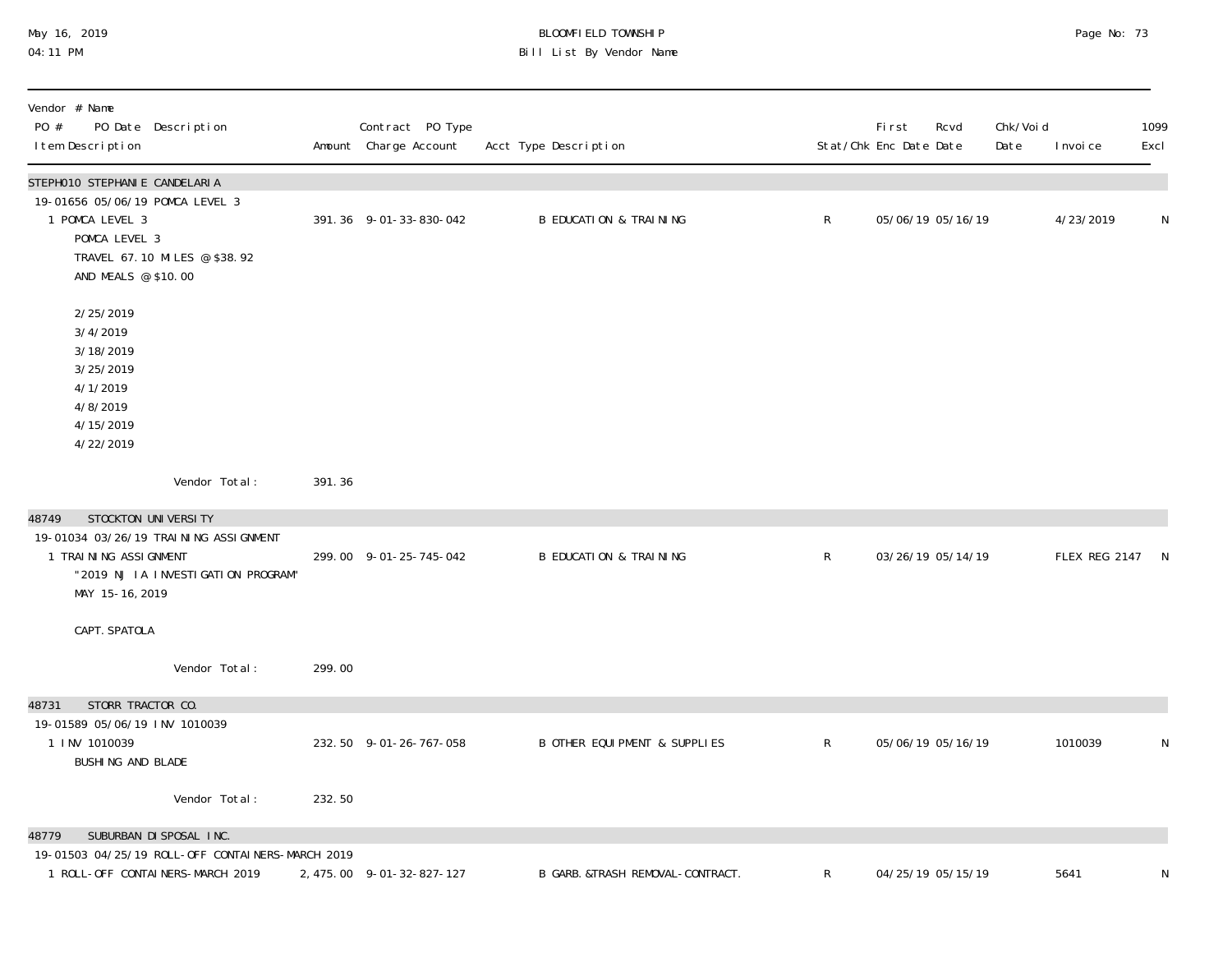BLOOMFIELD TOWNSHIP
Bill List By Vendor Name

May 16, 2019
04:11 PM

| Vendor # Name / PO # PO Date Description / Item Description | Amount | Contract PO Type / Charge Account | Acct Type Description | Stat/Chk | First Enc Date | Rcvd Date | Chk/Void Date | Invoice | 1099 Excl |
|---|---|---|---|---|---|---|---|---|---|
| **STEPH010 STEPHANIE CANDELARIA** | | | | | | | | | |
| 19-01656 05/06/19 POMCA LEVEL 3 | | | | | | | | | |
| 1 POMCA LEVEL 3<br>POMCA LEVEL 3<br>TRAVEL 67.10 MILES @ $38.92<br>AND MEALS @ $10.00<br><br>2/25/2019<br>3/4/2019<br>3/18/2019<br>3/25/2019<br>4/1/2019<br>4/8/2019<br>4/15/2019<br>4/22/2019 | 391.36 | 9-01-33-830-042 | B EDUCATION & TRAINING | R | 05/06/19 | 05/16/19 | | 4/23/2019 | N |
| Vendor Total: | 391.36 | | | | | | | | |
| **48749 STOCKTON UNIVERSITY** | | | | | | | | | |
| 19-01034 03/26/19 TRAINING ASSIGNMENT | | | | | | | | | |
| 1 TRAINING ASSIGNMENT<br>"2019 NJ IA INVESTIGATION PROGRAM"<br>MAY 15-16, 2019<br><br>CAPT. SPATOLA | 299.00 | 9-01-25-745-042 | B EDUCATION & TRAINING | R | 03/26/19 | 05/14/19 | | FLEX REG 2147 | N |
| Vendor Total: | 299.00 | | | | | | | | |
| **48731 STORR TRACTOR CO.** | | | | | | | | | |
| 19-01589 05/06/19 INV 1010039 | | | | | | | | | |
| 1 INV 1010039<br>BUSHING AND BLADE | 232.50 | 9-01-26-767-058 | B OTHER EQUIPMENT & SUPPLIES | R | 05/06/19 | 05/16/19 | | 1010039 | N |
| Vendor Total: | 232.50 | | | | | | | | |
| **48779 SUBURBAN DISPOSAL INC.** | | | | | | | | | |
| 19-01503 04/25/19 ROLL-OFF CONTAINERS-MARCH 2019 | | | | | | | | | |
| 1 ROLL-OFF CONTAINERS-MARCH 2019 | 2,475.00 | 9-01-32-827-127 | B GARB.&TRASH REMOVAL-CONTRACT. | R | 04/25/19 | 05/15/19 | | 5641 | N |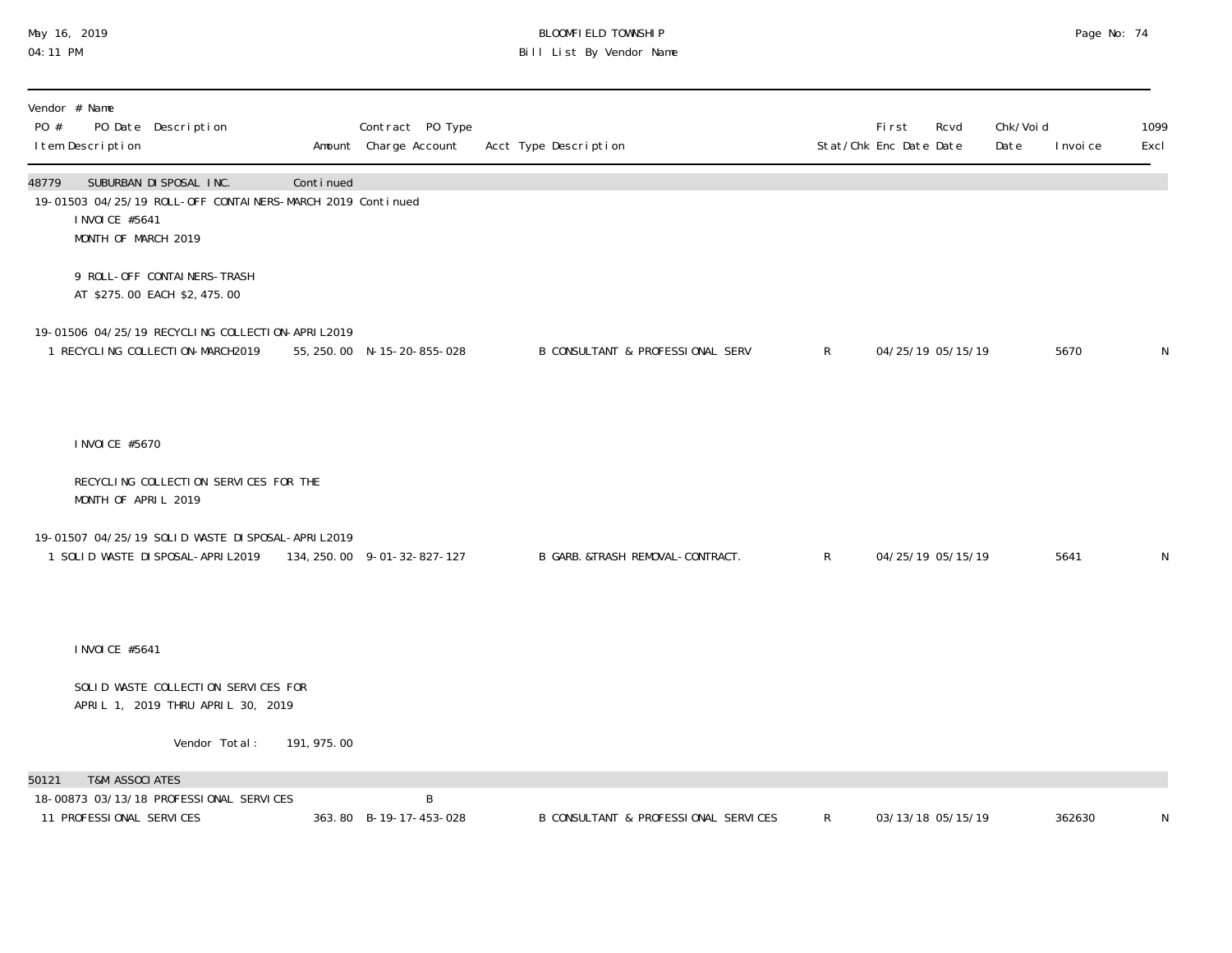| Vendor # Name<br>PO # PO Date Description<br>Item Description | Amount | Contract PO Type<br>Charge Account | Acct Type Description | Stat/Chk | First<br>Enc Date | Rcvd<br>Date | Chk/Void<br>Date | Invoice | 1099<br>Excl |
|---|---|---|---|---|---|---|---|---|---|
| **48779 SUBURBAN DISPOSAL INC.** | Continued | | | | | | | | |
| 19-01503 04/25/19 ROLL-OFF CONTAINERS-MARCH 2019 Continued | | | | | | | | | |
| INVOICE #5641<br>MONTH OF MARCH 2019<br><br>9 ROLL-OFF CONTAINERS-TRASH<br>AT $275.00 EACH $2,475.00 | | | | | | | | | |
| 19-01506 04/25/19 RECYCLING COLLECTION-APRIL2019 | | | | | | | | | |
| 1 RECYCLING COLLECTION-MARCH2019 | 55,250.00 | N-15-20-855-028 | B CONSULTANT & PROFESSIONAL SERV | R | 04/25/19 | 05/15/19 | | 5670 | N |
| INVOICE #5670<br><br>RECYCLING COLLECTION SERVICES FOR THE<br>MONTH OF APRIL 2019 | | | | | | | | | |
| 19-01507 04/25/19 SOLID WASTE DISPOSAL-APRIL2019 | | | | | | | | | |
| 1 SOLID WASTE DISPOSAL-APRIL2019 | 134,250.00 | 9-01-32-827-127 | B GARB.&TRASH REMOVAL-CONTRACT. | R | 04/25/19 | 05/15/19 | | 5641 | N |
| INVOICE #5641<br><br>SOLID WASTE COLLECTION SERVICES FOR<br>APRIL 1, 2019 THRU APRIL 30, 2019 | | | | | | | | | |
| Vendor Total: | 191,975.00 | | | | | | | | |
| **50121 T&M ASSOCIATES** | | | | | | | | | |
| 18-00873 03/13/18 PROFESSIONAL SERVICES | | B | | | | | | | |
| 11 PROFESSIONAL SERVICES | 363.80 | B-19-17-453-028 | B CONSULTANT & PROFESSIONAL SERVICES | R | 03/13/18 | 05/15/19 | | 362630 | N |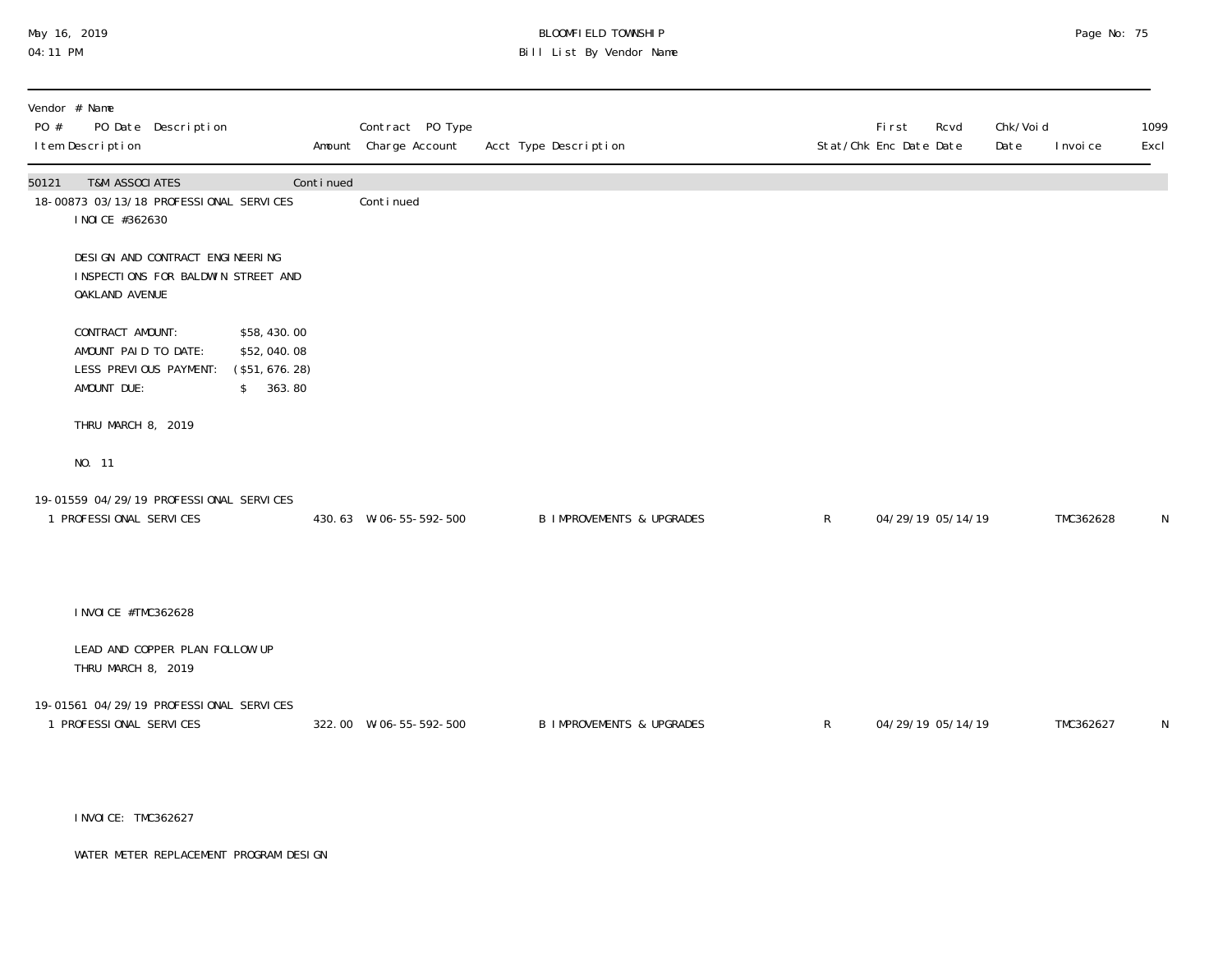| Vendor # Name PO # PO Date Description Item Description | Amount | Contract PO Type Charge Account | Acct Type Description | Stat/Chk | First Enc Date | Rcvd Date | Chk/Void Date | Invoice | 1099 Excl |
|---|---|---|---|---|---|---|---|---|---|
| 50121 T&M ASSOCIATES | Continued | | | | | | | | |
| 18-00873 03/13/18 PROFESSIONAL SERVICES | | Continued | | | | | | | |
| 19-01559 04/29/19 PROFESSIONAL SERVICES | | | | | | | | | |
| 1 PROFESSIONAL SERVICES | 430.63 | W-06-55-592-500 | B IMPROVEMENTS & UPGRADES | R | 04/29/19 | 05/14/19 | | TMC362628 | N |
| 19-01561 04/29/19 PROFESSIONAL SERVICES | | | | | | | | | |
| 1 PROFESSIONAL SERVICES | 322.00 | W-06-55-592-500 | B IMPROVEMENTS & UPGRADES | R | 04/29/19 | 05/14/19 | | TMC362627 | N |

18-00873 notes:

INOICE #362630

DESIGN AND CONTRACT ENGINEERING INSPECTIONS FOR BALDWIN STREET AND OAKLAND AVENUE

| | |
|---|---|
| CONTRACT AMOUNT: | $58,430.00 |
| AMOUNT PAID TO DATE: | $52,040.08 |
| LESS PREVIOUS PAYMENT: | ($51,676.28) |
| AMOUNT DUE: | $ 363.80 |

THRU MARCH 8, 2019

NO. 11

19-01559 notes:

INVOICE #TMC362628

LEAD AND COPPER PLAN FOLLOW UP
THRU MARCH 8, 2019

19-01561 notes:

INVOICE: TMC362627

WATER METER REPLACEMENT PROGRAM DESIGN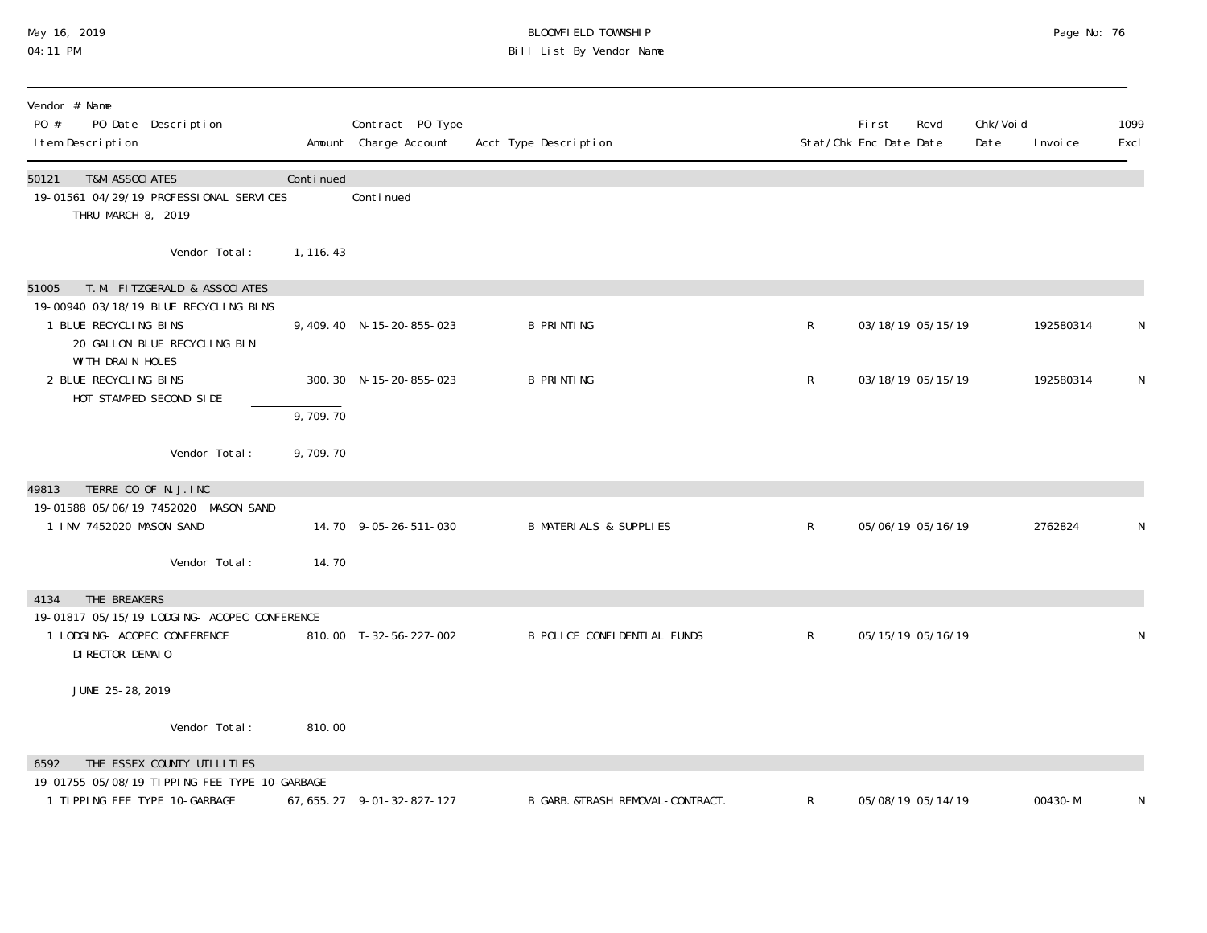# BLOOMFIELD TOWNSHIP

## Bill List By Vendor Name

May 16, 2019
04:11 PM

| Vendor # Name<br>PO # PO Date Description<br>Item Description | Amount | Contract PO Type<br>Charge Account | Acct Type Description | Stat/Chk | First Enc Date | Rcvd Date | Chk/Void Date | Invoice | 1099 Excl |
|---|---|---|---|---|---|---|---|---|---|
| **50121 T&M ASSOCIATES** | Continued | | | | | | | | |
| 19-01561 04/29/19 PROFESSIONAL SERVICES<br>THRU MARCH 8, 2019 | | Continued | | | | | | | |
| Vendor Total: | 1,116.43 | | | | | | | | |
| **51005 T.M. FITZGERALD & ASSOCIATES** | | | | | | | | | |
| 19-00940 03/18/19 BLUE RECYCLING BINS | | | | | | | | | |
| 1 BLUE RECYCLING BINS<br>20 GALLON BLUE RECYCLING BIN<br>WITH DRAIN HOLES | 9,409.40 | N-15-20-855-023 | B PRINTING | R | 03/18/19 | 05/15/19 | | 192580314 | N |
| 2 BLUE RECYCLING BINS<br>HOT STAMPED SECOND SIDE | 300.30 | N-15-20-855-023 | B PRINTING | R | 03/18/19 | 05/15/19 | | 192580314 | N |
| | 9,709.70 | | | | | | | | |
| Vendor Total: | 9,709.70 | | | | | | | | |
| **49813 TERRE CO OF N.J.INC** | | | | | | | | | |
| 19-01588 05/06/19 7452020 MASON SAND | | | | | | | | | |
| 1 INV 7452020 MASON SAND | 14.70 | 9-05-26-511-030 | B MATERIALS & SUPPLIES | R | 05/06/19 | 05/16/19 | | 2762824 | N |
| Vendor Total: | 14.70 | | | | | | | | |
| **4134 THE BREAKERS** | | | | | | | | | |
| 19-01817 05/15/19 LODGING- ACOPEC CONFERENCE | | | | | | | | | |
| 1 LODGING- ACOPEC CONFERENCE<br>DIRECTOR DEMAIO<br><br>JUNE 25-28, 2019 | 810.00 | T-32-56-227-002 | B POLICE CONFIDENTIAL FUNDS | R | 05/15/19 | 05/16/19 | | | N |
| Vendor Total: | 810.00 | | | | | | | | |
| **6592 THE ESSEX COUNTY UTILITIES** | | | | | | | | | |
| 19-01755 05/08/19 TIPPING FEE TYPE 10-GARBAGE | | | | | | | | | |
| 1 TIPPING FEE TYPE 10-GARBAGE | 67,655.27 | 9-01-32-827-127 | B GARB.&TRASH REMOVAL-CONTRACT. | R | 05/08/19 | 05/14/19 | | 00430-MI | N |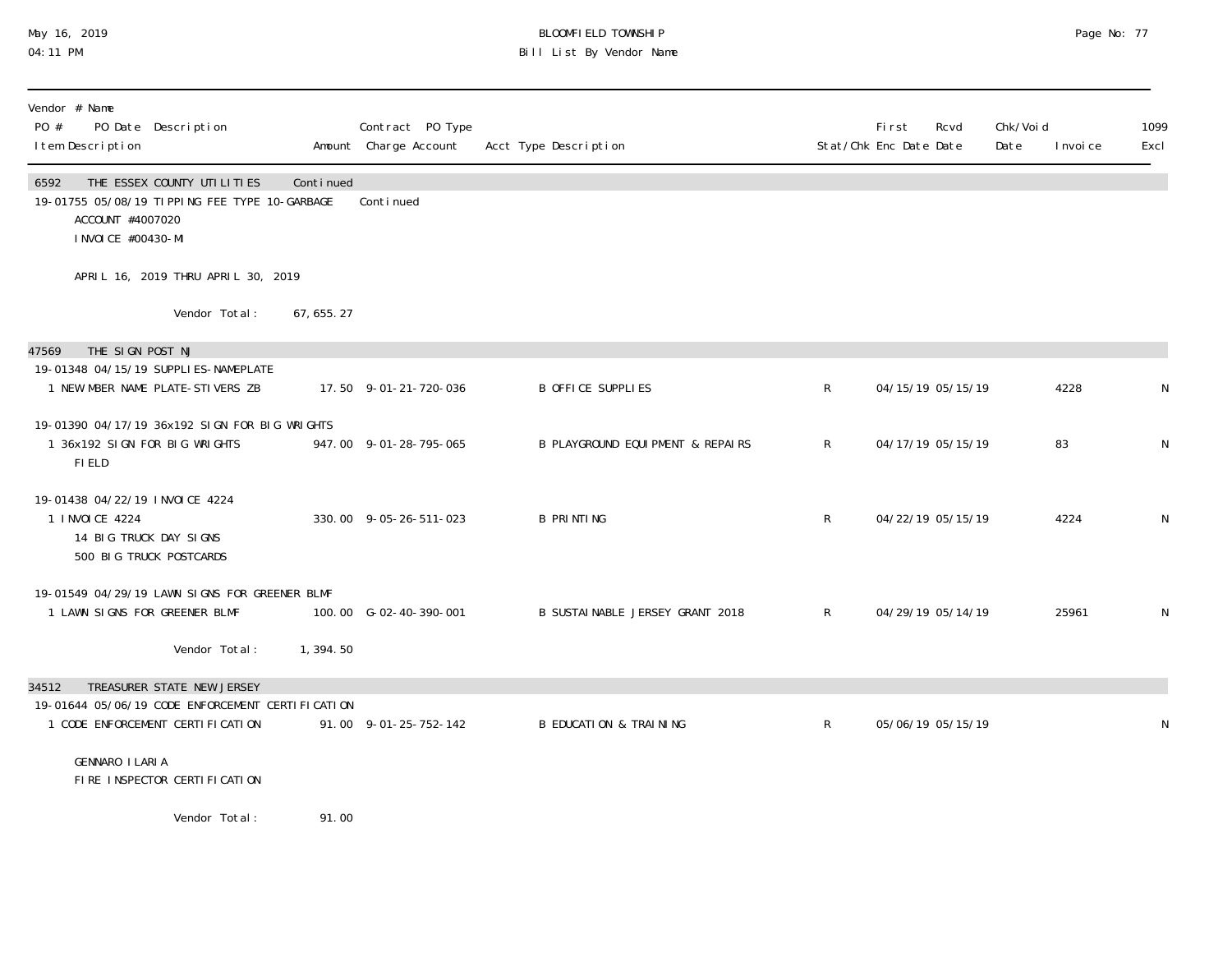BLOOMFIELD TOWNSHIP
Bill List By Vendor Name

May 16, 2019
04:11 PM

| Vendor # Name<br>PO # PO Date Description<br>Item Description | Amount | Contract PO Type<br>Charge Account | Acct Type Description | Stat/Chk | First Enc Date | Rcvd Date | Chk/Void Date | Invoice | 1099 Excl |
|---|---|---|---|---|---|---|---|---|---|
| **6592 THE ESSEX COUNTY UTILITIES** | Continued | | | | | | | | |
| 19-01755 05/08/19 TIPPING FEE TYPE 10-GARBAGE | | Continued | | | | | | | |
| ACCOUNT #4007020<br>INVOICE #00430-MI<br><br>APRIL 16, 2019 THRU APRIL 30, 2019 | | | | | | | | | |
| Vendor Total: | 67,655.27 | | | | | | | | |
| **47569 THE SIGN POST NJ** | | | | | | | | | |
| 19-01348 04/15/19 SUPPLIES-NAMEPLATE | | | | | | | | | |
| 1 NEW MBER NAME PLATE-STIVERS ZB | 17.50 | 9-01-21-720-036 | B OFFICE SUPPLIES | R | 04/15/19 | 05/15/19 | | 4228 | N |
| 19-01390 04/17/19 36x192 SIGN FOR BIG WRIGHTS | | | | | | | | | |
| 1 36x192 SIGN FOR BIG WRIGHTS FIELD | 947.00 | 9-01-28-795-065 | B PLAYGROUND EQUIPMENT & REPAIRS | R | 04/17/19 | 05/15/19 | | 83 | N |
| 19-01438 04/22/19 INVOICE 4224 | | | | | | | | | |
| 1 INVOICE 4224<br>14 BIG TRUCK DAY SIGNS<br>500 BIG TRUCK POSTCARDS | 330.00 | 9-05-26-511-023 | B PRINTING | R | 04/22/19 | 05/15/19 | | 4224 | N |
| 19-01549 04/29/19 LAWN SIGNS FOR GREENER BLMF | | | | | | | | | |
| 1 LAWN SIGNS FOR GREENER BLMF | 100.00 | G-02-40-390-001 | B SUSTAINABLE JERSEY GRANT 2018 | R | 04/29/19 | 05/14/19 | | 25961 | N |
| Vendor Total: | 1,394.50 | | | | | | | | |
| **34512 TREASURER STATE NEW JERSEY** | | | | | | | | | |
| 19-01644 05/06/19 CODE ENFORCEMENT CERTIFICATION | | | | | | | | | |
| 1 CODE ENFORCEMENT CERTIFICATION<br><br>GENNARO ILARIA<br>FIRE INSPECTOR CERTIFICATION | 91.00 | 9-01-25-752-142 | B EDUCATION & TRAINING | R | 05/06/19 | 05/15/19 | | | N |
| Vendor Total: | 91.00 | | | | | | | | |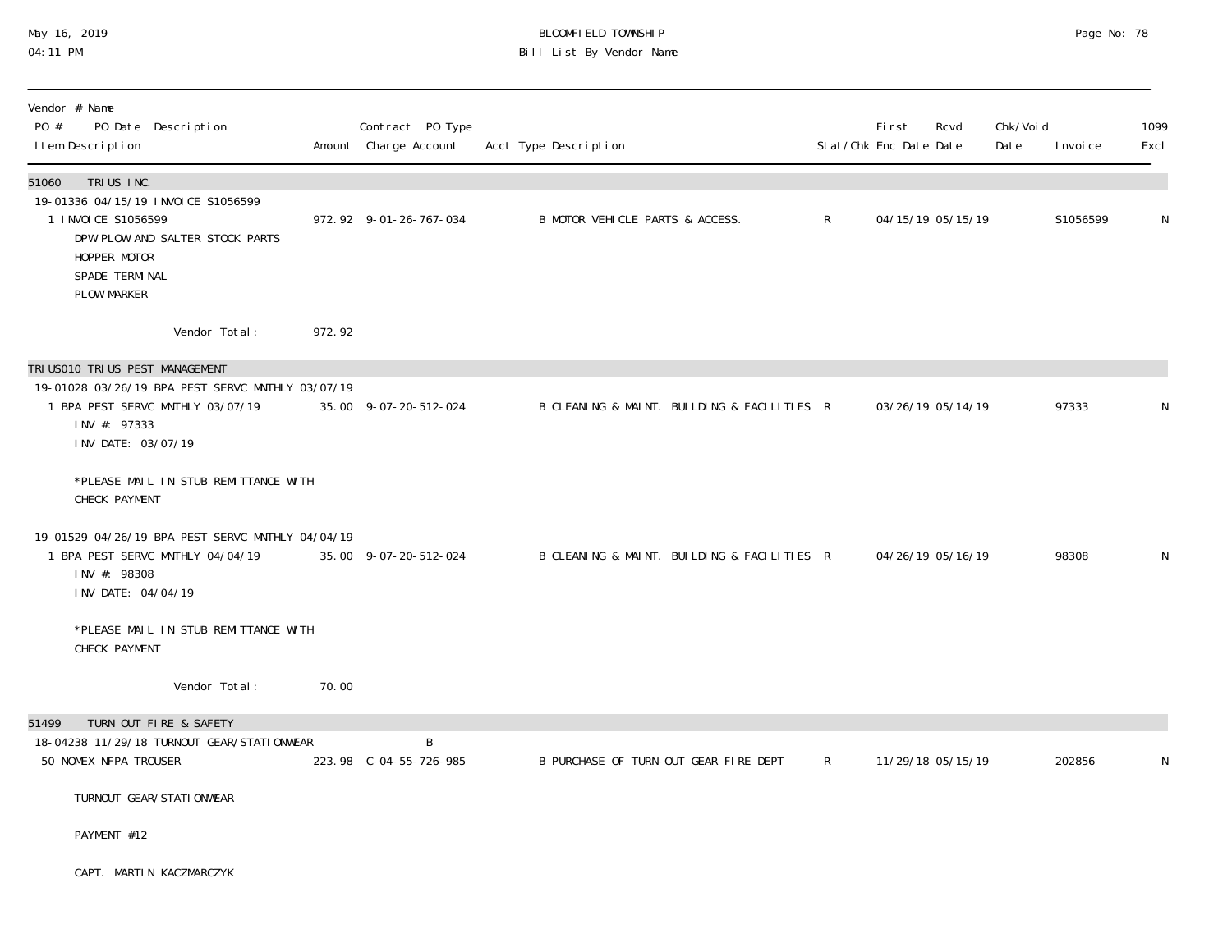BLOOMFIELD TOWNSHIP
Bill List By Vendor Name

May 16, 2019
04:11 PM

| Vendor # Name<br>PO # PO Date Description<br>Item Description | Amount | Contract PO Type<br>Charge Account | Acct Type Description | Stat/Chk | First Enc Date | Rcvd Date | Chk/Void Date | Invoice | 1099 Excl |
|---|---|---|---|---|---|---|---|---|---|
| **51060 TRIUS INC.** | | | | | | | | | |
| 19-01336 04/15/19 INVOICE S1056599 | | | | | | | | | |
| 1 INVOICE S1056599<br>DPW PLOW AND SALTER STOCK PARTS<br>HOPPER MOTOR<br>SPADE TERMINAL<br>PLOW MARKER | 972.92 | 9-01-26-767-034 | B MOTOR VEHICLE PARTS & ACCESS. | R | 04/15/19 | 05/15/19 | | S1056599 | N |
| Vendor Total: | 972.92 | | | | | | | | |
| **TRIUS010 TRIUS PEST MANAGEMENT** | | | | | | | | | |
| 19-01028 03/26/19 BPA PEST SERVC MNTHLY 03/07/19 | | | | | | | | | |
| 1 BPA PEST SERVC MNTHLY 03/07/19<br>INV #: 97333<br>INV DATE: 03/07/19<br><br>*PLEASE MAIL IN STUB REMITTANCE WITH CHECK PAYMENT | 35.00 | 9-07-20-512-024 | B CLEANING & MAINT. BUILDING & FACILITIES | R | 03/26/19 | 05/14/19 | | 97333 | N |
| 19-01529 04/26/19 BPA PEST SERVC MNTHLY 04/04/19 | | | | | | | | | |
| 1 BPA PEST SERVC MNTHLY 04/04/19<br>INV #: 98308<br>INV DATE: 04/04/19<br><br>*PLEASE MAIL IN STUB REMITTANCE WITH CHECK PAYMENT | 35.00 | 9-07-20-512-024 | B CLEANING & MAINT. BUILDING & FACILITIES | R | 04/26/19 | 05/16/19 | | 98308 | N |
| Vendor Total: | 70.00 | | | | | | | | |
| **51499 TURN OUT FIRE & SAFETY** | | | | | | | | | |
| 18-04238 11/29/18 TURNOUT GEAR/STATIONWEAR | | B | | | | | | | |
| 50 NOMEX NFPA TROUSER<br><br>TURNOUT GEAR/STATIONWEAR<br><br>PAYMENT #12<br><br>CAPT. MARTIN KACZMARCZYK | 223.98 | C-04-55-726-985 | B PURCHASE OF TURN-OUT GEAR FIRE DEPT | R | 11/29/18 | 05/15/19 | | 202856 | N |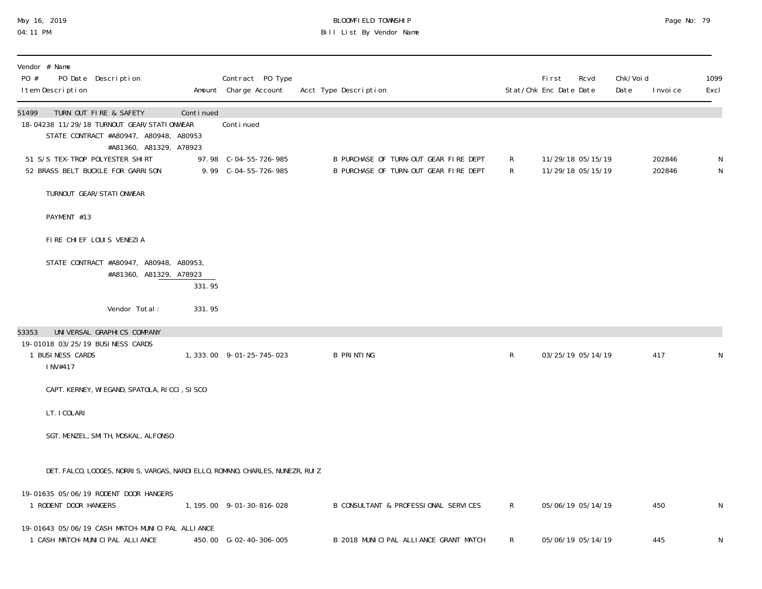| Vendor # Name PO # PO Date Description Item Description | Amount | Contract PO Type Charge Account | Acct Type Description | Stat/Chk | First Enc Date | Rcvd Date | Chk/Void Date | Invoice | 1099 Excl |
|---|---|---|---|---|---|---|---|---|---|
| **51499 TURN OUT FIRE & SAFETY** | Continued | | | | | | | | |
| 18-04238 11/29/18 TURNOUT GEAR/STATIONWEAR | | Continued | | | | | | | |
| STATE CONTRACT #A80947, A80948, A80953 #A81360, A81329, A78923 | | | | | | | | | |
| 51 S/S TEX-TROP POLYESTER SHIRT | 97.98 | C-04-55-726-985 | B PURCHASE OF TURN-OUT GEAR FIRE DEPT | R | 11/29/18 | 05/15/19 | | 202846 | N |
| 52 BRASS BELT BUCKLE FOR GARRISON | 9.99 | C-04-55-726-985 | B PURCHASE OF TURN-OUT GEAR FIRE DEPT | R | 11/29/18 | 05/15/19 | | 202846 | N |
| TURNOUT GEAR/STATIONWEAR | | | | | | | | | |
| PAYMENT #13 | | | | | | | | | |
| FIRE CHIEF LOUIS VENEZIA | | | | | | | | | |
| STATE CONTRACT #A80947, A80948, A80953, #A81360, A81329, A78923 | 331.95 | | | | | | | | |
| Vendor Total: | 331.95 | | | | | | | | |
| **53353 UNIVERSAL GRAPHICS COMPANY** | | | | | | | | | |
| 19-01018 03/25/19 BUSINESS CARDS | | | | | | | | | |
| 1 BUSINESS CARDS INV#417 | 1,333.00 | 9-01-25-745-023 | B PRINTING | R | 03/25/19 | 05/14/19 | | 417 | N |
| CAPT. KERNEY, WIEGAND, SPATOLA, RICCI, SISCO | | | | | | | | | |
| LT. ICOLARI | | | | | | | | | |
| SGT. MENZEL, SMITH, MOSKAL, ALFONSO | | | | | | | | | |
| DET. FALCO, LOOGES, NORRIS, VARGAS, NARDIELLO, ROMANO, CHARLES, NUNEZR, RUIZ | | | | | | | | | |
| 19-01635 05/06/19 RODENT DOOR HANGERS | | | | | | | | | |
| 1 RODENT DOOR HANGERS | 1,195.00 | 9-01-30-816-028 | B CONSULTANT & PROFESSIONAL SERVICES | R | 05/06/19 | 05/14/19 | | 450 | N |
| 19-01643 05/06/19 CASH MATCH-MUNICIPAL ALLIANCE | | | | | | | | | |
| 1 CASH MATCH-MUNICIPAL ALLIANCE | 450.00 | G-02-40-306-005 | B 2018 MUNICIPAL ALLIANCE GRANT MATCH | R | 05/06/19 | 05/14/19 | | 445 | N |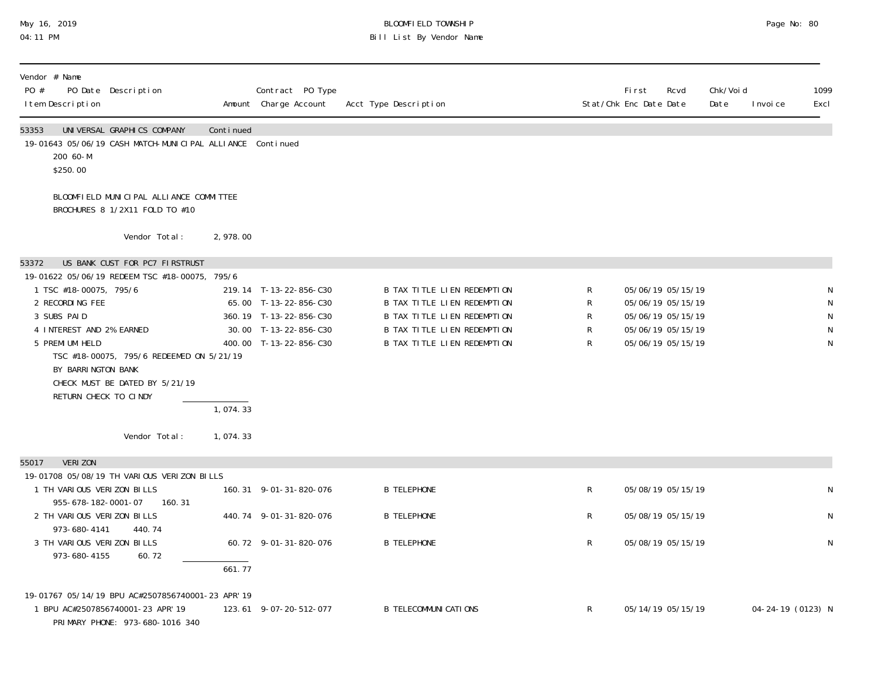BLOOMFIELD TOWNSHIP
Bill List By Vendor Name

May 16, 2019
04:11 PM

| Vendor # Name<br>PO # PO Date Description<br>Item Description | Amount | Contract PO Type<br>Charge Account | Acct Type Description | Stat/Chk | First Enc Date | Rcvd Date | Chk/Void Date | Invoice | 1099 Excl |
|---|---|---|---|---|---|---|---|---|---|
| **53353 UNIVERSAL GRAPHICS COMPANY** | Continued | | | | | | | | |
| 19-01643 05/06/19 CASH MATCH-MUNICIPAL ALLIANCE | | Continued | | | | | | | |
| 200 60-M<br>$250.00<br><br>BLOOMFIELD MUNICIPAL ALLIANCE COMMITTEE<br>BROCHURES 8 1/2X11 FOLD TO #10 | | | | | | | | | |
| Vendor Total: | 2,978.00 | | | | | | | | |
| **53372 US BANK CUST FOR PC7 FIRSTRUST** | | | | | | | | | |
| 19-01622 05/06/19 REDEEM TSC #18-00075, 795/6 | | | | | | | | | |
| 1 TSC #18-00075, 795/6 | 219.14 | T-13-22-856-C30 | B TAX TITLE LIEN REDEMPTION | R | 05/06/19 | 05/15/19 | | | N |
| 2 RECORDING FEE | 65.00 | T-13-22-856-C30 | B TAX TITLE LIEN REDEMPTION | R | 05/06/19 | 05/15/19 | | | N |
| 3 SUBS PAID | 360.19 | T-13-22-856-C30 | B TAX TITLE LIEN REDEMPTION | R | 05/06/19 | 05/15/19 | | | N |
| 4 INTEREST AND 2% EARNED | 30.00 | T-13-22-856-C30 | B TAX TITLE LIEN REDEMPTION | R | 05/06/19 | 05/15/19 | | | N |
| 5 PREMIUM HELD | 400.00 | T-13-22-856-C30 | B TAX TITLE LIEN REDEMPTION | R | 05/06/19 | 05/15/19 | | | N |
| TSC #18-00075, 795/6 REDEEMED ON 5/21/19<br>BY BARRINGTON BANK<br>CHECK MUST BE DATED BY 5/21/19<br>RETURN CHECK TO CINDY | 1,074.33 | | | | | | | | |
| Vendor Total: | 1,074.33 | | | | | | | | |
| **55017 VERIZON** | | | | | | | | | |
| 19-01708 05/08/19 TH VARIOUS VERIZON BILLS | | | | | | | | | |
| 1 TH VARIOUS VERIZON BILLS<br>955-678-182-0001-07 160.31 | 160.31 | 9-01-31-820-076 | B TELEPHONE | R | 05/08/19 | 05/15/19 | | | N |
| 2 TH VARIOUS VERIZON BILLS<br>973-680-4141 440.74 | 440.74 | 9-01-31-820-076 | B TELEPHONE | R | 05/08/19 | 05/15/19 | | | N |
| 3 TH VARIOUS VERIZON BILLS<br>973-680-4155 60.72 | 60.72 | 9-01-31-820-076 | B TELEPHONE | R | 05/08/19 | 05/15/19 | | | N |
| | 661.77 | | | | | | | | |
| 19-01767 05/14/19 BPU AC#2507856740001-23 APR'19 | | | | | | | | | |
| 1 BPU AC#2507856740001-23 APR'19<br>PRIMARY PHONE: 973-680-1016 340 | 123.61 | 9-07-20-512-077 | B TELECOMMUNICATIONS | R | 05/14/19 | 05/15/19 | | 04-24-19 (0123) | N |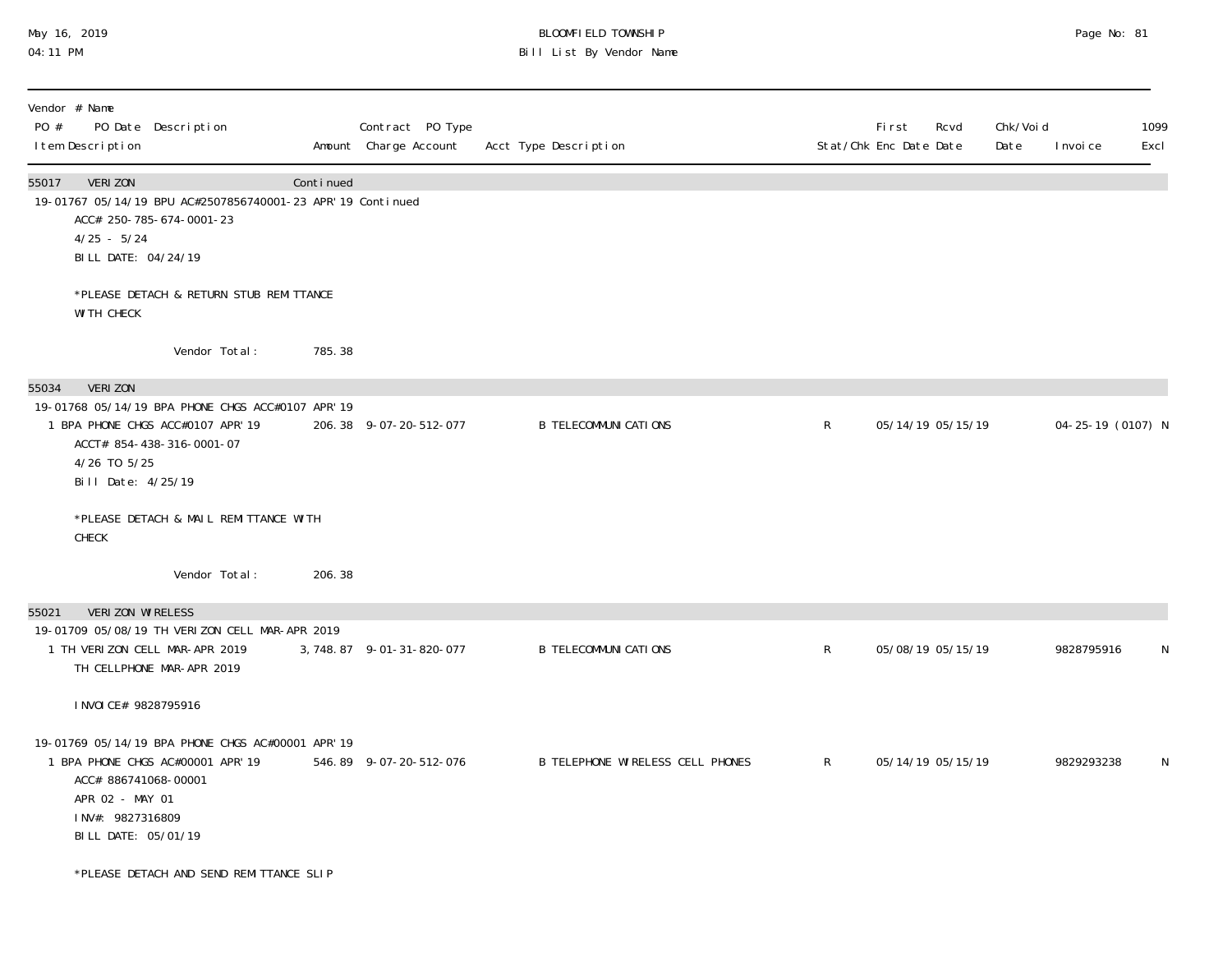BLOOMFIELD TOWNSHIP

Bill List By Vendor Name

May 16, 2019
04:11 PM

| Vendor # Name | | | | | | | | | | |
|---|---|---|---|---|---|---|---|---|---|---|
| PO # PO Date Description | | Contract PO Type | | | First | Rcvd | Chk/Void | | 1099 |
| Item Description | Amount | Charge Account | Acct Type Description | Stat/Chk | Enc Date | Date | Date | Invoice | Excl |
| **55017 VERIZON** | Continued | | | | | | | | |
| 19-01767 05/14/19 BPU AC#2507856740001-23 APR'19 Continued | | | | | | | | | |
| ACC# 250-785-674-0001-23<br>4/25 - 5/24<br>BILL DATE: 04/24/19<br><br>*PLEASE DETACH & RETURN STUB REMITTANCE WITH CHECK | | | | | | | | | |
| Vendor Total: | 785.38 | | | | | | | | |
| **55034 VERIZON** | | | | | | | | | |
| 19-01768 05/14/19 BPA PHONE CHGS ACC#0107 APR'19 | | | | | | | | | |
| 1 BPA PHONE CHGS ACC#0107 APR'19<br>ACCT# 854-438-316-0001-07<br>4/26 TO 5/25<br>Bill Date: 4/25/19<br><br>*PLEASE DETACH & MAIL REMITTANCE WITH CHECK | 206.38 | 9-07-20-512-077 | B TELECOMMUNICATIONS | R | 05/14/19 | 05/15/19 | | 04-25-19 (0107) | N |
| Vendor Total: | 206.38 | | | | | | | | |
| **55021 VERIZON WIRELESS** | | | | | | | | | |
| 19-01709 05/08/19 TH VERIZON CELL MAR-APR 2019 | | | | | | | | | |
| 1 TH VERIZON CELL MAR-APR 2019<br>TH CELLPHONE MAR-APR 2019<br><br>INVOICE# 9828795916 | 3,748.87 | 9-01-31-820-077 | B TELECOMMUNICATIONS | R | 05/08/19 | 05/15/19 | | 9828795916 | N |
| 19-01769 05/14/19 BPA PHONE CHGS AC#00001 APR'19 | | | | | | | | | |
| 1 BPA PHONE CHGS AC#00001 APR'19<br>ACC# 886741068-00001<br>APR 02 - MAY 01<br>INV#: 9827316809<br>BILL DATE: 05/01/19<br><br>*PLEASE DETACH AND SEND REMITTANCE SLIP | 546.89 | 9-07-20-512-076 | B TELEPHONE WIRELESS CELL PHONES | R | 05/14/19 | 05/15/19 | | 9829293238 | N |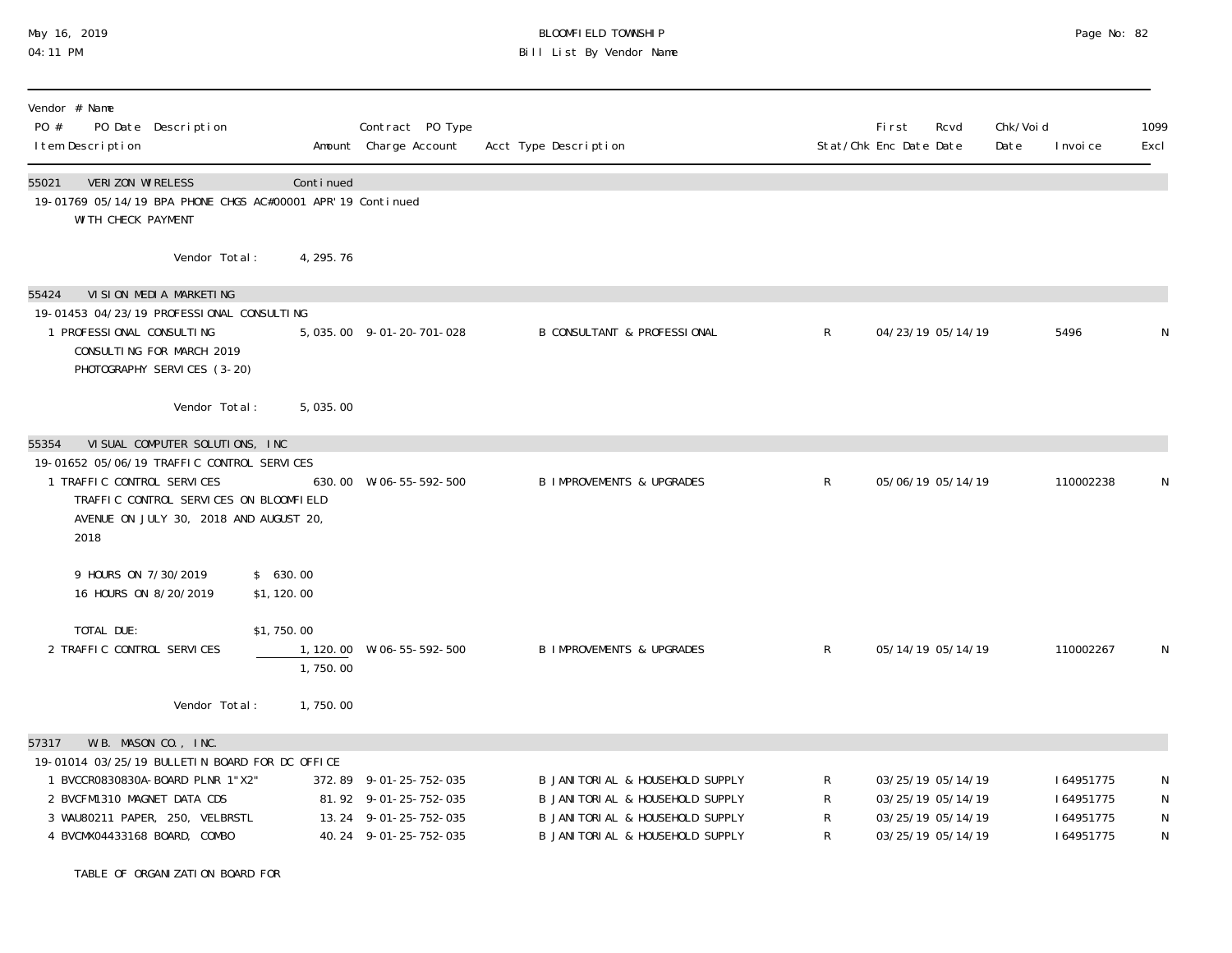| Vendor # Name<br>PO # PO Date Description<br>Item Description | Amount | Contract PO Type<br>Charge Account | Acct Type Description | Stat/Chk | First Enc Date | Rcvd Date | Chk/Void Date | Invoice | 1099 Excl |
|---|---|---|---|---|---|---|---|---|---|
| 55021 VERIZON WIRELESS | Continued | | | | | | | | |
| 19-01769 05/14/19 BPA PHONE CHGS AC#00001 APR'19 Continued | | | | | | | | | |
| WITH CHECK PAYMENT | | | | | | | | | |
| Vendor Total: | 4,295.76 | | | | | | | | |
| 55424 VISION MEDIA MARKETING | | | | | | | | | |
| 19-01453 04/23/19 PROFESSIONAL CONSULTING | | | | | | | | | |
| 1 PROFESSIONAL CONSULTING<br>CONSULTING FOR MARCH 2019<br>PHOTOGRAPHY SERVICES (3-20) | 5,035.00 | 9-01-20-701-028 | B CONSULTANT & PROFESSIONAL | R | 04/23/19 | 05/14/19 | | 5496 | N |
| Vendor Total: | 5,035.00 | | | | | | | | |
| 55354 VISUAL COMPUTER SOLUTIONS, INC | | | | | | | | | |
| 19-01652 05/06/19 TRAFFIC CONTROL SERVICES | | | | | | | | | |
| 1 TRAFFIC CONTROL SERVICES<br>TRAFFIC CONTROL SERVICES ON BLOOMFIELD<br>AVENUE ON JULY 30, 2018 AND AUGUST 20,<br>2018<br><br>9 HOURS ON 7/30/2019 $ 630.00<br>16 HOURS ON 8/20/2019 $1,120.00<br><br>TOTAL DUE: $1,750.00 | 630.00 | W-06-55-592-500 | B IMPROVEMENTS & UPGRADES | R | 05/06/19 | 05/14/19 | | 110002238 | N |
| 2 TRAFFIC CONTROL SERVICES | 1,120.00 | W-06-55-592-500 | B IMPROVEMENTS & UPGRADES | R | 05/14/19 | 05/14/19 | | 110002267 | N |
| | 1,750.00 | | | | | | | | |
| Vendor Total: | 1,750.00 | | | | | | | | |
| 57317 W.B. MASON CO., INC. | | | | | | | | | |
| 19-01014 03/25/19 BULLETIN BOARD FOR DC OFFICE | | | | | | | | | |
| 1 BVCCR0830830A-BOARD PLNR 1"X2" | 372.89 | 9-01-25-752-035 | B JANITORIAL & HOUSEHOLD SUPPLY | R | 03/25/19 | 05/14/19 | | I64951775 | N |
| 2 BVCFM1310 MAGNET DATA CDS | 81.92 | 9-01-25-752-035 | B JANITORIAL & HOUSEHOLD SUPPLY | R | 03/25/19 | 05/14/19 | | I64951775 | N |
| 3 WAU80211 PAPER, 250, VELBRSTL | 13.24 | 9-01-25-752-035 | B JANITORIAL & HOUSEHOLD SUPPLY | R | 03/25/19 | 05/14/19 | | I64951775 | N |
| 4 BVCMX04433168 BOARD, COMBO<br><br>TABLE OF ORGANIZATION BOARD FOR | 40.24 | 9-01-25-752-035 | B JANITORIAL & HOUSEHOLD SUPPLY | R | 03/25/19 | 05/14/19 | | I64951775 | N |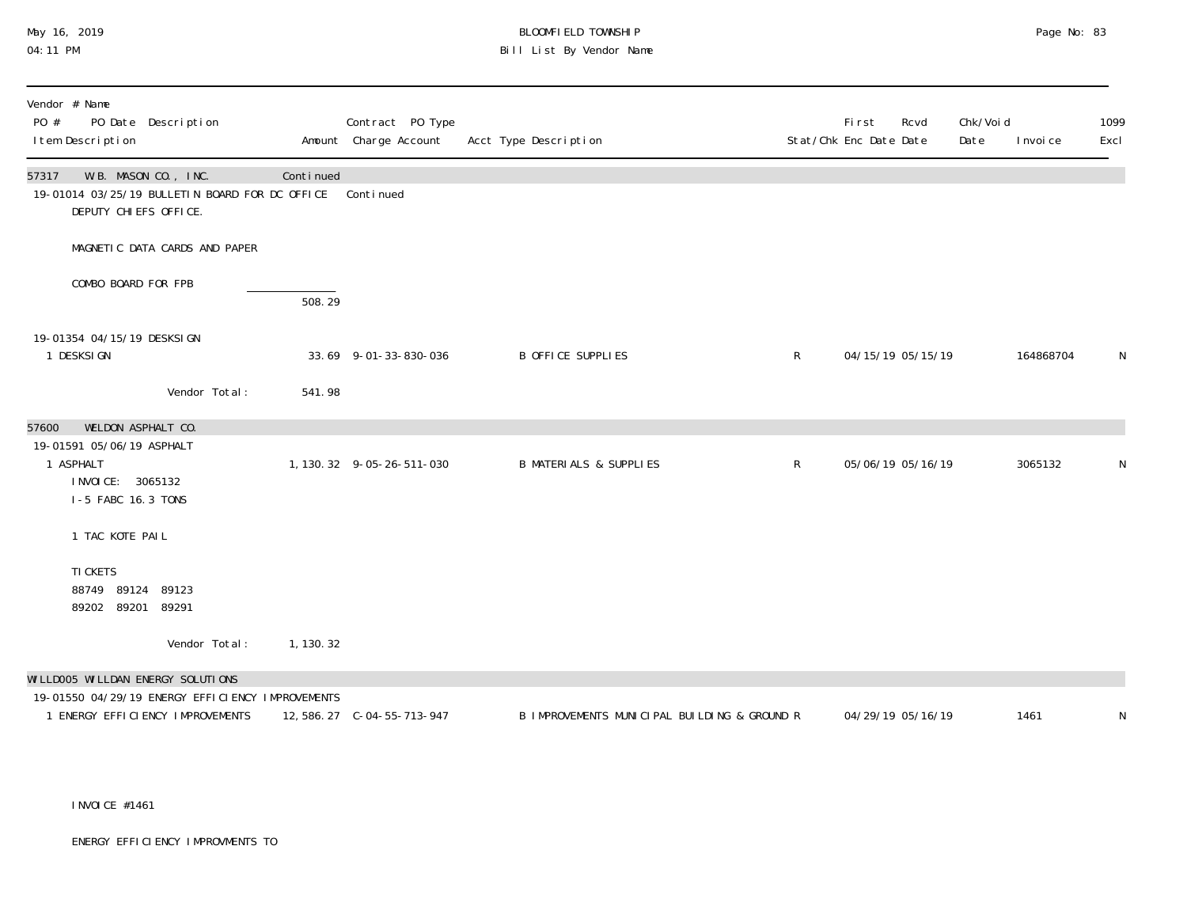BLOOMFIELD TOWNSHIP
Bill List By Vendor Name

May 16, 2019
04:11 PM

| Vendor # Name<br>PO # PO Date Description<br>Item Description | Amount | Contract PO Type<br>Charge Account | Acct Type Description | Stat/Chk | First Enc Date | Rcvd Date | Chk/Void Date | Invoice | 1099 Excl |
|---|---|---|---|---|---|---|---|---|---|
| 57317 W.B. MASON CO., INC. | Continued | | | | | | | | |
| 19-01014 03/25/19 BULLETIN BOARD FOR DC OFFICE | | Continued | | | | | | | |
| DEPUTY CHIEFS OFFICE. | | | | | | | | | |
| MAGNETIC DATA CARDS AND PAPER | | | | | | | | | |
| COMBO BOARD FOR FPB | | | | | | | | | |
| | 508.29 | | | | | | | | |
| 19-01354 04/15/19 DESKSIGN | | | | | | | | | |
| 1 DESKSIGN | 33.69 | 9-01-33-830-036 | B OFFICE SUPPLIES | R | 04/15/19 | 05/15/19 | | 164868704 | N |
| Vendor Total: | 541.98 | | | | | | | | |
| 57600 WELDON ASPHALT CO. | | | | | | | | | |
| 19-01591 05/06/19 ASPHALT | | | | | | | | | |
| 1 ASPHALT | 1,130.32 | 9-05-26-511-030 | B MATERIALS & SUPPLIES | R | 05/06/19 | 05/16/19 | | 3065132 | N |
| INVOICE: 3065132 | | | | | | | | | |
| I-5 FABC 16.3 TONS | | | | | | | | | |
| 1 TAC KOTE PAIL | | | | | | | | | |
| TICKETS | | | | | | | | | |
| 88749 89124 89123 | | | | | | | | | |
| 89202 89201 89291 | | | | | | | | | |
| Vendor Total: | 1,130.32 | | | | | | | | |
| WILLD005 WILLDAN ENERGY SOLUTIONS | | | | | | | | | |
| 19-01550 04/29/19 ENERGY EFFICIENCY IMPROVEMENTS | | | | | | | | | |
| 1 ENERGY EFFICIENCY IMPROVEMENTS | 12,586.27 | C-04-55-713-947 | B IMPROVEMENTS MUNICIPAL BUILDING & GROUND | R | 04/29/19 | 05/16/19 | | 1461 | N |
| INVOICE #1461 | | | | | | | | | |
| ENERGY EFFICIENCY IMPROVMENTS TO | | | | | | | | | |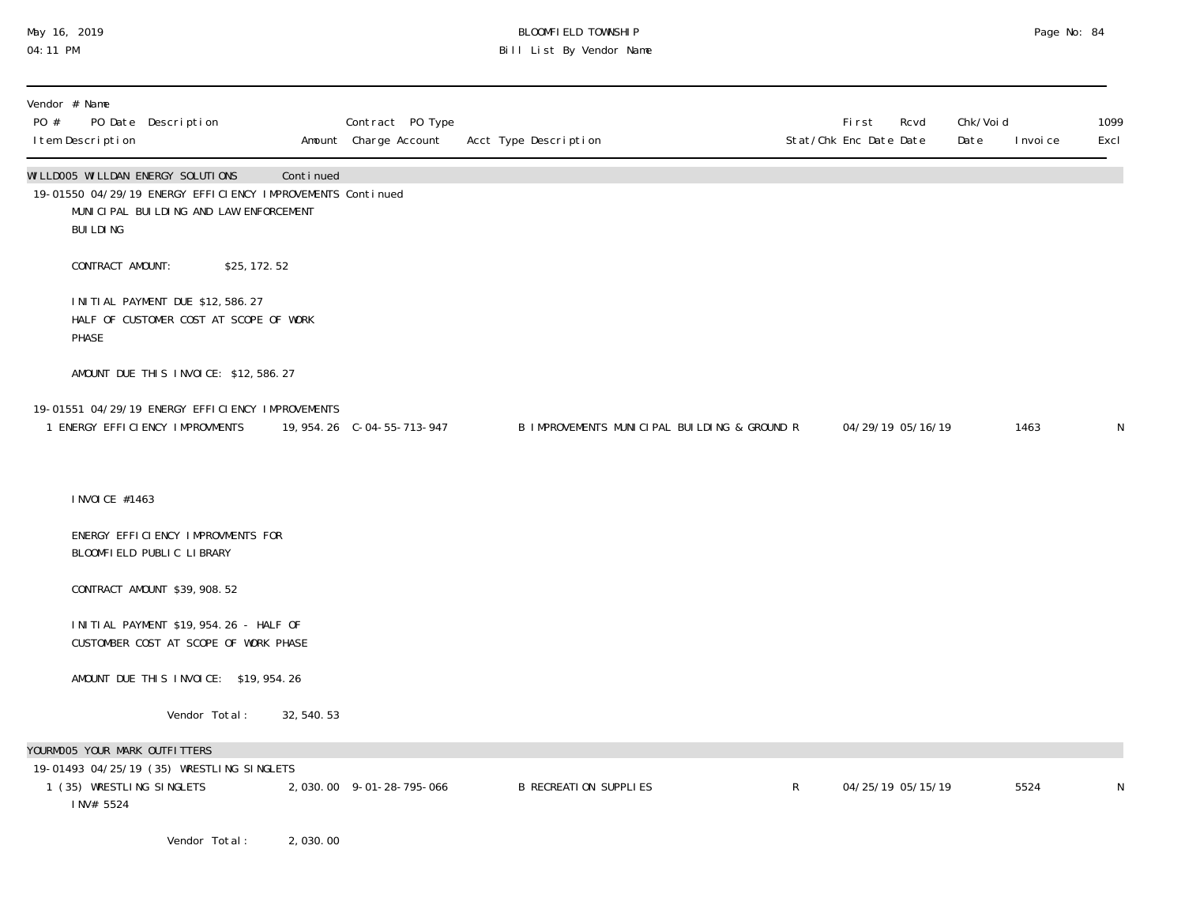| Vendor # Name PO # PO Date Description Item Description | Amount | Contract PO Type Charge Account | Acct Type Description | Stat/Chk | First Enc Date | Rcvd Date | Chk/Void Date | Invoice | 1099 Excl |
|---|---|---|---|---|---|---|---|---|---|
| WILLD005 WILLDAN ENERGY SOLUTIONS | Continued | | | | | | | | |
| 19-01550 04/29/19 ENERGY EFFICIENCY IMPROVEMENTS Continued | | | | | | | | | |
| MUNICIPAL BUILDING AND LAW ENFORCEMENT BUILDING | | | | | | | | | |
| CONTRACT AMOUNT: $25,172.52 | | | | | | | | | |
| INITIAL PAYMENT DUE $12,586.27 HALF OF CUSTOMER COST AT SCOPE OF WORK PHASE | | | | | | | | | |
| AMOUNT DUE THIS INVOICE: $12,586.27 | | | | | | | | | |
| 19-01551 04/29/19 ENERGY EFFICIENCY IMPROVEMENTS | | | | | | | | | |
| 1 ENERGY EFFICIENCY IMPROVMENTS | 19,954.26 | C-04-55-713-947 | B IMPROVEMENTS MUNICIPAL BUILDING & GROUND | R | 04/29/19 | 05/16/19 | | 1463 | N |
| INVOICE #1463 | | | | | | | | | |
| ENERGY EFFICIENCY IMPROVMENTS FOR BLOOMFIELD PUBLIC LIBRARY | | | | | | | | | |
| CONTRACT AMOUNT $39,908.52 | | | | | | | | | |
| INITIAL PAYMENT $19,954.26 - HALF OF CUSTOMER COST AT SCOPE OF WORK PHASE | | | | | | | | | |
| AMOUNT DUE THIS INVOICE: $19,954.26 | | | | | | | | | |
| Vendor Total: | 32,540.53 | | | | | | | | |
| YOURM005 YOUR MARK OUTFITTERS | | | | | | | | | |
| 19-01493 04/25/19 (35) WRESTLING SINGLETS | | | | | | | | | |
| 1 (35) WRESTLING SINGLETS INV# 5524 | 2,030.00 | 9-01-28-795-066 | B RECREATION SUPPLIES | R | 04/25/19 | 05/15/19 | | 5524 | N |
| Vendor Total: | 2,030.00 | | | | | | | | |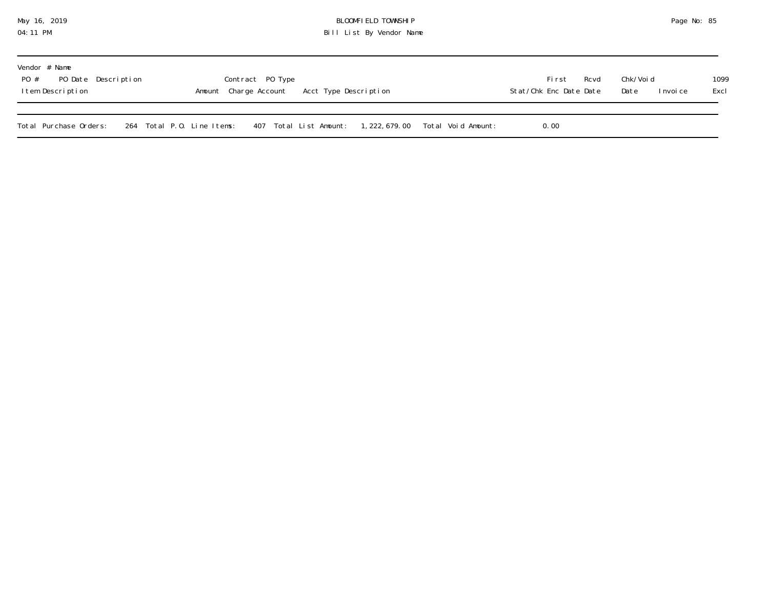Vendor # Name
PO # PO Date Description Contract PO Type
Item Description Amount Charge Account Acct Type Description Stat/Chk First Enc Date Rcvd Date Chk/Void Date Invoice 1099 Excl

Total Purchase Orders: 264 Total P.O. Line Items: 407 Total List Amount: 1,222,679.00 Total Void Amount: 0.00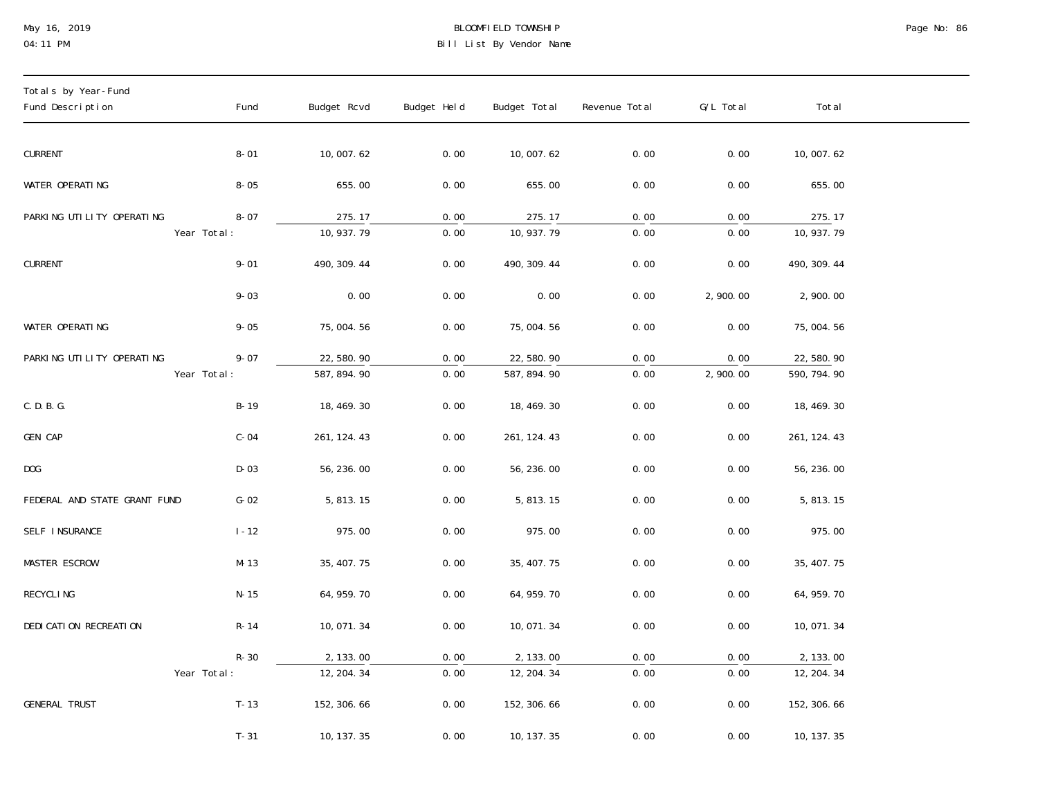Totals by Year-Fund

| Fund Description | Fund | Budget Rcvd | Budget Held | Budget Total | Revenue Total | G/L Total | Total |
|---|---|---|---|---|---|---|---|
| CURRENT | 8-01 | 10,007.62 | 0.00 | 10,007.62 | 0.00 | 0.00 | 10,007.62 |
| WATER OPERATING | 8-05 | 655.00 | 0.00 | 655.00 | 0.00 | 0.00 | 655.00 |
| PARKING UTILITY OPERATING | 8-07 | 275.17 | 0.00 | 275.17 | 0.00 | 0.00 | 275.17 |
| Year Total: | | 10,937.79 | 0.00 | 10,937.79 | 0.00 | 0.00 | 10,937.79 |
| CURRENT | 9-01 | 490,309.44 | 0.00 | 490,309.44 | 0.00 | 0.00 | 490,309.44 |
| | 9-03 | 0.00 | 0.00 | 0.00 | 0.00 | 2,900.00 | 2,900.00 |
| WATER OPERATING | 9-05 | 75,004.56 | 0.00 | 75,004.56 | 0.00 | 0.00 | 75,004.56 |
| PARKING UTILITY OPERATING | 9-07 | 22,580.90 | 0.00 | 22,580.90 | 0.00 | 0.00 | 22,580.90 |
| Year Total: | | 587,894.90 | 0.00 | 587,894.90 | 0.00 | 2,900.00 | 590,794.90 |
| C.D.B.G. | B-19 | 18,469.30 | 0.00 | 18,469.30 | 0.00 | 0.00 | 18,469.30 |
| GEN CAP | C-04 | 261,124.43 | 0.00 | 261,124.43 | 0.00 | 0.00 | 261,124.43 |
| DOG | D-03 | 56,236.00 | 0.00 | 56,236.00 | 0.00 | 0.00 | 56,236.00 |
| FEDERAL AND STATE GRANT FUND | G-02 | 5,813.15 | 0.00 | 5,813.15 | 0.00 | 0.00 | 5,813.15 |
| SELF INSURANCE | I-12 | 975.00 | 0.00 | 975.00 | 0.00 | 0.00 | 975.00 |
| MASTER ESCROW | M-13 | 35,407.75 | 0.00 | 35,407.75 | 0.00 | 0.00 | 35,407.75 |
| RECYCLING | N-15 | 64,959.70 | 0.00 | 64,959.70 | 0.00 | 0.00 | 64,959.70 |
| DEDICATION RECREATION | R-14 | 10,071.34 | 0.00 | 10,071.34 | 0.00 | 0.00 | 10,071.34 |
| | R-30 | 2,133.00 | 0.00 | 2,133.00 | 0.00 | 0.00 | 2,133.00 |
| Year Total: | | 12,204.34 | 0.00 | 12,204.34 | 0.00 | 0.00 | 12,204.34 |
| GENERAL TRUST | T-13 | 152,306.66 | 0.00 | 152,306.66 | 0.00 | 0.00 | 152,306.66 |
| | T-31 | 10,137.35 | 0.00 | 10,137.35 | 0.00 | 0.00 | 10,137.35 |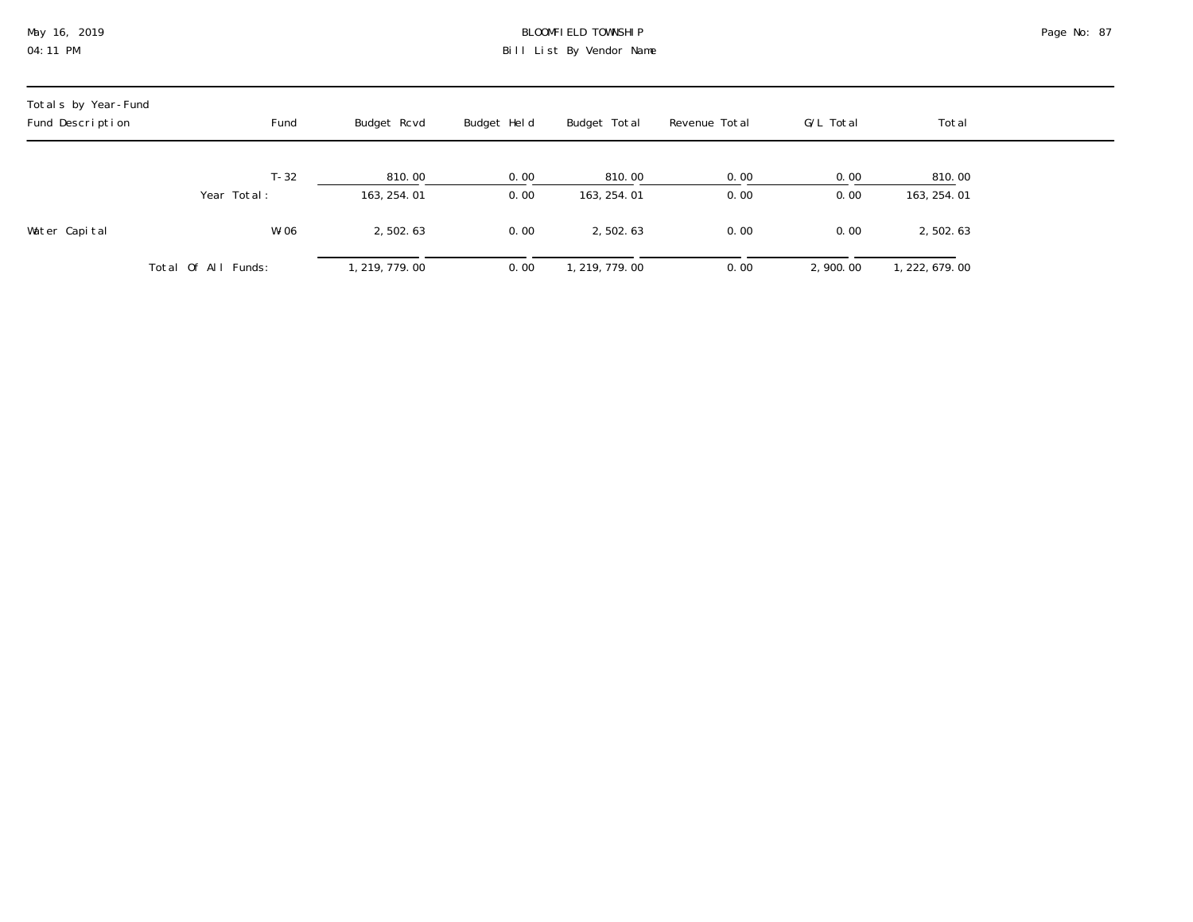Totals by Year-Fund

| Fund Description | Fund | Budget Rcvd | Budget Held | Budget Total | Revenue Total | G/L Total | Total |
|---|---|---|---|---|---|---|---|
| | T-32 | 810.00 | 0.00 | 810.00 | 0.00 | 0.00 | 810.00 |
| Year Total: | | 163,254.01 | 0.00 | 163,254.01 | 0.00 | 0.00 | 163,254.01 |
| Water Capital | W-06 | 2,502.63 | 0.00 | 2,502.63 | 0.00 | 0.00 | 2,502.63 |
| Total Of All Funds: | | 1,219,779.00 | 0.00 | 1,219,779.00 | 0.00 | 2,900.00 | 1,222,679.00 |